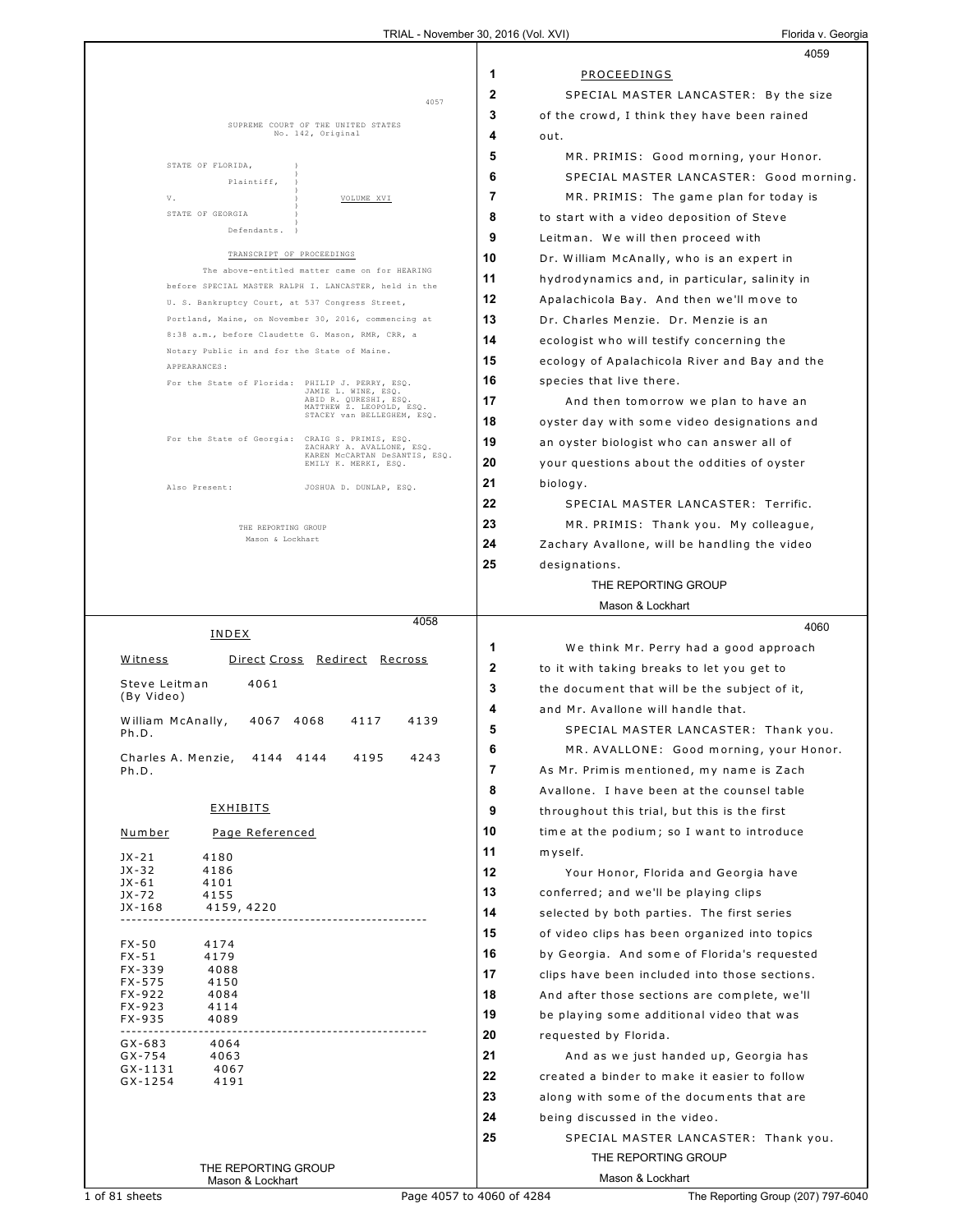SUPREME COURT OF THE UNITED STATES
No. 142, Original

STATE OF FLORIDA,
Plaintiff,

V. VOLUME XVI

STATE OF GEORGIA
Defendants.

TRANSCRIPT OF PROCEEDINGS

The above-entitled matter came on for HEARING before SPECIAL MASTER RALPH I. LANCASTER, held in the U. S. Bankruptcy Court, at 537 Congress Street, Portland, Maine, on November 30, 2016, commencing at 8:38 a.m., before Claudette G. Mason, RMR, CRR, a Notary Public in and for the State of Maine.

APPEARANCES:

For the State of Florida: PHILIP J. PERRY, ESQ.
JAMIE L. WINE, ESQ.
ABID R. QURESHI, ESQ.
MATTHEW Z. LEOPOLD, ESQ.
STACEY van BELLEGHEM, ESQ.

For the State of Georgia: CRAIG S. PRIMIS, ESQ.
ZACHARY A. AVALLONE, ESQ.
KAREN McCARTAN DeSANTIS, ESQ.
EMILY K. MERKI, ESQ.

Also Present: JOSHUA D. DUNLAP, ESQ.

THE REPORTING GROUP
Mason & Lockhart

---

INDEX

| Witness | Direct | Cross | Redirect | Recross |
|---|---|---|---|---|
| Steve Leitman (By Video) | 4061 | | | |
| William McAnally, Ph.D. | 4067 | 4068 | 4117 | 4139 |
| Charles A. Menzie, Ph.D. | 4144 | 4144 | 4195 | 4243 |

EXHIBITS

| Number | Page Referenced |
|---|---|
| JX-21 | 4180 |
| JX-32 | 4186 |
| JX-61 | 4101 |
| JX-72 | 4155 |
| JX-168 | 4159, 4220 |
| FX-50 | 4174 |
| FX-51 | 4179 |
| FX-339 | 4088 |
| FX-575 | 4150 |
| FX-922 | 4084 |
| FX-923 | 4114 |
| FX-935 | 4089 |
| GX-683 | 4064 |
| GX-754 | 4063 |
| GX-1131 | 4067 |
| GX-1254 | 4191 |

---

PROCEEDINGS

SPECIAL MASTER LANCASTER: By the size of the crowd, I think they have been rained out.

MR. PRIMIS: Good morning, your Honor.

SPECIAL MASTER LANCASTER: Good morning.

MR. PRIMIS: The game plan for today is to start with a video deposition of Steve Leitman. We will then proceed with Dr. William McAnally, who is an expert in hydrodynamics and, in particular, salinity in Apalachicola Bay. And then we'll move to Dr. Charles Menzie. Dr. Menzie is an ecologist who will testify concerning the ecology of Apalachicola River and Bay and the species that live there.

And then tomorrow we plan to have an oyster day with some video designations and an oyster biologist who can answer all of your questions about the oddities of oyster biology.

SPECIAL MASTER LANCASTER: Terrific.

MR. PRIMIS: Thank you. My colleague, Zachary Avallone, will be handling the video designations.

We think Mr. Perry had a good approach to it with taking breaks to let you get to the document that will be the subject of it, and Mr. Avallone will handle that.

SPECIAL MASTER LANCASTER: Thank you.

MR. AVALLONE: Good morning, your Honor. As Mr. Primis mentioned, my name is Zach Avallone. I have been at the counsel table throughout this trial, but this is the first time at the podium; so I want to introduce myself.

Your Honor, Florida and Georgia have conferred; and we'll be playing clips selected by both parties. The first series of video clips has been organized into topics by Georgia. And some of Florida's requested clips have been included into those sections. And after those sections are complete, we'll be playing some additional video that was requested by Florida.

And as we just handed up, Georgia has created a binder to make it easier to follow along with some of the documents that are being discussed in the video.

SPECIAL MASTER LANCASTER: Thank you.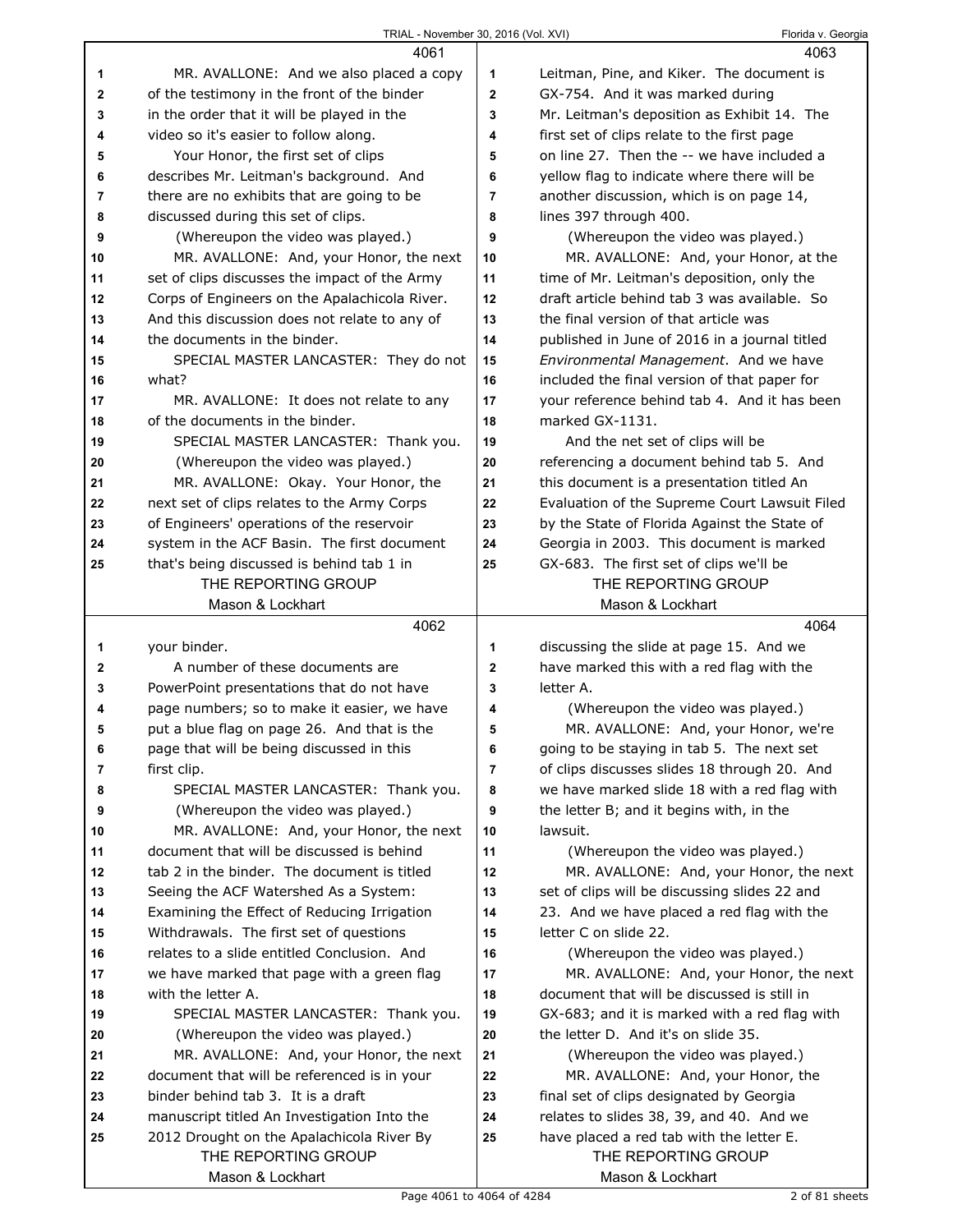4061

MR. AVALLONE: And we also placed a copy of the testimony in the front of the binder in the order that it will be played in the video so it's easier to follow along.

Your Honor, the first set of clips describes Mr. Leitman's background. And there are no exhibits that are going to be discussed during this set of clips.

(Whereupon the video was played.)

MR. AVALLONE: And, your Honor, the next set of clips discusses the impact of the Army Corps of Engineers on the Apalachicola River. And this discussion does not relate to any of the documents in the binder.

SPECIAL MASTER LANCASTER: They do not what?

MR. AVALLONE: It does not relate to any of the documents in the binder.

SPECIAL MASTER LANCASTER: Thank you.

(Whereupon the video was played.)

MR. AVALLONE: Okay. Your Honor, the next set of clips relates to the Army Corps of Engineers' operations of the reservoir system in the ACF Basin. The first document that's being discussed is behind tab 1 in

4062

your binder.

A number of these documents are PowerPoint presentations that do not have page numbers; so to make it easier, we have put a blue flag on page 26. And that is the page that will be being discussed in this first clip.

SPECIAL MASTER LANCASTER: Thank you.

(Whereupon the video was played.)

MR. AVALLONE: And, your Honor, the next document that will be discussed is behind tab 2 in the binder. The document is titled Seeing the ACF Watershed As a System: Examining the Effect of Reducing Irrigation Withdrawals. The first set of questions relates to a slide entitled Conclusion. And we have marked that page with a green flag with the letter A.

SPECIAL MASTER LANCASTER: Thank you.

(Whereupon the video was played.)

MR. AVALLONE: And, your Honor, the next document that will be referenced is in your binder behind tab 3. It is a draft manuscript titled An Investigation Into the 2012 Drought on the Apalachicola River By

4063

Leitman, Pine, and Kiker. The document is GX-754. And it was marked during Mr. Leitman's deposition as Exhibit 14. The first set of clips relate to the first page on line 27. Then the -- we have included a yellow flag to indicate where there will be another discussion, which is on page 14, lines 397 through 400.

(Whereupon the video was played.)

MR. AVALLONE: And, your Honor, at the time of Mr. Leitman's deposition, only the draft article behind tab 3 was available. So the final version of that article was published in June of 2016 in a journal titled *Environmental Management*. And we have included the final version of that paper for your reference behind tab 4. And it has been marked GX-1131.

And the net set of clips will be referencing a document behind tab 5. And this document is a presentation titled An Evaluation of the Supreme Court Lawsuit Filed by the State of Florida Against the State of Georgia in 2003. This document is marked GX-683. The first set of clips we'll be

4064

discussing the slide at page 15. And we have marked this with a red flag with the letter A.

(Whereupon the video was played.)

MR. AVALLONE: And, your Honor, we're going to be staying in tab 5. The next set of clips discusses slides 18 through 20. And we have marked slide 18 with a red flag with the letter B; and it begins with, in the lawsuit.

(Whereupon the video was played.)

MR. AVALLONE: And, your Honor, the next set of clips will be discussing slides 22 and 23. And we have placed a red flag with the letter C on slide 22.

(Whereupon the video was played.)

MR. AVALLONE: And, your Honor, the next document that will be discussed is still in GX-683; and it is marked with a red flag with the letter D. And it's on slide 35.

(Whereupon the video was played.)

MR. AVALLONE: And, your Honor, the final set of clips designated by Georgia relates to slides 38, 39, and 40. And we have placed a red tab with the letter E.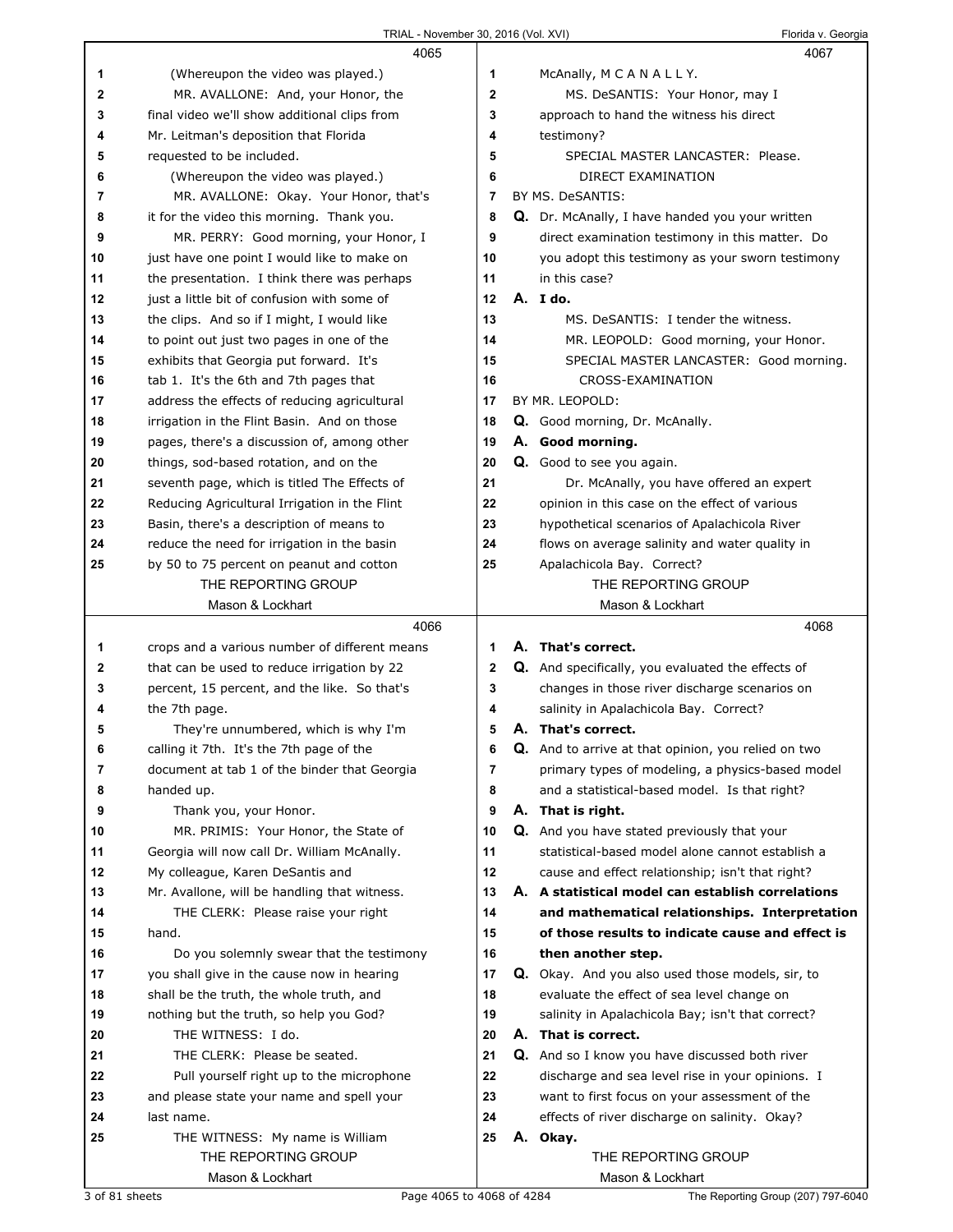**4065**

1 (Whereupon the video was played.)
2 MR. AVALLONE: And, your Honor, the
3 final video we'll show additional clips from
4 Mr. Leitman's deposition that Florida
5 requested to be included.
6 (Whereupon the video was played.)
7 MR. AVALLONE: Okay. Your Honor, that's
8 it for the video this morning. Thank you.
9 MR. PERRY: Good morning, your Honor, I
10 just have one point I would like to make on
11 the presentation. I think there was perhaps
12 just a little bit of confusion with some of
13 the clips. And so if I might, I would like
14 to point out just two pages in one of the
15 exhibits that Georgia put forward. It's
16 tab 1. It's the 6th and 7th pages that
17 address the effects of reducing agricultural
18 irrigation in the Flint Basin. And on those
19 pages, there's a discussion of, among other
20 things, sod-based rotation, and on the
21 seventh page, which is titled The Effects of
22 Reducing Agricultural Irrigation in the Flint
23 Basin, there's a description of means to
24 reduce the need for irrigation in the basin
25 by 50 to 75 percent on peanut and cotton

**4066**

1 crops and a various number of different means
2 that can be used to reduce irrigation by 22
3 percent, 15 percent, and the like. So that's
4 the 7th page.
5 They're unnumbered, which is why I'm
6 calling it 7th. It's the 7th page of the
7 document at tab 1 of the binder that Georgia
8 handed up.
9 Thank you, your Honor.
10 MR. PRIMIS: Your Honor, the State of
11 Georgia will now call Dr. William McAnally.
12 My colleague, Karen DeSantis and
13 Mr. Avallone, will be handling that witness.
14 THE CLERK: Please raise your right
15 hand.
16 Do you solemnly swear that the testimony
17 you shall give in the cause now in hearing
18 shall be the truth, the whole truth, and
19 nothing but the truth, so help you God?
20 THE WITNESS: I do.
21 THE CLERK: Please be seated.
22 Pull yourself right up to the microphone
23 and please state your name and spell your
24 last name.
25 THE WITNESS: My name is William

**4067**

1 McAnally, M C A N A L L Y.
2 MS. DeSANTIS: Your Honor, may I
3 approach to hand the witness his direct
4 testimony?
5 SPECIAL MASTER LANCASTER: Please.
6 DIRECT EXAMINATION
7 BY MS. DeSANTIS:
8 **Q.** Dr. McAnally, I have handed you your written
9 direct examination testimony in this matter. Do
10 you adopt this testimony as your sworn testimony
11 in this case?
12 **A. I do.**
13 MS. DeSANTIS: I tender the witness.
14 MR. LEOPOLD: Good morning, your Honor.
15 SPECIAL MASTER LANCASTER: Good morning.
16 CROSS-EXAMINATION
17 BY MR. LEOPOLD:
18 **Q.** Good morning, Dr. McAnally.
19 **A. Good morning.**
20 **Q.** Good to see you again.
21 Dr. McAnally, you have offered an expert
22 opinion in this case on the effect of various
23 hypothetical scenarios of Apalachicola River
24 flows on average salinity and water quality in
25 Apalachicola Bay. Correct?

**4068**

1 **A. That's correct.**
2 **Q.** And specifically, you evaluated the effects of
3 changes in those river discharge scenarios on
4 salinity in Apalachicola Bay. Correct?
5 **A. That's correct.**
6 **Q.** And to arrive at that opinion, you relied on two
7 primary types of modeling, a physics-based model
8 and a statistical-based model. Is that right?
9 **A. That is right.**
10 **Q.** And you have stated previously that your
11 statistical-based model alone cannot establish a
12 cause and effect relationship; isn't that right?
13 **A. A statistical model can establish correlations**
14 **and mathematical relationships. Interpretation**
15 **of those results to indicate cause and effect is**
16 **then another step.**
17 **Q.** Okay. And you also used those models, sir, to
18 evaluate the effect of sea level change on
19 salinity in Apalachicola Bay; isn't that correct?
20 **A. That is correct.**
21 **Q.** And so I know you have discussed both river
22 discharge and sea level rise in your opinions. I
23 want to first focus on your assessment of the
24 effects of river discharge on salinity. Okay?
25 **A. Okay.**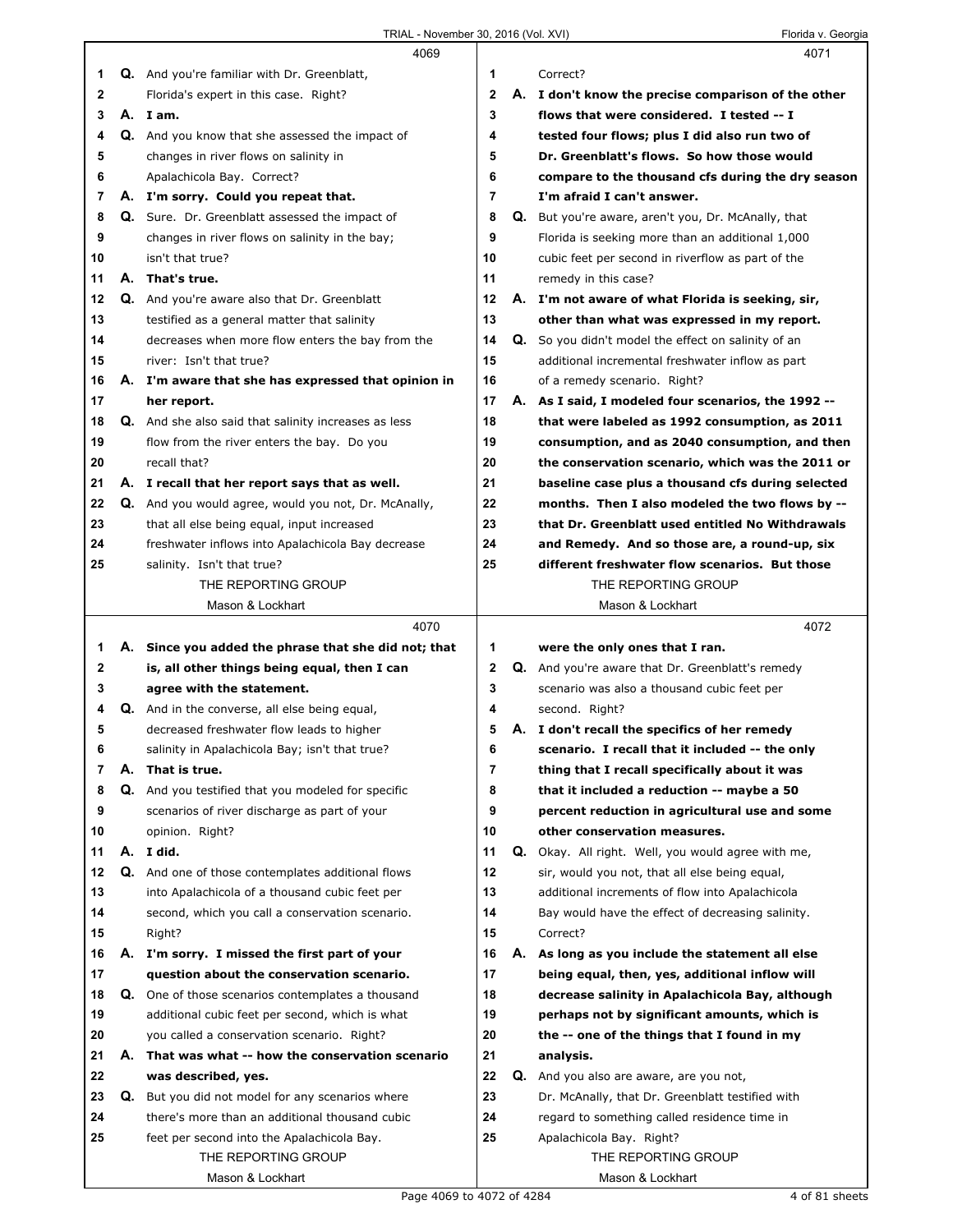**4069**

1 **Q.** And you're familiar with Dr. Greenblatt,
2 Florida's expert in this case. Right?
3 **A. I am.**
4 **Q.** And you know that she assessed the impact of
5 changes in river flows on salinity in
6 Apalachicola Bay. Correct?
7 **A. I'm sorry. Could you repeat that.**
8 **Q.** Sure. Dr. Greenblatt assessed the impact of
9 changes in river flows on salinity in the bay;
10 isn't that true?
11 **A. That's true.**
12 **Q.** And you're aware also that Dr. Greenblatt
13 testified as a general matter that salinity
14 decreases when more flow enters the bay from the
15 river: Isn't that true?
16 **A. I'm aware that she has expressed that opinion in**
17 **her report.**
18 **Q.** And she also said that salinity increases as less
19 flow from the river enters the bay. Do you
20 recall that?
21 **A. I recall that her report says that as well.**
22 **Q.** And you would agree, would you not, Dr. McAnally,
23 that all else being equal, input increased
24 freshwater inflows into Apalachicola Bay decrease
25 salinity. Isn't that true?

**4070**

1 **A. Since you added the phrase that she did not; that**
2 **is, all other things being equal, then I can**
3 **agree with the statement.**
4 **Q.** And in the converse, all else being equal,
5 decreased freshwater flow leads to higher
6 salinity in Apalachicola Bay; isn't that true?
7 **A. That is true.**
8 **Q.** And you testified that you modeled for specific
9 scenarios of river discharge as part of your
10 opinion. Right?
11 **A. I did.**
12 **Q.** And one of those contemplates additional flows
13 into Apalachicola of a thousand cubic feet per
14 second, which you call a conservation scenario.
15 Right?
16 **A. I'm sorry. I missed the first part of your**
17 **question about the conservation scenario.**
18 **Q.** One of those scenarios contemplates a thousand
19 additional cubic feet per second, which is what
20 you called a conservation scenario. Right?
21 **A. That was what -- how the conservation scenario**
22 **was described, yes.**
23 **Q.** But you did not model for any scenarios where
24 there's more than an additional thousand cubic
25 feet per second into the Apalachicola Bay.

**4071**

1 Correct?
2 **A. I don't know the precise comparison of the other**
3 **flows that were considered. I tested -- I**
4 **tested four flows; plus I did also run two of**
5 **Dr. Greenblatt's flows. So how those would**
6 **compare to the thousand cfs during the dry season**
7 **I'm afraid I can't answer.**
8 **Q.** But you're aware, aren't you, Dr. McAnally, that
9 Florida is seeking more than an additional 1,000
10 cubic feet per second in riverflow as part of the
11 remedy in this case?
12 **A. I'm not aware of what Florida is seeking, sir,**
13 **other than what was expressed in my report.**
14 **Q.** So you didn't model the effect on salinity of an
15 additional incremental freshwater inflow as part
16 of a remedy scenario. Right?
17 **A. As I said, I modeled four scenarios, the 1992 --**
18 **that were labeled as 1992 consumption, as 2011**
19 **consumption, and as 2040 consumption, and then**
20 **the conservation scenario, which was the 2011 or**
21 **baseline case plus a thousand cfs during selected**
22 **months. Then I also modeled the two flows by --**
23 **that Dr. Greenblatt used entitled No Withdrawals**
24 **and Remedy. And so those are, a round-up, six**
25 **different freshwater flow scenarios. But those**

**4072**

1 **were the only ones that I ran.**
2 **Q.** And you're aware that Dr. Greenblatt's remedy
3 scenario was also a thousand cubic feet per
4 second. Right?
5 **A. I don't recall the specifics of her remedy**
6 **scenario. I recall that it included -- the only**
7 **thing that I recall specifically about it was**
8 **that it included a reduction -- maybe a 50**
9 **percent reduction in agricultural use and some**
10 **other conservation measures.**
11 **Q.** Okay. All right. Well, you would agree with me,
12 sir, would you not, that all else being equal,
13 additional increments of flow into Apalachicola
14 Bay would have the effect of decreasing salinity.
15 Correct?
16 **A. As long as you include the statement all else**
17 **being equal, then, yes, additional inflow will**
18 **decrease salinity in Apalachicola Bay, although**
19 **perhaps not by significant amounts, which is**
20 **the -- one of the things that I found in my**
21 **analysis.**
22 **Q.** And you also are aware, are you not,
23 Dr. McAnally, that Dr. Greenblatt testified with
24 regard to something called residence time in
25 Apalachicola Bay. Right?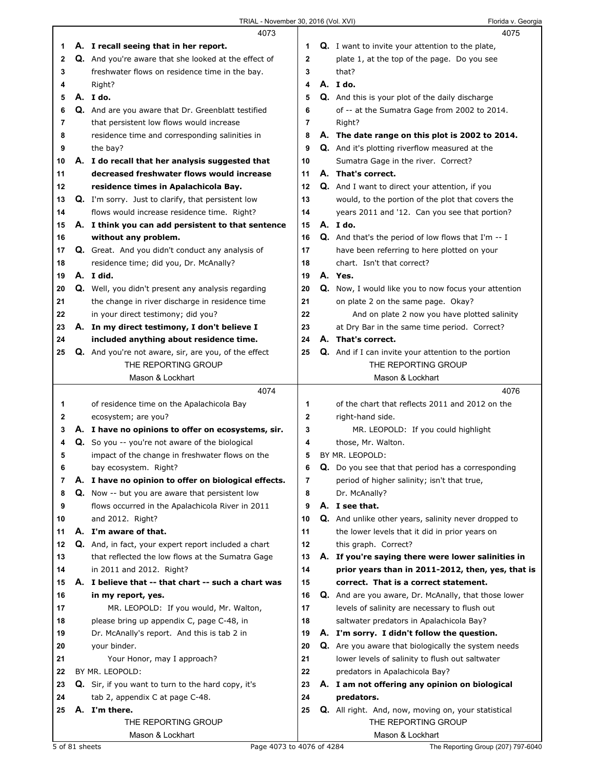4073

1 **A. I recall seeing that in her report.**
2 Q. And you're aware that she looked at the effect of
3 freshwater flows on residence time in the bay.
4 Right?
5 **A. I do.**
6 Q. And are you aware that Dr. Greenblatt testified
7 that persistent low flows would increase
8 residence time and corresponding salinities in
9 the bay?
10 **A. I do recall that her analysis suggested that**
11 **decreased freshwater flows would increase**
12 **residence times in Apalachicola Bay.**
13 Q. I'm sorry. Just to clarify, that persistent low
14 flows would increase residence time. Right?
15 **A. I think you can add persistent to that sentence**
16 **without any problem.**
17 Q. Great. And you didn't conduct any analysis of
18 residence time; did you, Dr. McAnally?
19 **A. I did.**
20 Q. Well, you didn't present any analysis regarding
21 the change in river discharge in residence time
22 in your direct testimony; did you?
23 **A. In my direct testimony, I don't believe I**
24 **included anything about residence time.**
25 Q. And you're not aware, sir, are you, of the effect

4074

1 of residence time on the Apalachicola Bay
2 ecosystem; are you?
3 **A. I have no opinions to offer on ecosystems, sir.**
4 Q. So you -- you're not aware of the biological
5 impact of the change in freshwater flows on the
6 bay ecosystem. Right?
7 **A. I have no opinion to offer on biological effects.**
8 Q. Now -- but you are aware that persistent low
9 flows occurred in the Apalachicola River in 2011
10 and 2012. Right?
11 **A. I'm aware of that.**
12 Q. And, in fact, your expert report included a chart
13 that reflected the low flows at the Sumatra Gage
14 in 2011 and 2012. Right?
15 **A. I believe that -- that chart -- such a chart was**
16 **in my report, yes.**
17 MR. LEOPOLD: If you would, Mr. Walton,
18 please bring up appendix C, page C-48, in
19 Dr. McAnally's report. And this is tab 2 in
20 your binder.
21 Your Honor, may I approach?
22 BY MR. LEOPOLD:
23 Q. Sir, if you want to turn to the hard copy, it's
24 tab 2, appendix C at page C-48.
25 **A. I'm there.**

4075

1 Q. I want to invite your attention to the plate,
2 plate 1, at the top of the page. Do you see
3 that?
4 **A. I do.**
5 Q. And this is your plot of the daily discharge
6 of -- at the Sumatra Gage from 2002 to 2014.
7 Right?
8 **A. The date range on this plot is 2002 to 2014.**
9 Q. And it's plotting riverflow measured at the
10 Sumatra Gage in the river. Correct?
11 **A. That's correct.**
12 Q. And I want to direct your attention, if you
13 would, to the portion of the plot that covers the
14 years 2011 and '12. Can you see that portion?
15 **A. I do.**
16 Q. And that's the period of low flows that I'm -- I
17 have been referring to here plotted on your
18 chart. Isn't that correct?
19 **A. Yes.**
20 Q. Now, I would like you to now focus your attention
21 on plate 2 on the same page. Okay?
22 And on plate 2 now you have plotted salinity
23 at Dry Bar in the same time period. Correct?
24 **A. That's correct.**
25 Q. And if I can invite your attention to the portion

4076

1 of the chart that reflects 2011 and 2012 on the
2 right-hand side.
3 MR. LEOPOLD: If you could highlight
4 those, Mr. Walton.
5 BY MR. LEOPOLD:
6 Q. Do you see that that period has a corresponding
7 period of higher salinity; isn't that true,
8 Dr. McAnally?
9 **A. I see that.**
10 Q. And unlike other years, salinity never dropped to
11 the lower levels that it did in prior years on
12 this graph. Correct?
13 **A. If you're saying there were lower salinities in**
14 **prior years than in 2011-2012, then, yes, that is**
15 **correct. That is a correct statement.**
16 Q. And are you aware, Dr. McAnally, that those lower
17 levels of salinity are necessary to flush out
18 saltwater predators in Apalachicola Bay?
19 **A. I'm sorry. I didn't follow the question.**
20 Q. Are you aware that biologically the system needs
21 lower levels of salinity to flush out saltwater
22 predators in Apalachicola Bay?
23 **A. I am not offering any opinion on biological**
24 **predators.**
25 Q. All right. And, now, moving on, your statistical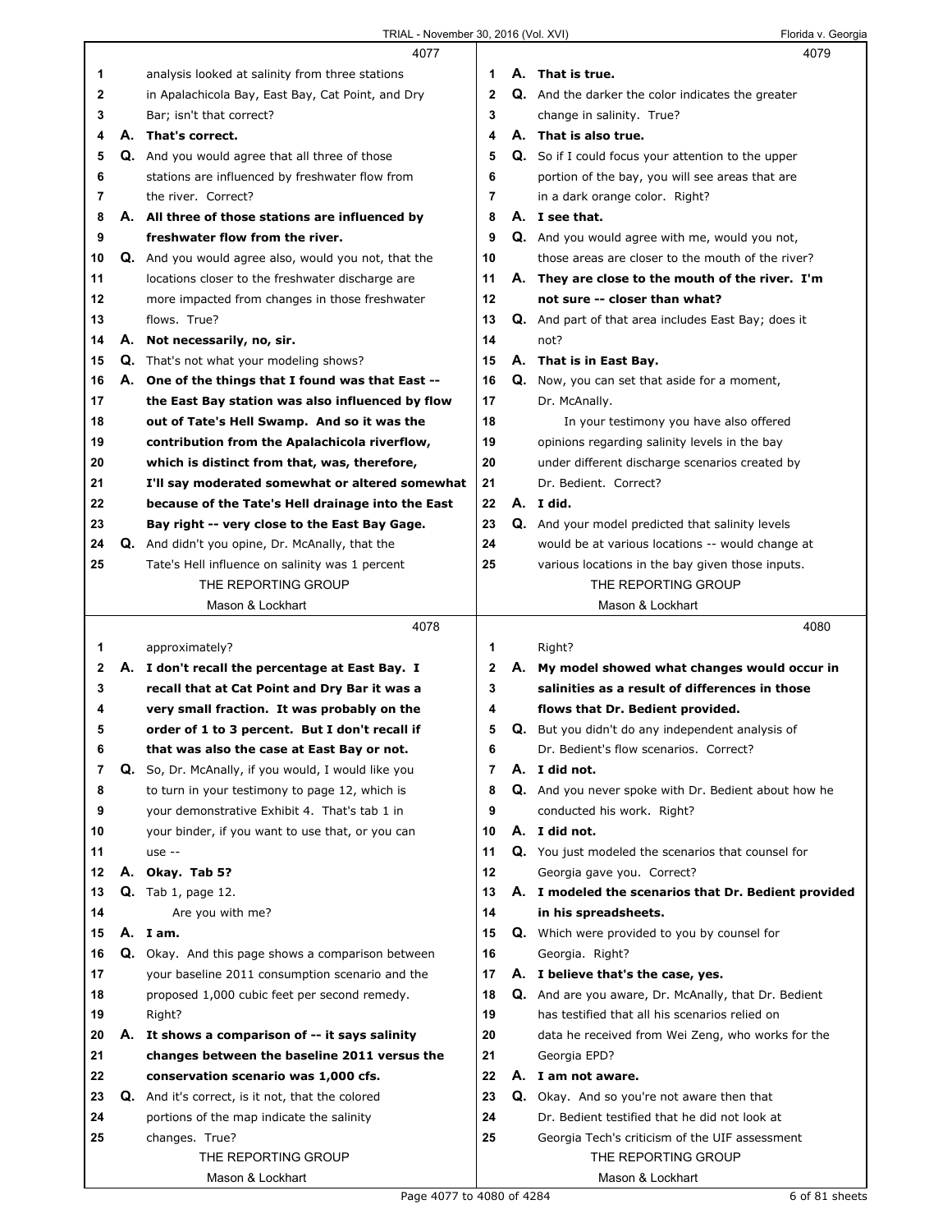**4077**

1 analysis looked at salinity from three stations
2 in Apalachicola Bay, East Bay, Cat Point, and Dry
3 Bar; isn't that correct?
4 **A. That's correct.**
5 **Q.** And you would agree that all three of those
6 stations are influenced by freshwater flow from
7 the river. Correct?
8 **A. All three of those stations are influenced by**
9 **freshwater flow from the river.**
10 **Q.** And you would agree also, would you not, that the
11 locations closer to the freshwater discharge are
12 more impacted from changes in those freshwater
13 flows. True?
14 **A. Not necessarily, no, sir.**
15 **Q.** That's not what your modeling shows?
16 **A. One of the things that I found was that East --**
17 **the East Bay station was also influenced by flow**
18 **out of Tate's Hell Swamp. And so it was the**
19 **contribution from the Apalachicola riverflow,**
20 **which is distinct from that, was, therefore,**
21 **I'll say moderated somewhat or altered somewhat**
22 **because of the Tate's Hell drainage into the East**
23 **Bay right -- very close to the East Bay Gage.**
24 **Q.** And didn't you opine, Dr. McAnally, that the
25 Tate's Hell influence on salinity was 1 percent

**4078**

1 approximately?
2 **A. I don't recall the percentage at East Bay. I**
3 **recall that at Cat Point and Dry Bar it was a**
4 **very small fraction. It was probably on the**
5 **order of 1 to 3 percent. But I don't recall if**
6 **that was also the case at East Bay or not.**
7 **Q.** So, Dr. McAnally, if you would, I would like you
8 to turn in your testimony to page 12, which is
9 your demonstrative Exhibit 4. That's tab 1 in
10 your binder, if you want to use that, or you can
11 use --
12 **A. Okay. Tab 5?**
13 **Q.** Tab 1, page 12.
14 Are you with me?
15 **A. I am.**
16 **Q.** Okay. And this page shows a comparison between
17 your baseline 2011 consumption scenario and the
18 proposed 1,000 cubic feet per second remedy.
19 Right?
20 **A. It shows a comparison of -- it says salinity**
21 **changes between the baseline 2011 versus the**
22 **conservation scenario was 1,000 cfs.**
23 **Q.** And it's correct, is it not, that the colored
24 portions of the map indicate the salinity
25 changes. True?

**4079**

1 **A. That is true.**
2 **Q.** And the darker the color indicates the greater
3 change in salinity. True?
4 **A. That is also true.**
5 **Q.** So if I could focus your attention to the upper
6 portion of the bay, you will see areas that are
7 in a dark orange color. Right?
8 **A. I see that.**
9 **Q.** And you would agree with me, would you not,
10 those areas are closer to the mouth of the river?
11 **A. They are close to the mouth of the river. I'm**
12 **not sure -- closer than what?**
13 **Q.** And part of that area includes East Bay; does it
14 not?
15 **A. That is in East Bay.**
16 **Q.** Now, you can set that aside for a moment,
17 Dr. McAnally.
18 In your testimony you have also offered
19 opinions regarding salinity levels in the bay
20 under different discharge scenarios created by
21 Dr. Bedient. Correct?
22 **A. I did.**
23 **Q.** And your model predicted that salinity levels
24 would be at various locations -- would change at
25 various locations in the bay given those inputs.

**4080**

1 Right?
2 **A. My model showed what changes would occur in**
3 **salinities as a result of differences in those**
4 **flows that Dr. Bedient provided.**
5 **Q.** But you didn't do any independent analysis of
6 Dr. Bedient's flow scenarios. Correct?
7 **A. I did not.**
8 **Q.** And you never spoke with Dr. Bedient about how he
9 conducted his work. Right?
10 **A. I did not.**
11 **Q.** You just modeled the scenarios that counsel for
12 Georgia gave you. Correct?
13 **A. I modeled the scenarios that Dr. Bedient provided**
14 **in his spreadsheets.**
15 **Q.** Which were provided to you by counsel for
16 Georgia. Right?
17 **A. I believe that's the case, yes.**
18 **Q.** And are you aware, Dr. McAnally, that Dr. Bedient
19 has testified that all his scenarios relied on
20 data he received from Wei Zeng, who works for the
21 Georgia EPD?
22 **A. I am not aware.**
23 **Q.** Okay. And so you're not aware then that
24 Dr. Bedient testified that he did not look at
25 Georgia Tech's criticism of the UIF assessment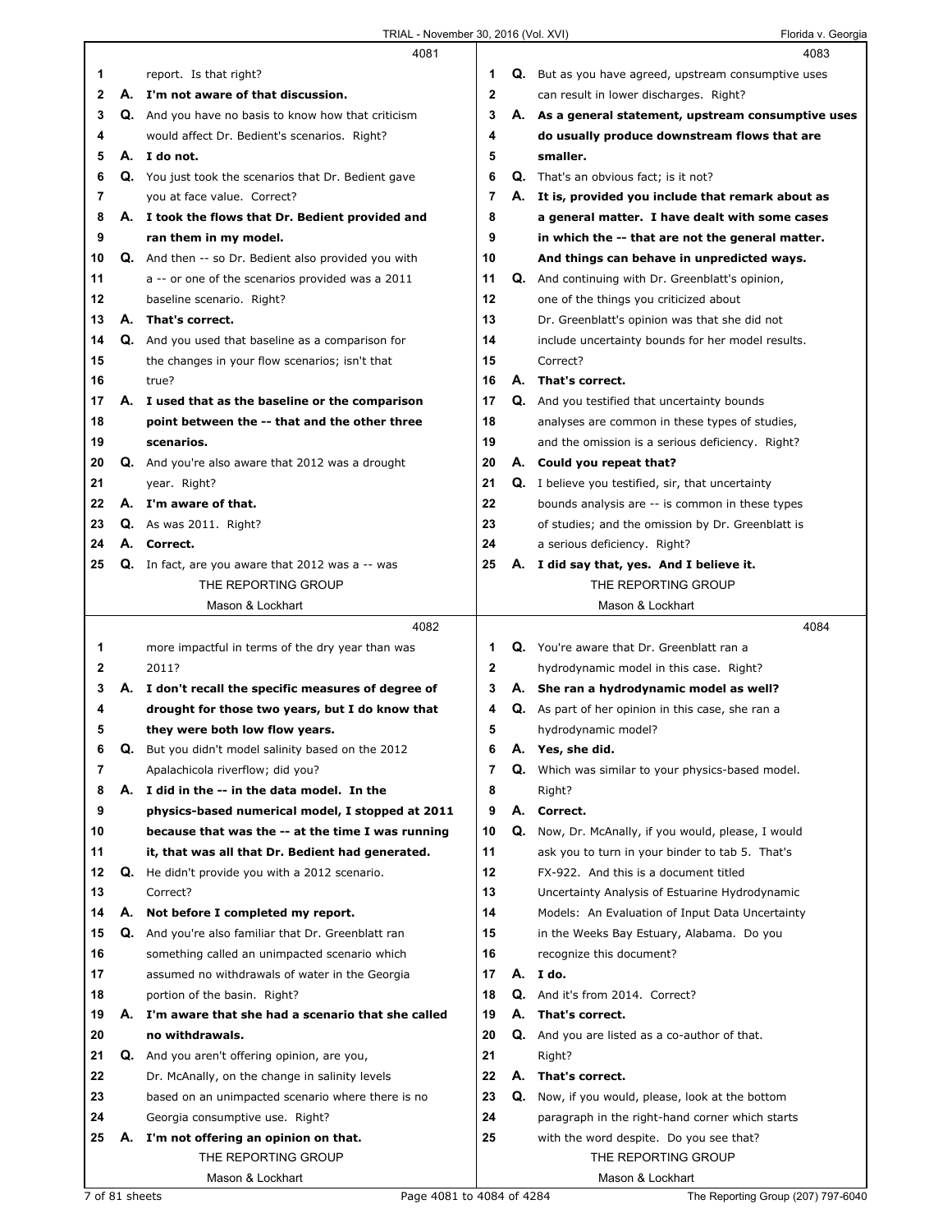**4081**

1 Q. ...report. Is that right?

2 A. **I'm not aware of that discussion.**

3 Q. And you have no basis to know how that criticism
4 would affect Dr. Bedient's scenarios. Right?

5 A. **I do not.**

6 Q. You just took the scenarios that Dr. Bedient gave
7 you at face value. Correct?

8 A. **I took the flows that Dr. Bedient provided and**
9 **ran them in my model.**

10 Q. And then -- so Dr. Bedient also provided you with
11 a -- or one of the scenarios provided was a 2011
12 baseline scenario. Right?

13 A. **That's correct.**

14 Q. And you used that baseline as a comparison for
15 the changes in your flow scenarios; isn't that
16 true?

17 A. **I used that as the baseline or the comparison**
18 **point between the -- that and the other three**
19 **scenarios.**

20 Q. And you're also aware that 2012 was a drought
21 year. Right?

22 A. **I'm aware of that.**

23 Q. As was 2011. Right?

24 A. **Correct.**

25 Q. In fact, are you aware that 2012 was a -- was

**4082**

1 more impactful in terms of the dry year than was
2 2011?

3 A. **I don't recall the specific measures of degree of**
4 **drought for those two years, but I do know that**
5 **they were both low flow years.**

6 Q. But you didn't model salinity based on the 2012
7 Apalachicola riverflow; did you?

8 A. **I did in the -- in the data model. In the**
9 **physics-based numerical model, I stopped at 2011**
10 **because that was the -- at the time I was running**
11 **it, that was all that Dr. Bedient had generated.**

12 Q. He didn't provide you with a 2012 scenario.
13 Correct?

14 A. **Not before I completed my report.**

15 Q. And you're also familiar that Dr. Greenblatt ran
16 something called an unimpacted scenario which
17 assumed no withdrawals of water in the Georgia
18 portion of the basin. Right?

19 A. **I'm aware that she had a scenario that she called**
20 **no withdrawals.**

21 Q. And you aren't offering opinion, are you,
22 Dr. McAnally, on the change in salinity levels
23 based on an unimpacted scenario where there is no
24 Georgia consumptive use. Right?

25 A. **I'm not offering an opinion on that.**

**4083**

1 Q. But as you have agreed, upstream consumptive uses
2 can result in lower discharges. Right?

3 A. **As a general statement, upstream consumptive uses**
4 **do usually produce downstream flows that are**
5 **smaller.**

6 Q. That's an obvious fact; is it not?

7 A. **It is, provided you include that remark about as**
8 **a general matter. I have dealt with some cases**
9 **in which the -- that are not the general matter.**
10 **And things can behave in unpredicted ways.**

11 Q. And continuing with Dr. Greenblatt's opinion,
12 one of the things you criticized about
13 Dr. Greenblatt's opinion was that she did not
14 include uncertainty bounds for her model results.
15 Correct?

16 A. **That's correct.**

17 Q. And you testified that uncertainty bounds
18 analyses are common in these types of studies,
19 and the omission is a serious deficiency. Right?

20 A. **Could you repeat that?**

21 Q. I believe you testified, sir, that uncertainty
22 bounds analysis are -- is common in these types
23 of studies; and the omission by Dr. Greenblatt is
24 a serious deficiency. Right?

25 A. **I did say that, yes. And I believe it.**

**4084**

1 Q. You're aware that Dr. Greenblatt ran a
2 hydrodynamic model in this case. Right?

3 A. **She ran a hydrodynamic model as well?**

4 Q. As part of her opinion in this case, she ran a
5 hydrodynamic model?

6 A. **Yes, she did.**

7 Q. Which was similar to your physics-based model.
8 Right?

9 A. **Correct.**

10 Q. Now, Dr. McAnally, if you would, please, I would
11 ask you to turn in your binder to tab 5. That's
12 FX-922. And this is a document titled
13 Uncertainty Analysis of Estuarine Hydrodynamic
14 Models: An Evaluation of Input Data Uncertainty
15 in the Weeks Bay Estuary, Alabama. Do you
16 recognize this document?

17 A. **I do.**

18 Q. And it's from 2014. Correct?

19 A. **That's correct.**

20 Q. And you are listed as a co-author of that.
21 Right?

22 A. **That's correct.**

23 Q. Now, if you would, please, look at the bottom
24 paragraph in the right-hand corner which starts
25 with the word despite. Do you see that?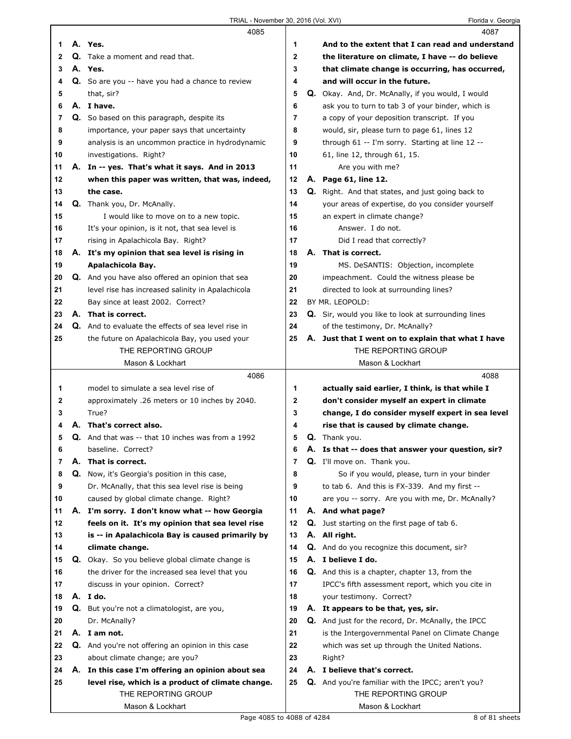**4085**

1 **A. Yes.**
2 Q. Take a moment and read that.
3 **A. Yes.**
4 Q. So are you -- have you had a chance to review
5 that, sir?
6 **A. I have.**
7 Q. So based on this paragraph, despite its
8 importance, your paper says that uncertainty
9 analysis is an uncommon practice in hydrodynamic
10 investigations. Right?
11 **A. In -- yes. That's what it says. And in 2013**
12 **when this paper was written, that was, indeed,**
13 **the case.**
14 Q. Thank you, Dr. McAnally.
15 I would like to move on to a new topic.
16 It's your opinion, is it not, that sea level is
17 rising in Apalachicola Bay. Right?
18 **A. It's my opinion that sea level is rising in**
19 **Apalachicola Bay.**
20 Q. And you have also offered an opinion that sea
21 level rise has increased salinity in Apalachicola
22 Bay since at least 2002. Correct?
23 **A. That is correct.**
24 Q. And to evaluate the effects of sea level rise in
25 the future on Apalachicola Bay, you used your

**4086**

1 model to simulate a sea level rise of
2 approximately .26 meters or 10 inches by 2040.
3 True?
4 **A. That's correct also.**
5 Q. And that was -- that 10 inches was from a 1992
6 baseline. Correct?
7 **A. That is correct.**
8 Q. Now, it's Georgia's position in this case,
9 Dr. McAnally, that this sea level rise is being
10 caused by global climate change. Right?
11 **A. I'm sorry. I don't know what -- how Georgia**
12 **feels on it. It's my opinion that sea level rise**
13 **is -- in Apalachicola Bay is caused primarily by**
14 **climate change.**
15 Q. Okay. So you believe global climate change is
16 the driver for the increased sea level that you
17 discuss in your opinion. Correct?
18 **A. I do.**
19 Q. But you're not a climatologist, are you,
20 Dr. McAnally?
21 **A. I am not.**
22 Q. And you're not offering an opinion in this case
23 about climate change; are you?
24 **A. In this case I'm offering an opinion about sea**
25 **level rise, which is a product of climate change.**

**4087**

1 **And to the extent that I can read and understand**
2 **the literature on climate, I have -- do believe**
3 **that climate change is occurring, has occurred,**
4 **and will occur in the future.**
5 Q. Okay. And, Dr. McAnally, if you would, I would
6 ask you to turn to tab 3 of your binder, which is
7 a copy of your deposition transcript. If you
8 would, sir, please turn to page 61, lines 12
9 through 61 -- I'm sorry. Starting at line 12 --
10 61, line 12, through 61, 15.
11 Are you with me?
12 **A. Page 61, line 12.**
13 Q. Right. And that states, and just going back to
14 your areas of expertise, do you consider yourself
15 an expert in climate change?
16 Answer. I do not.
17 Did I read that correctly?
18 **A. That is correct.**
19 MS. DeSANTIS: Objection, incomplete
20 impeachment. Could the witness please be
21 directed to look at surrounding lines?
22 BY MR. LEOPOLD:
23 Q. Sir, would you like to look at surrounding lines
24 of the testimony, Dr. McAnally?
25 **A. Just that I went on to explain that what I have**

**4088**

1 **actually said earlier, I think, is that while I**
2 **don't consider myself an expert in climate**
3 **change, I do consider myself expert in sea level**
4 **rise that is caused by climate change.**
5 Q. Thank you.
6 **A. Is that -- does that answer your question, sir?**
7 Q. I'll move on. Thank you.
8 So if you would, please, turn in your binder
9 to tab 6. And this is FX-339. And my first --
10 are you -- sorry. Are you with me, Dr. McAnally?
11 **A. And what page?**
12 Q. Just starting on the first page of tab 6.
13 **A. All right.**
14 Q. And do you recognize this document, sir?
15 **A. I believe I do.**
16 Q. And this is a chapter, chapter 13, from the
17 IPCC's fifth assessment report, which you cite in
18 your testimony. Correct?
19 **A. It appears to be that, yes, sir.**
20 Q. And just for the record, Dr. McAnally, the IPCC
21 is the Intergovernmental Panel on Climate Change
22 which was set up through the United Nations.
23 Right?
24 **A. I believe that's correct.**
25 Q. And you're familiar with the IPCC; aren't you?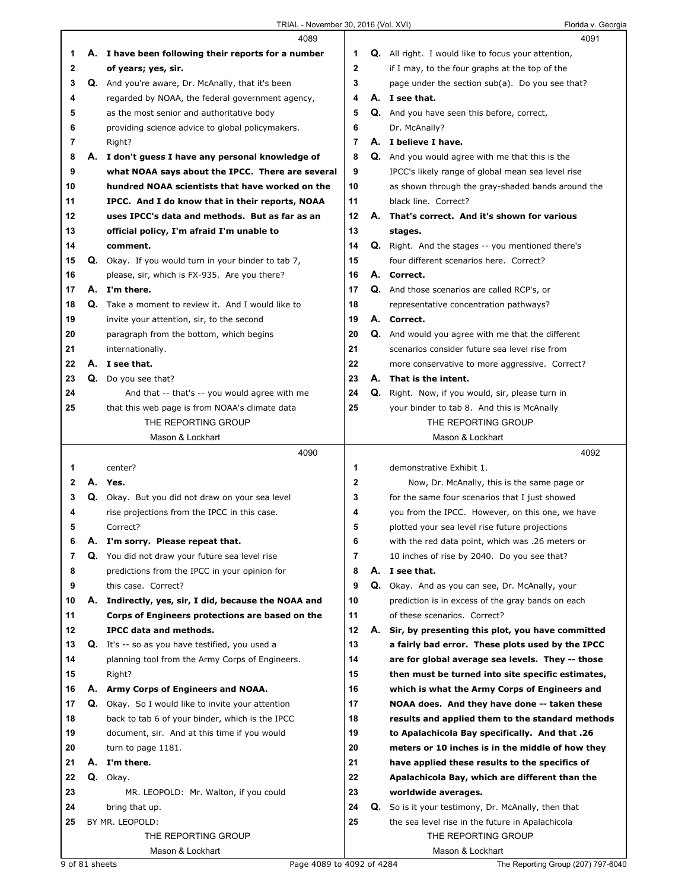**4089**

1 A. **I have been following their reports for a number**
2 **of years; yes, sir.**
3 Q. And you're aware, Dr. McAnally, that it's been
4 regarded by NOAA, the federal government agency,
5 as the most senior and authoritative body
6 providing science advice to global policymakers.
7 Right?
8 A. **I don't guess I have any personal knowledge of**
9 **what NOAA says about the IPCC. There are several**
10 **hundred NOAA scientists that have worked on the**
11 **IPCC. And I do know that in their reports, NOAA**
12 **uses IPCC's data and methods. But as far as an**
13 **official policy, I'm afraid I'm unable to**
14 **comment.**
15 Q. Okay. If you would turn in your binder to tab 7,
16 please, sir, which is FX-935. Are you there?
17 A. **I'm there.**
18 Q. Take a moment to review it. And I would like to
19 invite your attention, sir, to the second
20 paragraph from the bottom, which begins
21 internationally.
22 A. **I see that.**
23 Q. Do you see that?
24 And that -- that's -- you would agree with me
25 that this web page is from NOAA's climate data

**4090**

1 center?
2 A. **Yes.**
3 Q. Okay. But you did not draw on your sea level
4 rise projections from the IPCC in this case.
5 Correct?
6 A. **I'm sorry. Please repeat that.**
7 Q. You did not draw your future sea level rise
8 predictions from the IPCC in your opinion for
9 this case. Correct?
10 A. **Indirectly, yes, sir, I did, because the NOAA and**
11 **Corps of Engineers protections are based on the**
12 **IPCC data and methods.**
13 Q. It's -- so as you have testified, you used a
14 planning tool from the Army Corps of Engineers.
15 Right?
16 A. **Army Corps of Engineers and NOAA.**
17 Q. Okay. So I would like to invite your attention
18 back to tab 6 of your binder, which is the IPCC
19 document, sir. And at this time if you would
20 turn to page 1181.
21 A. **I'm there.**
22 Q. Okay.
23 MR. LEOPOLD: Mr. Walton, if you could
24 bring that up.
25 BY MR. LEOPOLD:

**4091**

1 Q. All right. I would like to focus your attention,
2 if I may, to the four graphs at the top of the
3 page under the section sub(a). Do you see that?
4 A. **I see that.**
5 Q. And you have seen this before, correct,
6 Dr. McAnally?
7 A. **I believe I have.**
8 Q. And you would agree with me that this is the
9 IPCC's likely range of global mean sea level rise
10 as shown through the gray-shaded bands around the
11 black line. Correct?
12 A. **That's correct. And it's shown for various**
13 **stages.**
14 Q. Right. And the stages -- you mentioned there's
15 four different scenarios here. Correct?
16 A. **Correct.**
17 Q. And those scenarios are called RCP's, or
18 representative concentration pathways?
19 A. **Correct.**
20 Q. And would you agree with me that the different
21 scenarios consider future sea level rise from
22 more conservative to more aggressive. Correct?
23 A. **That is the intent.**
24 Q. Right. Now, if you would, sir, please turn in
25 your binder to tab 8. And this is McAnally

**4092**

1 demonstrative Exhibit 1.
2 Now, Dr. McAnally, this is the same page or
3 for the same four scenarios that I just showed
4 you from the IPCC. However, on this one, we have
5 plotted your sea level rise future projections
6 with the red data point, which was .26 meters or
7 10 inches of rise by 2040. Do you see that?
8 A. **I see that.**
9 Q. Okay. And as you can see, Dr. McAnally, your
10 prediction is in excess of the gray bands on each
11 of these scenarios. Correct?
12 A. **Sir, by presenting this plot, you have committed**
13 **a fairly bad error. These plots used by the IPCC**
14 **are for global average sea levels. They -- those**
15 **then must be turned into site specific estimates,**
16 **which is what the Army Corps of Engineers and**
17 **NOAA does. And they have done -- taken these**
18 **results and applied them to the standard methods**
19 **to Apalachicola Bay specifically. And that .26**
20 **meters or 10 inches is in the middle of how they**
21 **have applied these results to the specifics of**
22 **Apalachicola Bay, which are different than the**
23 **worldwide averages.**
24 Q. So is it your testimony, Dr. McAnally, then that
25 the sea level rise in the future in Apalachicola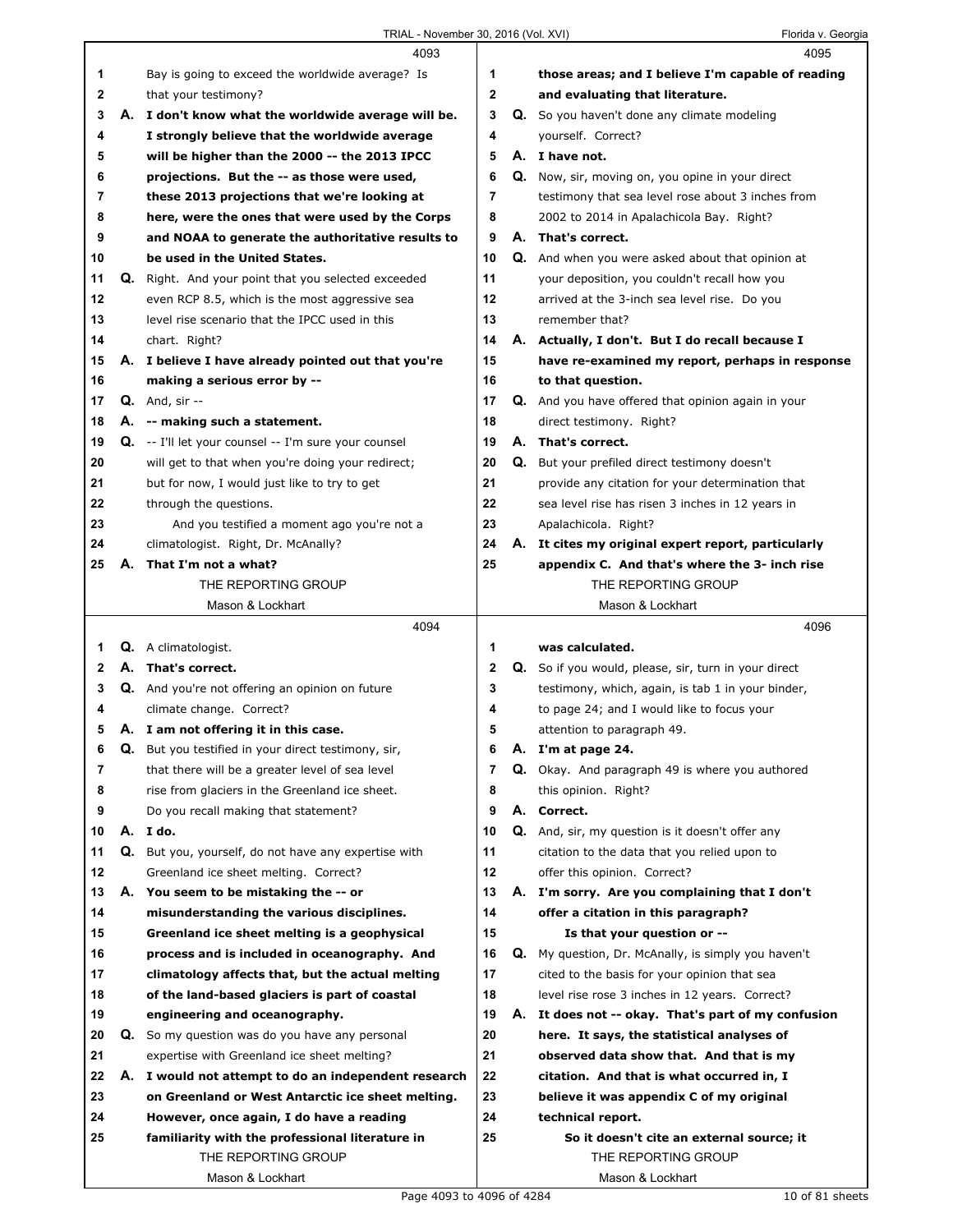**4093**

1 Bay is going to exceed the worldwide average? Is
2 that your testimony?
3 A. **I don't know what the worldwide average will be.**
4 **I strongly believe that the worldwide average**
5 **will be higher than the 2000 -- the 2013 IPCC**
6 **projections. But the -- as those were used,**
7 **these 2013 projections that we're looking at**
8 **here, were the ones that were used by the Corps**
9 **and NOAA to generate the authoritative results to**
10 **be used in the United States.**
11 Q. Right. And your point that you selected exceeded
12 even RCP 8.5, which is the most aggressive sea
13 level rise scenario that the IPCC used in this
14 chart. Right?
15 A. **I believe I have already pointed out that you're**
16 **making a serious error by --**
17 Q. And, sir --
18 A. **-- making such a statement.**
19 Q. -- I'll let your counsel -- I'm sure your counsel
20 will get to that when you're doing your redirect;
21 but for now, I would just like to try to get
22 through the questions.
23 And you testified a moment ago you're not a
24 climatologist. Right, Dr. McAnally?
25 A. **That I'm not a what?**

**4094**

1 Q. A climatologist.
2 A. **That's correct.**
3 Q. And you're not offering an opinion on future
4 climate change. Correct?
5 A. **I am not offering it in this case.**
6 Q. But you testified in your direct testimony, sir,
7 that there will be a greater level of sea level
8 rise from glaciers in the Greenland ice sheet.
9 Do you recall making that statement?
10 A. **I do.**
11 Q. But you, yourself, do not have any expertise with
12 Greenland ice sheet melting. Correct?
13 A. **You seem to be mistaking the -- or**
14 **misunderstanding the various disciplines.**
15 **Greenland ice sheet melting is a geophysical**
16 **process and is included in oceanography. And**
17 **climatology affects that, but the actual melting**
18 **of the land-based glaciers is part of coastal**
19 **engineering and oceanography.**
20 Q. So my question was do you have any personal
21 expertise with Greenland ice sheet melting?
22 A. **I would not attempt to do an independent research**
23 **on Greenland or West Antarctic ice sheet melting.**
24 **However, once again, I do have a reading**
25 **familiarity with the professional literature in**

**4095**

1 **those areas; and I believe I'm capable of reading**
2 **and evaluating that literature.**
3 Q. So you haven't done any climate modeling
4 yourself. Correct?
5 A. **I have not.**
6 Q. Now, sir, moving on, you opine in your direct
7 testimony that sea level rose about 3 inches from
8 2002 to 2014 in Apalachicola Bay. Right?
9 A. **That's correct.**
10 Q. And when you were asked about that opinion at
11 your deposition, you couldn't recall how you
12 arrived at the 3-inch sea level rise. Do you
13 remember that?
14 A. **Actually, I don't. But I do recall because I**
15 **have re-examined my report, perhaps in response**
16 **to that question.**
17 Q. And you have offered that opinion again in your
18 direct testimony. Right?
19 A. **That's correct.**
20 Q. But your prefiled direct testimony doesn't
21 provide any citation for your determination that
22 sea level rise has risen 3 inches in 12 years in
23 Apalachicola. Right?
24 A. **It cites my original expert report, particularly**
25 **appendix C. And that's where the 3- inch rise**

**4096**

1 **was calculated.**
2 Q. So if you would, please, sir, turn in your direct
3 testimony, which, again, is tab 1 in your binder,
4 to page 24; and I would like to focus your
5 attention to paragraph 49.
6 A. **I'm at page 24.**
7 Q. Okay. And paragraph 49 is where you authored
8 this opinion. Right?
9 A. **Correct.**
10 Q. And, sir, my question is it doesn't offer any
11 citation to the data that you relied upon to
12 offer this opinion. Correct?
13 A. **I'm sorry. Are you complaining that I don't**
14 **offer a citation in this paragraph?**
15 **Is that your question or --**
16 Q. My question, Dr. McAnally, is simply you haven't
17 cited to the basis for your opinion that sea
18 level rise rose 3 inches in 12 years. Correct?
19 A. **It does not -- okay. That's part of my confusion**
20 **here. It says, the statistical analyses of**
21 **observed data show that. And that is my**
22 **citation. And that is what occurred in, I**
23 **believe it was appendix C of my original**
24 **technical report.**
25 **So it doesn't cite an external source; it**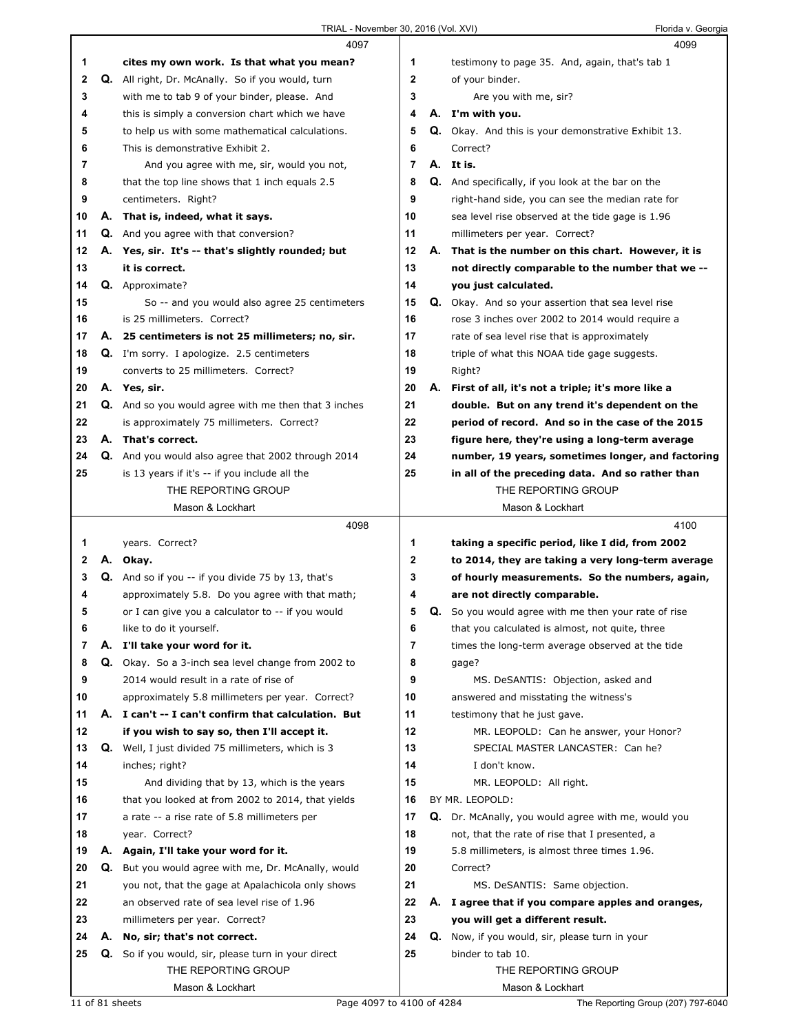4097

1 **cites my own work. Is that what you mean?**
2 Q. All right, Dr. McAnally. So if you would, turn
3 with me to tab 9 of your binder, please. And
4 this is simply a conversion chart which we have
5 to help us with some mathematical calculations.
6 This is demonstrative Exhibit 2.
7 And you agree with me, sir, would you not,
8 that the top line shows that 1 inch equals 2.5
9 centimeters. Right?
10 A. **That is, indeed, what it says.**
11 Q. And you agree with that conversion?
12 A. **Yes, sir. It's -- that's slightly rounded; but**
13 **it is correct.**
14 Q. Approximate?
15 So -- and you would also agree 25 centimeters
16 is 25 millimeters. Correct?
17 A. **25 centimeters is not 25 millimeters; no, sir.**
18 Q. I'm sorry. I apologize. 2.5 centimeters
19 converts to 25 millimeters. Correct?
20 A. **Yes, sir.**
21 Q. And so you would agree with me then that 3 inches
22 is approximately 75 millimeters. Correct?
23 A. **That's correct.**
24 Q. And you would also agree that 2002 through 2014
25 is 13 years if it's -- if you include all the

4098

1 years. Correct?
2 A. **Okay.**
3 Q. And so if you -- if you divide 75 by 13, that's
4 approximately 5.8. Do you agree with that math;
5 or I can give you a calculator to -- if you would
6 like to do it yourself.
7 A. **I'll take your word for it.**
8 Q. Okay. So a 3-inch sea level change from 2002 to
9 2014 would result in a rate of rise of
10 approximately 5.8 millimeters per year. Correct?
11 A. **I can't -- I can't confirm that calculation. But**
12 **if you wish to say so, then I'll accept it.**
13 Q. Well, I just divided 75 millimeters, which is 3
14 inches; right?
15 And dividing that by 13, which is the years
16 that you looked at from 2002 to 2014, that yields
17 a rate -- a rise rate of 5.8 millimeters per
18 year. Correct?
19 A. **Again, I'll take your word for it.**
20 Q. But you would agree with me, Dr. McAnally, would
21 you not, that the gage at Apalachicola only shows
22 an observed rate of sea level rise of 1.96
23 millimeters per year. Correct?
24 A. **No, sir; that's not correct.**
25 Q. So if you would, sir, please turn in your direct

4099

1 testimony to page 35. And, again, that's tab 1
2 of your binder.
3 Are you with me, sir?
4 A. **I'm with you.**
5 Q. Okay. And this is your demonstrative Exhibit 13.
6 Correct?
7 A. **It is.**
8 Q. And specifically, if you look at the bar on the
9 right-hand side, you can see the median rate for
10 sea level rise observed at the tide gage is 1.96
11 millimeters per year. Correct?
12 A. **That is the number on this chart. However, it is**
13 **not directly comparable to the number that we --**
14 **you just calculated.**
15 Q. Okay. And so your assertion that sea level rise
16 rose 3 inches over 2002 to 2014 would require a
17 rate of sea level rise that is approximately
18 triple of what this NOAA tide gage suggests.
19 Right?
20 A. **First of all, it's not a triple; it's more like a**
21 **double. But on any trend it's dependent on the**
22 **period of record. And so in the case of the 2015**
23 **figure here, they're using a long-term average**
24 **number, 19 years, sometimes longer, and factoring**
25 **in all of the preceding data. And so rather than**

4100

1 **taking a specific period, like I did, from 2002**
2 **to 2014, they are taking a very long-term average**
3 **of hourly measurements. So the numbers, again,**
4 **are not directly comparable.**
5 Q. So you would agree with me then your rate of rise
6 that you calculated is almost, not quite, three
7 times the long-term average observed at the tide
8 gage?
9 MS. DeSANTIS: Objection, asked and
10 answered and misstating the witness's
11 testimony that he just gave.
12 MR. LEOPOLD: Can he answer, your Honor?
13 SPECIAL MASTER LANCASTER: Can he?
14 I don't know.
15 MR. LEOPOLD: All right.
16 BY MR. LEOPOLD:
17 Q. Dr. McAnally, you would agree with me, would you
18 not, that the rate of rise that I presented, a
19 5.8 millimeters, is almost three times 1.96.
20 Correct?
21 MS. DeSANTIS: Same objection.
22 A. **I agree that if you compare apples and oranges,**
23 **you will get a different result.**
24 Q. Now, if you would, sir, please turn in your
25 binder to tab 10.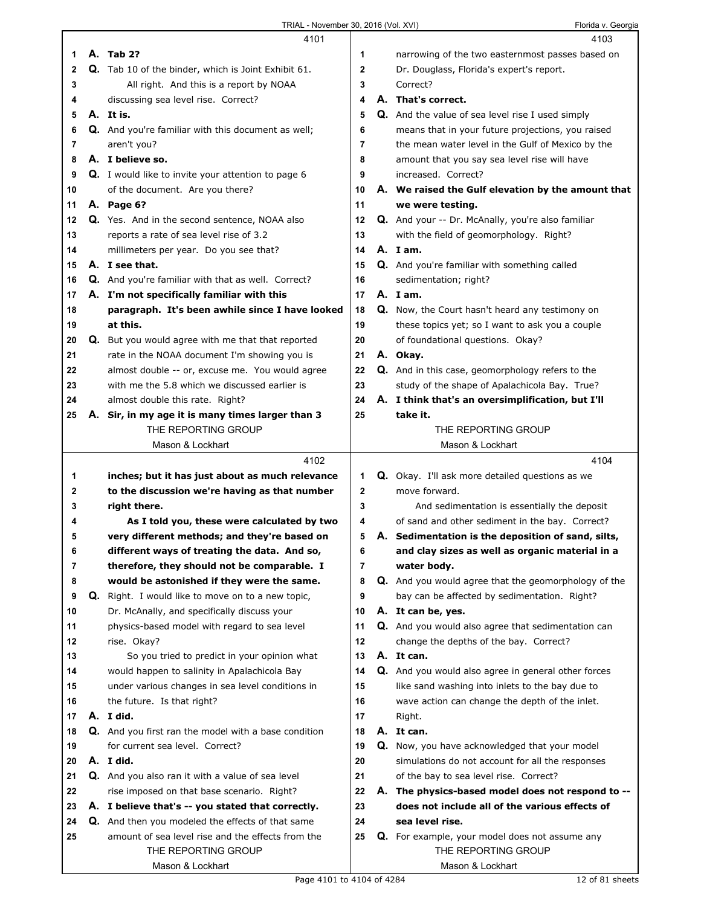4101

1 A. **Tab 2?**
2 Q. Tab 10 of the binder, which is Joint Exhibit 61.
3 All right. And this is a report by NOAA
4 discussing sea level rise. Correct?
5 A. **It is.**
6 Q. And you're familiar with this document as well;
7 aren't you?
8 A. **I believe so.**
9 Q. I would like to invite your attention to page 6
10 of the document. Are you there?
11 A. **Page 6?**
12 Q. Yes. And in the second sentence, NOAA also
13 reports a rate of sea level rise of 3.2
14 millimeters per year. Do you see that?
15 A. **I see that.**
16 Q. And you're familiar with that as well. Correct?
17 A. **I'm not specifically familiar with this**
18 **paragraph. It's been awhile since I have looked**
19 **at this.**
20 Q. But you would agree with me that that reported
21 rate in the NOAA document I'm showing you is
22 almost double -- or, excuse me. You would agree
23 with me the 5.8 which we discussed earlier is
24 almost double this rate. Right?
25 A. **Sir, in my age it is many times larger than 3**

4102

1 **inches; but it has just about as much relevance**
2 **to the discussion we're having as that number**
3 **right there.**
4 **As I told you, these were calculated by two**
5 **very different methods; and they're based on**
6 **different ways of treating the data. And so,**
7 **therefore, they should not be comparable. I**
8 **would be astonished if they were the same.**
9 Q. Right. I would like to move on to a new topic,
10 Dr. McAnally, and specifically discuss your
11 physics-based model with regard to sea level
12 rise. Okay?
13 So you tried to predict in your opinion what
14 would happen to salinity in Apalachicola Bay
15 under various changes in sea level conditions in
16 the future. Is that right?
17 A. **I did.**
18 Q. And you first ran the model with a base condition
19 for current sea level. Correct?
20 A. **I did.**
21 Q. And you also ran it with a value of sea level
22 rise imposed on that base scenario. Right?
23 A. **I believe that's -- you stated that correctly.**
24 Q. And then you modeled the effects of that same
25 amount of sea level rise and the effects from the

4103

1 narrowing of the two easternmost passes based on
2 Dr. Douglass, Florida's expert's report.
3 Correct?
4 A. **That's correct.**
5 Q. And the value of sea level rise I used simply
6 means that in your future projections, you raised
7 the mean water level in the Gulf of Mexico by the
8 amount that you say sea level rise will have
9 increased. Correct?
10 A. **We raised the Gulf elevation by the amount that**
11 **we were testing.**
12 Q. And your -- Dr. McAnally, you're also familiar
13 with the field of geomorphology. Right?
14 A. **I am.**
15 Q. And you're familiar with something called
16 sedimentation; right?
17 A. **I am.**
18 Q. Now, the Court hasn't heard any testimony on
19 these topics yet; so I want to ask you a couple
20 of foundational questions. Okay?
21 A. **Okay.**
22 Q. And in this case, geomorphology refers to the
23 study of the shape of Apalachicola Bay. True?
24 A. **I think that's an oversimplification, but I'll**
25 **take it.**

4104

1 Q. Okay. I'll ask more detailed questions as we
2 move forward.
3 And sedimentation is essentially the deposit
4 of sand and other sediment in the bay. Correct?
5 A. **Sedimentation is the deposition of sand, silts,**
6 **and clay sizes as well as organic material in a**
7 **water body.**
8 Q. And you would agree that the geomorphology of the
9 bay can be affected by sedimentation. Right?
10 A. **It can be, yes.**
11 Q. And you would also agree that sedimentation can
12 change the depths of the bay. Correct?
13 A. **It can.**
14 Q. And you would also agree in general other forces
15 like sand washing into inlets to the bay due to
16 wave action can change the depth of the inlet.
17 Right?
18 A. **It can.**
19 Q. Now, you have acknowledged that your model
20 simulations do not account for all the responses
21 of the bay to sea level rise. Correct?
22 A. **The physics-based model does not respond to --**
23 **does not include all of the various effects of**
24 **sea level rise.**
25 Q. For example, your model does not assume any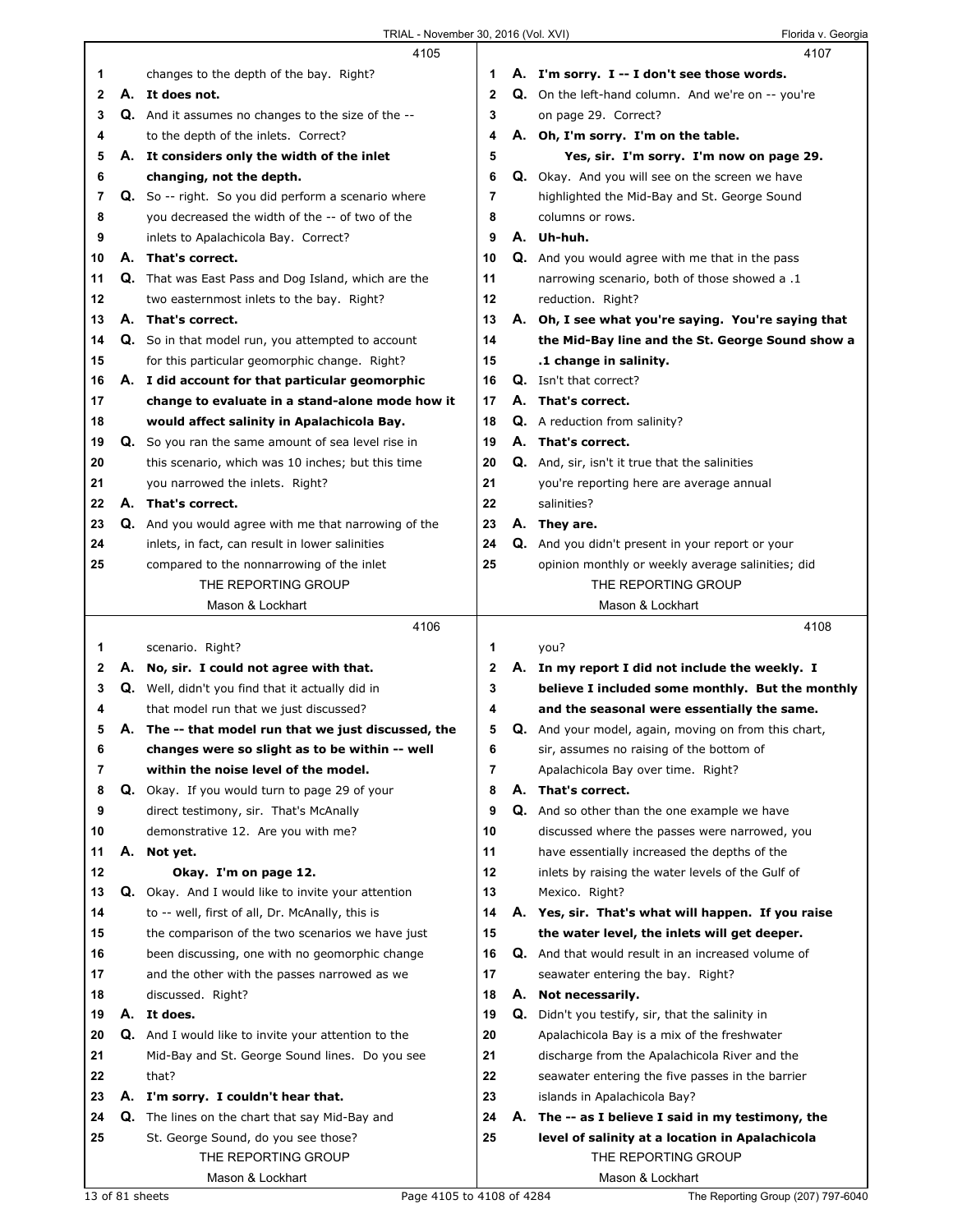**4105**

1 changes to the depth of the bay. Right?

2 **A. It does not.**

3 **Q.** And it assumes no changes to the size of the --

4 to the depth of the inlets. Correct?

5 **A. It considers only the width of the inlet**

6 **changing, not the depth.**

7 **Q.** So -- right. So you did perform a scenario where

8 you decreased the width of the -- of two of the

9 inlets to Apalachicola Bay. Correct?

10 **A. That's correct.**

11 **Q.** That was East Pass and Dog Island, which are the

12 two easternmost inlets to the bay. Right?

13 **A. That's correct.**

14 **Q.** So in that model run, you attempted to account

15 for this particular geomorphic change. Right?

16 **A. I did account for that particular geomorphic**

17 **change to evaluate in a stand-alone mode how it**

18 **would affect salinity in Apalachicola Bay.**

19 **Q.** So you ran the same amount of sea level rise in

20 this scenario, which was 10 inches; but this time

21 you narrowed the inlets. Right?

22 **A. That's correct.**

23 **Q.** And you would agree with me that narrowing of the

24 inlets, in fact, can result in lower salinities

25 compared to the nonnarrowing of the inlet

**4106**

1 scenario. Right?

2 **A. No, sir. I could not agree with that.**

3 **Q.** Well, didn't you find that it actually did in

4 that model run that we just discussed?

5 **A. The -- that model run that we just discussed, the**

6 **changes were so slight as to be within -- well**

7 **within the noise level of the model.**

8 **Q.** Okay. If you would turn to page 29 of your

9 direct testimony, sir. That's McAnally

10 demonstrative 12. Are you with me?

11 **A. Not yet.**

12 **Okay. I'm on page 12.**

13 **Q.** Okay. And I would like to invite your attention

14 to -- well, first of all, Dr. McAnally, this is

15 the comparison of the two scenarios we have just

16 been discussing, one with no geomorphic change

17 and the other with the passes narrowed as we

18 discussed. Right?

19 **A. It does.**

20 **Q.** And I would like to invite your attention to the

21 Mid-Bay and St. George Sound lines. Do you see

22 that?

23 **A. I'm sorry. I couldn't hear that.**

24 **Q.** The lines on the chart that say Mid-Bay and

25 St. George Sound, do you see those?

**4107**

1 **A. I'm sorry. I -- I don't see those words.**

2 **Q.** On the left-hand column. And we're on -- you're

3 on page 29. Correct?

4 **A. Oh, I'm sorry. I'm on the table.**

5 **Yes, sir. I'm sorry. I'm now on page 29.**

6 **Q.** Okay. And you will see on the screen we have

7 highlighted the Mid-Bay and St. George Sound

8 columns or rows.

9 **A. Uh-huh.**

10 **Q.** And you would agree with me that in the pass

11 narrowing scenario, both of those showed a .1

12 reduction. Right?

13 **A. Oh, I see what you're saying. You're saying that**

14 **the Mid-Bay line and the St. George Sound show a**

15 **.1 change in salinity.**

16 **Q.** Isn't that correct?

17 **A. That's correct.**

18 **Q.** A reduction from salinity?

19 **A. That's correct.**

20 **Q.** And, sir, isn't it true that the salinities

21 you're reporting here are average annual

22 salinities?

23 **A. They are.**

24 **Q.** And you didn't present in your report or your

25 opinion monthly or weekly average salinities; did

**4108**

1 you?

2 **A. In my report I did not include the weekly. I**

3 **believe I included some monthly. But the monthly**

4 **and the seasonal were essentially the same.**

5 **Q.** And your model, again, moving on from this chart,

6 sir, assumes no raising of the bottom of

7 Apalachicola Bay over time. Right?

8 **A. That's correct.**

9 **Q.** And so other than the one example we have

10 discussed where the passes were narrowed, you

11 have essentially increased the depths of the

12 inlets by raising the water levels of the Gulf of

13 Mexico. Right?

14 **A. Yes, sir. That's what will happen. If you raise**

15 **the water level, the inlets will get deeper.**

16 **Q.** And that would result in an increased volume of

17 seawater entering the bay. Right?

18 **A. Not necessarily.**

19 **Q.** Didn't you testify, sir, that the salinity in

20 Apalachicola Bay is a mix of the freshwater

21 discharge from the Apalachicola River and the

22 seawater entering the five passes in the barrier

23 islands in Apalachicola Bay?

24 **A. The -- as I believe I said in my testimony, the**

25 **level of salinity at a location in Apalachicola**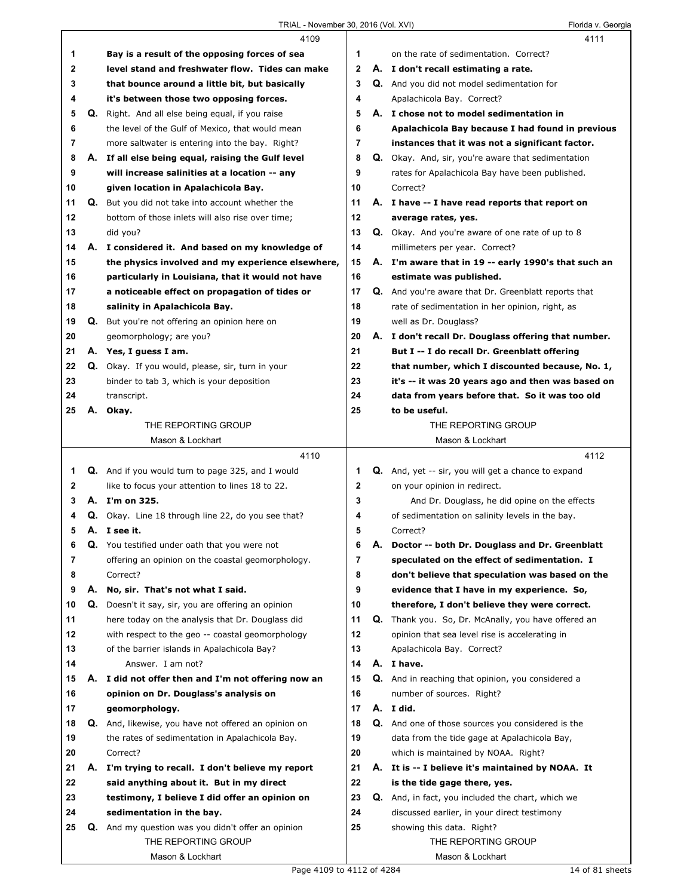**4109**

1 **Bay is a result of the opposing forces of sea**
2 **level stand and freshwater flow. Tides can make**
3 **that bounce around a little bit, but basically**
4 **it's between those two opposing forces.**
5 Q. Right. And all else being equal, if you raise
6 the level of the Gulf of Mexico, that would mean
7 more saltwater is entering into the bay. Right?
8 A. **If all else being equal, raising the Gulf level**
9 **will increase salinities at a location -- any**
10 **given location in Apalachicola Bay.**
11 Q. But you did not take into account whether the
12 bottom of those inlets will also rise over time;
13 did you?
14 A. **I considered it. And based on my knowledge of**
15 **the physics involved and my experience elsewhere,**
16 **particularly in Louisiana, that it would not have**
17 **a noticeable effect on propagation of tides or**
18 **salinity in Apalachicola Bay.**
19 Q. But you're not offering an opinion here on
20 geomorphology; are you?
21 A. **Yes, I guess I am.**
22 Q. Okay. If you would, please, sir, turn in your
23 binder to tab 3, which is your deposition
24 transcript.
25 A. **Okay.**

**4110**

1 Q. And if you would turn to page 325, and I would
2 like to focus your attention to lines 18 to 22.
3 A. **I'm on 325.**
4 Q. Okay. Line 18 through line 22, do you see that?
5 A. **I see it.**
6 Q. You testified under oath that you were not
7 offering an opinion on the coastal geomorphology.
8 Correct?
9 A. **No, sir. That's not what I said.**
10 Q. Doesn't it say, sir, you are offering an opinion
11 here today on the analysis that Dr. Douglass did
12 with respect to the geo -- coastal geomorphology
13 of the barrier islands in Apalachicola Bay?
14 Answer. I am not?
15 A. **I did not offer then and I'm not offering now an**
16 **opinion on Dr. Douglass's analysis on**
17 **geomorphology.**
18 Q. And, likewise, you have not offered an opinion on
19 the rates of sedimentation in Apalachicola Bay.
20 Correct?
21 A. **I'm trying to recall. I don't believe my report**
22 **said anything about it. But in my direct**
23 **testimony, I believe I did offer an opinion on**
24 **sedimentation in the bay.**
25 Q. And my question was you didn't offer an opinion

**4111**

1 on the rate of sedimentation. Correct?
2 A. **I don't recall estimating a rate.**
3 Q. And you did not model sedimentation for
4 Apalachicola Bay. Correct?
5 A. **I chose not to model sedimentation in**
6 **Apalachicola Bay because I had found in previous**
7 **instances that it was not a significant factor.**
8 Q. Okay. And, sir, you're aware that sedimentation
9 rates for Apalachicola Bay have been published.
10 Correct?
11 A. **I have -- I have read reports that report on**
12 **average rates, yes.**
13 Q. Okay. And you're aware of one rate of up to 8
14 millimeters per year. Correct?
15 A. **I'm aware that in 19 -- early 1990's that such an**
16 **estimate was published.**
17 Q. And you're aware that Dr. Greenblatt reports that
18 rate of sedimentation in her opinion, right, as
19 well as Dr. Douglass?
20 A. **I don't recall Dr. Douglass offering that number.**
21 **But I -- I do recall Dr. Greenblatt offering**
22 **that number, which I discounted because, No. 1,**
23 **it's -- it was 20 years ago and then was based on**
24 **data from years before that. So it was too old**
25 **to be useful.**

**4112**

1 Q. And, yet -- sir, you will get a chance to expand
2 on your opinion in redirect.
3 And Dr. Douglass, he did opine on the effects
4 of sedimentation on salinity levels in the bay.
5 Correct?
6 A. **Doctor -- both Dr. Douglass and Dr. Greenblatt**
7 **speculated on the effect of sedimentation. I**
8 **don't believe that speculation was based on the**
9 **evidence that I have in my experience. So,**
10 **therefore, I don't believe they were correct.**
11 Q. Thank you. So, Dr. McAnally, you have offered an
12 opinion that sea level rise is accelerating in
13 Apalachicola Bay. Correct?
14 A. **I have.**
15 Q. And in reaching that opinion, you considered a
16 number of sources. Right?
17 A. **I did.**
18 Q. And one of those sources you considered is the
19 data from the tide gage at Apalachicola Bay,
20 which is maintained by NOAA. Right?
21 A. **It is -- I believe it's maintained by NOAA. It**
22 **is the tide gage there, yes.**
23 Q. And, in fact, you included the chart, which we
24 discussed earlier, in your direct testimony
25 showing this data. Right?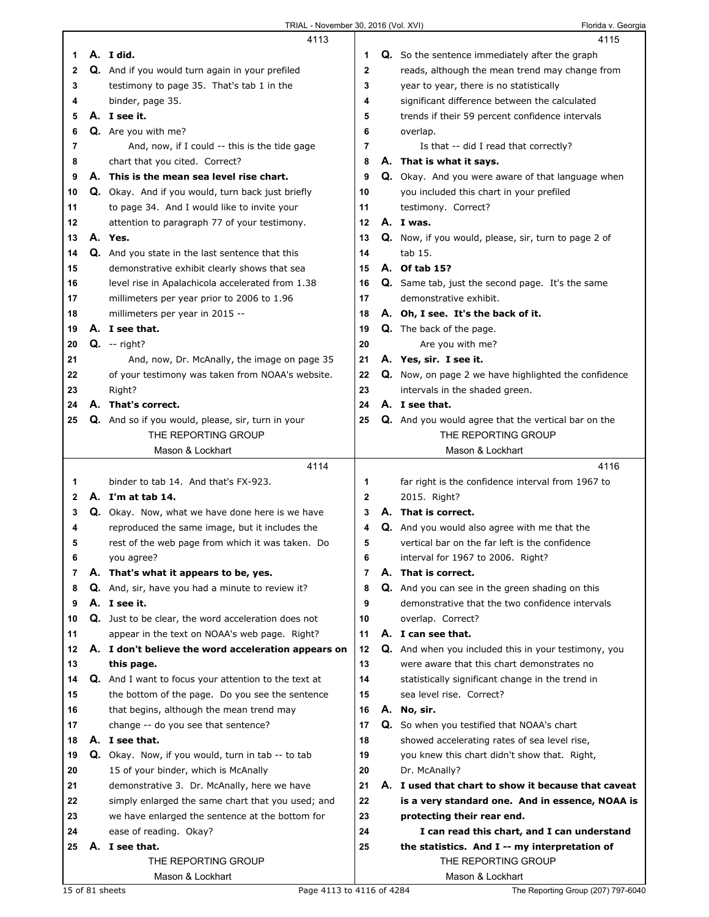**4113**

1 **A. I did.**
2 Q. And if you would turn again in your prefiled
3 testimony to page 35. That's tab 1 in the
4 binder, page 35.
5 **A. I see it.**
6 Q. Are you with me?
7 And, now, if I could -- this is the tide gage
8 chart that you cited. Correct?
9 **A. This is the mean sea level rise chart.**
10 Q. Okay. And if you would, turn back just briefly
11 to page 34. And I would like to invite your
12 attention to paragraph 77 of your testimony.
13 **A. Yes.**
14 Q. And you state in the last sentence that this
15 demonstrative exhibit clearly shows that sea
16 level rise in Apalachicola accelerated from 1.38
17 millimeters per year prior to 2006 to 1.96
18 millimeters per year in 2015 --
19 **A. I see that.**
20 Q. -- right?
21 And, now, Dr. McAnally, the image on page 35
22 of your testimony was taken from NOAA's website.
23 Right?
24 **A. That's correct.**
25 Q. And so if you would, please, sir, turn in your

**4114**

1 binder to tab 14. And that's FX-923.
2 **A. I'm at tab 14.**
3 Q. Okay. Now, what we have done here is we have
4 reproduced the same image, but it includes the
5 rest of the web page from which it was taken. Do
6 you agree?
7 **A. That's what it appears to be, yes.**
8 Q. And, sir, have you had a minute to review it?
9 **A. I see it.**
10 Q. Just to be clear, the word acceleration does not
11 appear in the text on NOAA's web page. Right?
12 **A. I don't believe the word acceleration appears on**
13 **this page.**
14 Q. And I want to focus your attention to the text at
15 the bottom of the page. Do you see the sentence
16 that begins, although the mean trend may
17 change -- do you see that sentence?
18 **A. I see that.**
19 Q. Okay. Now, if you would, turn in tab -- to tab
20 15 of your binder, which is McAnally
21 demonstrative 3. Dr. McAnally, here we have
22 simply enlarged the same chart that you used; and
23 we have enlarged the sentence at the bottom for
24 ease of reading. Okay?
25 **A. I see that.**

**4115**

1 Q. So the sentence immediately after the graph
2 reads, although the mean trend may change from
3 year to year, there is no statistically
4 significant difference between the calculated
5 trends if their 59 percent confidence intervals
6 overlap.
7 Is that -- did I read that correctly?
8 **A. That is what it says.**
9 Q. Okay. And you were aware of that language when
10 you included this chart in your prefiled
11 testimony. Correct?
12 **A. I was.**
13 Q. Now, if you would, please, sir, turn to page 2 of
14 tab 15.
15 **A. Of tab 15?**
16 Q. Same tab, just the second page. It's the same
17 demonstrative exhibit.
18 **A. Oh, I see. It's the back of it.**
19 Q. The back of the page.
20 Are you with me?
21 **A. Yes, sir. I see it.**
22 Q. Now, on page 2 we have highlighted the confidence
23 intervals in the shaded green.
24 **A. I see that.**
25 Q. And you would agree that the vertical bar on the

**4116**

1 far right is the confidence interval from 1967 to
2 2015. Right?
3 **A. That is correct.**
4 Q. And you would also agree with me that the
5 vertical bar on the far left is the confidence
6 interval for 1967 to 2006. Right?
7 **A. That is correct.**
8 Q. And you can see in the green shading on this
9 demonstrative that the two confidence intervals
10 overlap. Correct?
11 **A. I can see that.**
12 Q. And when you included this in your testimony, you
13 were aware that this chart demonstrates no
14 statistically significant change in the trend in
15 sea level rise. Correct?
16 **A. No, sir.**
17 Q. So when you testified that NOAA's chart
18 showed accelerating rates of sea level rise,
19 you knew this chart didn't show that. Right,
20 Dr. McAnally?
21 **A. I used that chart to show it because that caveat**
22 **is a very standard one. And in essence, NOAA is**
23 **protecting their rear end.**
24 **I can read this chart, and I can understand**
25 **the statistics. And I -- my interpretation of**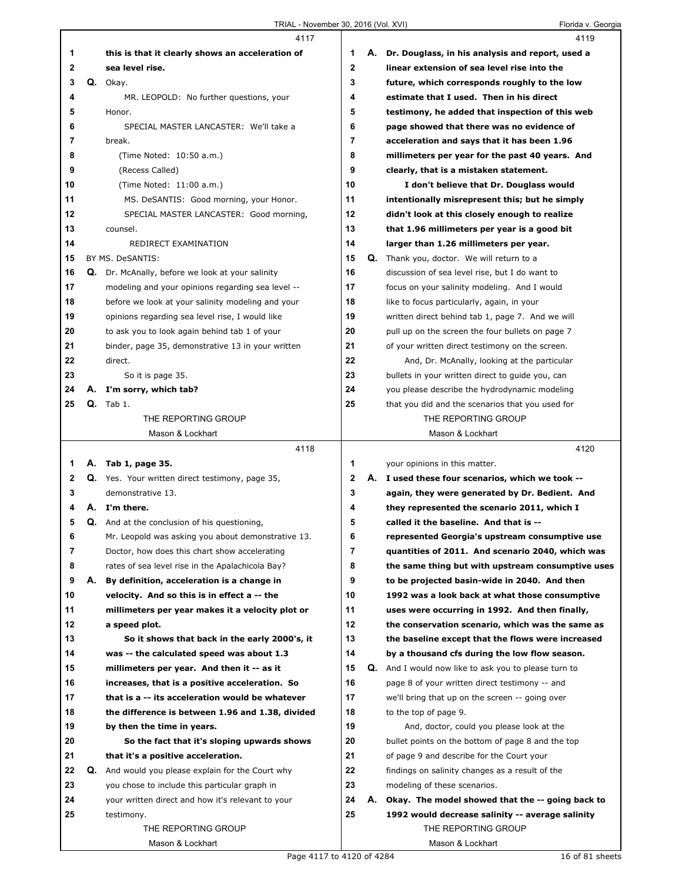4117

this is that it clearly shows an acceleration of sea level rise.

Q. Okay.

MR. LEOPOLD: No further questions, your Honor.

SPECIAL MASTER LANCASTER: We'll take a break.

(Time Noted: 10:50 a.m.)

(Recess Called)

(Time Noted: 11:00 a.m.)

MS. DeSANTIS: Good morning, your Honor.

SPECIAL MASTER LANCASTER: Good morning, counsel.

REDIRECT EXAMINATION

BY MS. DeSANTIS:

Q. Dr. McAnally, before we look at your salinity modeling and your opinions regarding sea level -- before we look at your salinity modeling and your opinions regarding sea level rise, I would like to ask you to look again behind tab 1 of your binder, page 35, demonstrative 13 in your written direct.

So it is page 35.

A. **I'm sorry, which tab?**

Q. Tab 1.

4118

A. **Tab 1, page 35.**

Q. Yes. Your written direct testimony, page 35, demonstrative 13.

A. **I'm there.**

Q. And at the conclusion of his questioning, Mr. Leopold was asking you about demonstrative 13. Doctor, how does this chart show accelerating rates of sea level rise in the Apalachicola Bay?

A. **By definition, acceleration is a change in velocity. And so this is in effect a -- the millimeters per year makes it a velocity plot or a speed plot.**

**So it shows that back in the early 2000's, it was -- the calculated speed was about 1.3 millimeters per year. And then it -- as it increases, that is a positive acceleration. So that is a -- its acceleration would be whatever the difference is between 1.96 and 1.38, divided by then the time in years.**

**So the fact that it's sloping upwards shows that it's a positive acceleration.**

Q. And would you please explain for the Court why you chose to include this particular graph in your written direct and how it's relevant to your testimony.

4119

A. **Dr. Douglass, in his analysis and report, used a linear extension of sea level rise into the future, which corresponds roughly to the low estimate that I used. Then in his direct testimony, he added that inspection of this web page showed that there was no evidence of acceleration and says that it has been 1.96 millimeters per year for the past 40 years. And clearly, that is a mistaken statement.**

**I don't believe that Dr. Douglass would intentionally misrepresent this; but he simply didn't look at this closely enough to realize that 1.96 millimeters per year is a good bit larger than 1.26 millimeters per year.**

Q. Thank you, doctor. We will return to a discussion of sea level rise, but I do want to focus on your salinity modeling. And I would like to focus particularly, again, in your written direct behind tab 1, page 7. And we will pull up on the screen the four bullets on page 7 of your written direct testimony on the screen.

And, Dr. McAnally, looking at the particular bullets in your written direct to guide you, can you please describe the hydrodynamic modeling that you did and the scenarios that you used for

4120

your opinions in this matter.

A. **I used these four scenarios, which we took -- again, they were generated by Dr. Bedient. And they represented the scenario 2011, which I called it the baseline. And that is -- represented Georgia's upstream consumptive use quantities of 2011. And scenario 2040, which was the same thing but with upstream consumptive uses to be projected basin-wide in 2040. And then 1992 was a look back at what those consumptive uses were occurring in 1992. And then finally, the conservation scenario, which was the same as the baseline except that the flows were increased by a thousand cfs during the low flow season.**

Q. And I would now like to ask you to please turn to page 8 of your written direct testimony -- and we'll bring that up on the screen -- going over to the top of page 9.

And, doctor, could you please look at the bullet points on the bottom of page 8 and the top of page 9 and describe for the Court your findings on salinity changes as a result of the modeling of these scenarios.

A. **Okay. The model showed that the -- going back to 1992 would decrease salinity -- average salinity**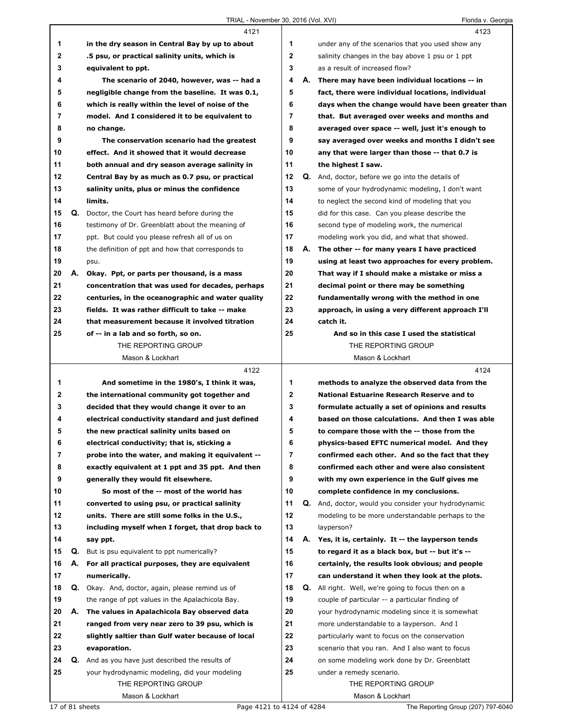4121

1 in the dry season in Central Bay by up to about
2 .5 psu, or practical salinity units, which is
3 equivalent to ppt.
4 The scenario of 2040, however, was -- had a
5 negligible change from the baseline. It was 0.1,
6 which is really within the level of noise of the
7 model. And I considered it to be equivalent to
8 no change.
9 The conservation scenario had the greatest
10 effect. And it showed that it would decrease
11 both annual and dry season average salinity in
12 Central Bay by as much as 0.7 psu, or practical
13 salinity units, plus or minus the confidence
14 limits.
15 Q. Doctor, the Court has heard before during the
16 testimony of Dr. Greenblatt about the meaning of
17 ppt. But could you please refresh all of us on
18 the definition of ppt and how that corresponds to
19 psu.
20 A. Okay. Ppt, or parts per thousand, is a mass
21 concentration that was used for decades, perhaps
22 centuries, in the oceanographic and water quality
23 fields. It was rather difficult to take -- make
24 that measurement because it involved titration
25 of -- in a lab and so forth, so on.

4122

1 And sometime in the 1980's, I think it was,
2 the international community got together and
3 decided that they would change it over to an
4 electrical conductivity standard and just defined
5 the new practical salinity units based on
6 electrical conductivity; that is, sticking a
7 probe into the water, and making it equivalent --
8 exactly equivalent at 1 ppt and 35 ppt. And then
9 generally they would fit elsewhere.
10 So most of the -- most of the world has
11 converted to using psu, or practical salinity
12 units. There are still some folks in the U.S.,
13 including myself when I forget, that drop back to
14 say ppt.
15 Q. But is psu equivalent to ppt numerically?
16 A. For all practical purposes, they are equivalent
17 numerically.
18 Q. Okay. And, doctor, again, please remind us of
19 the range of ppt values in the Apalachicola Bay.
20 A. The values in Apalachicola Bay observed data
21 ranged from very near zero to 39 psu, which is
22 slightly saltier than Gulf water because of local
23 evaporation.
24 Q. And as you have just described the results of
25 your hydrodynamic modeling, did your modeling

4123

1 under any of the scenarios that you used show any
2 salinity changes in the bay above 1 psu or 1 ppt
3 as a result of increased flow?
4 A. There may have been individual locations -- in
5 fact, there were individual locations, individual
6 days when the change would have been greater than
7 that. But averaged over weeks and months and
8 averaged over space -- well, just it's enough to
9 say averaged over weeks and months I didn't see
10 any that were larger than those -- that 0.7 is
11 the highest I saw.
12 Q. And, doctor, before we go into the details of
13 some of your hydrodynamic modeling, I don't want
14 to neglect the second kind of modeling that you
15 did for this case. Can you please describe the
16 second type of modeling work, the numerical
17 modeling work you did, and what that showed.
18 A. The other -- for many years I have practiced
19 using at least two approaches for every problem.
20 That way if I should make a mistake or miss a
21 decimal point or there may be something
22 fundamentally wrong with the method in one
23 approach, in using a very different approach I'll
24 catch it.
25 And so in this case I used the statistical

4124

1 methods to analyze the observed data from the
2 National Estuarine Research Reserve and to
3 formulate actually a set of opinions and results
4 based on those calculations. And then I was able
5 to compare those with the -- those from the
6 physics-based EFTC numerical model. And they
7 confirmed each other. And so the fact that they
8 confirmed each other and were also consistent
9 with my own experience in the Gulf gives me
10 complete confidence in my conclusions.
11 Q. And, doctor, would you consider your hydrodynamic
12 modeling to be more understandable perhaps to the
13 layperson?
14 A. Yes, it is, certainly. It -- the layperson tends
15 to regard it as a black box, but -- but it's --
16 certainly, the results look obvious; and people
17 can understand it when they look at the plots.
18 Q. All right. Well, we're going to focus then on a
19 couple of particular -- a particular finding of
20 your hydrodynamic modeling since it is somewhat
21 more understandable to a layperson. And I
22 particularly want to focus on the conservation
23 scenario that you ran. And I also want to focus
24 on some modeling work done by Dr. Greenblatt
25 under a remedy scenario.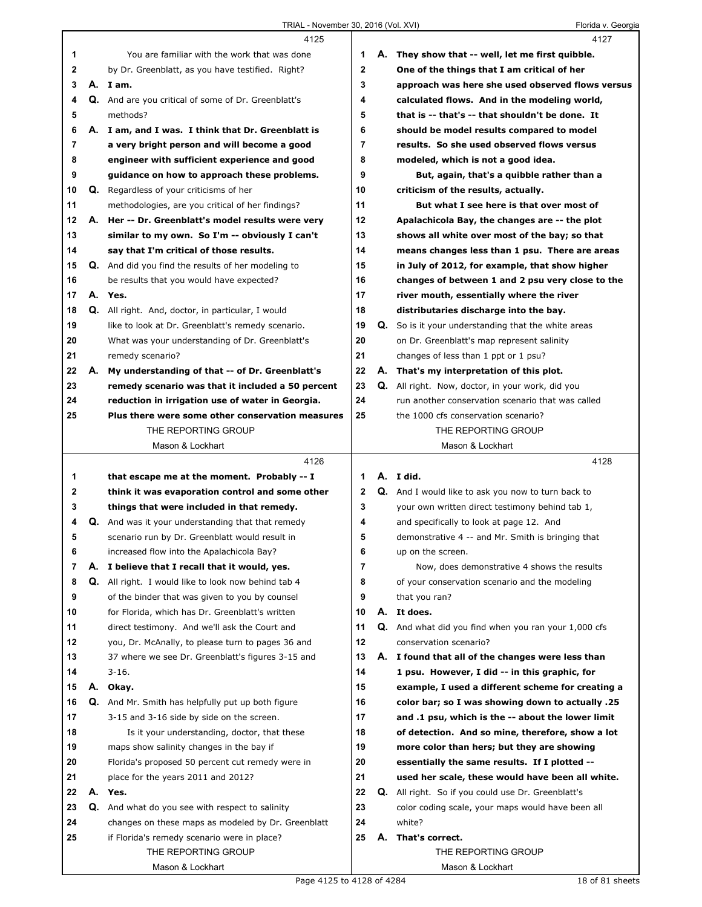4125

1 You are familiar with the work that was done
2 by Dr. Greenblatt, as you have testified. Right?
3 **A. I am.**
4 **Q.** And are you critical of some of Dr. Greenblatt's
5 methods?
6 **A. I am, and I was. I think that Dr. Greenblatt is**
7 **a very bright person and will become a good**
8 **engineer with sufficient experience and good**
9 **guidance on how to approach these problems.**
10 **Q.** Regardless of your criticisms of her
11 methodologies, are you critical of her findings?
12 **A. Her -- Dr. Greenblatt's model results were very**
13 **similar to my own. So I'm -- obviously I can't**
14 **say that I'm critical of those results.**
15 **Q.** And did you find the results of her modeling to
16 be results that you would have expected?
17 **A. Yes.**
18 **Q.** All right. And, doctor, in particular, I would
19 like to look at Dr. Greenblatt's remedy scenario.
20 What was your understanding of Dr. Greenblatt's
21 remedy scenario?
22 **A. My understanding of that -- of Dr. Greenblatt's**
23 **remedy scenario was that it included a 50 percent**
24 **reduction in irrigation use of water in Georgia.**
25 **Plus there were some other conservation measures**

4126

1 **that escape me at the moment. Probably -- I**
2 **think it was evaporation control and some other**
3 **things that were included in that remedy.**
4 **Q.** And was it your understanding that that remedy
5 scenario run by Dr. Greenblatt would result in
6 increased flow into the Apalachicola Bay?
7 **A. I believe that I recall that it would, yes.**
8 **Q.** All right. I would like to look now behind tab 4
9 of the binder that was given to you by counsel
10 for Florida, which has Dr. Greenblatt's written
11 direct testimony. And we'll ask the Court and
12 you, Dr. McAnally, to please turn to pages 36 and
13 37 where we see Dr. Greenblatt's figures 3-15 and
14 3-16.
15 **A. Okay.**
16 **Q.** And Mr. Smith has helpfully put up both figure
17 3-15 and 3-16 side by side on the screen.
18 Is it your understanding, doctor, that these
19 maps show salinity changes in the bay if
20 Florida's proposed 50 percent cut remedy were in
21 place for the years 2011 and 2012?
22 **A. Yes.**
23 **Q.** And what do you see with respect to salinity
24 changes on these maps as modeled by Dr. Greenblatt
25 if Florida's remedy scenario were in place?

4127

1 **A. They show that -- well, let me first quibble.**
2 **One of the things that I am critical of her**
3 **approach was here she used observed flows versus**
4 **calculated flows. And in the modeling world,**
5 **that is -- that's -- that shouldn't be done. It**
6 **should be model results compared to model**
7 **results. So she used observed flows versus**
8 **modeled, which is not a good idea.**
9 **But, again, that's a quibble rather than a**
10 **criticism of the results, actually.**
11 **But what I see here is that over most of**
12 **Apalachicola Bay, the changes are -- the plot**
13 **shows all white over most of the bay; so that**
14 **means changes less than 1 psu. There are areas**
15 **in July of 2012, for example, that show higher**
16 **changes of between 1 and 2 psu very close to the**
17 **river mouth, essentially where the river**
18 **distributaries discharge into the bay.**
19 **Q.** So is it your understanding that the white areas
20 on Dr. Greenblatt's map represent salinity
21 changes of less than 1 ppt or 1 psu?
22 **A. That's my interpretation of this plot.**
23 **Q.** All right. Now, doctor, in your work, did you
24 run another conservation scenario that was called
25 the 1000 cfs conservation scenario?

4128

1 **A. I did.**
2 **Q.** And I would like to ask you now to turn back to
3 your own written direct testimony behind tab 1,
4 and specifically to look at page 12. And
5 demonstrative 4 -- and Mr. Smith is bringing that
6 up on the screen.
7 Now, does demonstrative 4 shows the results
8 of your conservation scenario and the modeling
9 that you ran?
10 **A. It does.**
11 **Q.** And what did you find when you ran your 1,000 cfs
12 conservation scenario?
13 **A. I found that all of the changes were less than**
14 **1 psu. However, I did -- in this graphic, for**
15 **example, I used a different scheme for creating a**
16 **color bar; so I was showing down to actually .25**
17 **and .1 psu, which is the -- about the lower limit**
18 **of detection. And so mine, therefore, show a lot**
19 **more color than hers; but they are showing**
20 **essentially the same results. If I plotted --**
21 **used her scale, these would have been all white.**
22 **Q.** All right. So if you could use Dr. Greenblatt's
23 color coding scale, your maps would have been all
24 white?
25 **A. That's correct.**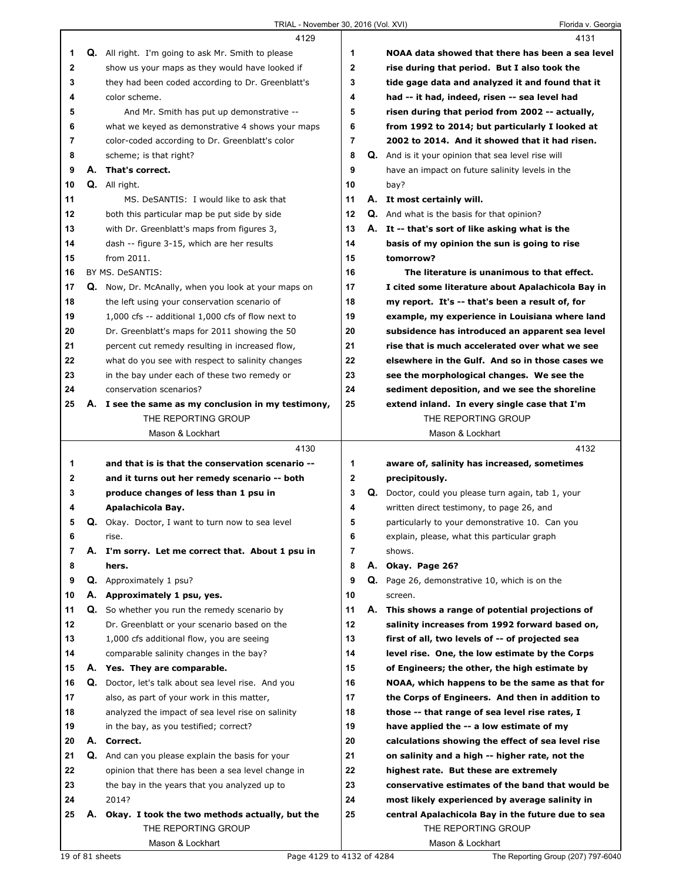**4129**

1 **Q.** All right. I'm going to ask Mr. Smith to please
2 show us your maps as they would have looked if
3 they had been coded according to Dr. Greenblatt's
4 color scheme.
5 And Mr. Smith has put up demonstrative --
6 what we keyed as demonstrative 4 shows your maps
7 color-coded according to Dr. Greenblatt's color
8 scheme; is that right?
9 **A. That's correct.**
10 **Q.** All right.
11 MS. DeSANTIS: I would like to ask that
12 both this particular map be put side by side
13 with Dr. Greenblatt's maps from figures 3,
14 dash -- figure 3-15, which are her results
15 from 2011.
16 BY MS. DeSANTIS:
17 **Q.** Now, Dr. McAnally, when you look at your maps on
18 the left using your conservation scenario of
19 1,000 cfs -- additional 1,000 cfs of flow next to
20 Dr. Greenblatt's maps for 2011 showing the 50
21 percent cut remedy resulting in increased flow,
22 what do you see with respect to salinity changes
23 in the bay under each of these two remedy or
24 conservation scenarios?
25 **A. I see the same as my conclusion in my testimony,**

**4130**

1 **and that is is that the conservation scenario --**
2 **and it turns out her remedy scenario -- both**
3 **produce changes of less than 1 psu in**
4 **Apalachicola Bay.**
5 **Q.** Okay. Doctor, I want to turn now to sea level
6 rise.
7 **A. I'm sorry. Let me correct that. About 1 psu in**
8 **hers.**
9 **Q.** Approximately 1 psu?
10 **A. Approximately 1 psu, yes.**
11 **Q.** So whether you run the remedy scenario by
12 Dr. Greenblatt or your scenario based on the
13 1,000 cfs additional flow, you are seeing
14 comparable salinity changes in the bay?
15 **A. Yes. They are comparable.**
16 **Q.** Doctor, let's talk about sea level rise. And you
17 also, as part of your work in this matter,
18 analyzed the impact of sea level rise on salinity
19 in the bay, as you testified; correct?
20 **A. Correct.**
21 **Q.** And can you please explain the basis for your
22 opinion that there has been a sea level change in
23 the bay in the years that you analyzed up to
24 2014?
25 **A. Okay. I took the two methods actually, but the**

**4131**

1 **NOAA data showed that there has been a sea level**
2 **rise during that period. But I also took the**
3 **tide gage data and analyzed it and found that it**
4 **had -- it had, indeed, risen -- sea level had**
5 **risen during that period from 2002 -- actually,**
6 **from 1992 to 2014; but particularly I looked at**
7 **2002 to 2014. And it showed that it had risen.**
8 **Q.** And is it your opinion that sea level rise will
9 have an impact on future salinity levels in the
10 bay?
11 **A. It most certainly will.**
12 **Q.** And what is the basis for that opinion?
13 **A. It -- that's sort of like asking what is the**
14 **basis of my opinion the sun is going to rise**
15 **tomorrow?**
16 **The literature is unanimous to that effect.**
17 **I cited some literature about Apalachicola Bay in**
18 **my report. It's -- that's been a result of, for**
19 **example, my experience in Louisiana where land**
20 **subsidence has introduced an apparent sea level**
21 **rise that is much accelerated over what we see**
22 **elsewhere in the Gulf. And so in those cases we**
23 **see the morphological changes. We see the**
24 **sediment deposition, and we see the shoreline**
25 **extend inland. In every single case that I'm**

**4132**

1 **aware of, salinity has increased, sometimes**
2 **precipitously.**
3 **Q.** Doctor, could you please turn again, tab 1, your
4 written direct testimony, to page 26, and
5 particularly to your demonstrative 10. Can you
6 explain, please, what this particular graph
7 shows.
8 **A. Okay. Page 26?**
9 **Q.** Page 26, demonstrative 10, which is on the
10 screen.
11 **A. This shows a range of potential projections of**
12 **salinity increases from 1992 forward based on,**
13 **first of all, two levels of -- of projected sea**
14 **level rise. One, the low estimate by the Corps**
15 **of Engineers; the other, the high estimate by**
16 **NOAA, which happens to be the same as that for**
17 **the Corps of Engineers. And then in addition to**
18 **those -- that range of sea level rise rates, I**
19 **have applied the -- a low estimate of my**
20 **calculations showing the effect of sea level rise**
21 **on salinity and a high -- higher rate, not the**
22 **highest rate. But these are extremely**
23 **conservative estimates of the band that would be**
24 **most likely experienced by average salinity in**
25 **central Apalachicola Bay in the future due to sea**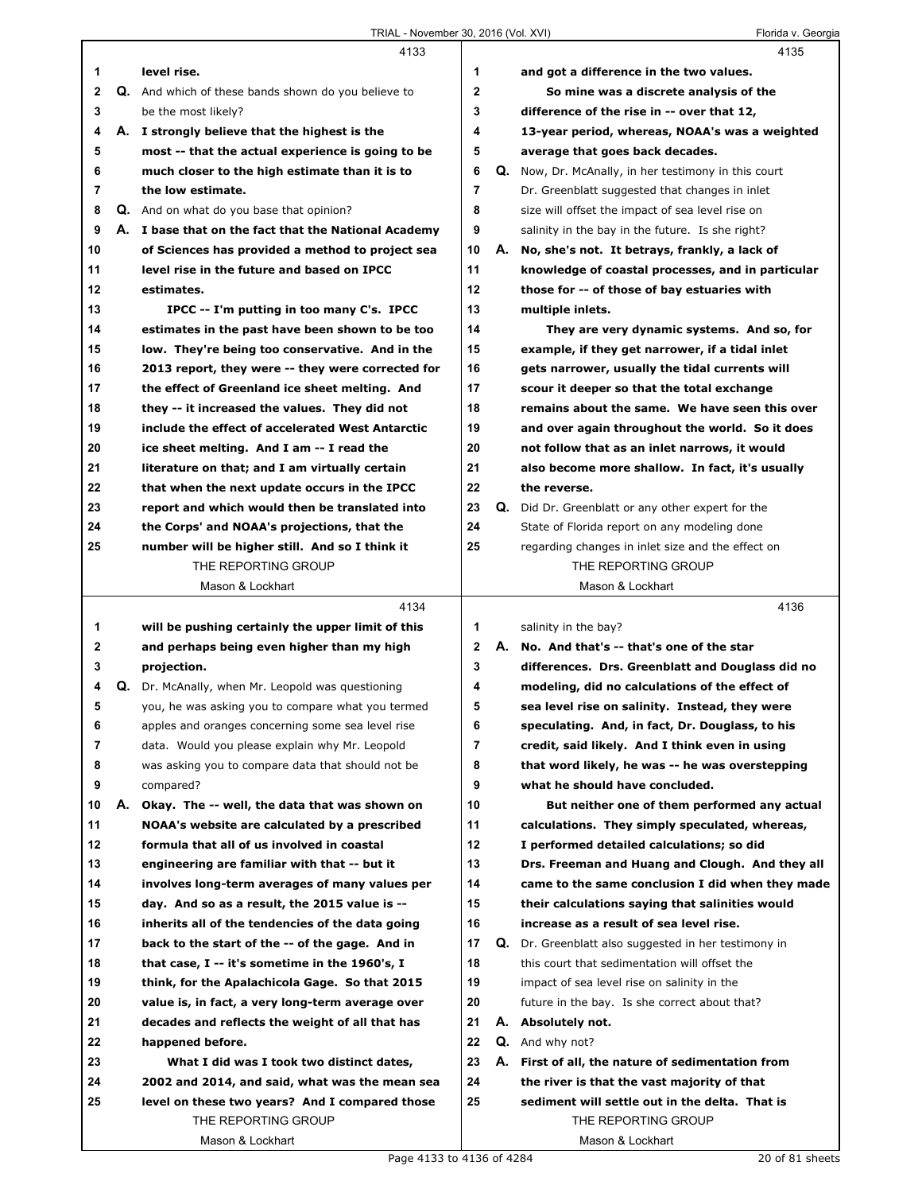**4133**

1 level rise.
2 Q. And which of these bands shown do you believe to
3 be the most likely?
4 A. I strongly believe that the highest is the
5 most -- that the actual experience is going to be
6 much closer to the high estimate than it is to
7 the low estimate.
8 Q. And on what do you base that opinion?
9 A. I base that on the fact that the National Academy
10 of Sciences has provided a method to project sea
11 level rise in the future and based on IPCC
12 estimates.
13 IPCC -- I'm putting in too many C's. IPCC
14 estimates in the past have been shown to be too
15 low. They're being too conservative. And in the
16 2013 report, they were -- they were corrected for
17 the effect of Greenland ice sheet melting. And
18 they -- it increased the values. They did not
19 include the effect of accelerated West Antarctic
20 ice sheet melting. And I am -- I read the
21 literature on that; and I am virtually certain
22 that when the next update occurs in the IPCC
23 report and which would then be translated into
24 the Corps' and NOAA's projections, that the
25 number will be higher still. And so I think it

**4134**

1 will be pushing certainly the upper limit of this
2 and perhaps being even higher than my high
3 projection.
4 Q. Dr. McAnally, when Mr. Leopold was questioning
5 you, he was asking you to compare what you termed
6 apples and oranges concerning some sea level rise
7 data. Would you please explain why Mr. Leopold
8 was asking you to compare data that should not be
9 compared?
10 A. Okay. The -- well, the data that was shown on
11 NOAA's website are calculated by a prescribed
12 formula that all of us involved in coastal
13 engineering are familiar with that -- but it
14 involves long-term averages of many values per
15 day. And so as a result, the 2015 value is --
16 inherits all of the tendencies of the data going
17 back to the start of the -- of the gage. And in
18 that case, I -- it's sometime in the 1960's, I
19 think, for the Apalachicola Gage. So that 2015
20 value is, in fact, a very long-term average over
21 decades and reflects the weight of all that has
22 happened before.
23 What I did was I took two distinct dates,
24 2002 and 2014, and said, what was the mean sea
25 level on these two years? And I compared those

**4135**

1 and got a difference in the two values.
2 So mine was a discrete analysis of the
3 difference of the rise in -- over that 12,
4 13-year period, whereas, NOAA's was a weighted
5 average that goes back decades.
6 Q. Now, Dr. McAnally, in her testimony in this court
7 Dr. Greenblatt suggested that changes in inlet
8 size will offset the impact of sea level rise on
9 salinity in the bay in the future. Is she right?
10 A. No, she's not. It betrays, frankly, a lack of
11 knowledge of coastal processes, and in particular
12 those for -- of those of bay estuaries with
13 multiple inlets.
14 They are very dynamic systems. And so, for
15 example, if they get narrower, if a tidal inlet
16 gets narrower, usually the tidal currents will
17 scour it deeper so that the total exchange
18 remains about the same. We have seen this over
19 and over again throughout the world. So it does
20 not follow that as an inlet narrows, it would
21 also become more shallow. In fact, it's usually
22 the reverse.
23 Q. Did Dr. Greenblatt or any other expert for the
24 State of Florida report on any modeling done
25 regarding changes in inlet size and the effect on

**4136**

1 salinity in the bay?
2 A. No. And that's -- that's one of the star
3 differences. Drs. Greenblatt and Douglass did no
4 modeling, did no calculations of the effect of
5 sea level rise on salinity. Instead, they were
6 speculating. And, in fact, Dr. Douglass, to his
7 credit, said likely. And I think even in using
8 that word likely, he was -- he was overstepping
9 what he should have concluded.
10 But neither one of them performed any actual
11 calculations. They simply speculated, whereas,
12 I performed detailed calculations; so did
13 Drs. Freeman and Huang and Clough. And they all
14 came to the same conclusion I did when they made
15 their calculations saying that salinities would
16 increase as a result of sea level rise.
17 Q. Dr. Greenblatt also suggested in her testimony in
18 this court that sedimentation will offset the
19 impact of sea level rise on salinity in the
20 future in the bay. Is she correct about that?
21 A. Absolutely not.
22 Q. And why not?
23 A. First of all, the nature of sedimentation from
24 the river is that the vast majority of that
25 sediment will settle out in the delta. That is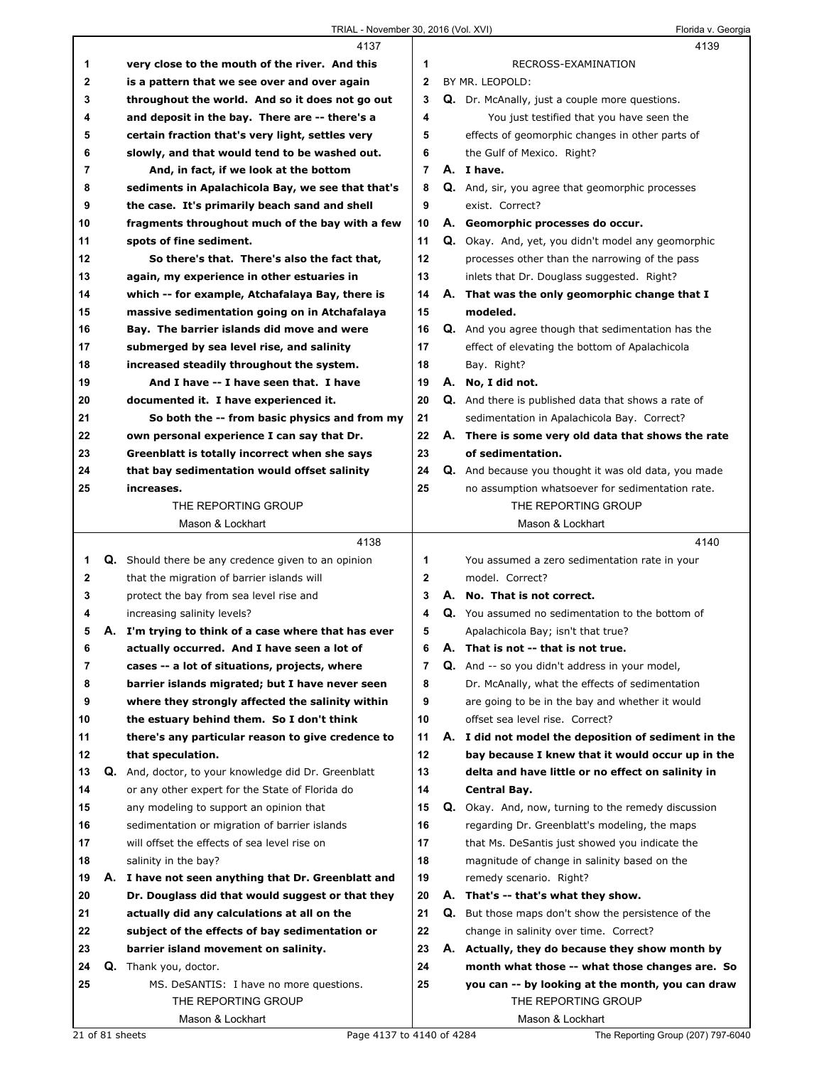**4137**

1 **very close to the mouth of the river. And this**
2 **is a pattern that we see over and over again**
3 **throughout the world. And so it does not go out**
4 **and deposit in the bay. There are -- there's a**
5 **certain fraction that's very light, settles very**
6 **slowly, and that would tend to be washed out.**
7 **And, in fact, if we look at the bottom**
8 **sediments in Apalachicola Bay, we see that that's**
9 **the case. It's primarily beach sand and shell**
10 **fragments throughout much of the bay with a few**
11 **spots of fine sediment.**
12 **So there's that. There's also the fact that,**
13 **again, my experience in other estuaries in**
14 **which -- for example, Atchafalaya Bay, there is**
15 **massive sedimentation going on in Atchafalaya**
16 **Bay. The barrier islands did move and were**
17 **submerged by sea level rise, and salinity**
18 **increased steadily throughout the system.**
19 **And I have -- I have seen that. I have**
20 **documented it. I have experienced it.**
21 **So both the -- from basic physics and from my**
22 **own personal experience I can say that Dr.**
23 **Greenblatt is totally incorrect when she says**
24 **that bay sedimentation would offset salinity**
25 **increases.**

**4138**

1 Q. Should there be any credence given to an opinion
2 that the migration of barrier islands will
3 protect the bay from sea level rise and
4 increasing salinity levels?
5 A. **I'm trying to think of a case where that has ever**
6 **actually occurred. And I have seen a lot of**
7 **cases -- a lot of situations, projects, where**
8 **barrier islands migrated; but I have never seen**
9 **where they strongly affected the salinity within**
10 **the estuary behind them. So I don't think**
11 **there's any particular reason to give credence to**
12 **that speculation.**
13 Q. And, doctor, to your knowledge did Dr. Greenblatt
14 or any other expert for the State of Florida do
15 any modeling to support an opinion that
16 sedimentation or migration of barrier islands
17 will offset the effects of sea level rise on
18 salinity in the bay?
19 A. **I have not seen anything that Dr. Greenblatt and**
20 **Dr. Douglass did that would suggest or that they**
21 **actually did any calculations at all on the**
22 **subject of the effects of bay sedimentation or**
23 **barrier island movement on salinity.**
24 Q. Thank you, doctor.
25 MS. DeSANTIS: I have no more questions.

**4139**

1 RECROSS-EXAMINATION
2 BY MR. LEOPOLD:
3 Q. Dr. McAnally, just a couple more questions.
4 You just testified that you have seen the
5 effects of geomorphic changes in other parts of
6 the Gulf of Mexico. Right?
7 A. **I have.**
8 Q. And, sir, you agree that geomorphic processes
9 exist. Correct?
10 A. **Geomorphic processes do occur.**
11 Q. Okay. And, yet, you didn't model any geomorphic
12 processes other than the narrowing of the pass
13 inlets that Dr. Douglass suggested. Right?
14 A. **That was the only geomorphic change that I**
15 **modeled.**
16 Q. And you agree though that sedimentation has the
17 effect of elevating the bottom of Apalachicola
18 Bay. Right?
19 A. **No, I did not.**
20 Q. And there is published data that shows a rate of
21 sedimentation in Apalachicola Bay. Correct?
22 A. **There is some very old data that shows the rate**
23 **of sedimentation.**
24 Q. And because you thought it was old data, you made
25 no assumption whatsoever for sedimentation rate.

**4140**

1 You assumed a zero sedimentation rate in your
2 model. Correct?
3 A. **No. That is not correct.**
4 Q. You assumed no sedimentation to the bottom of
5 Apalachicola Bay; isn't that true?
6 A. **That is not -- that is not true.**
7 Q. And -- so you didn't address in your model,
8 Dr. McAnally, what the effects of sedimentation
9 are going to be in the bay and whether it would
10 offset sea level rise. Correct?
11 A. **I did not model the deposition of sediment in the**
12 **bay because I knew that it would occur up in the**
13 **delta and have little or no effect on salinity in**
14 **Central Bay.**
15 Q. Okay. And, now, turning to the remedy discussion
16 regarding Dr. Greenblatt's modeling, the maps
17 that Ms. DeSantis just showed you indicate the
18 magnitude of change in salinity based on the
19 remedy scenario. Right?
20 A. **That's -- that's what they show.**
21 Q. But those maps don't show the persistence of the
22 change in salinity over time. Correct?
23 A. **Actually, they do because they show month by**
24 **month what those -- what those changes are. So**
25 **you can -- by looking at the month, you can draw**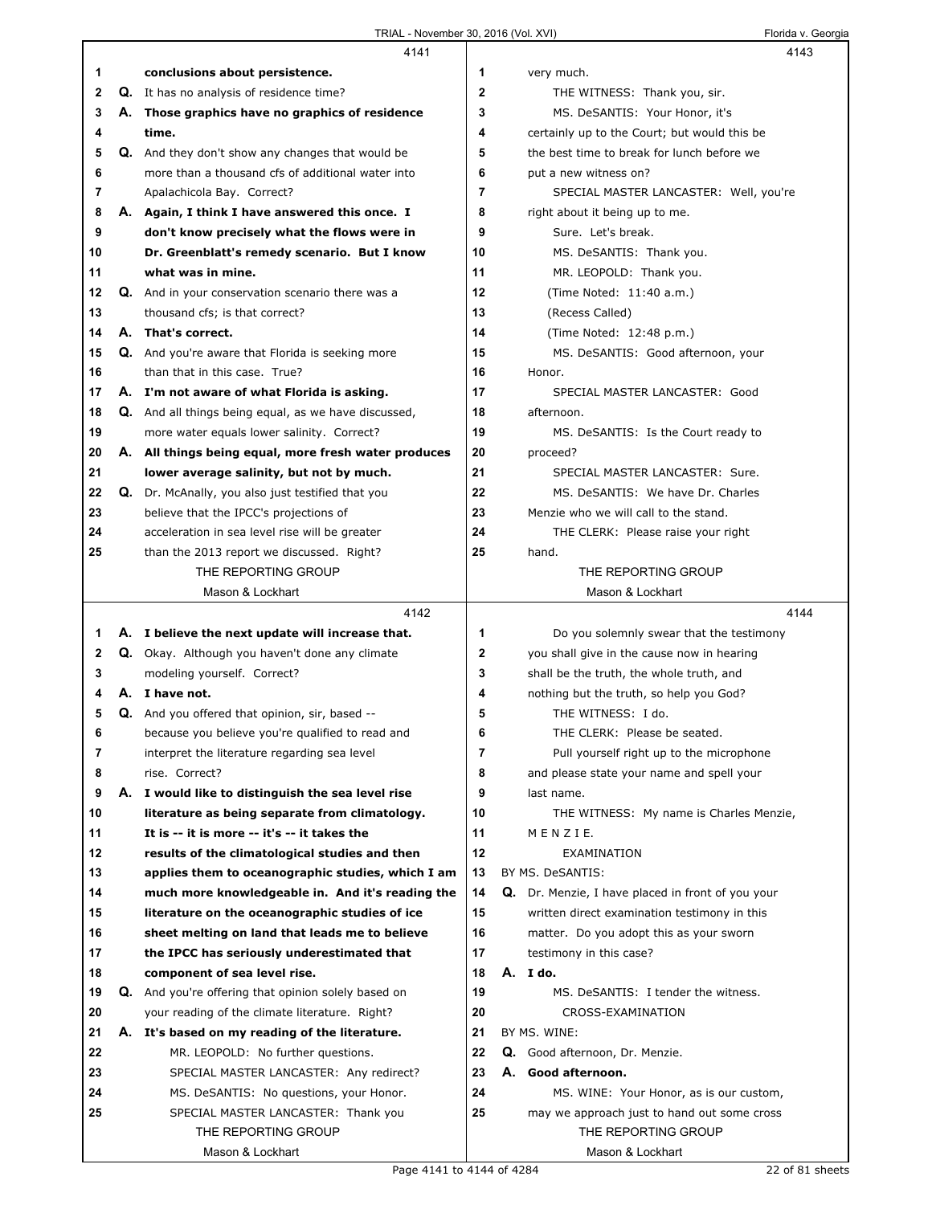**4141**

1 **conclusions about persistence.**
2 Q. It has no analysis of residence time?
3 A. **Those graphics have no graphics of residence**
4 **time.**
5 Q. And they don't show any changes that would be
6 more than a thousand cfs of additional water into
7 Apalachicola Bay. Correct?
8 A. **Again, I think I have answered this once. I**
9 **don't know precisely what the flows were in**
10 **Dr. Greenblatt's remedy scenario. But I know**
11 **what was in mine.**
12 Q. And in your conservation scenario there was a
13 thousand cfs; is that correct?
14 A. **That's correct.**
15 Q. And you're aware that Florida is seeking more
16 than that in this case. True?
17 A. **I'm not aware of what Florida is asking.**
18 Q. And all things being equal, as we have discussed,
19 more water equals lower salinity. Correct?
20 A. **All things being equal, more fresh water produces**
21 **lower average salinity, but not by much.**
22 Q. Dr. McAnally, you also just testified that you
23 believe that the IPCC's projections of
24 acceleration in sea level rise will be greater
25 than the 2013 report we discussed. Right?

**4142**

1 A. **I believe the next update will increase that.**
2 Q. Okay. Although you haven't done any climate
3 modeling yourself. Correct?
4 A. **I have not.**
5 Q. And you offered that opinion, sir, based --
6 because you believe you're qualified to read and
7 interpret the literature regarding sea level
8 rise. Correct?
9 A. **I would like to distinguish the sea level rise**
10 **literature as being separate from climatology.**
11 **It is -- it is more -- it's -- it takes the**
12 **results of the climatological studies and then**
13 **applies them to oceanographic studies, which I am**
14 **much more knowledgeable in. And it's reading the**
15 **literature on the oceanographic studies of ice**
16 **sheet melting on land that leads me to believe**
17 **the IPCC has seriously underestimated that**
18 **component of sea level rise.**
19 Q. And you're offering that opinion solely based on
20 your reading of the climate literature. Right?
21 A. **It's based on my reading of the literature.**
22 MR. LEOPOLD: No further questions.
23 SPECIAL MASTER LANCASTER: Any redirect?
24 MS. DeSANTIS: No questions, your Honor.
25 SPECIAL MASTER LANCASTER: Thank you

**4143**

1 very much.
2 THE WITNESS: Thank you, sir.
3 MS. DeSANTIS: Your Honor, it's
4 certainly up to the Court; but would this be
5 the best time to break for lunch before we
6 put a new witness on?
7 SPECIAL MASTER LANCASTER: Well, you're
8 right about it being up to me.
9 Sure. Let's break.
10 MS. DeSANTIS: Thank you.
11 MR. LEOPOLD: Thank you.
12 (Time Noted: 11:40 a.m.)
13 (Recess Called)
14 (Time Noted: 12:48 p.m.)
15 MS. DeSANTIS: Good afternoon, your
16 Honor.
17 SPECIAL MASTER LANCASTER: Good
18 afternoon.
19 MS. DeSANTIS: Is the Court ready to
20 proceed?
21 SPECIAL MASTER LANCASTER: Sure.
22 MS. DeSANTIS: We have Dr. Charles
23 Menzie who we will call to the stand.
24 THE CLERK: Please raise your right
25 hand.

**4144**

1 Do you solemnly swear that the testimony
2 you shall give in the cause now in hearing
3 shall be the truth, the whole truth, and
4 nothing but the truth, so help you God?
5 THE WITNESS: I do.
6 THE CLERK: Please be seated.
7 Pull yourself right up to the microphone
8 and please state your name and spell your
9 last name.
10 THE WITNESS: My name is Charles Menzie,
11 M E N Z I E.
12 EXAMINATION
13 BY MS. DeSANTIS:
14 Q. Dr. Menzie, I have placed in front of you your
15 written direct examination testimony in this
16 matter. Do you adopt this as your sworn
17 testimony in this case?
18 A. **I do.**
19 MS. DeSANTIS: I tender the witness.
20 CROSS-EXAMINATION
21 BY MS. WINE:
22 Q. Good afternoon, Dr. Menzie.
23 A. **Good afternoon.**
24 MS. WINE: Your Honor, as is our custom,
25 may we approach just to hand out some cross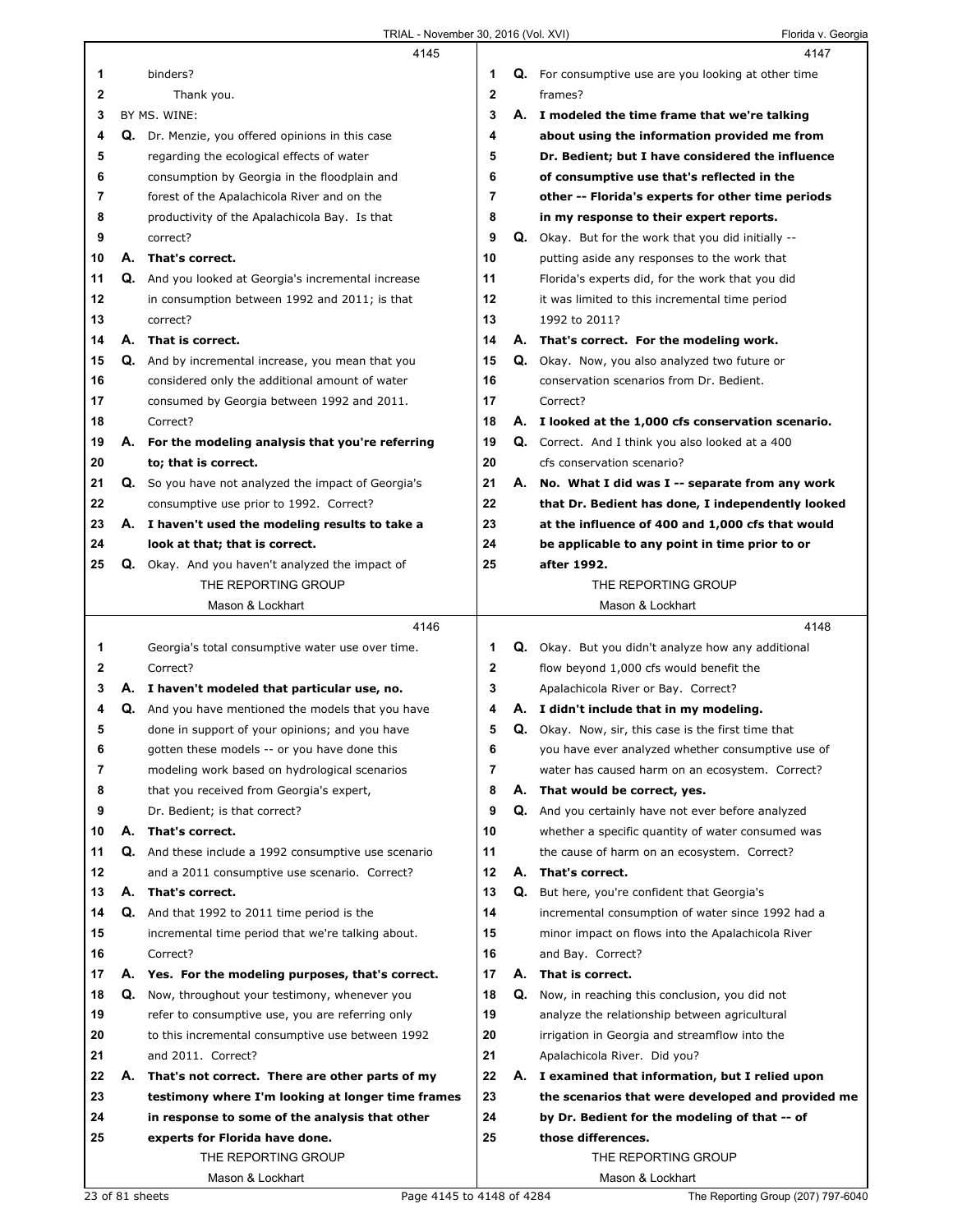**4145**

1 binders?

2 Thank you.

3 BY MS. WINE:

4 **Q.** Dr. Menzie, you offered opinions in this case

5 regarding the ecological effects of water

6 consumption by Georgia in the floodplain and

7 forest of the Apalachicola River and on the

8 productivity of the Apalachicola Bay. Is that

9 correct?

10 **A. That's correct.**

11 **Q.** And you looked at Georgia's incremental increase

12 in consumption between 1992 and 2011; is that

13 correct?

14 **A. That is correct.**

15 **Q.** And by incremental increase, you mean that you

16 considered only the additional amount of water

17 consumed by Georgia between 1992 and 2011.

18 Correct?

19 **A. For the modeling analysis that you're referring**

20 **to; that is correct.**

21 **Q.** So you have not analyzed the impact of Georgia's

22 consumptive use prior to 1992. Correct?

23 **A. I haven't used the modeling results to take a**

24 **look at that; that is correct.**

25 **Q.** Okay. And you haven't analyzed the impact of

**4146**

1 Georgia's total consumptive water use over time.

2 Correct?

3 **A. I haven't modeled that particular use, no.**

4 **Q.** And you have mentioned the models that you have

5 done in support of your opinions; and you have

6 gotten these models -- or you have done this

7 modeling work based on hydrological scenarios

8 that you received from Georgia's expert,

9 Dr. Bedient; is that correct?

10 **A. That's correct.**

11 **Q.** And these include a 1992 consumptive use scenario

12 and a 2011 consumptive use scenario. Correct?

13 **A. That's correct.**

14 **Q.** And that 1992 to 2011 time period is the

15 incremental time period that we're talking about.

16 Correct?

17 **A. Yes. For the modeling purposes, that's correct.**

18 **Q.** Now, throughout your testimony, whenever you

19 refer to consumptive use, you are referring only

20 to this incremental consumptive use between 1992

21 and 2011. Correct?

22 **A. That's not correct. There are other parts of my**

23 **testimony where I'm looking at longer time frames**

24 **in response to some of the analysis that other**

25 **experts for Florida have done.**

**4147**

1 **Q.** For consumptive use are you looking at other time

2 frames?

3 **A. I modeled the time frame that we're talking**

4 **about using the information provided me from**

5 **Dr. Bedient; but I have considered the influence**

6 **of consumptive use that's reflected in the**

7 **other -- Florida's experts for other time periods**

8 **in my response to their expert reports.**

9 **Q.** Okay. But for the work that you did initially --

10 putting aside any responses to the work that

11 Florida's experts did, for the work that you did

12 it was limited to this incremental time period

13 1992 to 2011?

14 **A. That's correct. For the modeling work.**

15 **Q.** Okay. Now, you also analyzed two future or

16 conservation scenarios from Dr. Bedient.

17 Correct?

18 **A. I looked at the 1,000 cfs conservation scenario.**

19 **Q.** Correct. And I think you also looked at a 400

20 cfs conservation scenario?

21 **A. No. What I did was I -- separate from any work**

22 **that Dr. Bedient has done, I independently looked**

23 **at the influence of 400 and 1,000 cfs that would**

24 **be applicable to any point in time prior to or**

25 **after 1992.**

**4148**

1 **Q.** Okay. But you didn't analyze how any additional

2 flow beyond 1,000 cfs would benefit the

3 Apalachicola River or Bay. Correct?

4 **A. I didn't include that in my modeling.**

5 **Q.** Okay. Now, sir, this case is the first time that

6 you have ever analyzed whether consumptive use of

7 water has caused harm on an ecosystem. Correct?

8 **A. That would be correct, yes.**

9 **Q.** And you certainly have not ever before analyzed

10 whether a specific quantity of water consumed was

11 the cause of harm on an ecosystem. Correct?

12 **A. That's correct.**

13 **Q.** But here, you're confident that Georgia's

14 incremental consumption of water since 1992 had a

15 minor impact on flows into the Apalachicola River

16 and Bay. Correct?

17 **A. That is correct.**

18 **Q.** Now, in reaching this conclusion, you did not

19 analyze the relationship between agricultural

20 irrigation in Georgia and streamflow into the

21 Apalachicola River. Did you?

22 **A. I examined that information, but I relied upon**

23 **the scenarios that were developed and provided me**

24 **by Dr. Bedient for the modeling of that -- of**

25 **those differences.**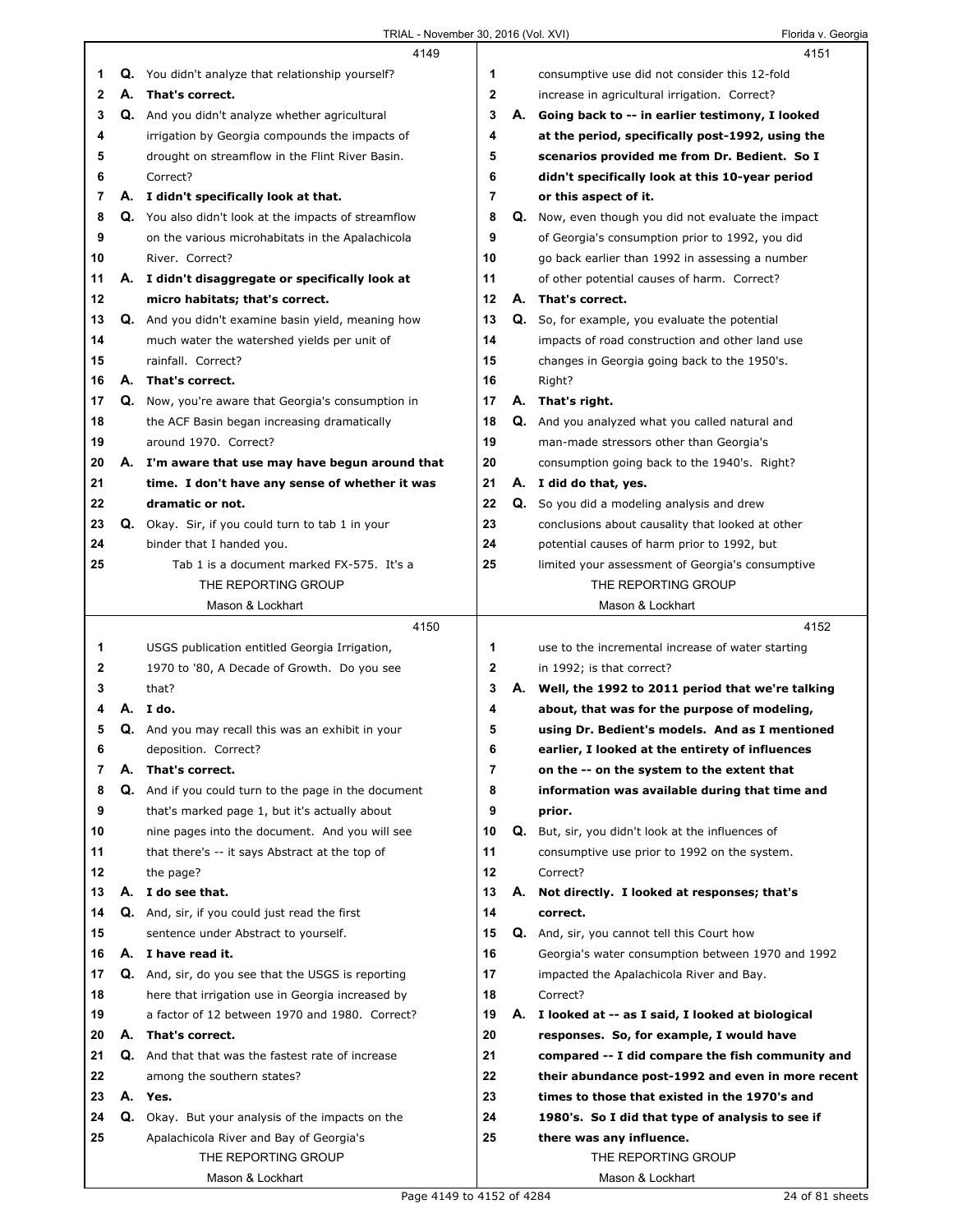**4149**

1 Q. You didn't analyze that relationship yourself?
2 A. **That's correct.**
3 Q. And you didn't analyze whether agricultural
4 irrigation by Georgia compounds the impacts of
5 drought on streamflow in the Flint River Basin.
6 Correct?
7 A. **I didn't specifically look at that.**
8 Q. You also didn't look at the impacts of streamflow
9 on the various microhabitats in the Apalachicola
10 River. Correct?
11 A. **I didn't disaggregate or specifically look at**
12 **micro habitats; that's correct.**
13 Q. And you didn't examine basin yield, meaning how
14 much water the watershed yields per unit of
15 rainfall. Correct?
16 A. **That's correct.**
17 Q. Now, you're aware that Georgia's consumption in
18 the ACF Basin began increasing dramatically
19 around 1970. Correct?
20 A. **I'm aware that use may have begun around that**
21 **time. I don't have any sense of whether it was**
22 **dramatic or not.**
23 Q. Okay. Sir, if you could turn to tab 1 in your
24 binder that I handed you.
25 Tab 1 is a document marked FX-575. It's a

**4150**

1 USGS publication entitled Georgia Irrigation,
2 1970 to '80, A Decade of Growth. Do you see
3 that?
4 A. **I do.**
5 Q. And you may recall this was an exhibit in your
6 deposition. Correct?
7 A. **That's correct.**
8 Q. And if you could turn to the page in the document
9 that's marked page 1, but it's actually about
10 nine pages into the document. And you will see
11 that there's -- it says Abstract at the top of
12 the page?
13 A. **I do see that.**
14 Q. And, sir, if you could just read the first
15 sentence under Abstract to yourself.
16 A. **I have read it.**
17 Q. And, sir, do you see that the USGS is reporting
18 here that irrigation use in Georgia increased by
19 a factor of 12 between 1970 and 1980. Correct?
20 A. **That's correct.**
21 Q. And that that was the fastest rate of increase
22 among the southern states?
23 A. **Yes.**
24 Q. Okay. But your analysis of the impacts on the
25 Apalachicola River and Bay of Georgia's

**4151**

1 consumptive use did not consider this 12-fold
2 increase in agricultural irrigation. Correct?
3 A. **Going back to -- in earlier testimony, I looked**
4 **at the period, specifically post-1992, using the**
5 **scenarios provided me from Dr. Bedient. So I**
6 **didn't specifically look at this 10-year period**
7 **or this aspect of it.**
8 Q. Now, even though you did not evaluate the impact
9 of Georgia's consumption prior to 1992, you did
10 go back earlier than 1992 in assessing a number
11 of other potential causes of harm. Correct?
12 A. **That's correct.**
13 Q. So, for example, you evaluate the potential
14 impacts of road construction and other land use
15 changes in Georgia going back to the 1950's.
16 Right?
17 A. **That's right.**
18 Q. And you analyzed what you called natural and
19 man-made stressors other than Georgia's
20 consumption going back to the 1940's. Right?
21 A. **I did do that, yes.**
22 Q. So you did a modeling analysis and drew
23 conclusions about causality that looked at other
24 potential causes of harm prior to 1992, but
25 limited your assessment of Georgia's consumptive

**4152**

1 use to the incremental increase of water starting
2 in 1992; is that correct?
3 A. **Well, the 1992 to 2011 period that we're talking**
4 **about, that was for the purpose of modeling,**
5 **using Dr. Bedient's models. And as I mentioned**
6 **earlier, I looked at the entirety of influences**
7 **on the -- on the system to the extent that**
8 **information was available during that time and**
9 **prior.**
10 Q. But, sir, you didn't look at the influences of
11 consumptive use prior to 1992 on the system.
12 Correct?
13 A. **Not directly. I looked at responses; that's**
14 **correct.**
15 Q. And, sir, you cannot tell this Court how
16 Georgia's water consumption between 1970 and 1992
17 impacted the Apalachicola River and Bay.
18 Correct?
19 A. **I looked at -- as I said, I looked at biological**
20 **responses. So, for example, I would have**
21 **compared -- I did compare the fish community and**
22 **their abundance post-1992 and even in more recent**
23 **times to those that existed in the 1970's and**
24 **1980's. So I did that type of analysis to see if**
25 **there was any influence.**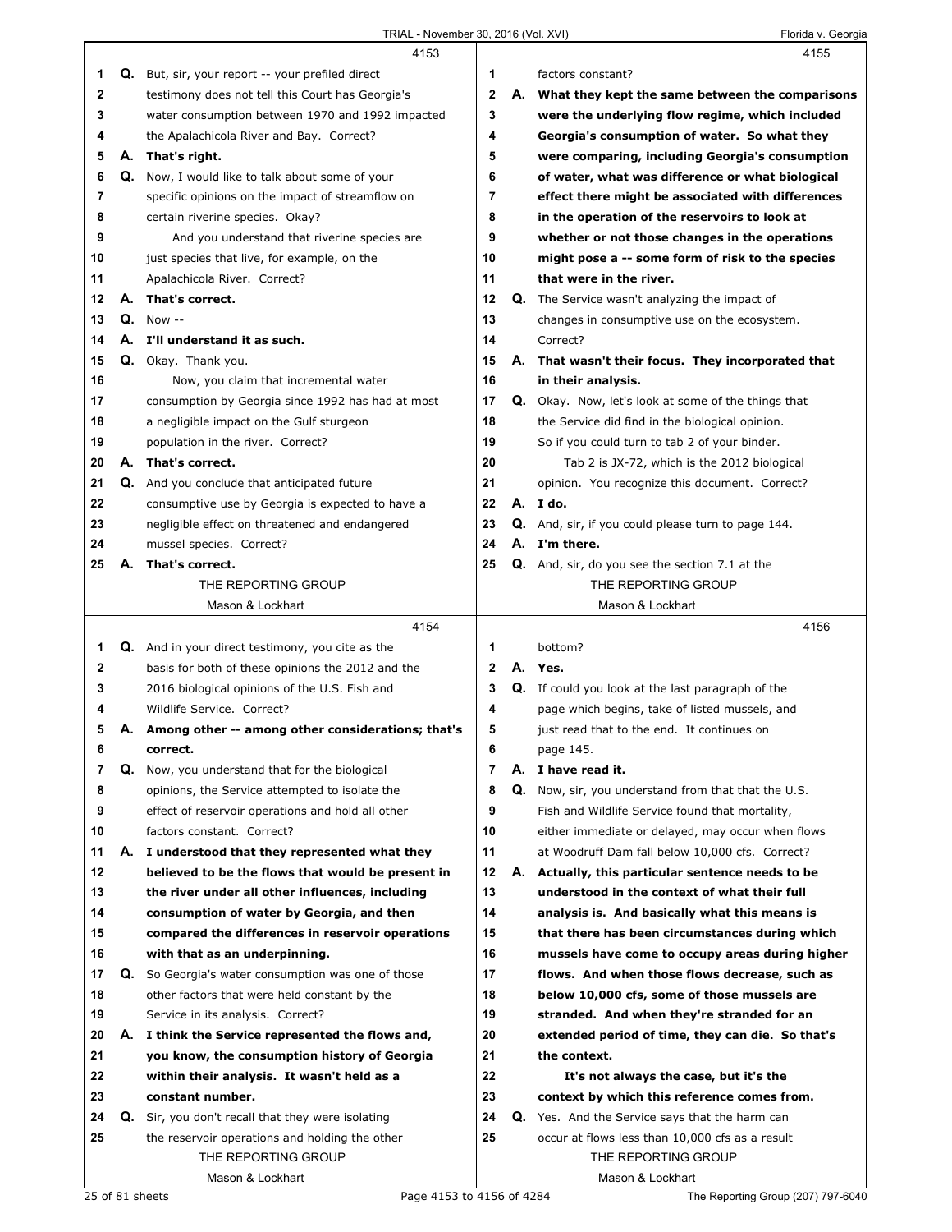4153

1 **Q.** But, sir, your report -- your prefiled direct
2 testimony does not tell this Court has Georgia's
3 water consumption between 1970 and 1992 impacted
4 the Apalachicola River and Bay. Correct?
5 **A. That's right.**
6 **Q.** Now, I would like to talk about some of your
7 specific opinions on the impact of streamflow on
8 certain riverine species. Okay?
9 And you understand that riverine species are
10 just species that live, for example, on the
11 Apalachicola River. Correct?
12 **A. That's correct.**
13 **Q.** Now --
14 **A. I'll understand it as such.**
15 **Q.** Okay. Thank you.
16 Now, you claim that incremental water
17 consumption by Georgia since 1992 has had at most
18 a negligible impact on the Gulf sturgeon
19 population in the river. Correct?
20 **A. That's correct.**
21 **Q.** And you conclude that anticipated future
22 consumptive use by Georgia is expected to have a
23 negligible effect on threatened and endangered
24 mussel species. Correct?
25 **A. That's correct.**

4154

1 **Q.** And in your direct testimony, you cite as the
2 basis for both of these opinions the 2012 and the
3 2016 biological opinions of the U.S. Fish and
4 Wildlife Service. Correct?
5 **A. Among other -- among other considerations; that's**
6 **correct.**
7 **Q.** Now, you understand that for the biological
8 opinions, the Service attempted to isolate the
9 effect of reservoir operations and hold all other
10 factors constant. Correct?
11 **A. I understood that they represented what they**
12 **believed to be the flows that would be present in**
13 **the river under all other influences, including**
14 **consumption of water by Georgia, and then**
15 **compared the differences in reservoir operations**
16 **with that as an underpinning.**
17 **Q.** So Georgia's water consumption was one of those
18 other factors that were held constant by the
19 Service in its analysis. Correct?
20 **A. I think the Service represented the flows and,**
21 **you know, the consumption history of Georgia**
22 **within their analysis. It wasn't held as a**
23 **constant number.**
24 **Q.** Sir, you don't recall that they were isolating
25 the reservoir operations and holding the other

4155

1 factors constant?
2 **A. What they kept the same between the comparisons**
3 **were the underlying flow regime, which included**
4 **Georgia's consumption of water. So what they**
5 **were comparing, including Georgia's consumption**
6 **of water, what was difference or what biological**
7 **effect there might be associated with differences**
8 **in the operation of the reservoirs to look at**
9 **whether or not those changes in the operations**
10 **might pose a -- some form of risk to the species**
11 **that were in the river.**
12 **Q.** The Service wasn't analyzing the impact of
13 changes in consumptive use on the ecosystem.
14 Correct?
15 **A. That wasn't their focus. They incorporated that**
16 **in their analysis.**
17 **Q.** Okay. Now, let's look at some of the things that
18 the Service did find in the biological opinion.
19 So if you could turn to tab 2 of your binder.
20 Tab 2 is JX-72, which is the 2012 biological
21 opinion. You recognize this document. Correct?
22 **A. I do.**
23 **Q.** And, sir, if you could please turn to page 144.
24 **A. I'm there.**
25 **Q.** And, sir, do you see the section 7.1 at the

4156

1 bottom?
2 **A. Yes.**
3 **Q.** If could you look at the last paragraph of the
4 page which begins, take of listed mussels, and
5 just read that to the end. It continues on
6 page 145.
7 **A. I have read it.**
8 **Q.** Now, sir, you understand from that that the U.S.
9 Fish and Wildlife Service found that mortality,
10 either immediate or delayed, may occur when flows
11 at Woodruff Dam fall below 10,000 cfs. Correct?
12 **A. Actually, this particular sentence needs to be**
13 **understood in the context of what their full**
14 **analysis is. And basically what this means is**
15 **that there has been circumstances during which**
16 **mussels have come to occupy areas during higher**
17 **flows. And when those flows decrease, such as**
18 **below 10,000 cfs, some of those mussels are**
19 **stranded. And when they're stranded for an**
20 **extended period of time, they can die. So that's**
21 **the context.**
22 **It's not always the case, but it's the**
23 **context by which this reference comes from.**
24 **Q.** Yes. And the Service says that the harm can
25 occur at flows less than 10,000 cfs as a result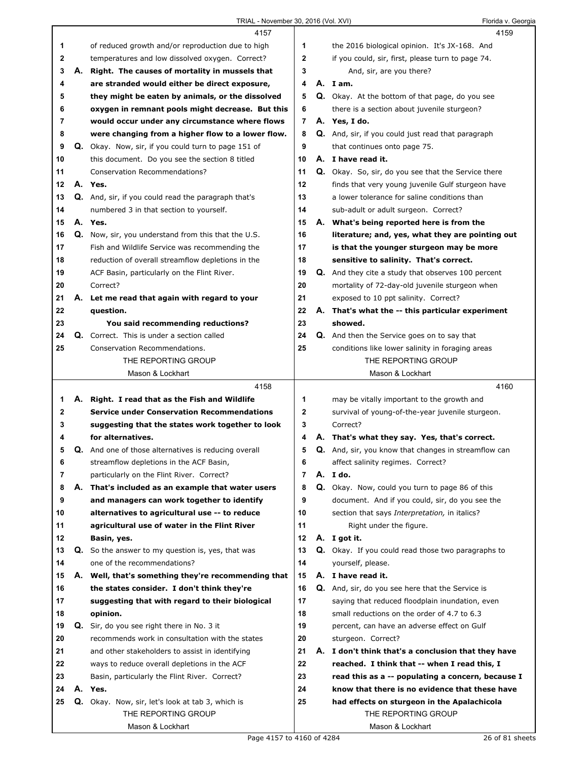4157

1 of reduced growth and/or reproduction due to high
2 temperatures and low dissolved oxygen. Correct?
3 A. **Right. The causes of mortality in mussels that**
4 **are stranded would either be direct exposure,**
5 **they might be eaten by animals, or the dissolved**
6 **oxygen in remnant pools might decrease. But this**
7 **would occur under any circumstance where flows**
8 **were changing from a higher flow to a lower flow.**
9 Q. Okay. Now, sir, if you could turn to page 151 of
10 this document. Do you see the section 8 titled
11 Conservation Recommendations?
12 A. **Yes.**
13 Q. And, sir, if you could read the paragraph that's
14 numbered 3 in that section to yourself.
15 A. **Yes.**
16 Q. Now, sir, you understand from this that the U.S.
17 Fish and Wildlife Service was recommending the
18 reduction of overall streamflow depletions in the
19 ACF Basin, particularly on the Flint River.
20 Correct?
21 A. **Let me read that again with regard to your**
22 **question.**
23 **You said recommending reductions?**
24 Q. Correct. This is under a section called
25 Conservation Recommendations.

4158

1 A. **Right. I read that as the Fish and Wildlife**
2 **Service under Conservation Recommendations**
3 **suggesting that the states work together to look**
4 **for alternatives.**
5 Q. And one of those alternatives is reducing overall
6 streamflow depletions in the ACF Basin,
7 particularly on the Flint River. Correct?
8 A. **That's included as an example that water users**
9 **and managers can work together to identify**
10 **alternatives to agricultural use -- to reduce**
11 **agricultural use of water in the Flint River**
12 **Basin, yes.**
13 Q. So the answer to my question is, yes, that was
14 one of the recommendations?
15 A. **Well, that's something they're recommending that**
16 **the states consider. I don't think they're**
17 **suggesting that with regard to their biological**
18 **opinion.**
19 Q. Sir, do you see right there in No. 3 it
20 recommends work in consultation with the states
21 and other stakeholders to assist in identifying
22 ways to reduce overall depletions in the ACF
23 Basin, particularly the Flint River. Correct?
24 A. **Yes.**
25 Q. Okay. Now, sir, let's look at tab 3, which is

4159

1 the 2016 biological opinion. It's JX-168. And
2 if you could, sir, first, please turn to page 74.
3 And, sir, are you there?
4 A. **I am.**
5 Q. Okay. At the bottom of that page, do you see
6 there is a section about juvenile sturgeon?
7 A. **Yes, I do.**
8 Q. And, sir, if you could just read that paragraph
9 that continues onto page 75.
10 A. **I have read it.**
11 Q. Okay. So, sir, do you see that the Service there
12 finds that very young juvenile Gulf sturgeon have
13 a lower tolerance for saline conditions than
14 sub-adult or adult surgeon. Correct?
15 A. **What's being reported here is from the**
16 **literature; and, yes, what they are pointing out**
17 **is that the younger sturgeon may be more**
18 **sensitive to salinity. That's correct.**
19 Q. And they cite a study that observes 100 percent
20 mortality of 72-day-old juvenile sturgeon when
21 exposed to 10 ppt salinity. Correct?
22 A. **That's what the -- this particular experiment**
23 **showed.**
24 Q. And then the Service goes on to say that
25 conditions like lower salinity in foraging areas

4160

1 may be vitally important to the growth and
2 survival of young-of-the-year juvenile sturgeon.
3 Correct?
4 A. **That's what they say. Yes, that's correct.**
5 Q. And, sir, you know that changes in streamflow can
6 affect salinity regimes. Correct?
7 A. **I do.**
8 Q. Okay. Now, could you turn to page 86 of this
9 document. And if you could, sir, do you see the
10 section that says *Interpretation,* in italics?
11 Right under the figure.
12 A. **I got it.**
13 Q. Okay. If you could read those two paragraphs to
14 yourself, please.
15 A. **I have read it.**
16 Q. And, sir, do you see here that the Service is
17 saying that reduced floodplain inundation, even
18 small reductions on the order of 4.7 to 6.3
19 percent, can have an adverse effect on Gulf
20 sturgeon. Correct?
21 A. **I don't think that's a conclusion that they have**
22 **reached. I think that -- when I read this, I**
23 **read this as a -- populating a concern, because I**
24 **know that there is no evidence that these have**
25 **had effects on sturgeon in the Apalachicola**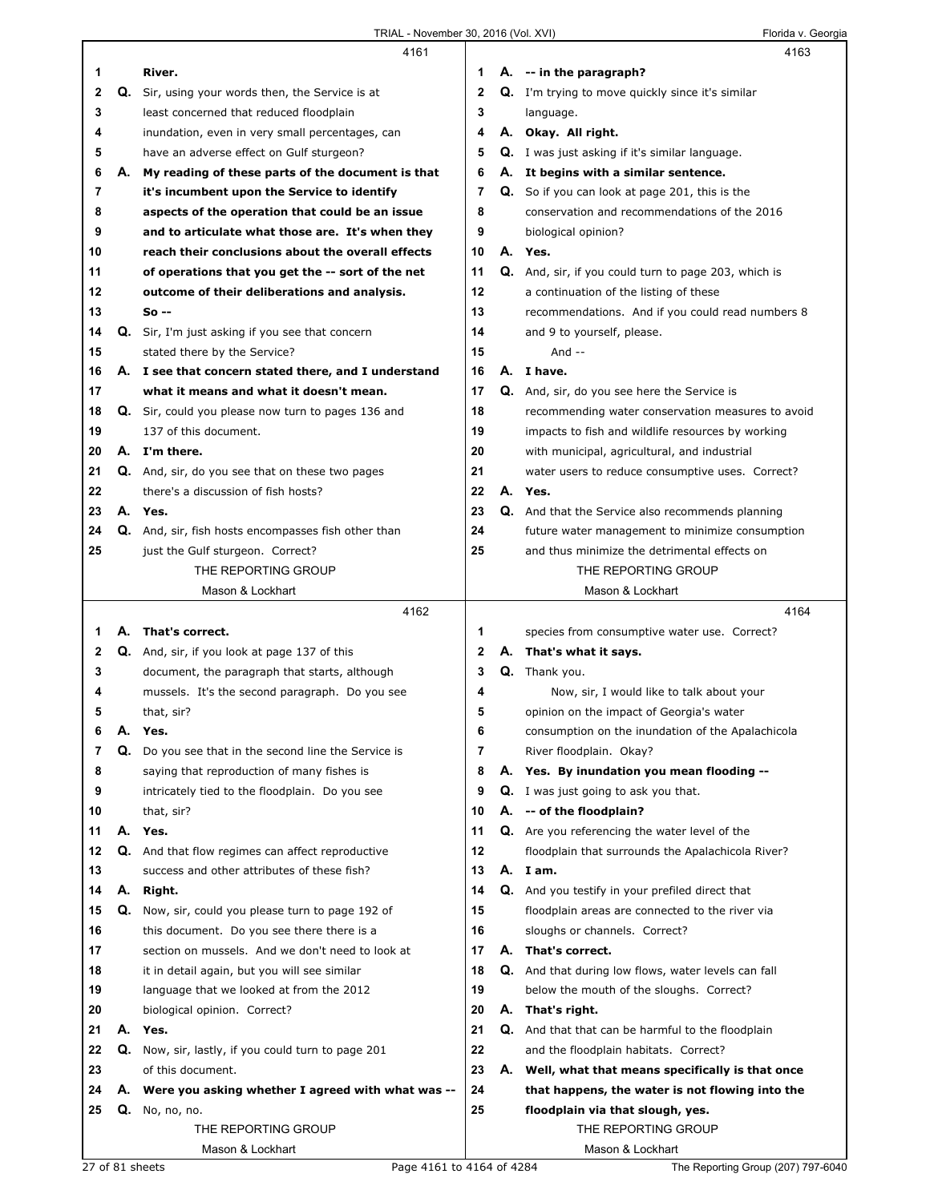**4161**

1 River.

2 Q. Sir, using your words then, the Service is at
3 least concerned that reduced floodplain
4 inundation, even in very small percentages, can
5 have an adverse effect on Gulf sturgeon?

6 A. **My reading of these parts of the document is that**
7 **it's incumbent upon the Service to identify**
8 **aspects of the operation that could be an issue**
9 **and to articulate what those are. It's when they**
10 **reach their conclusions about the overall effects**
11 **of operations that you get the -- sort of the net**
12 **outcome of their deliberations and analysis.**
13 **So --**

14 Q. Sir, I'm just asking if you see that concern
15 stated there by the Service?

16 A. **I see that concern stated there, and I understand**
17 **what it means and what it doesn't mean.**

18 Q. Sir, could you please now turn to pages 136 and
19 137 of this document.

20 A. **I'm there.**

21 Q. And, sir, do you see that on these two pages
22 there's a discussion of fish hosts?

23 A. **Yes.**

24 Q. And, sir, fish hosts encompasses fish other than
25 just the Gulf sturgeon. Correct?

**4162**

1 A. **That's correct.**

2 Q. And, sir, if you look at page 137 of this
3 document, the paragraph that starts, although
4 mussels. It's the second paragraph. Do you see
5 that, sir?

6 A. **Yes.**

7 Q. Do you see that in the second line the Service is
8 saying that reproduction of many fishes is
9 intricately tied to the floodplain. Do you see
10 that, sir?

11 A. **Yes.**

12 Q. And that flow regimes can affect reproductive
13 success and other attributes of these fish?

14 A. **Right.**

15 Q. Now, sir, could you please turn to page 192 of
16 this document. Do you see there there is a
17 section on mussels. And we don't need to look at
18 it in detail again, but you will see similar
19 language that we looked at from the 2012
20 biological opinion. Correct?

21 A. **Yes.**

22 Q. Now, sir, lastly, if you could turn to page 201
23 of this document.

24 A. **Were you asking whether I agreed with what was --**

25 Q. No, no, no.

**4163**

1 A. **-- in the paragraph?**

2 Q. I'm trying to move quickly since it's similar
3 language.

4 A. **Okay. All right.**

5 Q. I was just asking if it's similar language.

6 A. **It begins with a similar sentence.**

7 Q. So if you can look at page 201, this is the
8 conservation and recommendations of the 2016
9 biological opinion?

10 A. **Yes.**

11 Q. And, sir, if you could turn to page 203, which is
12 a continuation of the listing of these
13 recommendations. And if you could read numbers 8
14 and 9 to yourself, please.
15 And --

16 A. **I have.**

17 Q. And, sir, do you see here the Service is
18 recommending water conservation measures to avoid
19 impacts to fish and wildlife resources by working
20 with municipal, agricultural, and industrial
21 water users to reduce consumptive uses. Correct?

22 A. **Yes.**

23 Q. And that the Service also recommends planning
24 future water management to minimize consumption
25 and thus minimize the detrimental effects on

**4164**

1 species from consumptive water use. Correct?

2 A. **That's what it says.**

3 Q. Thank you.
4 Now, sir, I would like to talk about your
5 opinion on the impact of Georgia's water
6 consumption on the inundation of the Apalachicola
7 River floodplain. Okay?

8 A. **Yes. By inundation you mean flooding --**

9 Q. I was just going to ask you that.

10 A. **-- of the floodplain?**

11 Q. Are you referencing the water level of the
12 floodplain that surrounds the Apalachicola River?

13 A. **I am.**

14 Q. And you testify in your prefiled direct that
15 floodplain areas are connected to the river via
16 sloughs or channels. Correct?

17 A. **That's correct.**

18 Q. And that during low flows, water levels can fall
19 below the mouth of the sloughs. Correct?

20 A. **That's right.**

21 Q. And that that can be harmful to the floodplain
22 and the floodplain habitats. Correct?

23 A. **Well, what that means specifically is that once**
24 **that happens, the water is not flowing into the**
25 **floodplain via that slough, yes.**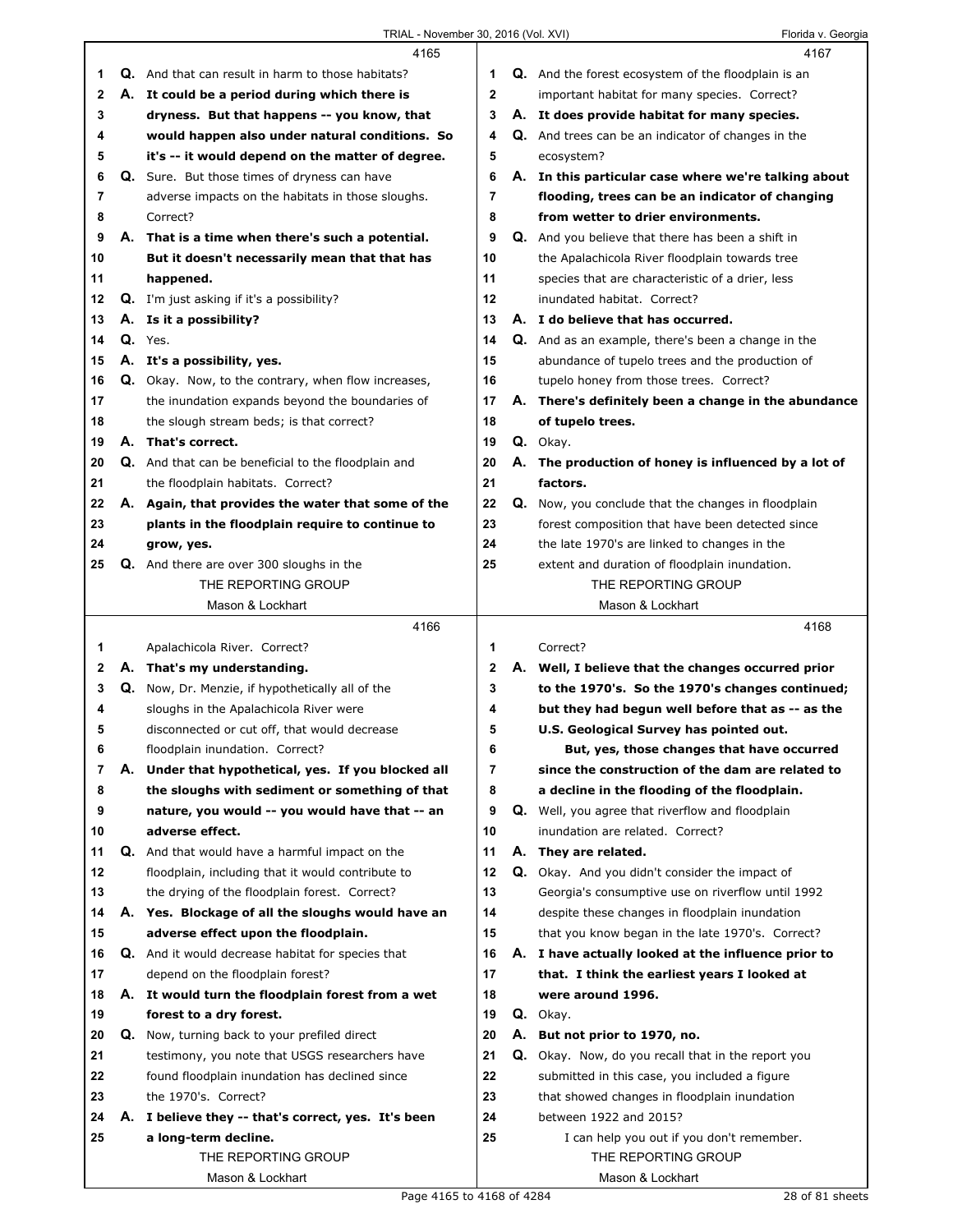**4165**

1 **Q.** And that can result in harm to those habitats?
2 **A. It could be a period during which there is**
3 **dryness. But that happens -- you know, that**
4 **would happen also under natural conditions. So**
5 **it's -- it would depend on the matter of degree.**
6 **Q.** Sure. But those times of dryness can have
7 adverse impacts on the habitats in those sloughs.
8 Correct?
9 **A. That is a time when there's such a potential.**
10 **But it doesn't necessarily mean that that has**
11 **happened.**
12 **Q.** I'm just asking if it's a possibility?
13 **A. Is it a possibility?**
14 **Q.** Yes.
15 **A. It's a possibility, yes.**
16 **Q.** Okay. Now, to the contrary, when flow increases,
17 the inundation expands beyond the boundaries of
18 the slough stream beds; is that correct?
19 **A. That's correct.**
20 **Q.** And that can be beneficial to the floodplain and
21 the floodplain habitats. Correct?
22 **A. Again, that provides the water that some of the**
23 **plants in the floodplain require to continue to**
24 **grow, yes.**
25 **Q.** And there are over 300 sloughs in the

**4166**

1 Apalachicola River. Correct?
2 **A. That's my understanding.**
3 **Q.** Now, Dr. Menzie, if hypothetically all of the
4 sloughs in the Apalachicola River were
5 disconnected or cut off, that would decrease
6 floodplain inundation. Correct?
7 **A. Under that hypothetical, yes. If you blocked all**
8 **the sloughs with sediment or something of that**
9 **nature, you would -- you would have that -- an**
10 **adverse effect.**
11 **Q.** And that would have a harmful impact on the
12 floodplain, including that it would contribute to
13 the drying of the floodplain forest. Correct?
14 **A. Yes. Blockage of all the sloughs would have an**
15 **adverse effect upon the floodplain.**
16 **Q.** And it would decrease habitat for species that
17 depend on the floodplain forest?
18 **A. It would turn the floodplain forest from a wet**
19 **forest to a dry forest.**
20 **Q.** Now, turning back to your prefiled direct
21 testimony, you note that USGS researchers have
22 found floodplain inundation has declined since
23 the 1970's. Correct?
24 **A. I believe they -- that's correct, yes. It's been**
25 **a long-term decline.**

**4167**

1 **Q.** And the forest ecosystem of the floodplain is an
2 important habitat for many species. Correct?
3 **A. It does provide habitat for many species.**
4 **Q.** And trees can be an indicator of changes in the
5 ecosystem?
6 **A. In this particular case where we're talking about**
7 **flooding, trees can be an indicator of changing**
8 **from wetter to drier environments.**
9 **Q.** And you believe that there has been a shift in
10 the Apalachicola River floodplain towards tree
11 species that are characteristic of a drier, less
12 inundated habitat. Correct?
13 **A. I do believe that has occurred.**
14 **Q.** And as an example, there's been a change in the
15 abundance of tupelo trees and the production of
16 tupelo honey from those trees. Correct?
17 **A. There's definitely been a change in the abundance**
18 **of tupelo trees.**
19 **Q.** Okay.
20 **A. The production of honey is influenced by a lot of**
21 **factors.**
22 **Q.** Now, you conclude that the changes in floodplain
23 forest composition that have been detected since
24 the late 1970's are linked to changes in the
25 extent and duration of floodplain inundation.

**4168**

1 Correct?
2 **A. Well, I believe that the changes occurred prior**
3 **to the 1970's. So the 1970's changes continued;**
4 **but they had begun well before that as -- as the**
5 **U.S. Geological Survey has pointed out.**
6 **But, yes, those changes that have occurred**
7 **since the construction of the dam are related to**
8 **a decline in the flooding of the floodplain.**
9 **Q.** Well, you agree that riverflow and floodplain
10 inundation are related. Correct?
11 **A. They are related.**
12 **Q.** Okay. And you didn't consider the impact of
13 Georgia's consumptive use on riverflow until 1992
14 despite these changes in floodplain inundation
15 that you know began in the late 1970's. Correct?
16 **A. I have actually looked at the influence prior to**
17 **that. I think the earliest years I looked at**
18 **were around 1996.**
19 **Q.** Okay.
20 **A. But not prior to 1970, no.**
21 **Q.** Okay. Now, do you recall that in the report you
22 submitted in this case, you included a figure
23 that showed changes in floodplain inundation
24 between 1922 and 2015?
25 I can help you out if you don't remember.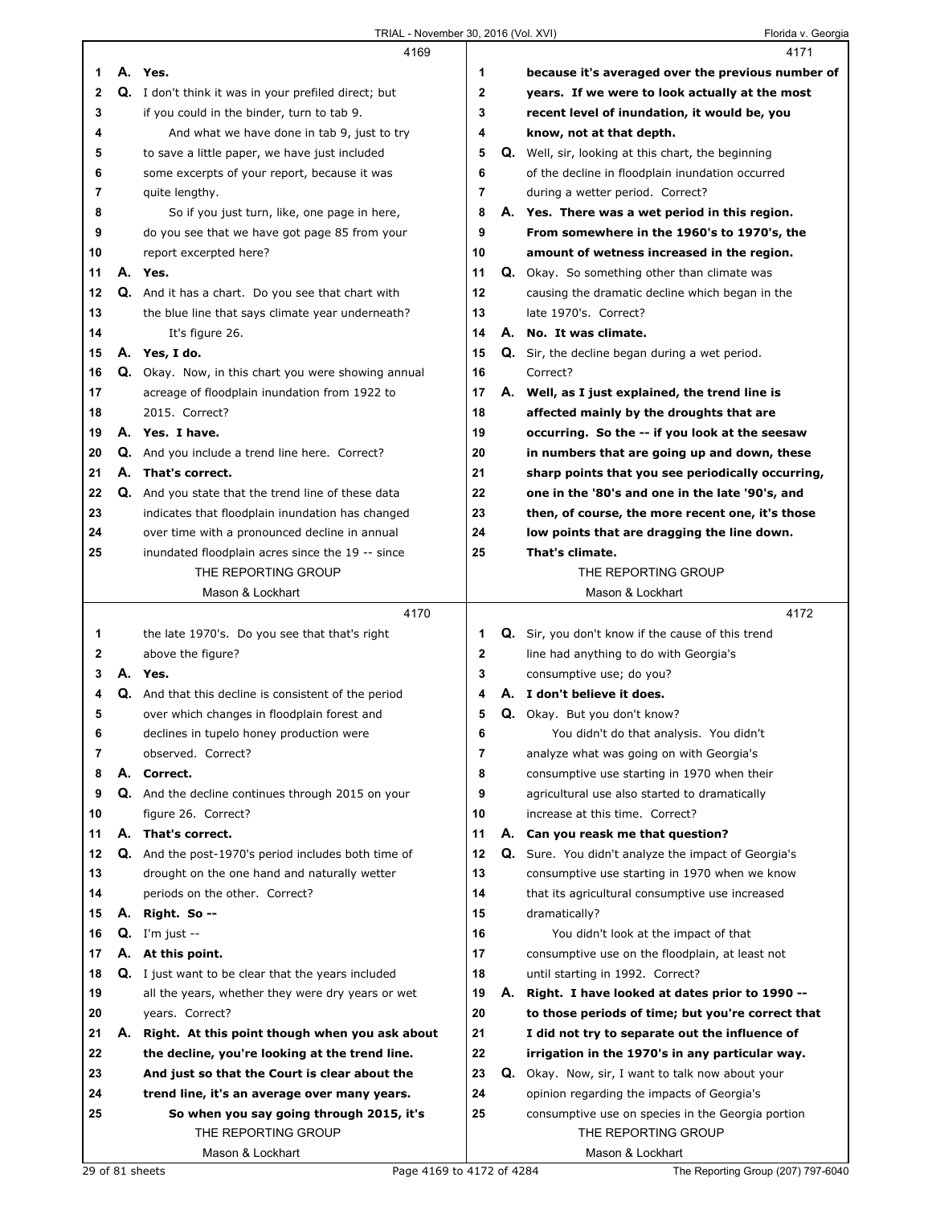**4169**

1 A. **Yes.**
2 Q. I don't think it was in your prefiled direct; but
3 if you could in the binder, turn to tab 9.
4 And what we have done in tab 9, just to try
5 to save a little paper, we have just included
6 some excerpts of your report, because it was
7 quite lengthy.
8 So if you just turn, like, one page in here,
9 do you see that we have got page 85 from your
10 report excerpted here?
11 A. **Yes.**
12 Q. And it has a chart. Do you see that chart with
13 the blue line that says climate year underneath?
14 It's figure 26.
15 A. **Yes, I do.**
16 Q. Okay. Now, in this chart you were showing annual
17 acreage of floodplain inundation from 1922 to
18 2015. Correct?
19 A. **Yes. I have.**
20 Q. And you include a trend line here. Correct?
21 A. **That's correct.**
22 Q. And you state that the trend line of these data
23 indicates that floodplain inundation has changed
24 over time with a pronounced decline in annual
25 inundated floodplain acres since the 19 -- since

**4170**

1 the late 1970's. Do you see that that's right
2 above the figure?
3 A. **Yes.**
4 Q. And that this decline is consistent of the period
5 over which changes in floodplain forest and
6 declines in tupelo honey production were
7 observed. Correct?
8 A. **Correct.**
9 Q. And the decline continues through 2015 on your
10 figure 26. Correct?
11 A. **That's correct.**
12 Q. And the post-1970's period includes both time of
13 drought on the one hand and naturally wetter
14 periods on the other. Correct?
15 A. **Right. So --**
16 Q. I'm just --
17 A. **At this point.**
18 Q. I just want to be clear that the years included
19 all the years, whether they were dry years or wet
20 years. Correct?
21 A. **Right. At this point though when you ask about**
22 **the decline, you're looking at the trend line.**
23 **And just so that the Court is clear about the**
24 **trend line, it's an average over many years.**
25 **So when you say going through 2015, it's**

**4171**

1 **because it's averaged over the previous number of**
2 **years. If we were to look actually at the most**
3 **recent level of inundation, it would be, you**
4 **know, not at that depth.**
5 Q. Well, sir, looking at this chart, the beginning
6 of the decline in floodplain inundation occurred
7 during a wetter period. Correct?
8 A. **Yes. There was a wet period in this region.**
9 **From somewhere in the 1960's to 1970's, the**
10 **amount of wetness increased in the region.**
11 Q. Okay. So something other than climate was
12 causing the dramatic decline which began in the
13 late 1970's. Correct?
14 A. **No. It was climate.**
15 Q. Sir, the decline began during a wet period.
16 Correct?
17 A. **Well, as I just explained, the trend line is**
18 **affected mainly by the droughts that are**
19 **occurring. So the -- if you look at the seesaw**
20 **in numbers that are going up and down, these**
21 **sharp points that you see periodically occurring,**
22 **one in the '80's and one in the late '90's, and**
23 **then, of course, the more recent one, it's those**
24 **low points that are dragging the line down.**
25 **That's climate.**

**4172**

1 Q. Sir, you don't know if the cause of this trend
2 line had anything to do with Georgia's
3 consumptive use; do you?
4 A. **I don't believe it does.**
5 Q. Okay. But you don't know?
6 You didn't do that analysis. You didn't
7 analyze what was going on with Georgia's
8 consumptive use starting in 1970 when their
9 agricultural use also started to dramatically
10 increase at this time. Correct?
11 A. **Can you reask me that question?**
12 Q. Sure. You didn't analyze the impact of Georgia's
13 consumptive use starting in 1970 when we know
14 that its agricultural consumptive use increased
15 dramatically?
16 You didn't look at the impact of that
17 consumptive use on the floodplain, at least not
18 until starting in 1992. Correct?
19 A. **Right. I have looked at dates prior to 1990 --**
20 **to those periods of time; but you're correct that**
21 **I did not try to separate out the influence of**
22 **irrigation in the 1970's in any particular way.**
23 Q. Okay. Now, sir, I want to talk now about your
24 opinion regarding the impacts of Georgia's
25 consumptive use on species in the Georgia portion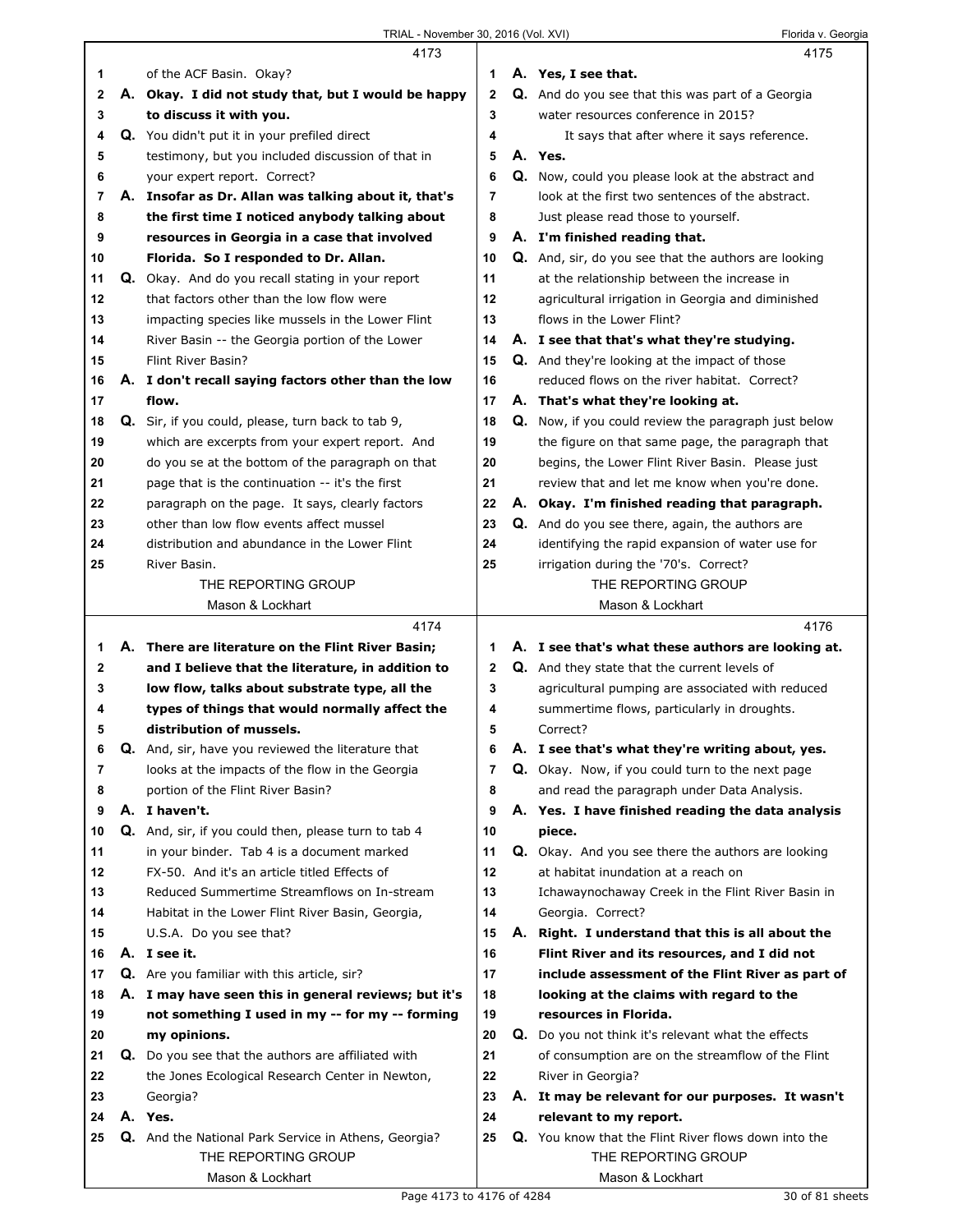**4173**

1 of the ACF Basin. Okay?

2 A. **Okay. I did not study that, but I would be happy**

3 **to discuss it with you.**

4 Q. You didn't put it in your prefiled direct

5 testimony, but you included discussion of that in

6 your expert report. Correct?

7 A. **Insofar as Dr. Allan was talking about it, that's**

8 **the first time I noticed anybody talking about**

9 **resources in Georgia in a case that involved**

10 **Florida. So I responded to Dr. Allan.**

11 Q. Okay. And do you recall stating in your report

12 that factors other than the low flow were

13 impacting species like mussels in the Lower Flint

14 River Basin -- the Georgia portion of the Lower

15 Flint River Basin?

16 A. **I don't recall saying factors other than the low**

17 **flow.**

18 Q. Sir, if you could, please, turn back to tab 9,

19 which are excerpts from your expert report. And

20 do you se at the bottom of the paragraph on that

21 page that is the continuation -- it's the first

22 paragraph on the page. It says, clearly factors

23 other than low flow events affect mussel

24 distribution and abundance in the Lower Flint

25 River Basin.

**4174**

1 A. **There are literature on the Flint River Basin;**

2 **and I believe that the literature, in addition to**

3 **low flow, talks about substrate type, all the**

4 **types of things that would normally affect the**

5 **distribution of mussels.**

6 Q. And, sir, have you reviewed the literature that

7 looks at the impacts of the flow in the Georgia

8 portion of the Flint River Basin?

9 A. **I haven't.**

10 Q. And, sir, if you could then, please turn to tab 4

11 in your binder. Tab 4 is a document marked

12 FX-50. And it's an article titled Effects of

13 Reduced Summertime Streamflows on In-stream

14 Habitat in the Lower Flint River Basin, Georgia,

15 U.S.A. Do you see that?

16 A. **I see it.**

17 Q. Are you familiar with this article, sir?

18 A. **I may have seen this in general reviews; but it's**

19 **not something I used in my -- for my -- forming**

20 **my opinions.**

21 Q. Do you see that the authors are affiliated with

22 the Jones Ecological Research Center in Newton,

23 Georgia?

24 A. **Yes.**

25 Q. And the National Park Service in Athens, Georgia?

**4175**

1 A. **Yes, I see that.**

2 Q. And do you see that this was part of a Georgia

3 water resources conference in 2015?

4 It says that after where it says reference.

5 A. **Yes.**

6 Q. Now, could you please look at the abstract and

7 look at the first two sentences of the abstract.

8 Just please read those to yourself.

9 A. **I'm finished reading that.**

10 Q. And, sir, do you see that the authors are looking

11 at the relationship between the increase in

12 agricultural irrigation in Georgia and diminished

13 flows in the Lower Flint?

14 A. **I see that that's what they're studying.**

15 Q. And they're looking at the impact of those

16 reduced flows on the river habitat. Correct?

17 A. **That's what they're looking at.**

18 Q. Now, if you could review the paragraph just below

19 the figure on that same page, the paragraph that

20 begins, the Lower Flint River Basin. Please just

21 review that and let me know when you're done.

22 A. **Okay. I'm finished reading that paragraph.**

23 Q. And do you see there, again, the authors are

24 identifying the rapid expansion of water use for

25 irrigation during the '70's. Correct?

**4176**

1 A. **I see that's what these authors are looking at.**

2 Q. And they state that the current levels of

3 agricultural pumping are associated with reduced

4 summertime flows, particularly in droughts.

5 Correct?

6 A. **I see that's what they're writing about, yes.**

7 Q. Okay. Now, if you could turn to the next page

8 and read the paragraph under Data Analysis.

9 A. **Yes. I have finished reading the data analysis**

10 **piece.**

11 Q. Okay. And you see there the authors are looking

12 at habitat inundation at a reach on

13 Ichawaynochaway Creek in the Flint River Basin in

14 Georgia. Correct?

15 A. **Right. I understand that this is all about the**

16 **Flint River and its resources, and I did not**

17 **include assessment of the Flint River as part of**

18 **looking at the claims with regard to the**

19 **resources in Florida.**

20 Q. Do you not think it's relevant what the effects

21 of consumption are on the streamflow of the Flint

22 River in Georgia?

23 A. **It may be relevant for our purposes. It wasn't**

24 **relevant to my report.**

25 Q. You know that the Flint River flows down into the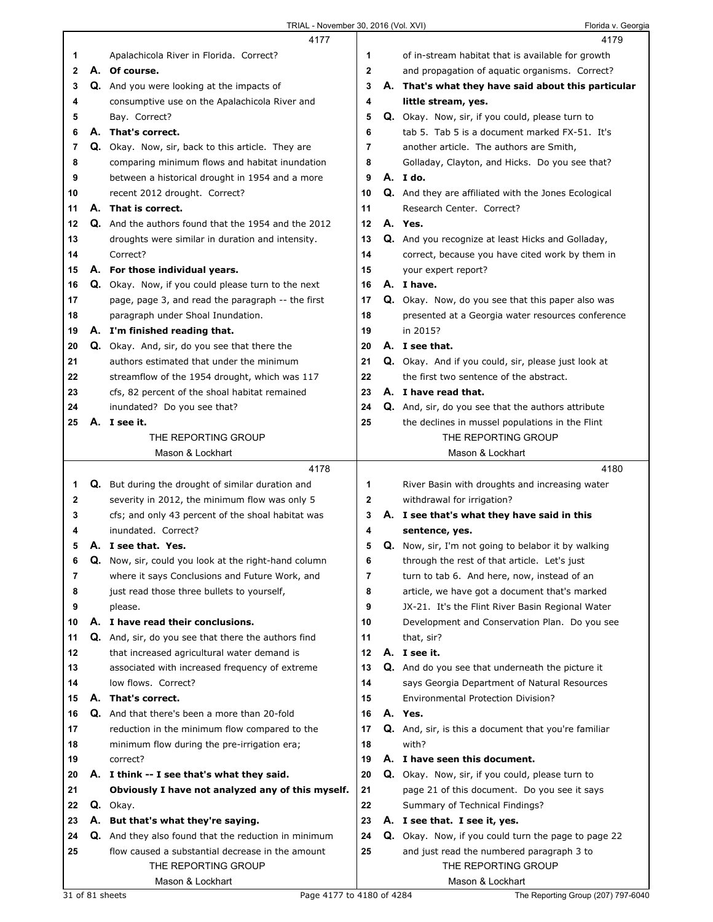**4177**

1 Apalachicola River in Florida. Correct?
2 **A. Of course.**
3 Q. And you were looking at the impacts of
4 consumptive use on the Apalachicola River and
5 Bay. Correct?
6 **A. That's correct.**
7 Q. Okay. Now, sir, back to this article. They are
8 comparing minimum flows and habitat inundation
9 between a historical drought in 1954 and a more
10 recent 2012 drought. Correct?
11 **A. That is correct.**
12 Q. And the authors found that the 1954 and the 2012
13 droughts were similar in duration and intensity.
14 Correct?
15 **A. For those individual years.**
16 Q. Okay. Now, if you could please turn to the next
17 page, page 3, and read the paragraph -- the first
18 paragraph under Shoal Inundation.
19 **A. I'm finished reading that.**
20 Q. Okay. And, sir, do you see that there the
21 authors estimated that under the minimum
22 streamflow of the 1954 drought, which was 117
23 cfs, 82 percent of the shoal habitat remained
24 inundated? Do you see that?
25 **A. I see it.**

**4178**

1 Q. But during the drought of similar duration and
2 severity in 2012, the minimum flow was only 5
3 cfs; and only 43 percent of the shoal habitat was
4 inundated. Correct?
5 **A. I see that. Yes.**
6 Q. Now, sir, could you look at the right-hand column
7 where it says Conclusions and Future Work, and
8 just read those three bullets to yourself,
9 please.
10 **A. I have read their conclusions.**
11 Q. And, sir, do you see that there the authors find
12 that increased agricultural water demand is
13 associated with increased frequency of extreme
14 low flows. Correct?
15 **A. That's correct.**
16 Q. And that there's been a more than 20-fold
17 reduction in the minimum flow compared to the
18 minimum flow during the pre-irrigation era;
19 correct?
20 **A. I think -- I see that's what they said.**
21 **Obviously I have not analyzed any of this myself.**
22 Q. Okay.
23 **A. But that's what they're saying.**
24 Q. And they also found that the reduction in minimum
25 flow caused a substantial decrease in the amount

**4179**

1 of in-stream habitat that is available for growth
2 and propagation of aquatic organisms. Correct?
3 **A. That's what they have said about this particular**
4 **little stream, yes.**
5 Q. Okay. Now, sir, if you could, please turn to
6 tab 5. Tab 5 is a document marked FX-51. It's
7 another article. The authors are Smith,
8 Golladay, Clayton, and Hicks. Do you see that?
9 **A. I do.**
10 Q. And they are affiliated with the Jones Ecological
11 Research Center. Correct?
12 **A. Yes.**
13 Q. And you recognize at least Hicks and Golladay,
14 correct, because you have cited work by them in
15 your expert report?
16 **A. I have.**
17 Q. Okay. Now, do you see that this paper also was
18 presented at a Georgia water resources conference
19 in 2015?
20 **A. I see that.**
21 Q. Okay. And if you could, sir, please just look at
22 the first two sentence of the abstract.
23 **A. I have read that.**
24 Q. And, sir, do you see that the authors attribute
25 the declines in mussel populations in the Flint

**4180**

1 River Basin with droughts and increasing water
2 withdrawal for irrigation?
3 **A. I see that's what they have said in this**
4 **sentence, yes.**
5 Q. Now, sir, I'm not going to belabor it by walking
6 through the rest of that article. Let's just
7 turn to tab 6. And here, now, instead of an
8 article, we have got a document that's marked
9 JX-21. It's the Flint River Basin Regional Water
10 Development and Conservation Plan. Do you see
11 that, sir?
12 **A. I see it.**
13 Q. And do you see that underneath the picture it
14 says Georgia Department of Natural Resources
15 Environmental Protection Division?
16 **A. Yes.**
17 Q. And, sir, is this a document that you're familiar
18 with?
19 **A. I have seen this document.**
20 Q. Okay. Now, sir, if you could, please turn to
21 page 21 of this document. Do you see it says
22 Summary of Technical Findings?
23 **A. I see that. I see it, yes.**
24 Q. Okay. Now, if you could turn the page to page 22
25 and just read the numbered paragraph 3 to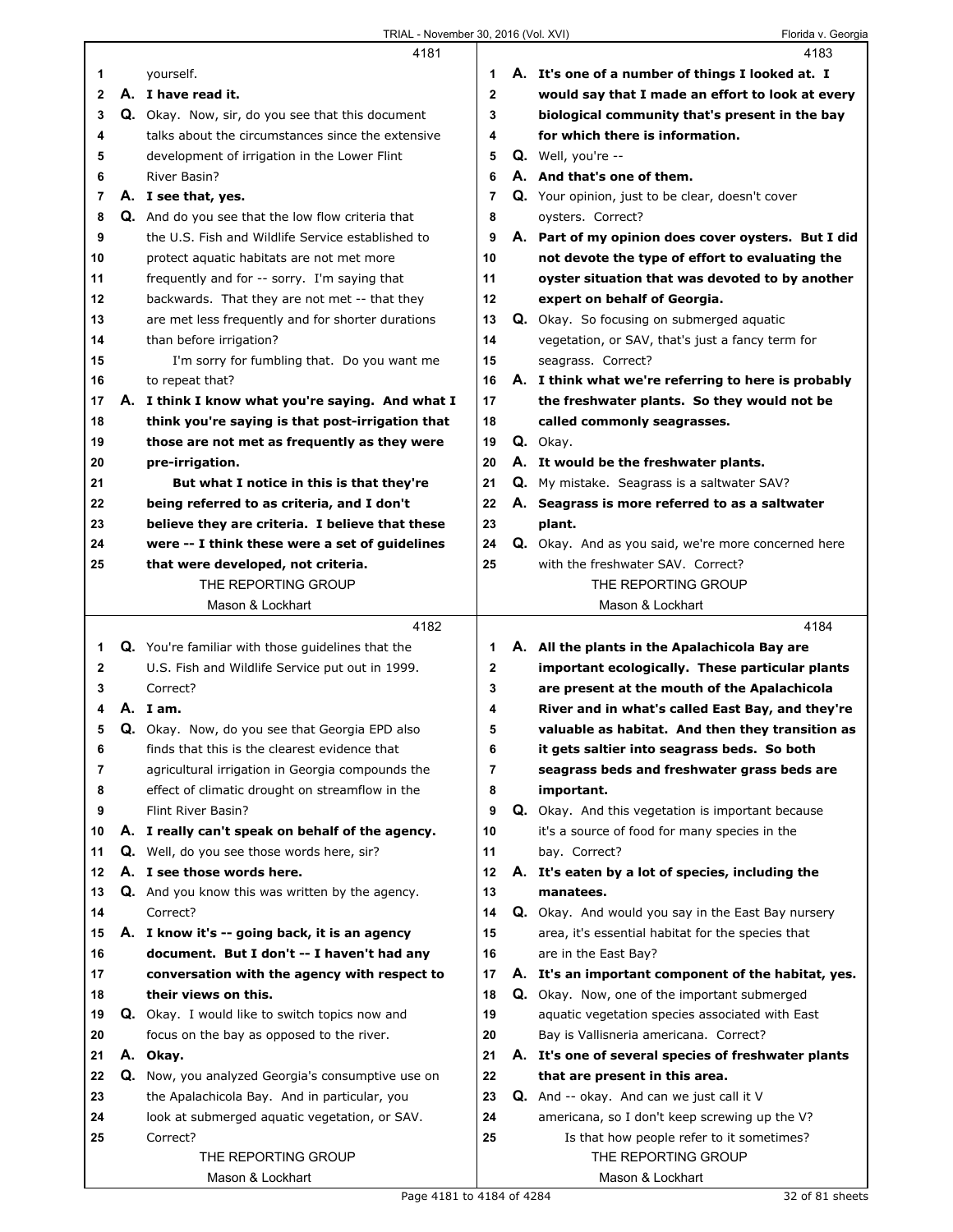4181

1 yourself.
2 **A. I have read it.**
3 **Q.** Okay. Now, sir, do you see that this document
4 talks about the circumstances since the extensive
5 development of irrigation in the Lower Flint
6 River Basin?
7 **A. I see that, yes.**
8 **Q.** And do you see that the low flow criteria that
9 the U.S. Fish and Wildlife Service established to
10 protect aquatic habitats are not met more
11 frequently and for -- sorry. I'm saying that
12 backwards. That they are not met -- that they
13 are met less frequently and for shorter durations
14 than before irrigation?
15 I'm sorry for fumbling that. Do you want me
16 to repeat that?
17 **A. I think I know what you're saying. And what I**
18 **think you're saying is that post-irrigation that**
19 **those are not met as frequently as they were**
20 **pre-irrigation.**
21 **But what I notice in this is that they're**
22 **being referred to as criteria, and I don't**
23 **believe they are criteria. I believe that these**
24 **were -- I think these were a set of guidelines**
25 **that were developed, not criteria.**

4182

1 **Q.** You're familiar with those guidelines that the
2 U.S. Fish and Wildlife Service put out in 1999.
3 Correct?
4 **A. I am.**
5 **Q.** Okay. Now, do you see that Georgia EPD also
6 finds that this is the clearest evidence that
7 agricultural irrigation in Georgia compounds the
8 effect of climatic drought on streamflow in the
9 Flint River Basin?
10 **A. I really can't speak on behalf of the agency.**
11 **Q.** Well, do you see those words here, sir?
12 **A. I see those words here.**
13 **Q.** And you know this was written by the agency.
14 Correct?
15 **A. I know it's -- going back, it is an agency**
16 **document. But I don't -- I haven't had any**
17 **conversation with the agency with respect to**
18 **their views on this.**
19 **Q.** Okay. I would like to switch topics now and
20 focus on the bay as opposed to the river.
21 **A. Okay.**
22 **Q.** Now, you analyzed Georgia's consumptive use on
23 the Apalachicola Bay. And in particular, you
24 look at submerged aquatic vegetation, or SAV.
25 Correct?

4183

1 **A. It's one of a number of things I looked at. I**
2 **would say that I made an effort to look at every**
3 **biological community that's present in the bay**
4 **for which there is information.**
5 **Q.** Well, you're --
6 **A. And that's one of them.**
7 **Q.** Your opinion, just to be clear, doesn't cover
8 oysters. Correct?
9 **A. Part of my opinion does cover oysters. But I did**
10 **not devote the type of effort to evaluating the**
11 **oyster situation that was devoted to by another**
12 **expert on behalf of Georgia.**
13 **Q.** Okay. So focusing on submerged aquatic
14 vegetation, or SAV, that's just a fancy term for
15 seagrass. Correct?
16 **A. I think what we're referring to here is probably**
17 **the freshwater plants. So they would not be**
18 **called commonly seagrasses.**
19 **Q.** Okay.
20 **A. It would be the freshwater plants.**
21 **Q.** My mistake. Seagrass is a saltwater SAV?
22 **A. Seagrass is more referred to as a saltwater**
23 **plant.**
24 **Q.** Okay. And as you said, we're more concerned here
25 with the freshwater SAV. Correct?

4184

1 **A. All the plants in the Apalachicola Bay are**
2 **important ecologically. These particular plants**
3 **are present at the mouth of the Apalachicola**
4 **River and in what's called East Bay, and they're**
5 **valuable as habitat. And then they transition as**
6 **it gets saltier into seagrass beds. So both**
7 **seagrass beds and freshwater grass beds are**
8 **important.**
9 **Q.** Okay. And this vegetation is important because
10 it's a source of food for many species in the
11 bay. Correct?
12 **A. It's eaten by a lot of species, including the**
13 **manatees.**
14 **Q.** Okay. And would you say in the East Bay nursery
15 area, it's essential habitat for the species that
16 are in the East Bay?
17 **A. It's an important component of the habitat, yes.**
18 **Q.** Okay. Now, one of the important submerged
19 aquatic vegetation species associated with East
20 Bay is Vallisneria americana. Correct?
21 **A. It's one of several species of freshwater plants**
22 **that are present in this area.**
23 **Q.** And -- okay. And can we just call it V
24 americana, so I don't keep screwing up the V?
25 Is that how people refer to it sometimes?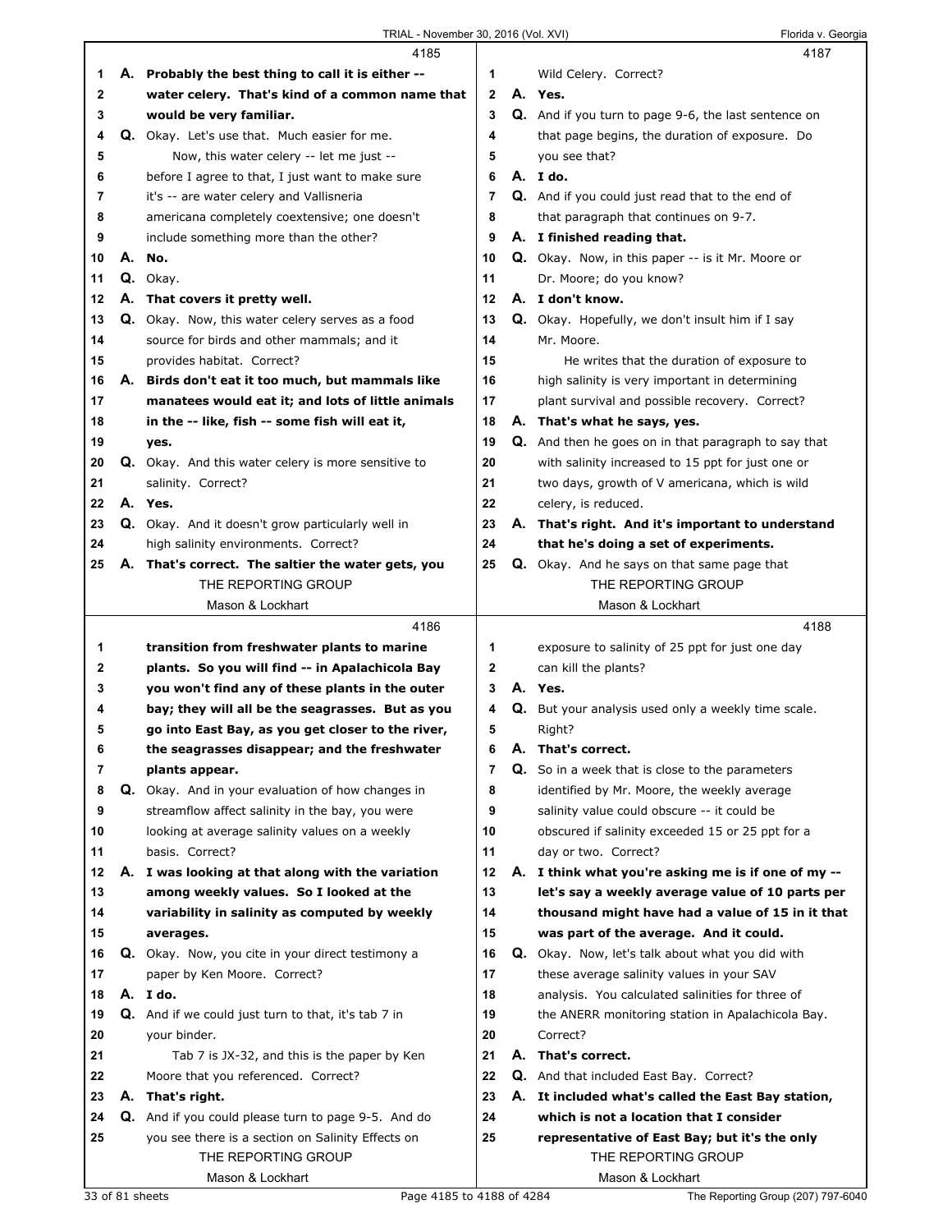4185

1 A. **Probably the best thing to call it is either --**
2 **water celery. That's kind of a common name that**
3 **would be very familiar.**
4 Q. Okay. Let's use that. Much easier for me.
5 Now, this water celery -- let me just --
6 before I agree to that, I just want to make sure
7 it's -- are water celery and Vallisneria
8 americana completely coextensive; one doesn't
9 include something more than the other?
10 A. **No.**
11 Q. Okay.
12 A. **That covers it pretty well.**
13 Q. Okay. Now, this water celery serves as a food
14 source for birds and other mammals; and it
15 provides habitat. Correct?
16 A. **Birds don't eat it too much, but mammals like**
17 **manatees would eat it; and lots of little animals**
18 **in the -- like, fish -- some fish will eat it,**
19 **yes.**
20 Q. Okay. And this water celery is more sensitive to
21 salinity. Correct?
22 A. **Yes.**
23 Q. Okay. And it doesn't grow particularly well in
24 high salinity environments. Correct?
25 A. **That's correct. The saltier the water gets, you**

4186

1 **transition from freshwater plants to marine**
2 **plants. So you will find -- in Apalachicola Bay**
3 **you won't find any of these plants in the outer**
4 **bay; they will all be the seagrasses. But as you**
5 **go into East Bay, as you get closer to the river,**
6 **the seagrasses disappear; and the freshwater**
7 **plants appear.**
8 Q. Okay. And in your evaluation of how changes in
9 streamflow affect salinity in the bay, you were
10 looking at average salinity values on a weekly
11 basis. Correct?
12 A. **I was looking at that along with the variation**
13 **among weekly values. So I looked at the**
14 **variability in salinity as computed by weekly**
15 **averages.**
16 Q. Okay. Now, you cite in your direct testimony a
17 paper by Ken Moore. Correct?
18 A. **I do.**
19 Q. And if we could just turn to that, it's tab 7 in
20 your binder.
21 Tab 7 is JX-32, and this is the paper by Ken
22 Moore that you referenced. Correct?
23 A. **That's right.**
24 Q. And if you could please turn to page 9-5. And do
25 you see there is a section on Salinity Effects on

4187

1 Wild Celery. Correct?
2 A. **Yes.**
3 Q. And if you turn to page 9-6, the last sentence on
4 that page begins, the duration of exposure. Do
5 you see that?
6 A. **I do.**
7 Q. And if you could just read that to the end of
8 that paragraph that continues on 9-7.
9 A. **I finished reading that.**
10 Q. Okay. Now, in this paper -- is it Mr. Moore or
11 Dr. Moore; do you know?
12 A. **I don't know.**
13 Q. Okay. Hopefully, we don't insult him if I say
14 Mr. Moore.
15 He writes that the duration of exposure to
16 high salinity is very important in determining
17 plant survival and possible recovery. Correct?
18 A. **That's what he says, yes.**
19 Q. And then he goes on in that paragraph to say that
20 with salinity increased to 15 ppt for just one or
21 two days, growth of V americana, which is wild
22 celery, is reduced.
23 A. **That's right. And it's important to understand**
24 **that he's doing a set of experiments.**
25 Q. Okay. And he says on that same page that

4188

1 exposure to salinity of 25 ppt for just one day
2 can kill the plants?
3 A. **Yes.**
4 Q. But your analysis used only a weekly time scale.
5 Right?
6 A. **That's correct.**
7 Q. So in a week that is close to the parameters
8 identified by Mr. Moore, the weekly average
9 salinity value could obscure -- it could be
10 obscured if salinity exceeded 15 or 25 ppt for a
11 day or two. Correct?
12 A. **I think what you're asking me is if one of my --**
13 **let's say a weekly average value of 10 parts per**
14 **thousand might have had a value of 15 in it that**
15 **was part of the average. And it could.**
16 Q. Okay. Now, let's talk about what you did with
17 these average salinity values in your SAV
18 analysis. You calculated salinities for three of
19 the ANERR monitoring station in Apalachicola Bay.
20 Correct?
21 A. **That's correct.**
22 Q. And that included East Bay. Correct?
23 A. **It included what's called the East Bay station,**
24 **which is not a location that I consider**
25 **representative of East Bay; but it's the only**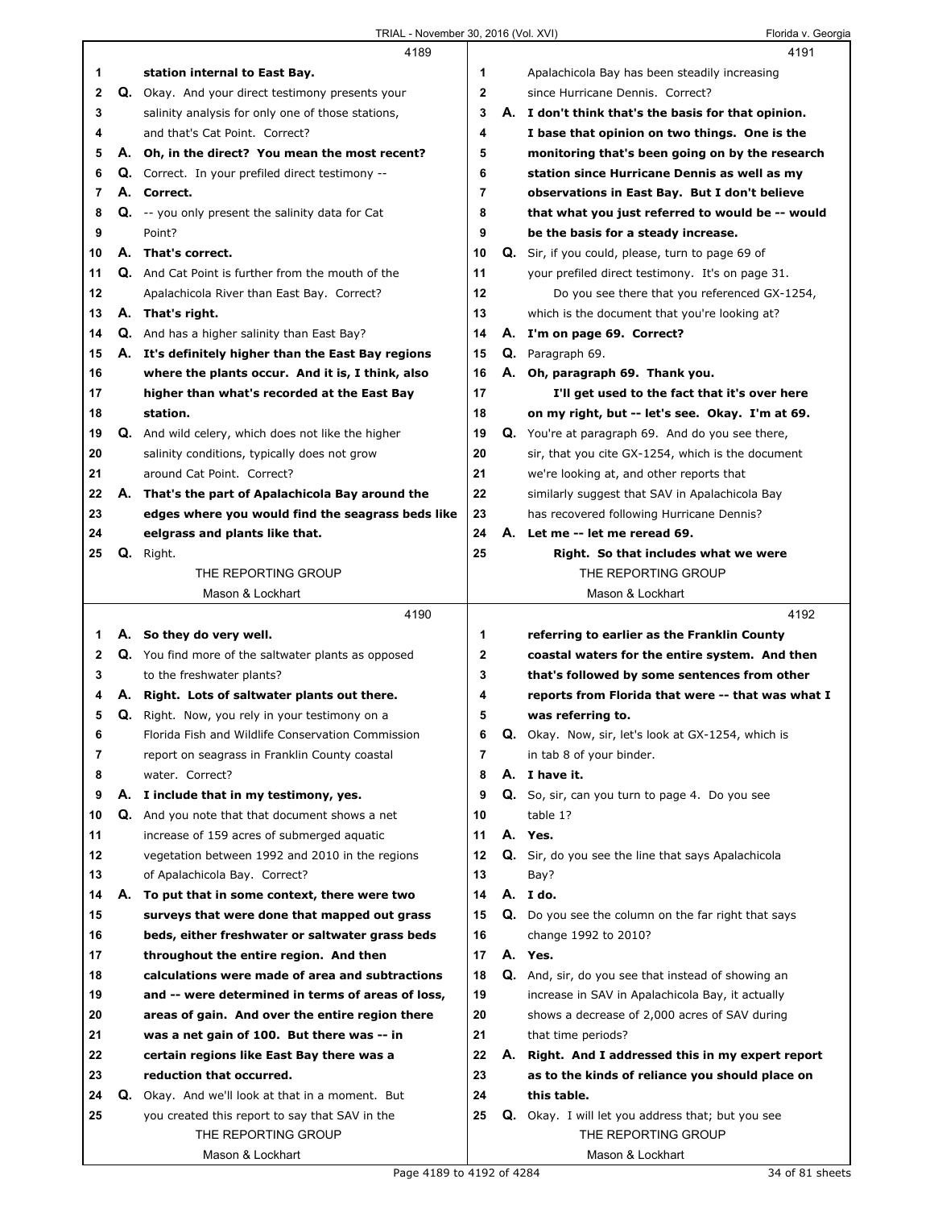**4189**

1 station internal to East Bay.
2 Q. Okay. And your direct testimony presents your
3 salinity analysis for only one of those stations,
4 and that's Cat Point. Correct?
5 A. **Oh, in the direct? You mean the most recent?**
6 Q. Correct. In your prefiled direct testimony --
7 A. **Correct.**
8 Q. -- you only present the salinity data for Cat
9 Point?
10 A. **That's correct.**
11 Q. And Cat Point is further from the mouth of the
12 Apalachicola River than East Bay. Correct?
13 A. **That's right.**
14 Q. And has a higher salinity than East Bay?
15 A. **It's definitely higher than the East Bay regions**
16 **where the plants occur. And it is, I think, also**
17 **higher than what's recorded at the East Bay**
18 **station.**
19 Q. And wild celery, which does not like the higher
20 salinity conditions, typically does not grow
21 around Cat Point. Correct?
22 A. **That's the part of Apalachicola Bay around the**
23 **edges where you would find the seagrass beds like**
24 **eelgrass and plants like that.**
25 Q. Right.

**4190**

1 A. **So they do very well.**
2 Q. You find more of the saltwater plants as opposed
3 to the freshwater plants?
4 A. **Right. Lots of saltwater plants out there.**
5 Q. Right. Now, you rely in your testimony on a
6 Florida Fish and Wildlife Conservation Commission
7 report on seagrass in Franklin County coastal
8 water. Correct?
9 A. **I include that in my testimony, yes.**
10 Q. And you note that that document shows a net
11 increase of 159 acres of submerged aquatic
12 vegetation between 1992 and 2010 in the regions
13 of Apalachicola Bay. Correct?
14 A. **To put that in some context, there were two**
15 **surveys that were done that mapped out grass**
16 **beds, either freshwater or saltwater grass beds**
17 **throughout the entire region. And then**
18 **calculations were made of area and subtractions**
19 **and -- were determined in terms of areas of loss,**
20 **areas of gain. And over the entire region there**
21 **was a net gain of 100. But there was -- in**
22 **certain regions like East Bay there was a**
23 **reduction that occurred.**
24 Q. Okay. And we'll look at that in a moment. But
25 you created this report to say that SAV in the

**4191**

1 Apalachicola Bay has been steadily increasing
2 since Hurricane Dennis. Correct?
3 A. **I don't think that's the basis for that opinion.**
4 **I base that opinion on two things. One is the**
5 **monitoring that's been going on by the research**
6 **station since Hurricane Dennis as well as my**
7 **observations in East Bay. But I don't believe**
8 **that what you just referred to would be -- would**
9 **be the basis for a steady increase.**
10 Q. Sir, if you could, please, turn to page 69 of
11 your prefiled direct testimony. It's on page 31.
12 Do you see there that you referenced GX-1254,
13 which is the document that you're looking at?
14 A. **I'm on page 69. Correct?**
15 Q. Paragraph 69.
16 A. **Oh, paragraph 69. Thank you.**
17 **I'll get used to the fact that it's over here**
18 **on my right, but -- let's see. Okay. I'm at 69.**
19 Q. You're at paragraph 69. And do you see there,
20 sir, that you cite GX-1254, which is the document
21 we're looking at, and other reports that
22 similarly suggest that SAV in Apalachicola Bay
23 has recovered following Hurricane Dennis?
24 A. **Let me -- let me reread 69.**
25 **Right. So that includes what we were**

**4192**

1 **referring to earlier as the Franklin County**
2 **coastal waters for the entire system. And then**
3 **that's followed by some sentences from other**
4 **reports from Florida that were -- that was what I**
5 **was referring to.**
6 Q. Okay. Now, sir, let's look at GX-1254, which is
7 in tab 8 of your binder.
8 A. **I have it.**
9 Q. So, sir, can you turn to page 4. Do you see
10 table 1?
11 A. **Yes.**
12 Q. Sir, do you see the line that says Apalachicola
13 Bay?
14 A. **I do.**
15 Q. Do you see the column on the far right that says
16 change 1992 to 2010?
17 A. **Yes.**
18 Q. And, sir, do you see that instead of showing an
19 increase in SAV in Apalachicola Bay, it actually
20 shows a decrease of 2,000 acres of SAV during
21 that time periods?
22 A. **Right. And I addressed this in my expert report**
23 **as to the kinds of reliance you should place on**
24 **this table.**
25 Q. Okay. I will let you address that; but you see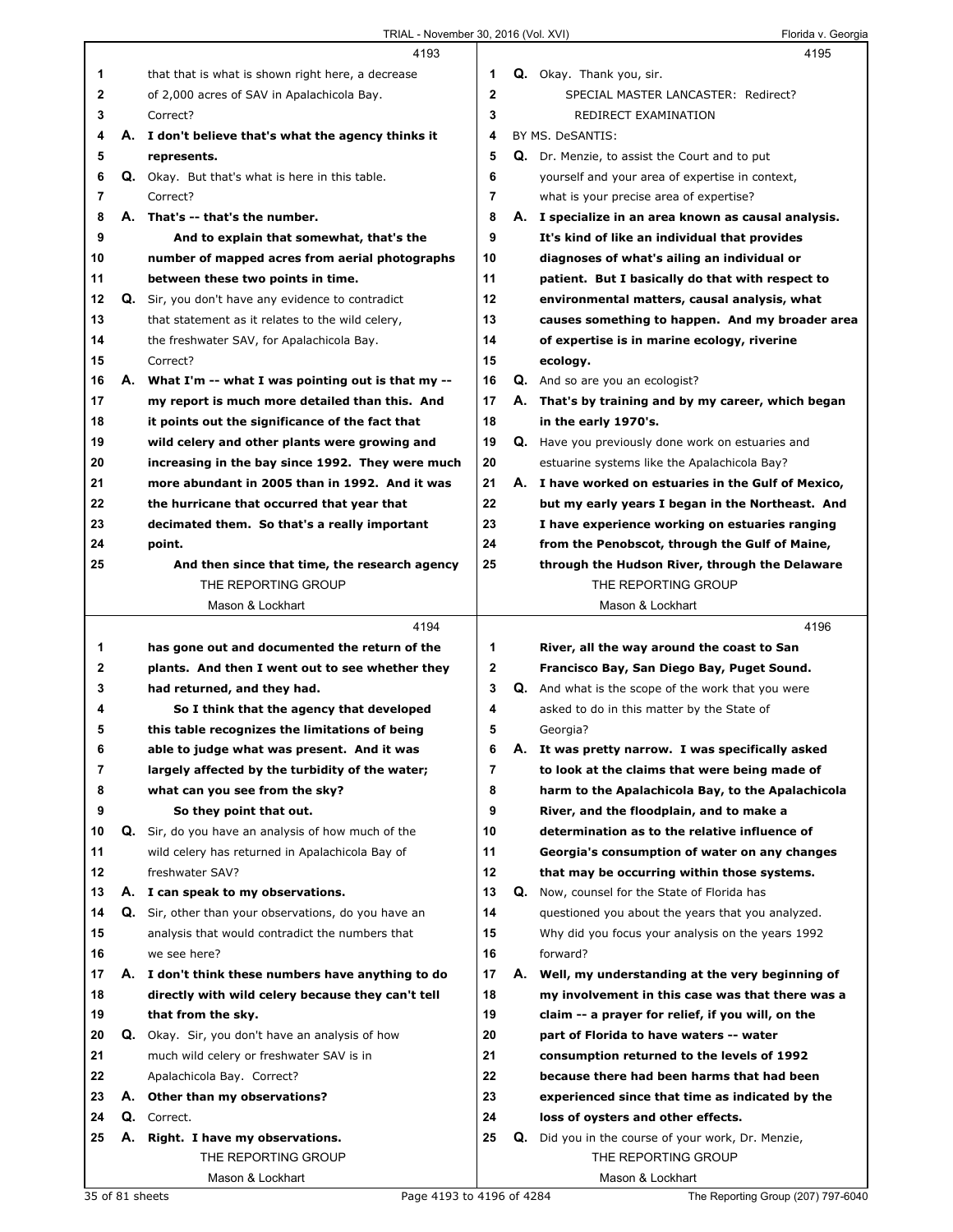4193

that that is what is shown right here, a decrease of 2,000 acres of SAV in Apalachicola Bay. Correct?

**A. I don't believe that's what the agency thinks it represents.**

Q. Okay. But that's what is here in this table. Correct?

**A. That's -- that's the number.**

**And to explain that somewhat, that's the number of mapped acres from aerial photographs between these two points in time.**

Q. Sir, you don't have any evidence to contradict that statement as it relates to the wild celery, the freshwater SAV, for Apalachicola Bay. Correct?

**A. What I'm -- what I was pointing out is that my -- my report is much more detailed than this. And it points out the significance of the fact that wild celery and other plants were growing and increasing in the bay since 1992. They were much more abundant in 2005 than in 1992. And it was the hurricane that occurred that year that decimated them. So that's a really important point.**

**And then since that time, the research agency**

4194

**has gone out and documented the return of the plants. And then I went out to see whether they had returned, and they had.**

**So I think that the agency that developed this table recognizes the limitations of being able to judge what was present. And it was largely affected by the turbidity of the water; what can you see from the sky?**

**So they point that out.**

Q. Sir, do you have an analysis of how much of the wild celery has returned in Apalachicola Bay of freshwater SAV?

**A. I can speak to my observations.**

Q. Sir, other than your observations, do you have an analysis that would contradict the numbers that we see here?

**A. I don't think these numbers have anything to do directly with wild celery because they can't tell that from the sky.**

Q. Okay. Sir, you don't have an analysis of how much wild celery or freshwater SAV is in Apalachicola Bay. Correct?

**A. Other than my observations?**

Q. Correct.

**A. Right. I have my observations.**

4195

Q. Okay. Thank you, sir.

SPECIAL MASTER LANCASTER: Redirect?

REDIRECT EXAMINATION

BY MS. DeSANTIS:

Q. Dr. Menzie, to assist the Court and to put yourself and your area of expertise in context, what is your precise area of expertise?

**A. I specialize in an area known as causal analysis. It's kind of like an individual that provides diagnoses of what's ailing an individual or patient. But I basically do that with respect to environmental matters, causal analysis, what causes something to happen. And my broader area of expertise is in marine ecology, riverine ecology.**

Q. And so are you an ecologist?

**A. That's by training and by my career, which began in the early 1970's.**

Q. Have you previously done work on estuaries and estuarine systems like the Apalachicola Bay?

**A. I have worked on estuaries in the Gulf of Mexico, but my early years I began in the Northeast. And I have experience working on estuaries ranging from the Penobscot, through the Gulf of Maine, through the Hudson River, through the Delaware**

4196

**River, all the way around the coast to San Francisco Bay, San Diego Bay, Puget Sound.**

Q. And what is the scope of the work that you were asked to do in this matter by the State of Georgia?

**A. It was pretty narrow. I was specifically asked to look at the claims that were being made of harm to the Apalachicola Bay, to the Apalachicola River, and the floodplain, and to make a determination as to the relative influence of Georgia's consumption of water on any changes that may be occurring within those systems.**

Q. Now, counsel for the State of Florida has questioned you about the years that you analyzed. Why did you focus your analysis on the years 1992 forward?

**A. Well, my understanding at the very beginning of my involvement in this case was that there was a claim -- a prayer for relief, if you will, on the part of Florida to have waters -- water consumption returned to the levels of 1992 because there had been harms that had been experienced since that time as indicated by the loss of oysters and other effects.**

Q. Did you in the course of your work, Dr. Menzie,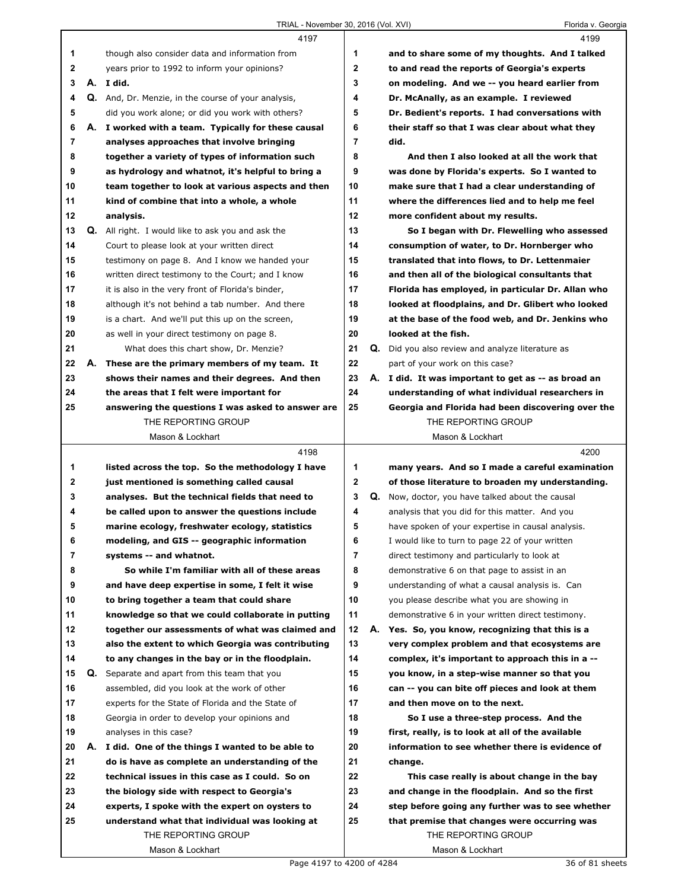**4197**

1 though also consider data and information from
2 years prior to 1992 to inform your opinions?
3 A. **I did.**
4 Q. And, Dr. Menzie, in the course of your analysis,
5 did you work alone; or did you work with others?
6 A. **I worked with a team. Typically for these causal**
7 **analyses approaches that involve bringing**
8 **together a variety of types of information such**
9 **as hydrology and whatnot, it's helpful to bring a**
10 **team together to look at various aspects and then**
11 **kind of combine that into a whole, a whole**
12 **analysis.**
13 Q. All right. I would like to ask you and ask the
14 Court to please look at your written direct
15 testimony on page 8. And I know we handed your
16 written direct testimony to the Court; and I know
17 it is also in the very front of Florida's binder,
18 although it's not behind a tab number. And there
19 is a chart. And we'll put this up on the screen,
20 as well in your direct testimony on page 8.
21 What does this chart show, Dr. Menzie?
22 A. **These are the primary members of my team. It**
23 **shows their names and their degrees. And then**
24 **the areas that I felt were important for**
25 **answering the questions I was asked to answer are**

**4198**

1 **listed across the top. So the methodology I have**
2 **just mentioned is something called causal**
3 **analyses. But the technical fields that need to**
4 **be called upon to answer the questions include**
5 **marine ecology, freshwater ecology, statistics**
6 **modeling, and GIS -- geographic information**
7 **systems -- and whatnot.**
8 **So while I'm familiar with all of these areas**
9 **and have deep expertise in some, I felt it wise**
10 **to bring together a team that could share**
11 **knowledge so that we could collaborate in putting**
12 **together our assessments of what was claimed and**
13 **also the extent to which Georgia was contributing**
14 **to any changes in the bay or in the floodplain.**
15 Q. Separate and apart from this team that you
16 assembled, did you look at the work of other
17 experts for the State of Florida and the State of
18 Georgia in order to develop your opinions and
19 analyses in this case?
20 A. **I did. One of the things I wanted to be able to**
21 **do is have as complete an understanding of the**
22 **technical issues in this case as I could. So on**
23 **the biology side with respect to Georgia's**
24 **experts, I spoke with the expert on oysters to**
25 **understand what that individual was looking at**

**4199**

1 **and to share some of my thoughts. And I talked**
2 **to and read the reports of Georgia's experts**
3 **on modeling. And we -- you heard earlier from**
4 **Dr. McAnally, as an example. I reviewed**
5 **Dr. Bedient's reports. I had conversations with**
6 **their staff so that I was clear about what they**
7 **did.**
8 **And then I also looked at all the work that**
9 **was done by Florida's experts. So I wanted to**
10 **make sure that I had a clear understanding of**
11 **where the differences lied and to help me feel**
12 **more confident about my results.**
13 **So I began with Dr. Flewelling who assessed**
14 **consumption of water, to Dr. Hornberger who**
15 **translated that into flows, to Dr. Lettenmaier**
16 **and then all of the biological consultants that**
17 **Florida has employed, in particular Dr. Allan who**
18 **looked at floodplains, and Dr. Glibert who looked**
19 **at the base of the food web, and Dr. Jenkins who**
20 **looked at the fish.**
21 Q. Did you also review and analyze literature as
22 part of your work on this case?
23 A. **I did. It was important to get as -- as broad an**
24 **understanding of what individual researchers in**
25 **Georgia and Florida had been discovering over the**

**4200**

1 **many years. And so I made a careful examination**
2 **of those literature to broaden my understanding.**
3 Q. Now, doctor, you have talked about the causal
4 analysis that you did for this matter. And you
5 have spoken of your expertise in causal analysis.
6 I would like to turn to page 22 of your written
7 direct testimony and particularly to look at
8 demonstrative 6 on that page to assist in an
9 understanding of what a causal analysis is. Can
10 you please describe what you are showing in
11 demonstrative 6 in your written direct testimony.
12 A. **Yes. So, you know, recognizing that this is a**
13 **very complex problem and that ecosystems are**
14 **complex, it's important to approach this in a --**
15 **you know, in a step-wise manner so that you**
16 **can -- you can bite off pieces and look at them**
17 **and then move on to the next.**
18 **So I use a three-step process. And the**
19 **first, really, is to look at all of the available**
20 **information to see whether there is evidence of**
21 **change.**
22 **This case really is about change in the bay**
23 **and change in the floodplain. And so the first**
24 **step before going any further was to see whether**
25 **that premise that changes were occurring was**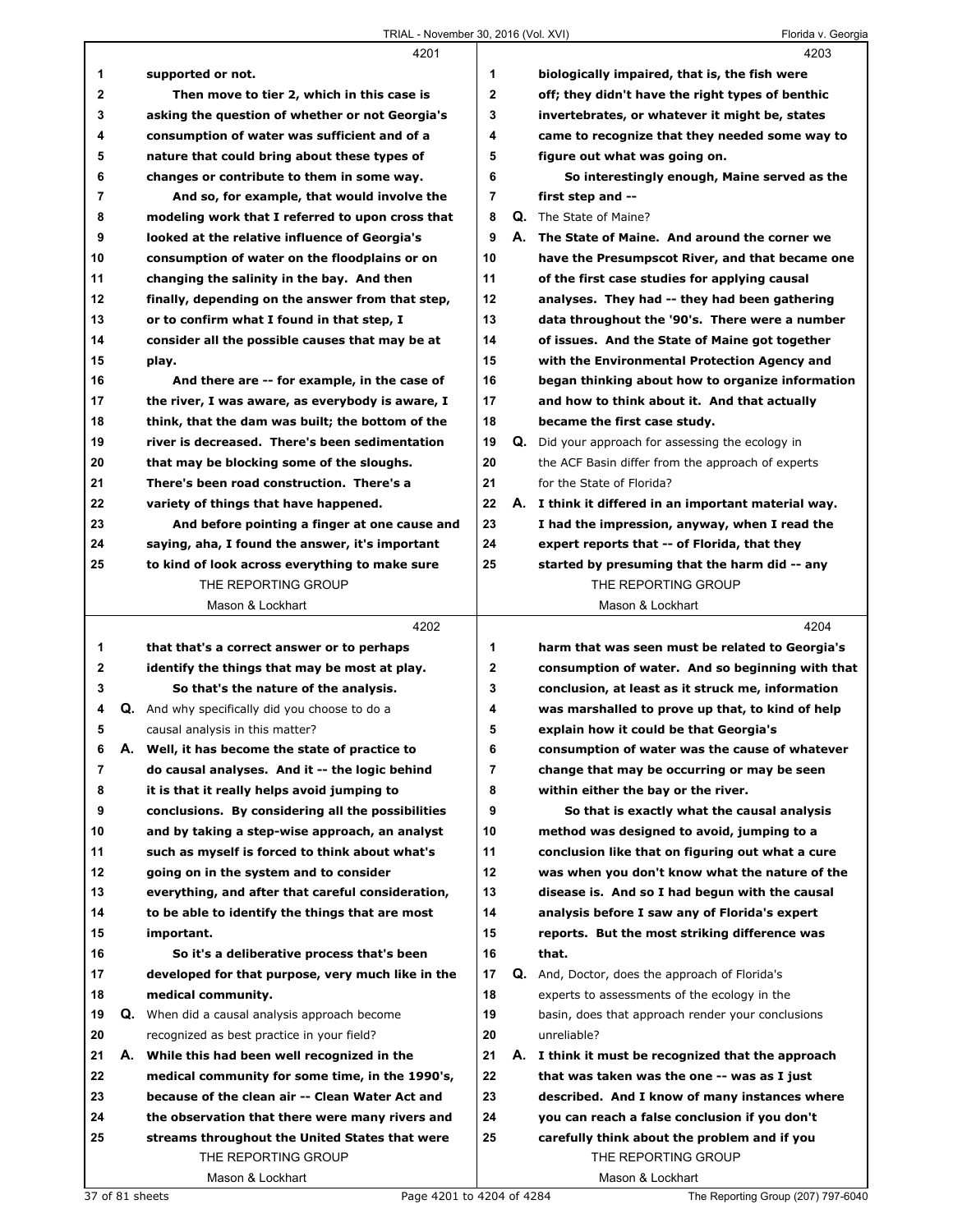**4201**

supported or not.

Then move to tier 2, which in this case is asking the question of whether or not Georgia's consumption of water was sufficient and of a nature that could bring about these types of changes or contribute to them in some way.

And so, for example, that would involve the modeling work that I referred to upon cross that looked at the relative influence of Georgia's consumption of water on the floodplains or on changing the salinity in the bay. And then finally, depending on the answer from that step, or to confirm what I found in that step, I consider all the possible causes that may be at play.

And there are -- for example, in the case of the river, I was aware, as everybody is aware, I think, that the dam was built; the bottom of the river is decreased. There's been sedimentation that may be blocking some of the sloughs. There's been road construction. There's a variety of things that have happened.

And before pointing a finger at one cause and saying, aha, I found the answer, it's important to kind of look across everything to make sure

**4202**

that that's a correct answer or to perhaps identify the things that may be most at play.

So that's the nature of the analysis.

**Q.** And why specifically did you choose to do a causal analysis in this matter?

**A.** Well, it has become the state of practice to do causal analyses. And it -- the logic behind it is that it really helps avoid jumping to conclusions. By considering all the possibilities and by taking a step-wise approach, an analyst such as myself is forced to think about what's going on in the system and to consider everything, and after that careful consideration, to be able to identify the things that are most important.

So it's a deliberative process that's been developed for that purpose, very much like in the medical community.

**Q.** When did a causal analysis approach become recognized as best practice in your field?

**A.** While this had been well recognized in the medical community for some time, in the 1990's, because of the clean air -- Clean Water Act and the observation that there were many rivers and streams throughout the United States that were

**4203**

biologically impaired, that is, the fish were off; they didn't have the right types of benthic invertebrates, or whatever it might be, states came to recognize that they needed some way to figure out what was going on.

So interestingly enough, Maine served as the first step and --

**Q.** The State of Maine?

**A.** The State of Maine. And around the corner we have the Presumpscot River, and that became one of the first case studies for applying causal analyses. They had -- they had been gathering data throughout the '90's. There were a number of issues. And the State of Maine got together with the Environmental Protection Agency and began thinking about how to organize information and how to think about it. And that actually became the first case study.

**Q.** Did your approach for assessing the ecology in the ACF Basin differ from the approach of experts for the State of Florida?

**A.** I think it differed in an important material way. I had the impression, anyway, when I read the expert reports that -- of Florida, that they started by presuming that the harm did -- any

**4204**

harm that was seen must be related to Georgia's consumption of water. And so beginning with that conclusion, at least as it struck me, information was marshalled to prove up that, to kind of help explain how it could be that Georgia's consumption of water was the cause of whatever change that may be occurring or may be seen within either the bay or the river.

So that is exactly what the causal analysis method was designed to avoid, jumping to a conclusion like that on figuring out what a cure was when you don't know what the nature of the disease is. And so I had begun with the causal analysis before I saw any of Florida's expert reports. But the most striking difference was that.

**Q.** And, Doctor, does the approach of Florida's experts to assessments of the ecology in the basin, does that approach render your conclusions unreliable?

**A.** I think it must be recognized that the approach that was taken was the one -- was as I just described. And I know of many instances where you can reach a false conclusion if you don't carefully think about the problem and if you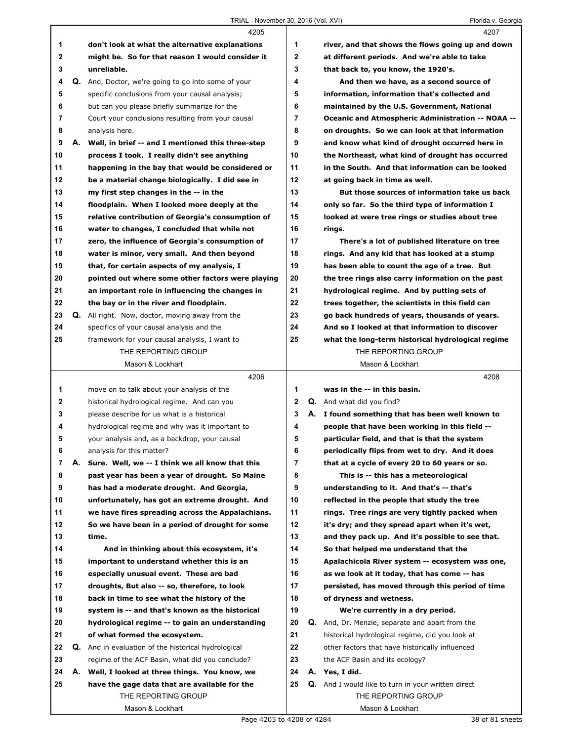4205

1 don't look at what the alternative explanations
2 might be. So for that reason I would consider it
3 unreliable.
4 Q. And, Doctor, we're going to go into some of your
5 specific conclusions from your causal analysis;
6 but can you please briefly summarize for the
7 Court your conclusions resulting from your causal
8 analysis here.
9 A. Well, in brief -- and I mentioned this three-step
10 process I took. I really didn't see anything
11 happening in the bay that would be considered or
12 be a material change biologically. I did see in
13 my first step changes in the -- in the
14 floodplain. When I looked more deeply at the
15 relative contribution of Georgia's consumption of
16 water to changes, I concluded that while not
17 zero, the influence of Georgia's consumption of
18 water is minor, very small. And then beyond
19 that, for certain aspects of my analysis, I
20 pointed out where some other factors were playing
21 an important role in influencing the changes in
22 the bay or in the river and floodplain.
23 Q. All right. Now, doctor, moving away from the
24 specifics of your causal analysis and the
25 framework for your causal analysis, I want to

4206

1 move on to talk about your analysis of the
2 historical hydrological regime. And can you
3 please describe for us what is a historical
4 hydrological regime and why was it important to
5 your analysis and, as a backdrop, your causal
6 analysis for this matter?
7 A. Sure. Well, we -- I think we all know that this
8 past year has been a year of drought. So Maine
9 has had a moderate drought. And Georgia,
10 unfortunately, has got an extreme drought. And
11 we have fires spreading across the Appalachians.
12 So we have been in a period of drought for some
13 time.
14 And in thinking about this ecosystem, it's
15 important to understand whether this is an
16 especially unusual event. These are bad
17 droughts, But also -- so, therefore, to look
18 back in time to see what the history of the
19 system is -- and that's known as the historical
20 hydrological regime -- to gain an understanding
21 of what formed the ecosystem.
22 Q. And in evaluation of the historical hydrological
23 regime of the ACF Basin, what did you conclude?
24 A. Well, I looked at three things. You know, we
25 have the gage data that are available for the

4207

1 river, and that shows the flows going up and down
2 at different periods. And we're able to take
3 that back to, you know, the 1920's.
4 And then we have, as a second source of
5 information, information that's collected and
6 maintained by the U.S. Government, National
7 Oceanic and Atmospheric Administration -- NOAA --
8 on droughts. So we can look at that information
9 and know what kind of drought occurred here in
10 the Northeast, what kind of drought has occurred
11 in the South. And that information can be looked
12 at going back in time as well.
13 But those sources of information take us back
14 only so far. So the third type of information I
15 looked at were tree rings or studies about tree
16 rings.
17 There's a lot of published literature on tree
18 rings. And any kid that has looked at a stump
19 has been able to count the age of a tree. But
20 the tree rings also carry information on the past
21 hydrological regime. And by putting sets of
22 trees together, the scientists in this field can
23 go back hundreds of years, thousands of years.
24 And so I looked at that information to discover
25 what the long-term historical hydrological regime

4208

1 was in the -- in this basin.
2 Q. And what did you find?
3 A. I found something that has been well known to
4 people that have been working in this field --
5 particular field, and that is that the system
6 periodically flips from wet to dry. And it does
7 that at a cycle of every 20 to 60 years or so.
8 This is -- this has a meteorological
9 understanding to it. And that's -- that's
10 reflected in the people that study the tree
11 rings. Tree rings are very tightly packed when
12 it's dry; and they spread apart when it's wet,
13 and they pack up. And it's possible to see that.
14 So that helped me understand that the
15 Apalachicola River system -- ecosystem was one,
16 as we look at it today, that has come -- has
17 persisted, has moved through this period of time
18 of dryness and wetness.
19 We're currently in a dry period.
20 Q. And, Dr. Menzie, separate and apart from the
21 historical hydrological regime, did you look at
22 other factors that have historically influenced
23 the ACF Basin and its ecology?
24 A. Yes, I did.
25 Q. And I would like to turn in your written direct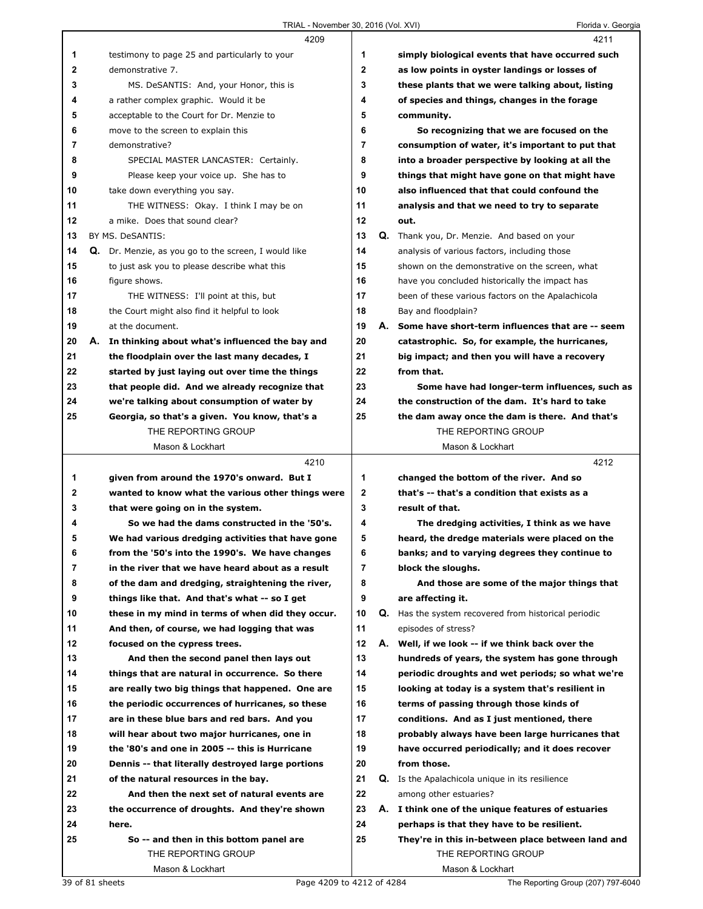**4209**

1 testimony to page 25 and particularly to your
2 demonstrative 7.
3 MS. DeSANTIS: And, your Honor, this is
4 a rather complex graphic. Would it be
5 acceptable to the Court for Dr. Menzie to
6 move to the screen to explain this
7 demonstrative?
8 SPECIAL MASTER LANCASTER: Certainly.
9 Please keep your voice up. She has to
10 take down everything you say.
11 THE WITNESS: Okay. I think I may be on
12 a mike. Does that sound clear?
13 BY MS. DeSANTIS:
14 Q. Dr. Menzie, as you go to the screen, I would like
15 to just ask you to please describe what this
16 figure shows.
17 THE WITNESS: I'll point at this, but
18 the Court might also find it helpful to look
19 at the document.
20 A. **In thinking about what's influenced the bay and**
21 **the floodplain over the last many decades, I**
22 **started by just laying out over time the things**
23 **that people did. And we already recognize that**
24 **we're talking about consumption of water by**
25 **Georgia, so that's a given. You know, that's a**

**4210**

1 **given from around the 1970's onward. But I**
2 **wanted to know what the various other things were**
3 **that were going on in the system.**
4 **So we had the dams constructed in the '50's.**
5 **We had various dredging activities that have gone**
6 **from the '50's into the 1990's. We have changes**
7 **in the river that we have heard about as a result**
8 **of the dam and dredging, straightening the river,**
9 **things like that. And that's what -- so I get**
10 **these in my mind in terms of when did they occur.**
11 **And then, of course, we had logging that was**
12 **focused on the cypress trees.**
13 **And then the second panel then lays out**
14 **things that are natural in occurrence. So there**
15 **are really two big things that happened. One are**
16 **the periodic occurrences of hurricanes, so these**
17 **are in these blue bars and red bars. And you**
18 **will hear about two major hurricanes, one in**
19 **the '80's and one in 2005 -- this is Hurricane**
20 **Dennis -- that literally destroyed large portions**
21 **of the natural resources in the bay.**
22 **And then the next set of natural events are**
23 **the occurrence of droughts. And they're shown**
24 **here.**
25 **So -- and then in this bottom panel are**

**4211**

1 **simply biological events that have occurred such**
2 **as low points in oyster landings or losses of**
3 **these plants that we were talking about, listing**
4 **of species and things, changes in the forage**
5 **community.**
6 **So recognizing that we are focused on the**
7 **consumption of water, it's important to put that**
8 **into a broader perspective by looking at all the**
9 **things that might have gone on that might have**
10 **also influenced that that could confound the**
11 **analysis and that we need to try to separate**
12 **out.**
13 Q. Thank you, Dr. Menzie. And based on your
14 analysis of various factors, including those
15 shown on the demonstrative on the screen, what
16 have you concluded historically the impact has
17 been of these various factors on the Apalachicola
18 Bay and floodplain?
19 A. **Some have short-term influences that are -- seem**
20 **catastrophic. So, for example, the hurricanes,**
21 **big impact; and then you will have a recovery**
22 **from that.**
23 **Some have had longer-term influences, such as**
24 **the construction of the dam. It's hard to take**
25 **the dam away once the dam is there. And that's**

**4212**

1 **changed the bottom of the river. And so**
2 **that's -- that's a condition that exists as a**
3 **result of that.**
4 **The dredging activities, I think as we have**
5 **heard, the dredge materials were placed on the**
6 **banks; and to varying degrees they continue to**
7 **block the sloughs.**
8 **And those are some of the major things that**
9 **are affecting it.**
10 Q. Has the system recovered from historical periodic
11 episodes of stress?
12 A. **Well, if we look -- if we think back over the**
13 **hundreds of years, the system has gone through**
14 **periodic droughts and wet periods; so what we're**
15 **looking at today is a system that's resilient in**
16 **terms of passing through those kinds of**
17 **conditions. And as I just mentioned, there**
18 **probably always have been large hurricanes that**
19 **have occurred periodically; and it does recover**
20 **from those.**
21 Q. Is the Apalachicola unique in its resilience
22 among other estuaries?
23 A. **I think one of the unique features of estuaries**
24 **perhaps is that they have to be resilient.**
25 **They're in this in-between place between land and**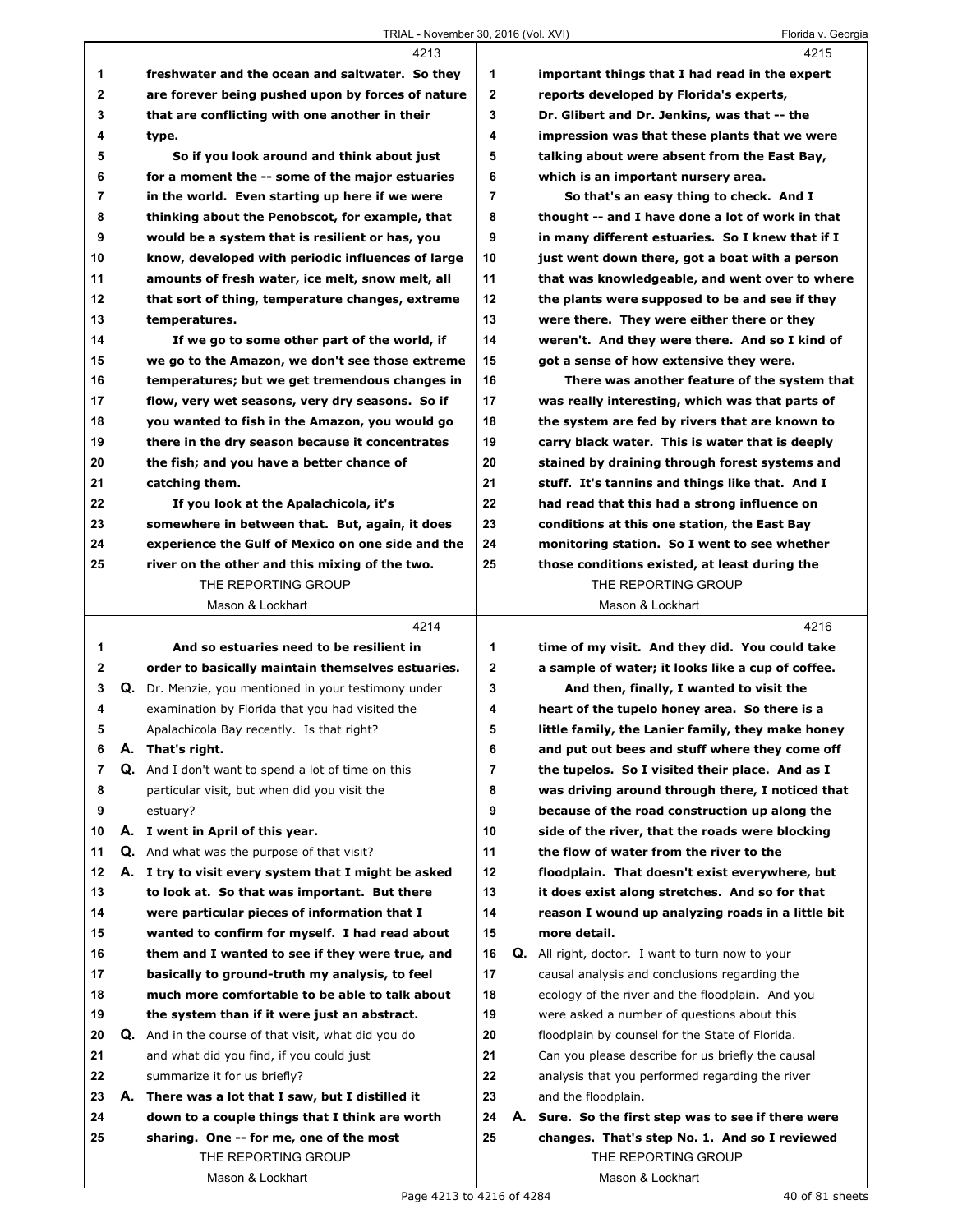4213

1 freshwater and the ocean and saltwater. So they
2 are forever being pushed upon by forces of nature
3 that are conflicting with one another in their
4 type.
5 So if you look around and think about just
6 for a moment the -- some of the major estuaries
7 in the world. Even starting up here if we were
8 thinking about the Penobscot, for example, that
9 would be a system that is resilient or has, you
10 know, developed with periodic influences of large
11 amounts of fresh water, ice melt, snow melt, all
12 that sort of thing, temperature changes, extreme
13 temperatures.
14 If we go to some other part of the world, if
15 we go to the Amazon, we don't see those extreme
16 temperatures; but we get tremendous changes in
17 flow, very wet seasons, very dry seasons. So if
18 you wanted to fish in the Amazon, you would go
19 there in the dry season because it concentrates
20 the fish; and you have a better chance of
21 catching them.
22 If you look at the Apalachicola, it's
23 somewhere in between that. But, again, it does
24 experience the Gulf of Mexico on one side and the
25 river on the other and this mixing of the two.

4214

1 And so estuaries need to be resilient in
2 order to basically maintain themselves estuaries.
3 Q. Dr. Menzie, you mentioned in your testimony under
4 examination by Florida that you had visited the
5 Apalachicola Bay recently. Is that right?
6 A. That's right.
7 Q. And I don't want to spend a lot of time on this
8 particular visit, but when did you visit the
9 estuary?
10 A. I went in April of this year.
11 Q. And what was the purpose of that visit?
12 A. I try to visit every system that I might be asked
13 to look at. So that was important. But there
14 were particular pieces of information that I
15 wanted to confirm for myself. I had read about
16 them and I wanted to see if they were true, and
17 basically to ground-truth my analysis, to feel
18 much more comfortable to be able to talk about
19 the system than if it were just an abstract.
20 Q. And in the course of that visit, what did you do
21 and what did you find, if you could just
22 summarize it for us briefly?
23 A. There was a lot that I saw, but I distilled it
24 down to a couple things that I think are worth
25 sharing. One -- for me, one of the most

4215

1 important things that I had read in the expert
2 reports developed by Florida's experts,
3 Dr. Glibert and Dr. Jenkins, was that -- the
4 impression was that these plants that we were
5 talking about were absent from the East Bay,
6 which is an important nursery area.
7 So that's an easy thing to check. And I
8 thought -- and I have done a lot of work in that
9 in many different estuaries. So I knew that if I
10 just went down there, got a boat with a person
11 that was knowledgeable, and went over to where
12 the plants were supposed to be and see if they
13 were there. They were either there or they
14 weren't. And they were there. And so I kind of
15 got a sense of how extensive they were.
16 There was another feature of the system that
17 was really interesting, which was that parts of
18 the system are fed by rivers that are known to
19 carry black water. This is water that is deeply
20 stained by draining through forest systems and
21 stuff. It's tannins and things like that. And I
22 had read that this had a strong influence on
23 conditions at this one station, the East Bay
24 monitoring station. So I went to see whether
25 those conditions existed, at least during the

4216

1 time of my visit. And they did. You could take
2 a sample of water; it looks like a cup of coffee.
3 And then, finally, I wanted to visit the
4 heart of the tupelo honey area. So there is a
5 little family, the Lanier family, they make honey
6 and put out bees and stuff where they come off
7 the tupelos. So I visited their place. And as I
8 was driving around through there, I noticed that
9 because of the road construction up along the
10 side of the river, that the roads were blocking
11 the flow of water from the river to the
12 floodplain. That doesn't exist everywhere, but
13 it does exist along stretches. And so for that
14 reason I wound up analyzing roads in a little bit
15 more detail.
16 Q. All right, doctor. I want to turn now to your
17 causal analysis and conclusions regarding the
18 ecology of the river and the floodplain. And you
19 were asked a number of questions about this
20 floodplain by counsel for the State of Florida.
21 Can you please describe for us briefly the causal
22 analysis that you performed regarding the river
23 and the floodplain.
24 A. Sure. So the first step was to see if there were
25 changes. That's step No. 1. And so I reviewed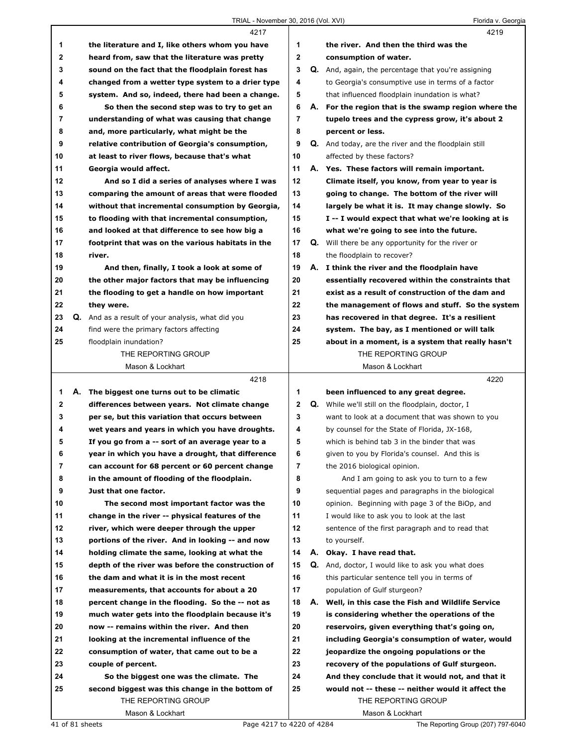**4217**

1 **the literature and I, like others whom you have**
2 **heard from, saw that the literature was pretty**
3 **sound on the fact that the floodplain forest has**
4 **changed from a wetter type system to a drier type**
5 **system. And so, indeed, there had been a change.**
6 **So then the second step was to try to get an**
7 **understanding of what was causing that change**
8 **and, more particularly, what might be the**
9 **relative contribution of Georgia's consumption,**
10 **at least to river flows, because that's what**
11 **Georgia would affect.**
12 **And so I did a series of analyses where I was**
13 **comparing the amount of areas that were flooded**
14 **without that incremental consumption by Georgia,**
15 **to flooding with that incremental consumption,**
16 **and looked at that difference to see how big a**
17 **footprint that was on the various habitats in the**
18 **river.**
19 **And then, finally, I took a look at some of**
20 **the other major factors that may be influencing**
21 **the flooding to get a handle on how important**
22 **they were.**
23 **Q.** And as a result of your analysis, what did you
24 find were the primary factors affecting
25 floodplain inundation?

**4218**

1 **A. The biggest one turns out to be climatic**
2 **differences between years. Not climate change**
3 **per se, but this variation that occurs between**
4 **wet years and years in which you have droughts.**
5 **If you go from a -- sort of an average year to a**
6 **year in which you have a drought, that difference**
7 **can account for 68 percent or 60 percent change**
8 **in the amount of flooding of the floodplain.**
9 **Just that one factor.**
10 **The second most important factor was the**
11 **change in the river -- physical features of the**
12 **river, which were deeper through the upper**
13 **portions of the river. And in looking -- and now**
14 **holding climate the same, looking at what the**
15 **depth of the river was before the construction of**
16 **the dam and what it is in the most recent**
17 **measurements, that accounts for about a 20**
18 **percent change in the flooding. So the -- not as**
19 **much water gets into the floodplain because it's**
20 **now -- remains within the river. And then**
21 **looking at the incremental influence of the**
22 **consumption of water, that came out to be a**
23 **couple of percent.**
24 **So the biggest one was the climate. The**
25 **second biggest was this change in the bottom of**

**4219**

1 **the river. And then the third was the**
2 **consumption of water.**
3 **Q.** And, again, the percentage that you're assigning
4 to Georgia's consumptive use in terms of a factor
5 that influenced floodplain inundation is what?
6 **A. For the region that is the swamp region where the**
7 **tupelo trees and the cypress grow, it's about 2**
8 **percent or less.**
9 **Q.** And today, are the river and the floodplain still
10 affected by these factors?
11 **A. Yes. These factors will remain important.**
12 **Climate itself, you know, from year to year is**
13 **going to change. The bottom of the river will**
14 **largely be what it is. It may change slowly. So**
15 **I -- I would expect that what we're looking at is**
16 **what we're going to see into the future.**
17 **Q.** Will there be any opportunity for the river or
18 the floodplain to recover?
19 **A. I think the river and the floodplain have**
20 **essentially recovered within the constraints that**
21 **exist as a result of construction of the dam and**
22 **the management of flows and stuff. So the system**
23 **has recovered in that degree. It's a resilient**
24 **system. The bay, as I mentioned or will talk**
25 **about in a moment, is a system that really hasn't**

**4220**

1 **been influenced to any great degree.**
2 **Q.** While we'll still on the floodplain, doctor, I
3 want to look at a document that was shown to you
4 by counsel for the State of Florida, JX-168,
5 which is behind tab 3 in the binder that was
6 given to you by Florida's counsel. And this is
7 the 2016 biological opinion.
8 And I am going to ask you to turn to a few
9 sequential pages and paragraphs in the biological
10 opinion. Beginning with page 3 of the BiOp, and
11 I would like to ask you to look at the last
12 sentence of the first paragraph and to read that
13 to yourself.
14 **A. Okay. I have read that.**
15 **Q.** And, doctor, I would like to ask you what does
16 this particular sentence tell you in terms of
17 population of Gulf sturgeon?
18 **A. Well, in this case the Fish and Wildlife Service**
19 **is considering whether the operations of the**
20 **reservoirs, given everything that's going on,**
21 **including Georgia's consumption of water, would**
22 **jeopardize the ongoing populations or the**
23 **recovery of the populations of Gulf sturgeon.**
24 **And they conclude that it would not, and that it**
25 **would not -- these -- neither would it affect the**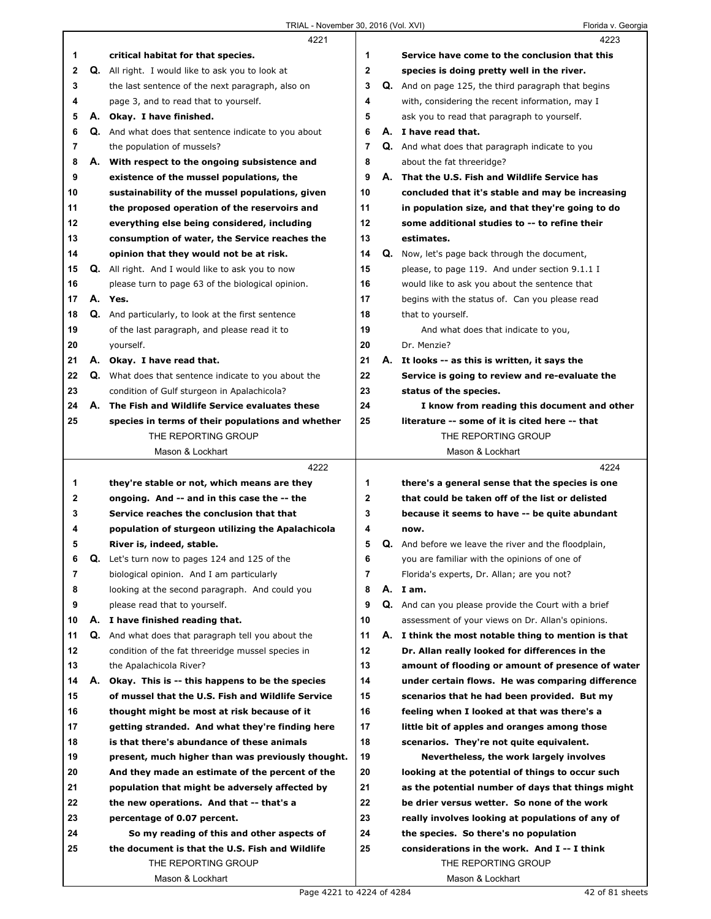4221

1 critical habitat for that species.

2 Q. All right. I would like to ask you to look at
3 the last sentence of the next paragraph, also on
4 page 3, and to read that to yourself.

5 A. **Okay. I have finished.**

6 Q. And what does that sentence indicate to you about
7 the population of mussels?

8 A. **With respect to the ongoing subsistence and**
9 **existence of the mussel populations, the**
10 **sustainability of the mussel populations, given**
11 **the proposed operation of the reservoirs and**
12 **everything else being considered, including**
13 **consumption of water, the Service reaches the**
14 **opinion that they would not be at risk.**

15 Q. All right. And I would like to ask you to now
16 please turn to page 63 of the biological opinion.

17 A. **Yes.**

18 Q. And particularly, to look at the first sentence
19 of the last paragraph, and please read it to
20 yourself.

21 A. **Okay. I have read that.**

22 Q. What does that sentence indicate to you about the
23 condition of Gulf sturgeon in Apalachicola?

24 A. **The Fish and Wildlife Service evaluates these**
25 **species in terms of their populations and whether**

4222

1 **they're stable or not, which means are they**
2 **ongoing. And -- and in this case the -- the**
3 **Service reaches the conclusion that that**
4 **population of sturgeon utilizing the Apalachicola**
5 **River is, indeed, stable.**

6 Q. Let's turn now to pages 124 and 125 of the
7 biological opinion. And I am particularly
8 looking at the second paragraph. And could you
9 please read that to yourself.

10 A. **I have finished reading that.**

11 Q. And what does that paragraph tell you about the
12 condition of the fat threeridge mussel species in
13 the Apalachicola River?

14 A. **Okay. This is -- this happens to be the species**
15 **of mussel that the U.S. Fish and Wildlife Service**
16 **thought might be most at risk because of it**
17 **getting stranded. And what they're finding here**
18 **is that there's abundance of these animals**
19 **present, much higher than was previously thought.**
20 **And they made an estimate of the percent of the**
21 **population that might be adversely affected by**
22 **the new operations. And that -- that's a**
23 **percentage of 0.07 percent.**

24 **So my reading of this and other aspects of**
25 **the document is that the U.S. Fish and Wildlife**

4223

1 **Service have come to the conclusion that this**
2 **species is doing pretty well in the river.**

3 Q. And on page 125, the third paragraph that begins
4 with, considering the recent information, may I
5 ask you to read that paragraph to yourself.

6 A. **I have read that.**

7 Q. And what does that paragraph indicate to you
8 about the fat threeridge?

9 A. **That the U.S. Fish and Wildlife Service has**
10 **concluded that it's stable and may be increasing**
11 **in population size, and that they're going to do**
12 **some additional studies to -- to refine their**
13 **estimates.**

14 Q. Now, let's page back through the document,
15 please, to page 119. And under section 9.1.1 I
16 would like to ask you about the sentence that
17 begins with the status of. Can you please read
18 that to yourself.

19 And what does that indicate to you,
20 Dr. Menzie?

21 A. **It looks -- as this is written, it says the**
22 **Service is going to review and re-evaluate the**
23 **status of the species.**

24 **I know from reading this document and other**
25 **literature -- some of it is cited here -- that**

4224

1 **there's a general sense that the species is one**
2 **that could be taken off of the list or delisted**
3 **because it seems to have -- be quite abundant**
4 **now.**

5 Q. And before we leave the river and the floodplain,
6 you are familiar with the opinions of one of
7 Florida's experts, Dr. Allan; are you not?

8 A. **I am.**

9 Q. And can you please provide the Court with a brief
10 assessment of your views on Dr. Allan's opinions.

11 A. **I think the most notable thing to mention is that**
12 **Dr. Allan really looked for differences in the**
13 **amount of flooding or amount of presence of water**
14 **under certain flows. He was comparing difference**
15 **scenarios that he had been provided. But my**
16 **feeling when I looked at that was there's a**
17 **little bit of apples and oranges among those**
18 **scenarios. They're not quite equivalent.**

19 **Nevertheless, the work largely involves**
20 **looking at the potential of things to occur such**
21 **as the potential number of days that things might**
22 **be drier versus wetter. So none of the work**
23 **really involves looking at populations of any of**
24 **the species. So there's no population**
25 **considerations in the work. And I -- I think**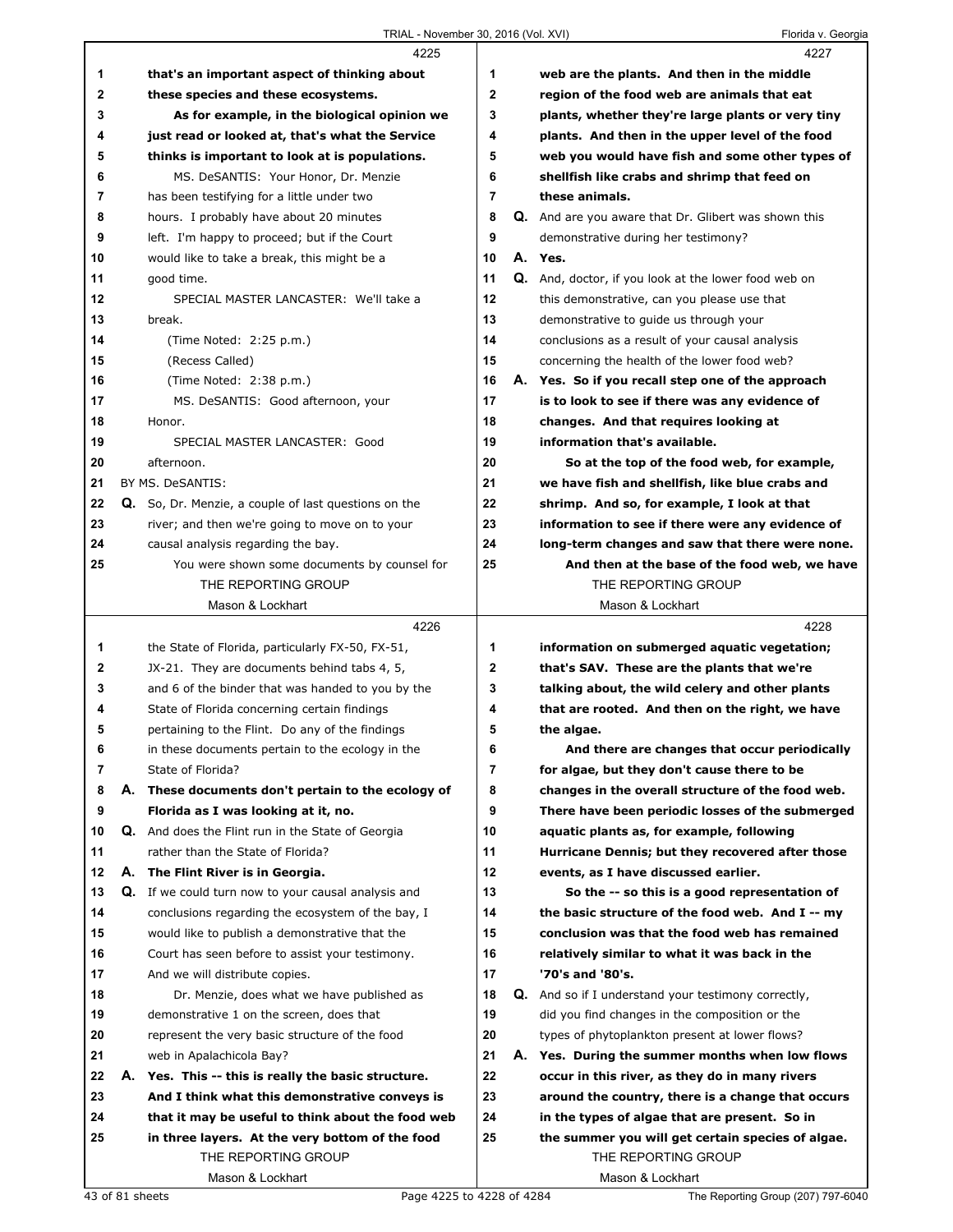4225

1 that's an important aspect of thinking about
2 these species and these ecosystems.
3 As for example, in the biological opinion we
4 just read or looked at, that's what the Service
5 thinks is important to look at is populations.
6 MS. DeSANTIS: Your Honor, Dr. Menzie
7 has been testifying for a little under two
8 hours. I probably have about 20 minutes
9 left. I'm happy to proceed; but if the Court
10 would like to take a break, this might be a
11 good time.
12 SPECIAL MASTER LANCASTER: We'll take a
13 break.
14 (Time Noted: 2:25 p.m.)
15 (Recess Called)
16 (Time Noted: 2:38 p.m.)
17 MS. DeSANTIS: Good afternoon, your
18 Honor.
19 SPECIAL MASTER LANCASTER: Good
20 afternoon.
21 BY MS. DeSANTIS:
22 Q. So, Dr. Menzie, a couple of last questions on the
23 river; and then we're going to move on to your
24 causal analysis regarding the bay.
25 You were shown some documents by counsel for

4226

1 the State of Florida, particularly FX-50, FX-51,
2 JX-21. They are documents behind tabs 4, 5,
3 and 6 of the binder that was handed to you by the
4 State of Florida concerning certain findings
5 pertaining to the Flint. Do any of the findings
6 in these documents pertain to the ecology in the
7 State of Florida?
8 A. These documents don't pertain to the ecology of
9 Florida as I was looking at it, no.
10 Q. And does the Flint run in the State of Georgia
11 rather than the State of Florida?
12 A. The Flint River is in Georgia.
13 Q. If we could turn now to your causal analysis and
14 conclusions regarding the ecosystem of the bay, I
15 would like to publish a demonstrative that the
16 Court has seen before to assist your testimony.
17 And we will distribute copies.
18 Dr. Menzie, does what we have published as
19 demonstrative 1 on the screen, does that
20 represent the very basic structure of the food
21 web in Apalachicola Bay?
22 A. Yes. This -- this is really the basic structure.
23 And I think what this demonstrative conveys is
24 that it may be useful to think about the food web
25 in three layers. At the very bottom of the food

4227

1 web are the plants. And then in the middle
2 region of the food web are animals that eat
3 plants, whether they're large plants or very tiny
4 plants. And then in the upper level of the food
5 web you would have fish and some other types of
6 shellfish like crabs and shrimp that feed on
7 these animals.
8 Q. And are you aware that Dr. Glibert was shown this
9 demonstrative during her testimony?
10 A. Yes.
11 Q. And, doctor, if you look at the lower food web on
12 this demonstrative, can you please use that
13 demonstrative to guide us through your
14 conclusions as a result of your causal analysis
15 concerning the health of the lower food web?
16 A. Yes. So if you recall step one of the approach
17 is to look to see if there was any evidence of
18 changes. And that requires looking at
19 information that's available.
20 So at the top of the food web, for example,
21 we have fish and shellfish, like blue crabs and
22 shrimp. And so, for example, I look at that
23 information to see if there were any evidence of
24 long-term changes and saw that there were none.
25 And then at the base of the food web, we have

4228

1 information on submerged aquatic vegetation;
2 that's SAV. These are the plants that we're
3 talking about, the wild celery and other plants
4 that are rooted. And then on the right, we have
5 the algae.
6 And there are changes that occur periodically
7 for algae, but they don't cause there to be
8 changes in the overall structure of the food web.
9 There have been periodic losses of the submerged
10 aquatic plants as, for example, following
11 Hurricane Dennis; but they recovered after those
12 events, as I have discussed earlier.
13 So the -- so this is a good representation of
14 the basic structure of the food web. And I -- my
15 conclusion was that the food web has remained
16 relatively similar to what it was back in the
17 '70's and '80's.
18 Q. And so if I understand your testimony correctly,
19 did you find changes in the composition or the
20 types of phytoplankton present at lower flows?
21 A. Yes. During the summer months when low flows
22 occur in this river, as they do in many rivers
23 around the country, there is a change that occurs
24 in the types of algae that are present. So in
25 the summer you will get certain species of algae.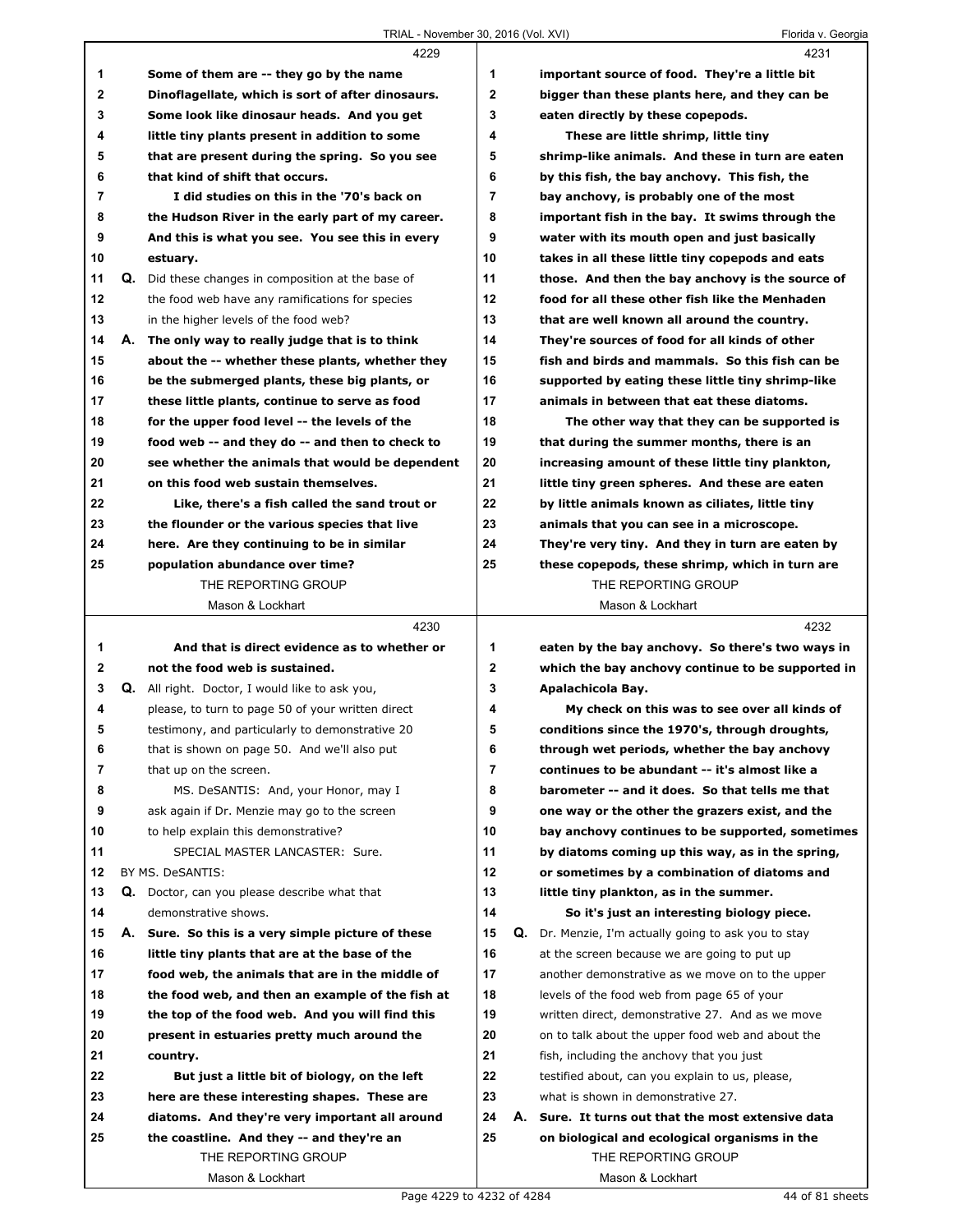4229

1 Some of them are -- they go by the name
2 Dinoflagellate, which is sort of after dinosaurs.
3 Some look like dinosaur heads. And you get
4 little tiny plants present in addition to some
5 that are present during the spring. So you see
6 that kind of shift that occurs.
7 I did studies on this in the '70's back on
8 the Hudson River in the early part of my career.
9 And this is what you see. You see this in every
10 estuary.
11 Q. Did these changes in composition at the base of
12 the food web have any ramifications for species
13 in the higher levels of the food web?
14 A. The only way to really judge that is to think
15 about the -- whether these plants, whether they
16 be the submerged plants, these big plants, or
17 these little plants, continue to serve as food
18 for the upper food level -- the levels of the
19 food web -- and they do -- and then to check to
20 see whether the animals that would be dependent
21 on this food web sustain themselves.
22 Like, there's a fish called the sand trout or
23 the flounder or the various species that live
24 here. Are they continuing to be in similar
25 population abundance over time?

4230

1 And that is direct evidence as to whether or
2 not the food web is sustained.
3 Q. All right. Doctor, I would like to ask you,
4 please, to turn to page 50 of your written direct
5 testimony, and particularly to demonstrative 20
6 that is shown on page 50. And we'll also put
7 that up on the screen.
8 MS. DeSANTIS: And, your Honor, may I
9 ask again if Dr. Menzie may go to the screen
10 to help explain this demonstrative?
11 SPECIAL MASTER LANCASTER: Sure.
12 BY MS. DeSANTIS:
13 Q. Doctor, can you please describe what that
14 demonstrative shows.
15 A. Sure. So this is a very simple picture of these
16 little tiny plants that are at the base of the
17 food web, the animals that are in the middle of
18 the food web, and then an example of the fish at
19 the top of the food web. And you will find this
20 present in estuaries pretty much around the
21 country.
22 But just a little bit of biology, on the left
23 here are these interesting shapes. These are
24 diatoms. And they're very important all around
25 the coastline. And they -- and they're an

4231

1 important source of food. They're a little bit
2 bigger than these plants here, and they can be
3 eaten directly by these copepods.
4 These are little shrimp, little tiny
5 shrimp-like animals. And these in turn are eaten
6 by this fish, the bay anchovy. This fish, the
7 bay anchovy, is probably one of the most
8 important fish in the bay. It swims through the
9 water with its mouth open and just basically
10 takes in all these little tiny copepods and eats
11 those. And then the bay anchovy is the source of
12 food for all these other fish like the Menhaden
13 that are well known all around the country.
14 They're sources of food for all kinds of other
15 fish and birds and mammals. So this fish can be
16 supported by eating these little tiny shrimp-like
17 animals in between that eat these diatoms.
18 The other way that they can be supported is
19 that during the summer months, there is an
20 increasing amount of these little tiny plankton,
21 little tiny green spheres. And these are eaten
22 by little animals known as ciliates, little tiny
23 animals that you can see in a microscope.
24 They're very tiny. And they in turn are eaten by
25 these copepods, these shrimp, which in turn are

4232

1 eaten by the bay anchovy. So there's two ways in
2 which the bay anchovy continue to be supported in
3 Apalachicola Bay.
4 My check on this was to see over all kinds of
5 conditions since the 1970's, through droughts,
6 through wet periods, whether the bay anchovy
7 continues to be abundant -- it's almost like a
8 barometer -- and it does. So that tells me that
9 one way or the other the grazers exist, and the
10 bay anchovy continues to be supported, sometimes
11 by diatoms coming up this way, as in the spring,
12 or sometimes by a combination of diatoms and
13 little tiny plankton, as in the summer.
14 So it's just an interesting biology piece.
15 Q. Dr. Menzie, I'm actually going to ask you to stay
16 at the screen because we are going to put up
17 another demonstrative as we move on to the upper
18 levels of the food web from page 65 of your
19 written direct, demonstrative 27. And as we move
20 on to talk about the upper food web and about the
21 fish, including the anchovy that you just
22 testified about, can you explain to us, please,
23 what is shown in demonstrative 27.
24 A. Sure. It turns out that the most extensive data
25 on biological and ecological organisms in the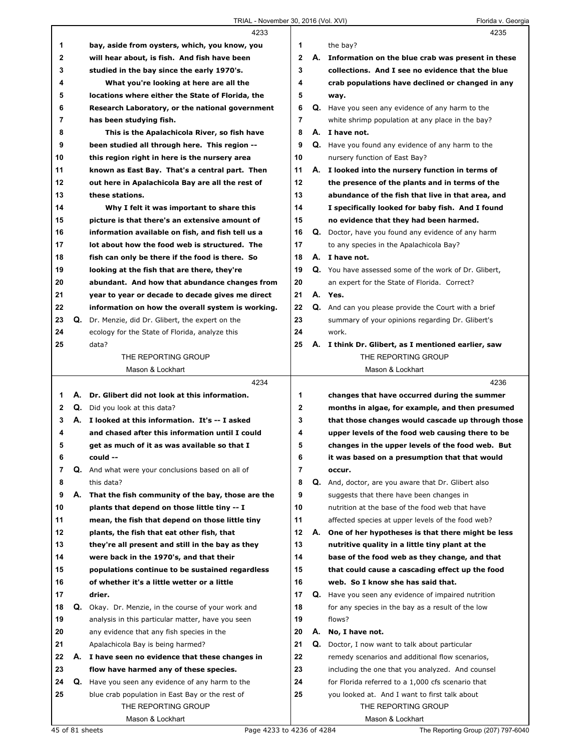4233

1 bay, aside from oysters, which, you know, you
2 will hear about, is fish. And fish have been
3 studied in the bay since the early 1970's.
4 What you're looking at here are all the
5 locations where either the State of Florida, the
6 Research Laboratory, or the national government
7 has been studying fish.
8 This is the Apalachicola River, so fish have
9 been studied all through here. This region --
10 this region right in here is the nursery area
11 known as East Bay. That's a central part. Then
12 out here in Apalachicola Bay are all the rest of
13 these stations.
14 Why I felt it was important to share this
15 picture is that there's an extensive amount of
16 information available on fish, and fish tell us a
17 lot about how the food web is structured. The
18 fish can only be there if the food is there. So
19 looking at the fish that are there, they're
20 abundant. And how that abundance changes from
21 year to year or decade to decade gives me direct
22 information on how the overall system is working.
23 Q. Dr. Menzie, did Dr. Glibert, the expert on the
24 ecology for the State of Florida, analyze this
25 data?

4234

1 A. Dr. Glibert did not look at this information.
2 Q. Did you look at this data?
3 A. I looked at this information. It's -- I asked
4 and chased after this information until I could
5 get as much of it as was available so that I
6 could --
7 Q. And what were your conclusions based on all of
8 this data?
9 A. That the fish community of the bay, those are the
10 plants that depend on those little tiny -- I
11 mean, the fish that depend on those little tiny
12 plants, the fish that eat other fish, that
13 they're all present and still in the bay as they
14 were back in the 1970's, and that their
15 populations continue to be sustained regardless
16 of whether it's a little wetter or a little
17 drier.
18 Q. Okay. Dr. Menzie, in the course of your work and
19 analysis in this particular matter, have you seen
20 any evidence that any fish species in the
21 Apalachicola Bay is being harmed?
22 A. I have seen no evidence that these changes in
23 flow have harmed any of these species.
24 Q. Have you seen any evidence of any harm to the
25 blue crab population in East Bay or the rest of

4235

1 the bay?
2 A. Information on the blue crab was present in these
3 collections. And I see no evidence that the blue
4 crab populations have declined or changed in any
5 way.
6 Q. Have you seen any evidence of any harm to the
7 white shrimp population at any place in the bay?
8 A. I have not.
9 Q. Have you found any evidence of any harm to the
10 nursery function of East Bay?
11 A. I looked into the nursery function in terms of
12 the presence of the plants and in terms of the
13 abundance of the fish that live in that area, and
14 I specifically looked for baby fish. And I found
15 no evidence that they had been harmed.
16 Q. Doctor, have you found any evidence of any harm
17 to any species in the Apalachicola Bay?
18 A. I have not.
19 Q. You have assessed some of the work of Dr. Glibert,
20 an expert for the State of Florida. Correct?
21 A. Yes.
22 Q. And can you please provide the Court with a brief
23 summary of your opinions regarding Dr. Glibert's
24 work.
25 A. I think Dr. Glibert, as I mentioned earlier, saw

4236

1 changes that have occurred during the summer
2 months in algae, for example, and then presumed
3 that those changes would cascade up through those
4 upper levels of the food web causing there to be
5 changes in the upper levels of the food web. But
6 it was based on a presumption that that would
7 occur.
8 Q. And, doctor, are you aware that Dr. Glibert also
9 suggests that there have been changes in
10 nutrition at the base of the food web that have
11 affected species at upper levels of the food web?
12 A. One of her hypotheses is that there might be less
13 nutritive quality in a little tiny plant at the
14 base of the food web as they change, and that
15 that could cause a cascading effect up the food
16 web. So I know she has said that.
17 Q. Have you seen any evidence of impaired nutrition
18 for any species in the bay as a result of the low
19 flows?
20 A. No, I have not.
21 Q. Doctor, I now want to talk about particular
22 remedy scenarios and additional flow scenarios,
23 including the one that you analyzed. And counsel
24 for Florida referred to a 1,000 cfs scenario that
25 you looked at. And I want to first talk about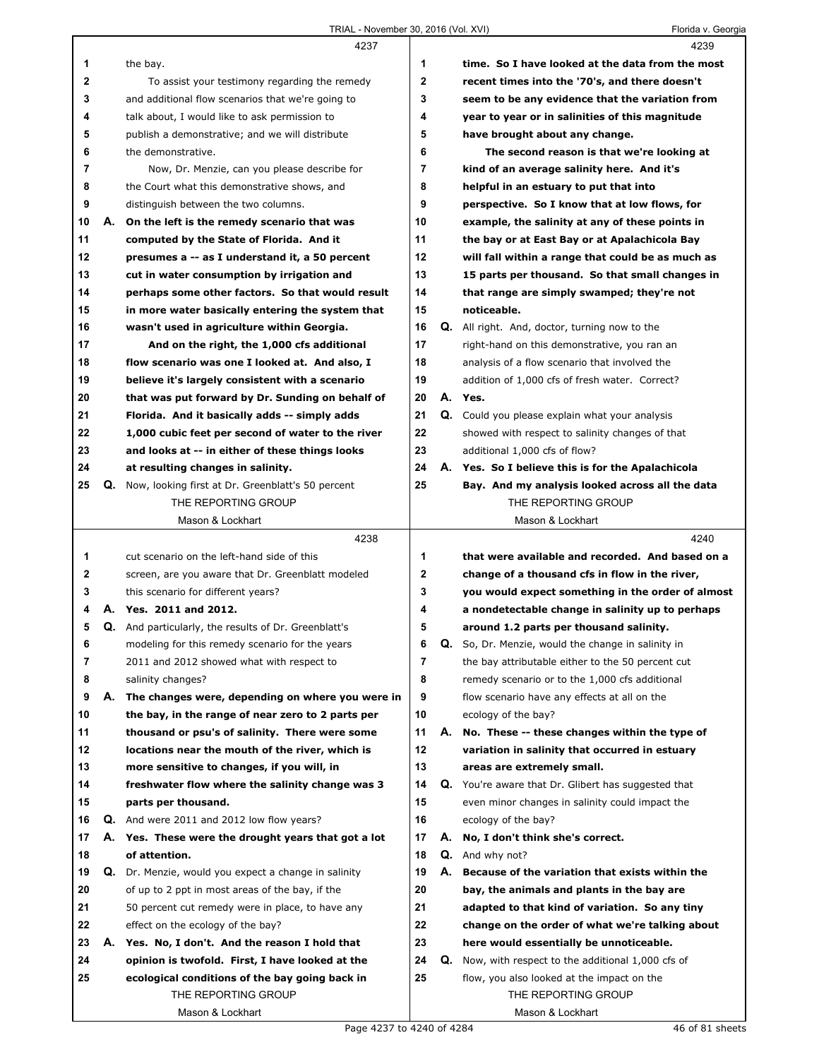4237

1 the bay.

2 To assist your testimony regarding the remedy
3 and additional flow scenarios that we're going to
4 talk about, I would like to ask permission to
5 publish a demonstrative; and we will distribute
6 the demonstrative.

7 Now, Dr. Menzie, can you please describe for
8 the Court what this demonstrative shows, and
9 distinguish between the two columns.

10 A. **On the left is the remedy scenario that was**
11 **computed by the State of Florida. And it**
12 **presumes a -- as I understand it, a 50 percent**
13 **cut in water consumption by irrigation and**
14 **perhaps some other factors. So that would result**
15 **in more water basically entering the system that**
16 **wasn't used in agriculture within Georgia.**

17 **And on the right, the 1,000 cfs additional**
18 **flow scenario was one I looked at. And also, I**
19 **believe it's largely consistent with a scenario**
20 **that was put forward by Dr. Sunding on behalf of**
21 **Florida. And it basically adds -- simply adds**
22 **1,000 cubic feet per second of water to the river**
23 **and looks at -- in either of these things looks**
24 **at resulting changes in salinity.**

25 Q. Now, looking first at Dr. Greenblatt's 50 percent

4238

1 cut scenario on the left-hand side of this
2 screen, are you aware that Dr. Greenblatt modeled
3 this scenario for different years?

4 A. **Yes. 2011 and 2012.**

5 Q. And particularly, the results of Dr. Greenblatt's
6 modeling for this remedy scenario for the years
7 2011 and 2012 showed what with respect to
8 salinity changes?

9 A. **The changes were, depending on where you were in**
10 **the bay, in the range of near zero to 2 parts per**
11 **thousand or psu's of salinity. There were some**
12 **locations near the mouth of the river, which is**
13 **more sensitive to changes, if you will, in**
14 **freshwater flow where the salinity change was 3**
15 **parts per thousand.**

16 Q. And were 2011 and 2012 low flow years?

17 A. **Yes. These were the drought years that got a lot**
18 **of attention.**

19 Q. Dr. Menzie, would you expect a change in salinity
20 of up to 2 ppt in most areas of the bay, if the
21 50 percent cut remedy were in place, to have any
22 effect on the ecology of the bay?

23 A. **Yes. No, I don't. And the reason I hold that**
24 **opinion is twofold. First, I have looked at the**
25 **ecological conditions of the bay going back in**

4239

1 **time. So I have looked at the data from the most**
2 **recent times into the '70's, and there doesn't**
3 **seem to be any evidence that the variation from**
4 **year to year or in salinities of this magnitude**
5 **have brought about any change.**

6 **The second reason is that we're looking at**
7 **kind of an average salinity here. And it's**
8 **helpful in an estuary to put that into**
9 **perspective. So I know that at low flows, for**
10 **example, the salinity at any of these points in**
11 **the bay or at East Bay or at Apalachicola Bay**
12 **will fall within a range that could be as much as**
13 **15 parts per thousand. So that small changes in**
14 **that range are simply swamped; they're not**
15 **noticeable.**

16 Q. All right. And, doctor, turning now to the
17 right-hand on this demonstrative, you ran an
18 analysis of a flow scenario that involved the
19 addition of 1,000 cfs of fresh water. Correct?

20 A. **Yes.**

21 Q. Could you please explain what your analysis
22 showed with respect to salinity changes of that
23 additional 1,000 cfs of flow?

24 A. **Yes. So I believe this is for the Apalachicola**
25 **Bay. And my analysis looked across all the data**

4240

1 **that were available and recorded. And based on a**
2 **change of a thousand cfs in flow in the river,**
3 **you would expect something in the order of almost**
4 **a nondetectable change in salinity up to perhaps**
5 **around 1.2 parts per thousand salinity.**

6 Q. So, Dr. Menzie, would the change in salinity in
7 the bay attributable either to the 50 percent cut
8 remedy scenario or to the 1,000 cfs additional
9 flow scenario have any effects at all on the
10 ecology of the bay?

11 A. **No. These -- these changes within the type of**
12 **variation in salinity that occurred in estuary**
13 **areas are extremely small.**

14 Q. You're aware that Dr. Glibert has suggested that
15 even minor changes in salinity could impact the
16 ecology of the bay?

17 A. **No, I don't think she's correct.**

18 Q. And why not?

19 A. **Because of the variation that exists within the**
20 **bay, the animals and plants in the bay are**
21 **adapted to that kind of variation. So any tiny**
22 **change on the order of what we're talking about**
23 **here would essentially be unnoticeable.**

24 Q. Now, with respect to the additional 1,000 cfs of
25 flow, you also looked at the impact on the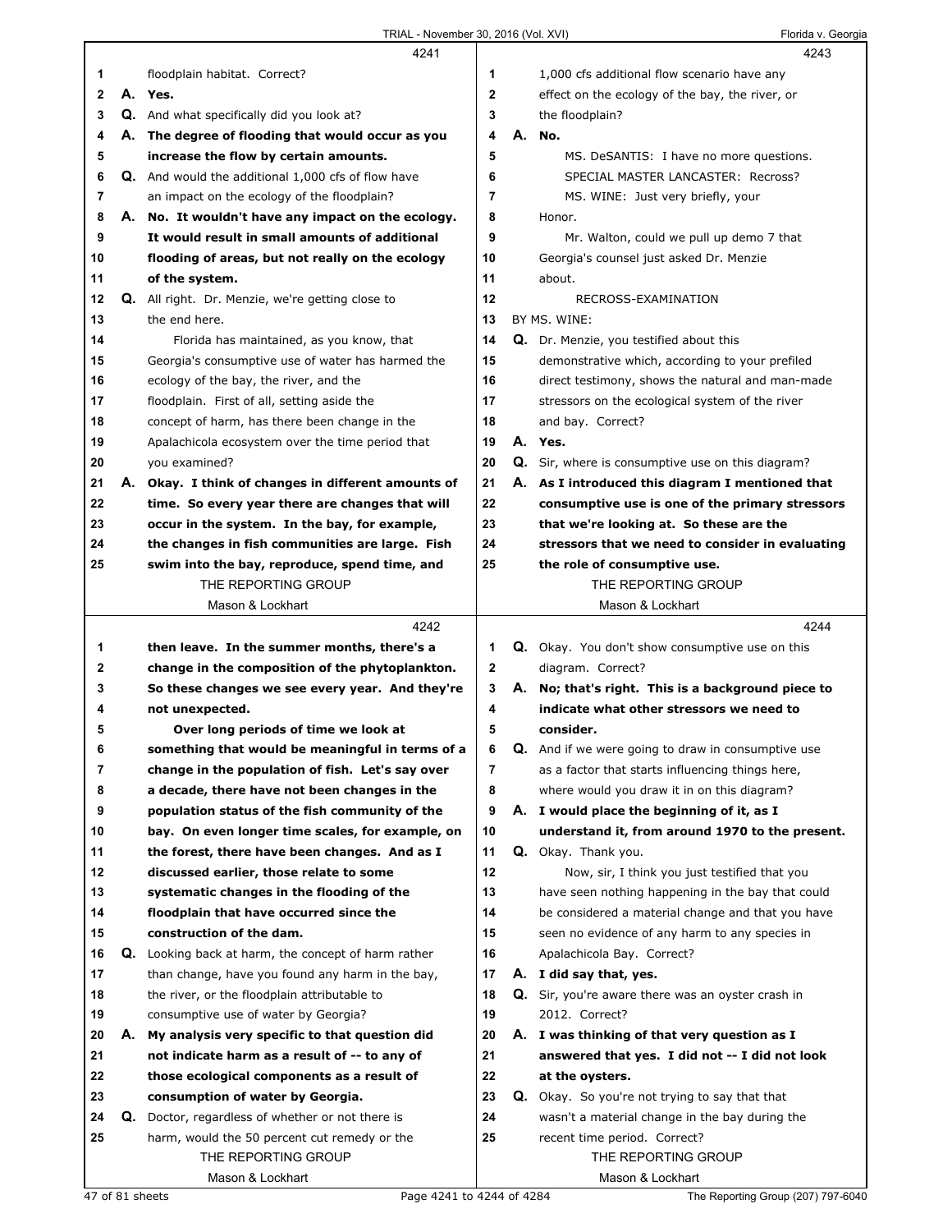**4241**

1 floodplain habitat. Correct?
2 **A. Yes.**
3 Q. And what specifically did you look at?
4 **A. The degree of flooding that would occur as you**
5 **increase the flow by certain amounts.**
6 Q. And would the additional 1,000 cfs of flow have
7 an impact on the ecology of the floodplain?
8 **A. No. It wouldn't have any impact on the ecology.**
9 **It would result in small amounts of additional**
10 **flooding of areas, but not really on the ecology**
11 **of the system.**
12 Q. All right. Dr. Menzie, we're getting close to
13 the end here.
14 Florida has maintained, as you know, that
15 Georgia's consumptive use of water has harmed the
16 ecology of the bay, the river, and the
17 floodplain. First of all, setting aside the
18 concept of harm, has there been change in the
19 Apalachicola ecosystem over the time period that
20 you examined?
21 **A. Okay. I think of changes in different amounts of**
22 **time. So every year there are changes that will**
23 **occur in the system. In the bay, for example,**
24 **the changes in fish communities are large. Fish**
25 **swim into the bay, reproduce, spend time, and**

**4242**

1 **then leave. In the summer months, there's a**
2 **change in the composition of the phytoplankton.**
3 **So these changes we see every year. And they're**
4 **not unexpected.**
5 **Over long periods of time we look at**
6 **something that would be meaningful in terms of a**
7 **change in the population of fish. Let's say over**
8 **a decade, there have not been changes in the**
9 **population status of the fish community of the**
10 **bay. On even longer time scales, for example, on**
11 **the forest, there have been changes. And as I**
12 **discussed earlier, those relate to some**
13 **systematic changes in the flooding of the**
14 **floodplain that have occurred since the**
15 **construction of the dam.**
16 Q. Looking back at harm, the concept of harm rather
17 than change, have you found any harm in the bay,
18 the river, or the floodplain attributable to
19 consumptive use of water by Georgia?
20 **A. My analysis very specific to that question did**
21 **not indicate harm as a result of -- to any of**
22 **those ecological components as a result of**
23 **consumption of water by Georgia.**
24 Q. Doctor, regardless of whether or not there is
25 harm, would the 50 percent cut remedy or the

**4243**

1 1,000 cfs additional flow scenario have any
2 effect on the ecology of the bay, the river, or
3 the floodplain?
4 **A. No.**
5 MS. DeSANTIS: I have no more questions.
6 SPECIAL MASTER LANCASTER: Recross?
7 MS. WINE: Just very briefly, your
8 Honor.
9 Mr. Walton, could we pull up demo 7 that
10 Georgia's counsel just asked Dr. Menzie
11 about.
12 RECROSS-EXAMINATION
13 BY MS. WINE:
14 Q. Dr. Menzie, you testified about this
15 demonstrative which, according to your prefiled
16 direct testimony, shows the natural and man-made
17 stressors on the ecological system of the river
18 and bay. Correct?
19 **A. Yes.**
20 Q. Sir, where is consumptive use on this diagram?
21 **A. As I introduced this diagram I mentioned that**
22 **consumptive use is one of the primary stressors**
23 **that we're looking at. So these are the**
24 **stressors that we need to consider in evaluating**
25 **the role of consumptive use.**

**4244**

1 Q. Okay. You don't show consumptive use on this
2 diagram. Correct?
3 **A. No; that's right. This is a background piece to**
4 **indicate what other stressors we need to**
5 **consider.**
6 Q. And if we were going to draw in consumptive use
7 as a factor that starts influencing things here,
8 where would you draw it in on this diagram?
9 **A. I would place the beginning of it, as I**
10 **understand it, from around 1970 to the present.**
11 Q. Okay. Thank you.
12 Now, sir, I think you just testified that you
13 have seen nothing happening in the bay that could
14 be considered a material change and that you have
15 seen no evidence of any harm to any species in
16 Apalachicola Bay. Correct?
17 **A. I did say that, yes.**
18 Q. Sir, you're aware there was an oyster crash in
19 2012. Correct?
20 **A. I was thinking of that very question as I**
21 **answered that yes. I did not -- I did not look**
22 **at the oysters.**
23 Q. Okay. So you're not trying to say that that
24 wasn't a material change in the bay during the
25 recent time period. Correct?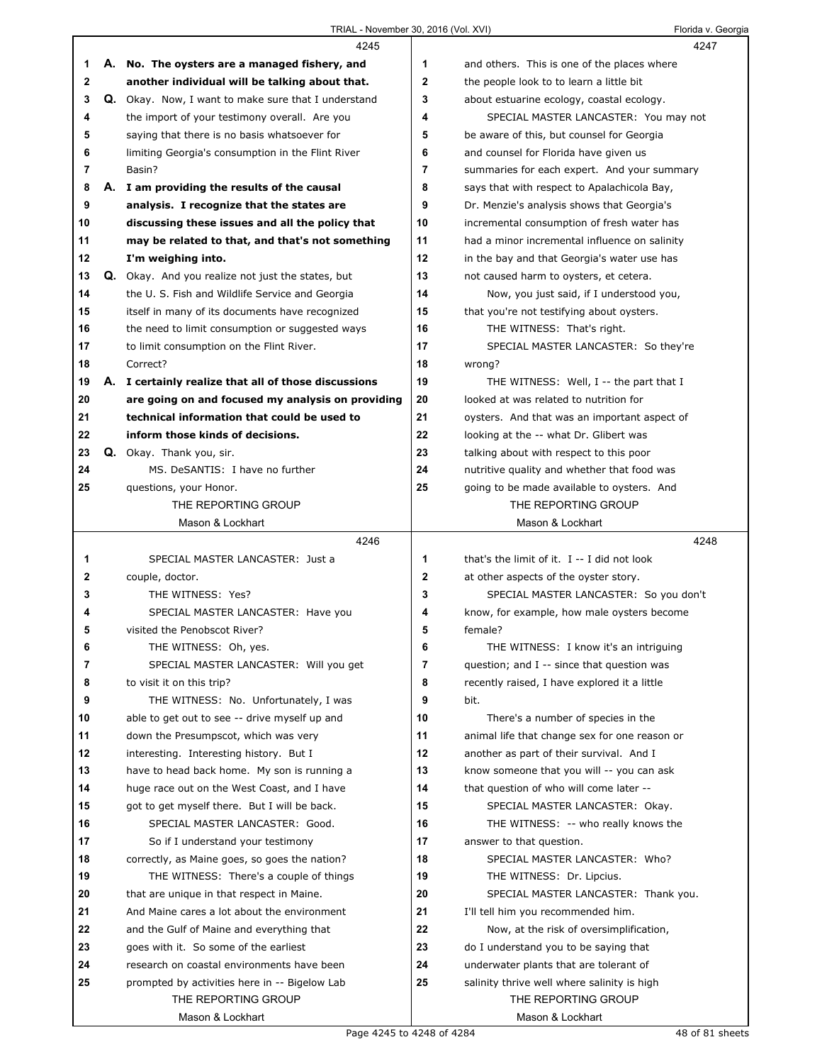4245

1 A. **No. The oysters are a managed fishery, and**
2 **another individual will be talking about that.**
3 Q. Okay. Now, I want to make sure that I understand
4 the import of your testimony overall. Are you
5 saying that there is no basis whatsoever for
6 limiting Georgia's consumption in the Flint River
7 Basin?
8 A. **I am providing the results of the causal**
9 **analysis. I recognize that the states are**
10 **discussing these issues and all the policy that**
11 **may be related to that, and that's not something**
12 **I'm weighing into.**
13 Q. Okay. And you realize not just the states, but
14 the U. S. Fish and Wildlife Service and Georgia
15 itself in many of its documents have recognized
16 the need to limit consumption or suggested ways
17 to limit consumption on the Flint River.
18 Correct?
19 A. **I certainly realize that all of those discussions**
20 **are going on and focused my analysis on providing**
21 **technical information that could be used to**
22 **inform those kinds of decisions.**
23 Q. Okay. Thank you, sir.
24 MS. DeSANTIS: I have no further
25 questions, your Honor.

4246

1 SPECIAL MASTER LANCASTER: Just a
2 couple, doctor.
3 THE WITNESS: Yes?
4 SPECIAL MASTER LANCASTER: Have you
5 visited the Penobscot River?
6 THE WITNESS: Oh, yes.
7 SPECIAL MASTER LANCASTER: Will you get
8 to visit it on this trip?
9 THE WITNESS: No. Unfortunately, I was
10 able to get out to see -- drive myself up and
11 down the Presumpscot, which was very
12 interesting. Interesting history. But I
13 have to head back home. My son is running a
14 huge race out on the West Coast, and I have
15 got to get myself there. But I will be back.
16 SPECIAL MASTER LANCASTER: Good.
17 So if I understand your testimony
18 correctly, as Maine goes, so goes the nation?
19 THE WITNESS: There's a couple of things
20 that are unique in that respect in Maine.
21 And Maine cares a lot about the environment
22 and the Gulf of Maine and everything that
23 goes with it. So some of the earliest
24 research on coastal environments have been
25 prompted by activities here in -- Bigelow Lab

4247

1 and others. This is one of the places where
2 the people look to to learn a little bit
3 about estuarine ecology, coastal ecology.
4 SPECIAL MASTER LANCASTER: You may not
5 be aware of this, but counsel for Georgia
6 and counsel for Florida have given us
7 summaries for each expert. And your summary
8 says that with respect to Apalachicola Bay,
9 Dr. Menzie's analysis shows that Georgia's
10 incremental consumption of fresh water has
11 had a minor incremental influence on salinity
12 in the bay and that Georgia's water use has
13 not caused harm to oysters, et cetera.
14 Now, you just said, if I understood you,
15 that you're not testifying about oysters.
16 THE WITNESS: That's right.
17 SPECIAL MASTER LANCASTER: So they're
18 wrong?
19 THE WITNESS: Well, I -- the part that I
20 looked at was related to nutrition for
21 oysters. And that was an important aspect of
22 looking at the -- what Dr. Glibert was
23 talking about with respect to this poor
24 nutritive quality and whether that food was
25 going to be made available to oysters. And

4248

1 that's the limit of it. I -- I did not look
2 at other aspects of the oyster story.
3 SPECIAL MASTER LANCASTER: So you don't
4 know, for example, how male oysters become
5 female?
6 THE WITNESS: I know it's an intriguing
7 question; and I -- since that question was
8 recently raised, I have explored it a little
9 bit.
10 There's a number of species in the
11 animal life that change sex for one reason or
12 another as part of their survival. And I
13 know someone that you will -- you can ask
14 that question of who will come later --
15 SPECIAL MASTER LANCASTER: Okay.
16 THE WITNESS: -- who really knows the
17 answer to that question.
18 SPECIAL MASTER LANCASTER: Who?
19 THE WITNESS: Dr. Lipcius.
20 SPECIAL MASTER LANCASTER: Thank you.
21 I'll tell him you recommended him.
22 Now, at the risk of oversimplification,
23 do I understand you to be saying that
24 underwater plants that are tolerant of
25 salinity thrive well where salinity is high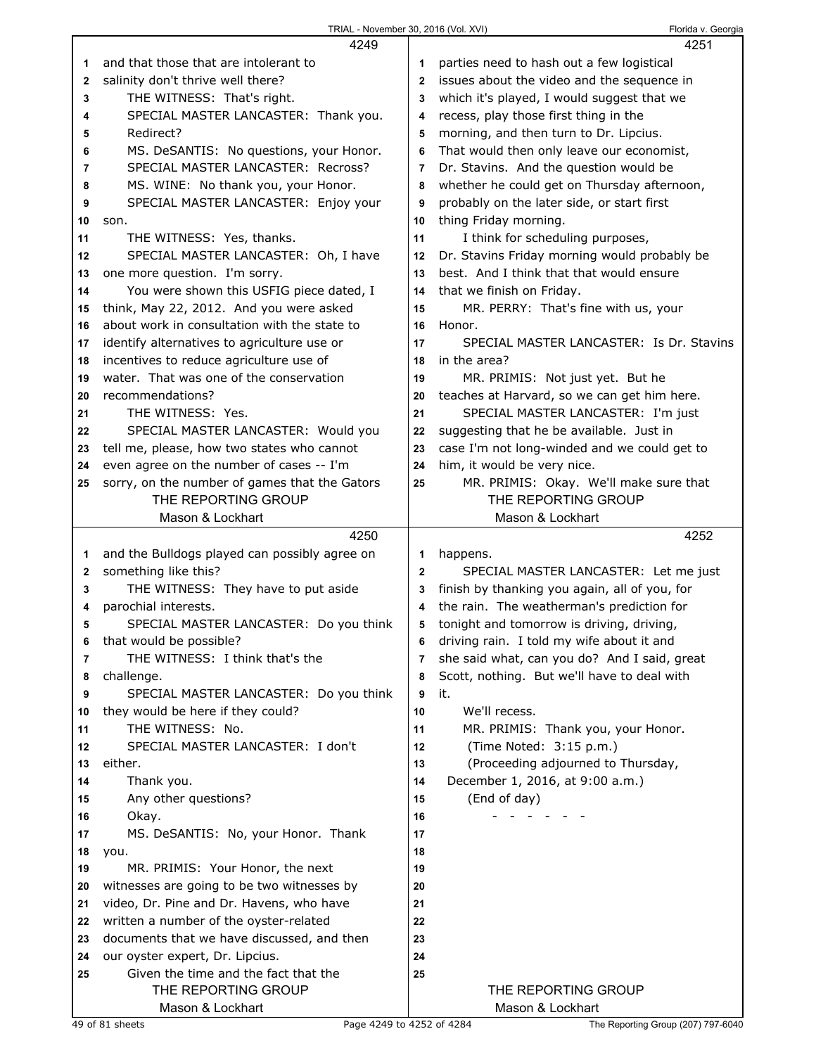4249

and that those that are intolerant to salinity don't thrive well there?

THE WITNESS: That's right.

SPECIAL MASTER LANCASTER: Thank you. Redirect?

MS. DeSANTIS: No questions, your Honor.

SPECIAL MASTER LANCASTER: Recross?

MS. WINE: No thank you, your Honor.

SPECIAL MASTER LANCASTER: Enjoy your son.

THE WITNESS: Yes, thanks.

SPECIAL MASTER LANCASTER: Oh, I have one more question. I'm sorry.

You were shown this USFIG piece dated, I think, May 22, 2012. And you were asked about work in consultation with the state to identify alternatives to agriculture use or incentives to reduce agriculture use of water. That was one of the conservation recommendations?

THE WITNESS: Yes.

SPECIAL MASTER LANCASTER: Would you tell me, please, how two states who cannot even agree on the number of cases -- I'm sorry, on the number of games that the Gators

4250

and the Bulldogs played can possibly agree on something like this?

THE WITNESS: They have to put aside parochial interests.

SPECIAL MASTER LANCASTER: Do you think that would be possible?

THE WITNESS: I think that's the challenge.

SPECIAL MASTER LANCASTER: Do you think they would be here if they could?

THE WITNESS: No.

SPECIAL MASTER LANCASTER: I don't either.

Thank you.

Any other questions?

Okay.

MS. DeSANTIS: No, your Honor. Thank you.

MR. PRIMIS: Your Honor, the next witnesses are going to be two witnesses by video, Dr. Pine and Dr. Havens, who have written a number of the oyster-related documents that we have discussed, and then our oyster expert, Dr. Lipcius.

Given the time and the fact that the

4251

parties need to hash out a few logistical issues about the video and the sequence in which it's played, I would suggest that we recess, play those first thing in the morning, and then turn to Dr. Lipcius. That would then only leave our economist, Dr. Stavins. And the question would be whether he could get on Thursday afternoon, probably on the later side, or start first thing Friday morning.

I think for scheduling purposes, Dr. Stavins Friday morning would probably be best. And I think that that would ensure that we finish on Friday.

MR. PERRY: That's fine with us, your Honor.

SPECIAL MASTER LANCASTER: Is Dr. Stavins in the area?

MR. PRIMIS: Not just yet. But he teaches at Harvard, so we can get him here.

SPECIAL MASTER LANCASTER: I'm just suggesting that he be available. Just in case I'm not long-winded and we could get to him, it would be very nice.

MR. PRIMIS: Okay. We'll make sure that

4252

happens.

SPECIAL MASTER LANCASTER: Let me just finish by thanking you again, all of you, for the rain. The weatherman's prediction for tonight and tomorrow is driving, driving, driving rain. I told my wife about it and she said what, can you do? And I said, great Scott, nothing. But we'll have to deal with it.

We'll recess.

MR. PRIMIS: Thank you, your Honor.

(Time Noted: 3:15 p.m.)

(Proceeding adjourned to Thursday, December 1, 2016, at 9:00 a.m.)

(End of day)

\- - - - - - -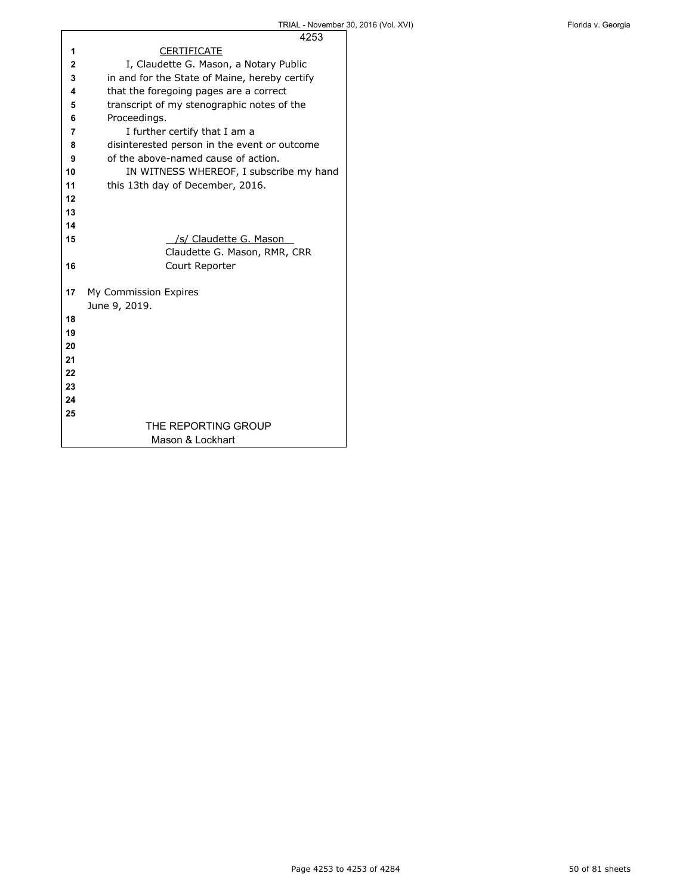# CERTIFICATE

I, Claudette G. Mason, a Notary Public in and for the State of Maine, hereby certify that the foregoing pages are a correct transcript of my stenographic notes of the Proceedings.

I further certify that I am a disinterested person in the event or outcome of the above-named cause of action.

IN WITNESS WHEREOF, I subscribe my hand this 13th day of December, 2016.

/s/ Claudette G. Mason
Claudette G. Mason, RMR, CRR
Court Reporter

My Commission Expires
June 9, 2019.

THE REPORTING GROUP
Mason & Lockhart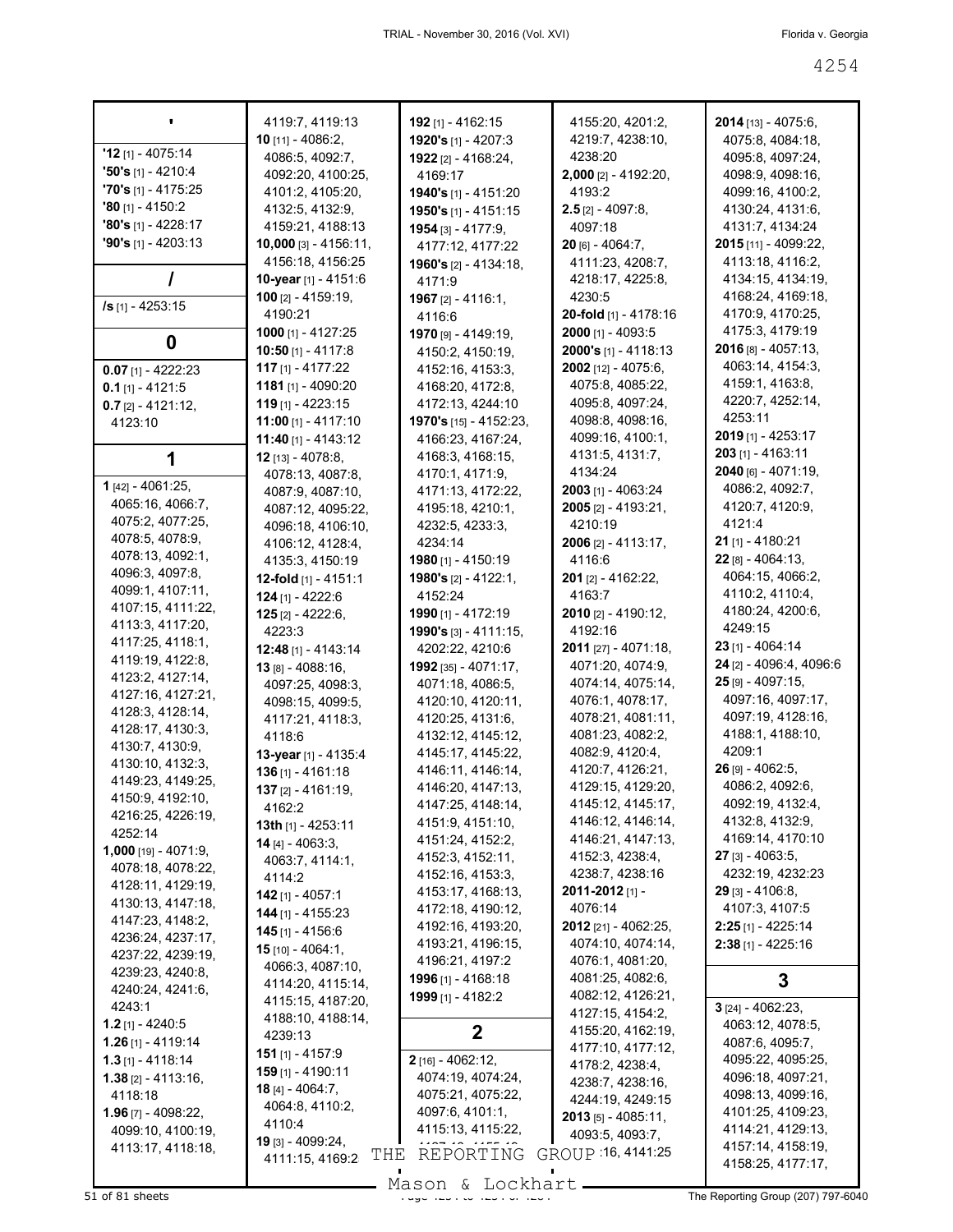## '

**'12** [1] - 4075:14
**'50's** [1] - 4210:4
**'70's** [1] - 4175:25
**'80** [1] - 4150:2
**'80's** [1] - 4228:17
**'90's** [1] - 4203:13

## /

**/s** [1] - 4253:15

## 0

**0.07** [1] - 4222:23
**0.1** [1] - 4121:5
**0.7** [2] - 4121:12, 4123:10

## 1

**1** [42] - 4061:25, 4065:16, 4066:7, 4075:2, 4077:25, 4078:5, 4078:9, 4078:13, 4092:1, 4096:3, 4097:8, 4099:1, 4107:11, 4107:15, 4111:22, 4113:3, 4117:20, 4117:25, 4118:1, 4119:19, 4122:8, 4123:2, 4127:14, 4127:16, 4127:21, 4128:3, 4128:14, 4128:17, 4130:3, 4130:7, 4130:9, 4130:10, 4132:3, 4149:23, 4149:25, 4150:9, 4192:10, 4216:25, 4226:19, 4252:14
**1,000** [19] - 4071:9, 4078:18, 4078:22, 4128:11, 4129:19, 4130:13, 4147:18, 4147:23, 4148:2, 4236:24, 4237:17, 4237:22, 4239:19, 4239:23, 4240:8, 4240:24, 4241:6, 4243:1
**1.2** [1] - 4240:5
**1.26** [1] - 4119:14
**1.3** [1] - 4118:14
**1.38** [2] - 4113:16, 4118:18
**1.96** [7] - 4098:22, 4099:10, 4100:19, 4113:17, 4118:18, 4119:7, 4119:13
**10** [11] - 4086:2, 4086:5, 4092:7, 4092:20, 4100:25, 4101:2, 4105:20, 4132:5, 4132:9, 4159:21, 4188:13
**10,000** [3] - 4156:11, 4156:18, 4156:25
**10-year** [1] - 4151:6
**100** [2] - 4159:19, 4190:21
**1000** [1] - 4127:25
**10:50** [1] - 4117:8
**117** [1] - 4177:22
**1181** [1] - 4090:20
**119** [1] - 4223:15
**11:00** [1] - 4117:10
**11:40** [1] - 4143:12
**12** [13] - 4078:8, 4078:13, 4087:8, 4087:9, 4087:10, 4087:12, 4095:22, 4096:18, 4106:10, 4106:12, 4128:4, 4135:3, 4150:19
**12-fold** [1] - 4151:1
**124** [1] - 4222:6
**125** [2] - 4222:6, 4223:3
**12:48** [1] - 4143:14
**13** [8] - 4088:16, 4097:25, 4098:3, 4098:15, 4099:5, 4117:21, 4118:3, 4118:6
**13-year** [1] - 4135:4
**136** [1] - 4161:18
**137** [2] - 4161:19, 4162:2
**13th** [1] - 4253:11
**14** [4] - 4063:3, 4063:7, 4114:1, 4114:2
**142** [1] - 4057:1
**144** [1] - 4155:23
**145** [1] - 4156:6
**15** [10] - 4064:1, 4066:3, 4087:10, 4114:20, 4115:14, 4115:15, 4187:20, 4188:10, 4188:14, 4239:13
**151** [1] - 4157:9
**159** [1] - 4190:11
**18** [4] - 4064:7, 4064:8, 4110:2, 4110:4
**19** [3] - 4099:24, 4111:15, 4169:2
**192** [1] - 4162:15
**1920's** [1] - 4207:3
**1922** [2] - 4168:24, 4169:17
**1940's** [1] - 4151:20
**1950's** [1] - 4151:15
**1954** [3] - 4177:9, 4177:12, 4177:22
**1960's** [2] - 4134:18, 4171:9
**1967** [2] - 4116:1, 4116:6
**1970** [9] - 4149:19, 4150:2, 4150:19, 4152:16, 4153:3, 4168:20, 4172:8, 4172:13, 4244:10
**1970's** [15] - 4152:23, 4166:23, 4167:24, 4168:3, 4168:15, 4170:1, 4171:9, 4171:13, 4172:22, 4195:18, 4210:1, 4232:5, 4233:3, 4234:14
**1980** [1] - 4150:19
**1980's** [2] - 4122:1, 4152:24
**1990** [1] - 4172:19
**1990's** [3] - 4111:15, 4202:22, 4210:6
**1992** [35] - 4071:17, 4071:18, 4086:5, 4120:10, 4120:11, 4120:25, 4131:6, 4132:12, 4145:12, 4145:17, 4145:22, 4146:11, 4146:14, 4146:20, 4147:13, 4147:25, 4148:14, 4151:9, 4151:10, 4151:24, 4152:2, 4152:3, 4152:11, 4152:16, 4153:3, 4153:17, 4168:13, 4172:18, 4190:12, 4192:16, 4193:20, 4193:21, 4196:15, 4196:21, 4197:2
**1996** [1] - 4168:18
**1999** [1] - 4182:2

## 2

**2** [16] - 4062:12, 4074:19, 4074:24, 4075:21, 4075:22, 4097:6, 4101:1, 4115:13, 4115:22, 4155:20, 4201:2, 4219:7, 4238:10, 4238:20
**2,000** [2] - 4192:20, 4193:2
**2.5** [2] - 4097:8, 4097:18
**20** [6] - 4064:7, 4111:23, 4208:7, 4218:17, 4225:8, 4230:5
**20-fold** [1] - 4178:16
**2000** [1] - 4093:5
**2000's** [1] - 4118:13
**2002** [12] - 4075:6, 4075:8, 4085:22, 4095:8, 4097:24, 4098:8, 4098:16, 4099:16, 4100:1, 4131:5, 4131:7, 4134:24
**2003** [1] - 4063:24
**2005** [2] - 4193:21, 4210:19
**2006** [2] - 4113:17, 4116:6
**201** [2] - 4162:22, 4163:7
**2010** [2] - 4190:12, 4192:16
**2011** [27] - 4071:18, 4071:20, 4074:9, 4074:14, 4075:14, 4076:1, 4078:17, 4078:21, 4081:11, 4081:23, 4082:2, 4082:9, 4120:4, 4120:7, 4126:21, 4129:15, 4129:20, 4145:12, 4145:17, 4146:12, 4146:14, 4146:21, 4147:13, 4152:3, 4238:4, 4238:7, 4238:16
**2011-2012** [1] - 4076:14
**2012** [21] - 4062:25, 4074:10, 4074:14, 4076:1, 4081:20, 4081:25, 4082:6, 4082:12, 4126:21, 4127:15, 4154:2, 4155:20, 4162:19, 4177:10, 4177:12, 4178:2, 4238:4, 4238:7, 4238:16, 4244:19, 4249:15
**2013** [5] - 4085:11, 4093:5, 4093:7, ...:16, 4141:25
**2014** [13] - 4075:6, 4075:8, 4084:18, 4095:8, 4097:24, 4098:9, 4098:16, 4099:16, 4100:2, 4130:24, 4131:6, 4131:7, 4134:24
**2015** [11] - 4099:22, 4113:18, 4116:2, 4134:15, 4134:19, 4168:24, 4169:18, 4170:9, 4170:25, 4175:3, 4179:19
**2016** [8] - 4057:13, 4063:14, 4154:3, 4159:1, 4163:8, 4220:7, 4252:14, 4253:11
**2019** [1] - 4253:17
**203** [1] - 4163:11
**2040** [6] - 4071:19, 4086:2, 4092:7, 4120:9, 4120:11, 4121:4
**21** [1] - 4180:21
**22** [8] - 4064:13, 4064:15, 4066:2, 4110:2, 4110:4, 4180:24, 4200:6, 4249:15
**23** [1] - 4064:14
**24** [2] - 4096:4, 4096:6
**25** [9] - 4097:15, 4097:16, 4097:17, 4097:19, 4128:16, 4188:1, 4188:10, 4209:1
**26** [9] - 4062:5, 4086:2, 4092:6, 4092:19, 4132:4, 4132:8, 4132:9, 4169:14, 4170:10
**27** [3] - 4063:5, 4232:19, 4232:23
**29** [3] - 4106:8, 4107:3, 4107:5
**2:25** [1] - 4225:14
**2:38** [1] - 4225:16

## 3

**3** [24] - 4062:23, 4063:12, 4078:5, 4087:6, 4095:7, 4095:22, 4095:25, 4096:18, 4097:21, 4098:13, 4099:16, 4101:25, 4109:23, 4114:21, 4129:13, 4157:14, 4158:19, 4158:25, 4177:17,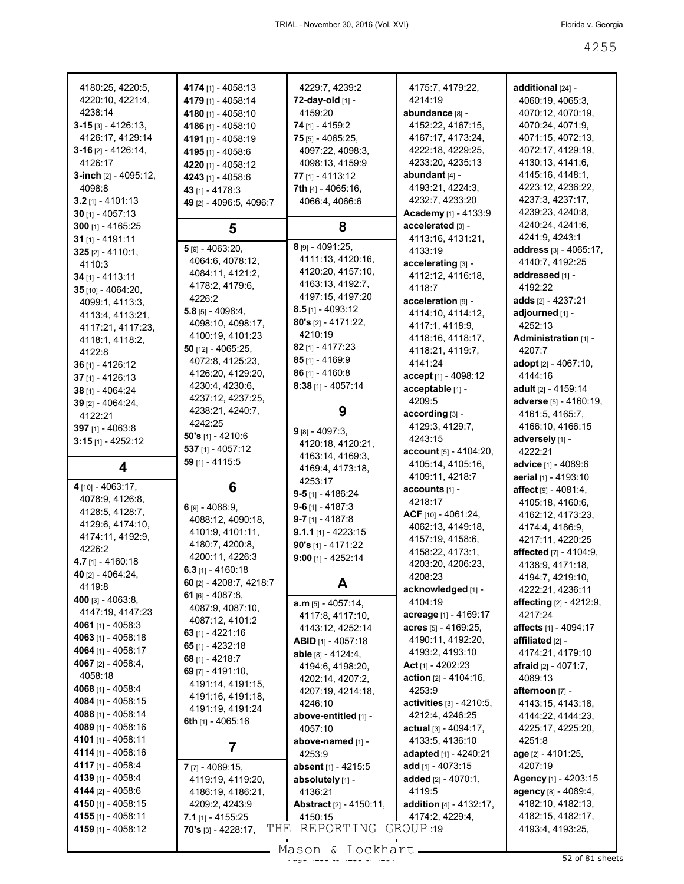4180:25, 4220:5, 4220:10, 4221:4, 4238:14
**3-15** [3] - 4126:13, 4126:17, 4129:14
**3-16** [2] - 4126:14, 4126:17
**3-inch** [2] - 4095:12, 4098:8
**3.2** [1] - 4101:13
**30** [1] - 4057:13
**300** [1] - 4165:25
**31** [1] - 4191:11
**325** [2] - 4110:1, 4110:3
**34** [1] - 4113:11
**35** [10] - 4064:20, 4099:1, 4113:3, 4113:4, 4113:21, 4117:21, 4117:23, 4118:1, 4118:2, 4122:8
**36** [1] - 4126:12
**37** [1] - 4126:13
**38** [1] - 4064:24
**39** [2] - 4064:24, 4122:21
**397** [1] - 4063:8
**3:15** [1] - 4252:12

## 4

**4** [10] - 4063:17, 4078:9, 4126:8, 4128:5, 4128:7, 4129:6, 4174:10, 4174:11, 4192:9, 4226:2
**4.7** [1] - 4160:18
**40** [2] - 4064:24, 4119:8
**400** [3] - 4063:8, 4147:19, 4147:23
**4061** [1] - 4058:3
**4063** [1] - 4058:18
**4064** [1] - 4058:17
**4067** [2] - 4058:4, 4058:18
**4068** [1] - 4058:4
**4084** [1] - 4058:15
**4088** [1] - 4058:14
**4089** [1] - 4058:16
**4101** [1] - 4058:11
**4114** [1] - 4058:16
**4117** [1] - 4058:4
**4139** [1] - 4058:4
**4144** [2] - 4058:6
**4150** [1] - 4058:15
**4155** [1] - 4058:11
**4159** [1] - 4058:12
**4174** [1] - 4058:13
**4179** [1] - 4058:14
**4180** [1] - 4058:10
**4186** [1] - 4058:10
**4191** [1] - 4058:19
**4195** [1] - 4058:6
**4220** [1] - 4058:12
**4243** [1] - 4058:6
**43** [1] - 4178:3
**49** [2] - 4096:5, 4096:7

## 5

**5** [9] - 4063:20, 4064:6, 4078:12, 4084:11, 4121:2, 4178:2, 4179:6, 4226:2
**5.8** [5] - 4098:4, 4098:10, 4098:17, 4100:19, 4101:23
**50** [12] - 4065:25, 4072:8, 4125:23, 4126:20, 4129:20, 4230:4, 4230:6, 4237:12, 4237:25, 4238:21, 4240:7, 4242:25
**50's** [1] - 4210:6
**537** [1] - 4057:12
**59** [1] - 4115:5

## 6

**6** [9] - 4088:9, 4088:12, 4090:18, 4101:9, 4101:11, 4180:7, 4200:8, 4200:11, 4226:3
**6.3** [1] - 4160:18
**60** [2] - 4208:7, 4218:7
**61** [6] - 4087:8, 4087:9, 4087:10, 4087:12, 4101:2
**63** [1] - 4221:16
**65** [1] - 4232:18
**68** [1] - 4218:7
**69** [7] - 4191:10, 4191:14, 4191:15, 4191:16, 4191:18, 4191:19, 4191:24
**6th** [1] - 4065:16

## 7

**7** [7] - 4089:15, 4119:19, 4119:20, 4186:19, 4186:21, 4209:2, 4243:9
**7.1** [1] - 4155:25
**70's** [3] - 4228:17, 4229:7, 4239:2
**72-day-old** [1] - 4159:20
**74** [1] - 4159:2
**75** [5] - 4065:25, 4097:22, 4098:3, 4098:13, 4159:9
**77** [1] - 4113:12
**7th** [4] - 4065:16, 4066:4, 4066:6

## 8

**8** [9] - 4091:25, 4111:13, 4120:16, 4120:20, 4157:10, 4163:13, 4192:7, 4197:15, 4197:20
**8.5** [1] - 4093:12
**80's** [2] - 4171:22, 4210:19
**82** [1] - 4177:23
**85** [1] - 4169:9
**86** [1] - 4160:8
**8:38** [1] - 4057:14

## 9

**9** [8] - 4097:3, 4120:18, 4120:21, 4163:14, 4169:3, 4169:4, 4173:18, 4253:17
**9-5** [1] - 4186:24
**9-6** [1] - 4187:3
**9-7** [1] - 4187:8
**9.1.1** [1] - 4223:15
**90's** [1] - 4171:22
**9:00** [1] - 4252:14

## A

**a.m** [5] - 4057:14, 4117:8, 4117:10, 4143:12, 4252:14
**ABID** [1] - 4057:18
**able** [8] - 4124:4, 4194:6, 4198:20, 4202:14, 4207:2, 4207:19, 4214:18, 4246:10
**above-entitled** [1] - 4057:10
**above-named** [1] - 4253:9
**absent** [1] - 4215:5
**absolutely** [1] - 4136:21
**Abstract** [2] - 4150:11, 4150:15
**abundance** [8] - 4152:22, 4167:15, 4167:17, 4173:24, 4222:18, 4229:25, 4233:20, 4235:13
**abundant** [4] - 4193:21, 4224:3, 4232:7, 4233:20
**Academy** [1] - 4133:9
**accelerated** [3] - 4113:16, 4131:21, 4133:19
**accelerating** [3] - 4112:12, 4116:18, 4118:7
**acceleration** [9] - 4114:10, 4114:12, 4117:1, 4118:9, 4118:16, 4118:17, 4118:21, 4119:7, 4141:24
**accept** [1] - 4098:12
**acceptable** [1] - 4209:5
**according** [3] - 4129:3, 4129:7, 4243:15
**account** [5] - 4104:20, 4105:14, 4105:16, 4109:11, 4218:7
**accounts** [1] - 4218:17
**ACF** [10] - 4061:24, 4062:13, 4149:18, 4157:19, 4158:6, 4158:22, 4173:1, 4203:20, 4206:23, 4208:23
**acknowledged** [1] - 4104:19
**acreage** [1] - 4169:17
**acres** [5] - 4169:25, 4190:11, 4192:20, 4193:2, 4193:10
**Act** [1] - 4202:23
**action** [2] - 4104:16, 4253:9
**activities** [3] - 4210:5, 4212:4, 4246:25
**actual** [3] - 4094:17, 4133:5, 4136:10
**adapted** [1] - 4240:21
**add** [1] - 4073:15
**added** [2] - 4070:1, 4119:5
**addition** [4] - 4132:17, 4174:2, 4229:4, 4175:7, 4179:22, 4214:19
**additional** [24] - 4060:19, 4065:3, 4070:12, 4070:19, 4070:24, 4071:9, 4071:15, 4072:13, 4072:17, 4129:19, 4130:13, 4141:6, 4145:16, 4148:1, 4223:12, 4236:22, 4237:3, 4237:17, 4239:23, 4240:8, 4240:24, 4241:6, 4241:9, 4243:1
**address** [3] - 4065:17, 4140:7, 4192:25
**addressed** [1] - 4192:22
**adds** [2] - 4237:21
**adjourned** [1] - 4252:13
**Administration** [1] - 4207:7
**adopt** [2] - 4067:10, 4144:16
**adult** [2] - 4159:14
**adverse** [5] - 4160:19, 4161:5, 4165:7, 4166:10, 4166:15
**adversely** [1] - 4222:21
**advice** [1] - 4089:6
**aerial** [1] - 4193:10
**affect** [9] - 4081:4, 4105:18, 4160:6, 4162:12, 4173:23, 4174:4, 4186:9, 4217:11, 4220:25
**affected** [7] - 4104:9, 4138:9, 4171:18, 4194:7, 4219:10, 4222:21, 4236:11
**affecting** [2] - 4212:9, 4217:24
**affects** [1] - 4094:17
**affiliated** [2] - 4174:21, 4179:10
**afraid** [2] - 4071:7, 4089:13
**afternoon** [7] - 4143:15, 4143:18, 4144:22, 4144:23, 4225:17, 4225:20, 4251:8
**age** [2] - 4101:25, 4207:19
**Agency** [1] - 4203:15
**agency** [8] - 4089:4, 4182:10, 4182:13, 4182:15, 4182:17, 4193:4, 4193:25,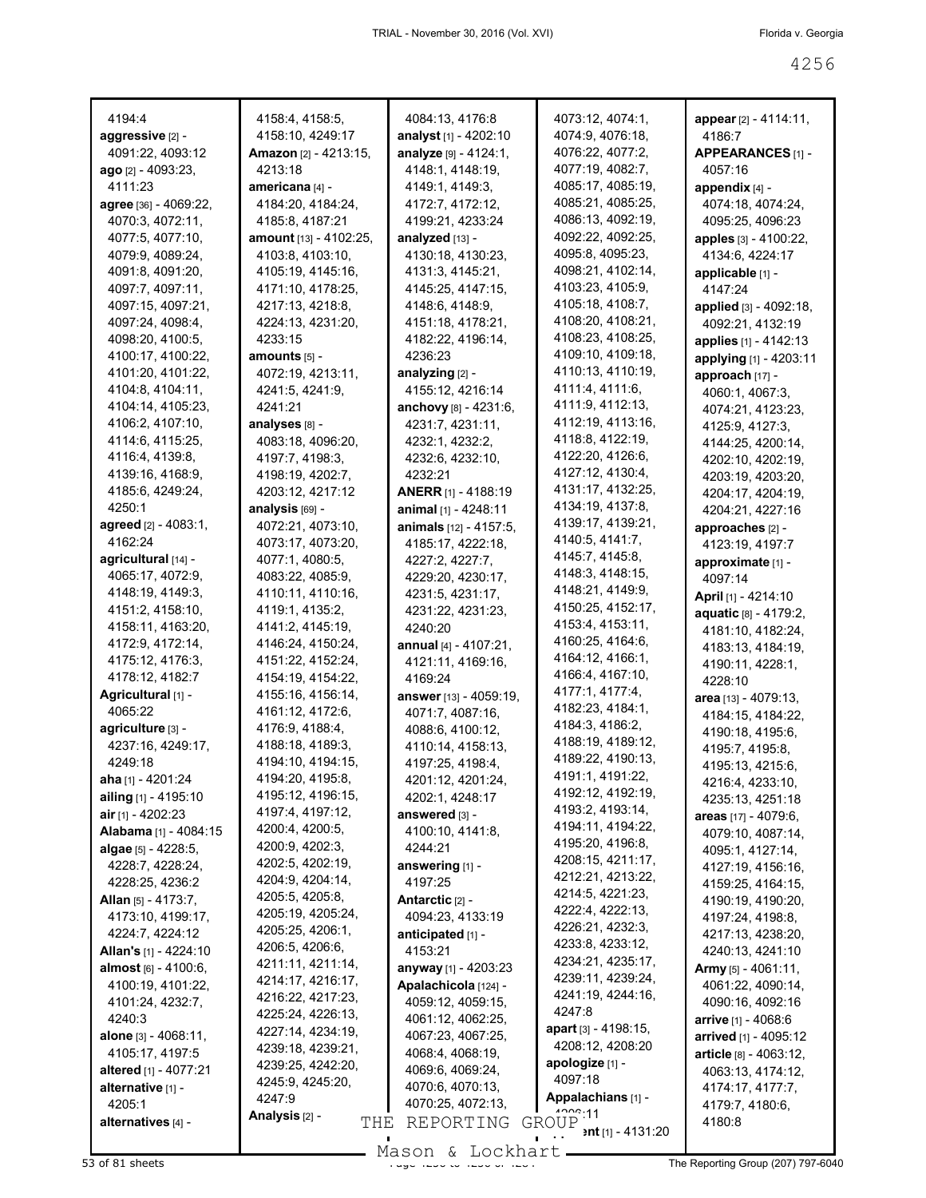4194:4
**aggressive** [2] - 4091:22, 4093:12
**ago** [2] - 4093:23, 4111:23
**agree** [36] - 4069:22, 4070:3, 4072:11, 4077:5, 4077:10, 4079:9, 4089:24, 4091:8, 4091:20, 4097:7, 4097:11, 4097:15, 4097:21, 4097:24, 4098:4, 4098:20, 4100:5, 4100:17, 4100:22, 4101:20, 4101:22, 4104:8, 4104:11, 4104:14, 4105:23, 4106:2, 4107:10, 4114:6, 4115:25, 4116:4, 4139:8, 4139:16, 4168:9, 4185:6, 4249:24, 4250:1
**agreed** [2] - 4083:1, 4162:24
**agricultural** [14] - 4065:17, 4072:9, 4148:19, 4149:3, 4151:2, 4158:10, 4158:11, 4163:20, 4172:9, 4172:14, 4175:12, 4176:3, 4178:12, 4182:7
**Agricultural** [1] - 4065:22
**agriculture** [3] - 4237:16, 4249:17, 4249:18
**aha** [1] - 4201:24
**ailing** [1] - 4195:10
**air** [1] - 4202:23
**Alabama** [1] - 4084:15
**algae** [5] - 4228:5, 4228:7, 4228:24, 4228:25, 4236:2
**Allan** [5] - 4173:7, 4173:10, 4199:17, 4224:7, 4224:12
**Allan's** [1] - 4224:10
**almost** [6] - 4100:6, 4100:19, 4101:22, 4101:24, 4232:7, 4240:3
**alone** [3] - 4068:11, 4105:17, 4197:5
**altered** [1] - 4077:21
**alternative** [1] - 4205:1
**alternatives** [4] - 4158:4, 4158:5, 4158:10, 4249:17
**Amazon** [2] - 4213:15, 4213:18
**americana** [4] - 4184:20, 4184:24, 4185:8, 4187:21
**amount** [13] - 4102:25, 4103:8, 4103:10, 4105:19, 4145:16, 4171:10, 4178:25, 4217:13, 4218:8, 4224:13, 4231:20, 4233:15
**amounts** [5] - 4072:19, 4213:11, 4241:5, 4241:9, 4241:21
**analyses** [8] - 4083:18, 4096:20, 4197:7, 4198:3, 4198:19, 4202:7, 4203:12, 4217:12
**analysis** [69] - 4072:21, 4073:10, 4073:17, 4073:20, 4077:1, 4080:5, 4083:22, 4085:9, 4110:11, 4110:16, 4119:1, 4135:2, 4141:2, 4145:19, 4146:24, 4150:24, 4151:22, 4152:24, 4154:19, 4154:22, 4155:16, 4156:14, 4161:12, 4172:6, 4176:9, 4188:4, 4188:18, 4189:3, 4194:10, 4194:15, 4194:20, 4195:8, 4195:12, 4196:15, 4197:4, 4197:12, 4200:4, 4200:5, 4200:9, 4202:3, 4202:5, 4202:19, 4204:9, 4204:14, 4205:5, 4205:8, 4205:19, 4205:24, 4205:25, 4206:1, 4206:5, 4206:6, 4211:11, 4211:14, 4214:17, 4216:17, 4216:22, 4217:23, 4225:24, 4226:13, 4227:14, 4234:19, 4239:18, 4239:21, 4239:25, 4242:20, 4245:9, 4245:20, 4247:9
**Analysis** [2] - 4084:13, 4176:8
**analyst** [1] - 4202:10
**analyze** [9] - 4124:1, 4148:1, 4148:19, 4149:1, 4149:3, 4172:7, 4172:12, 4199:21, 4233:24
**analyzed** [13] - 4130:18, 4130:23, 4131:3, 4145:21, 4145:25, 4147:15, 4148:6, 4148:9, 4151:18, 4178:21, 4182:22, 4196:14, 4236:23
**analyzing** [2] - 4155:12, 4216:14
**anchovy** [8] - 4231:6, 4231:7, 4231:11, 4232:1, 4232:2, 4232:6, 4232:10, 4232:21
**ANERR** [1] - 4188:19
**animal** [1] - 4248:11
**animals** [12] - 4157:5, 4185:17, 4222:18, 4227:2, 4227:7, 4229:20, 4230:17, 4231:5, 4231:17, 4231:22, 4231:23, 4240:20
**annual** [4] - 4107:21, 4121:11, 4169:16, 4169:24
**answer** [13] - 4059:19, 4071:7, 4087:16, 4088:6, 4100:12, 4110:14, 4158:13, 4197:25, 4198:4, 4201:12, 4201:24, 4202:1, 4248:17
**answered** [3] - 4100:10, 4141:8, 4244:21
**answering** [1] - 4197:25
**Antarctic** [2] - 4094:23, 4133:19
**anticipated** [1] - 4153:21
**anyway** [1] - 4203:23
**Apalachicola** [124] - 4059:12, 4059:15, 4061:12, 4062:25, 4067:23, 4067:25, 4068:4, 4068:19, 4069:6, 4069:24, 4070:6, 4070:13, 4070:25, 4072:13, 4073:12, 4074:1, 4074:9, 4076:18, 4076:22, 4077:2, 4077:19, 4082:7, 4085:17, 4085:19, 4085:21, 4085:25, 4086:13, 4092:19, 4092:22, 4092:25, 4095:8, 4095:23, 4098:21, 4102:14, 4103:23, 4105:9, 4105:18, 4108:7, 4108:20, 4108:21, 4108:23, 4108:25, 4109:10, 4109:18, 4110:13, 4110:19, 4111:4, 4111:6, 4111:9, 4112:13, 4112:19, 4113:16, 4118:8, 4122:19, 4122:20, 4126:6, 4127:12, 4130:4, 4131:17, 4132:25, 4134:19, 4137:8, 4139:17, 4139:21, 4140:5, 4141:7, 4145:7, 4145:8, 4148:3, 4148:15, 4148:21, 4149:9, 4150:25, 4152:17, 4153:4, 4153:11, 4160:25, 4164:6, 4164:12, 4166:1, 4166:4, 4167:10, 4177:1, 4177:4, 4182:23, 4184:1, 4184:3, 4186:2, 4188:19, 4189:12, 4189:22, 4190:13, 4191:1, 4191:22, 4192:12, 4192:19, 4193:2, 4193:14, 4194:11, 4194:22, 4195:20, 4196:8, 4208:15, 4211:17, 4212:21, 4213:22, 4214:5, 4221:23, 4222:4, 4222:13, 4226:21, 4232:3, 4233:8, 4233:12, 4234:21, 4235:17, 4239:11, 4239:24, 4241:19, 4244:16, 4247:8
**apart** [3] - 4198:15, 4208:12, 4208:20
**apologize** [1] - 4097:18
**Appalachians** [1] - 4206:11
...ent [1] - 4131:20
**appear** [2] - 4114:11, 4186:7
**APPEARANCES** [1] - 4057:16
**appendix** [4] - 4074:18, 4074:24, 4095:25, 4096:23
**apples** [3] - 4100:22, 4134:6, 4224:17
**applicable** [1] - 4147:24
**applied** [3] - 4092:18, 4092:21, 4132:19
**applies** [1] - 4142:13
**applying** [1] - 4203:11
**approach** [17] - 4060:1, 4067:3, 4074:21, 4123:23, 4125:9, 4127:3, 4144:25, 4200:14, 4202:10, 4202:19, 4203:19, 4203:20, 4204:17, 4204:19, 4204:21, 4227:16
**approaches** [2] - 4123:19, 4197:7
**approximate** [1] - 4097:14
**April** [1] - 4214:10
**aquatic** [8] - 4179:2, 4181:10, 4182:24, 4183:13, 4184:19, 4190:11, 4228:1, 4228:10
**area** [13] - 4079:13, 4184:15, 4184:22, 4190:18, 4195:6, 4195:7, 4195:8, 4195:13, 4215:6, 4216:4, 4233:10, 4235:13, 4251:18
**areas** [17] - 4079:6, 4079:10, 4087:14, 4095:1, 4127:14, 4127:19, 4156:16, 4159:25, 4164:15, 4190:19, 4190:20, 4197:24, 4198:8, 4217:13, 4238:20, 4240:13, 4241:10
**Army** [5] - 4061:11, 4061:22, 4090:14, 4090:16, 4092:16
**arrive** [1] - 4068:6
**arrived** [1] - 4095:12
**article** [8] - 4063:12, 4063:13, 4174:12, 4174:17, 4177:7, 4179:7, 4180:6, 4180:8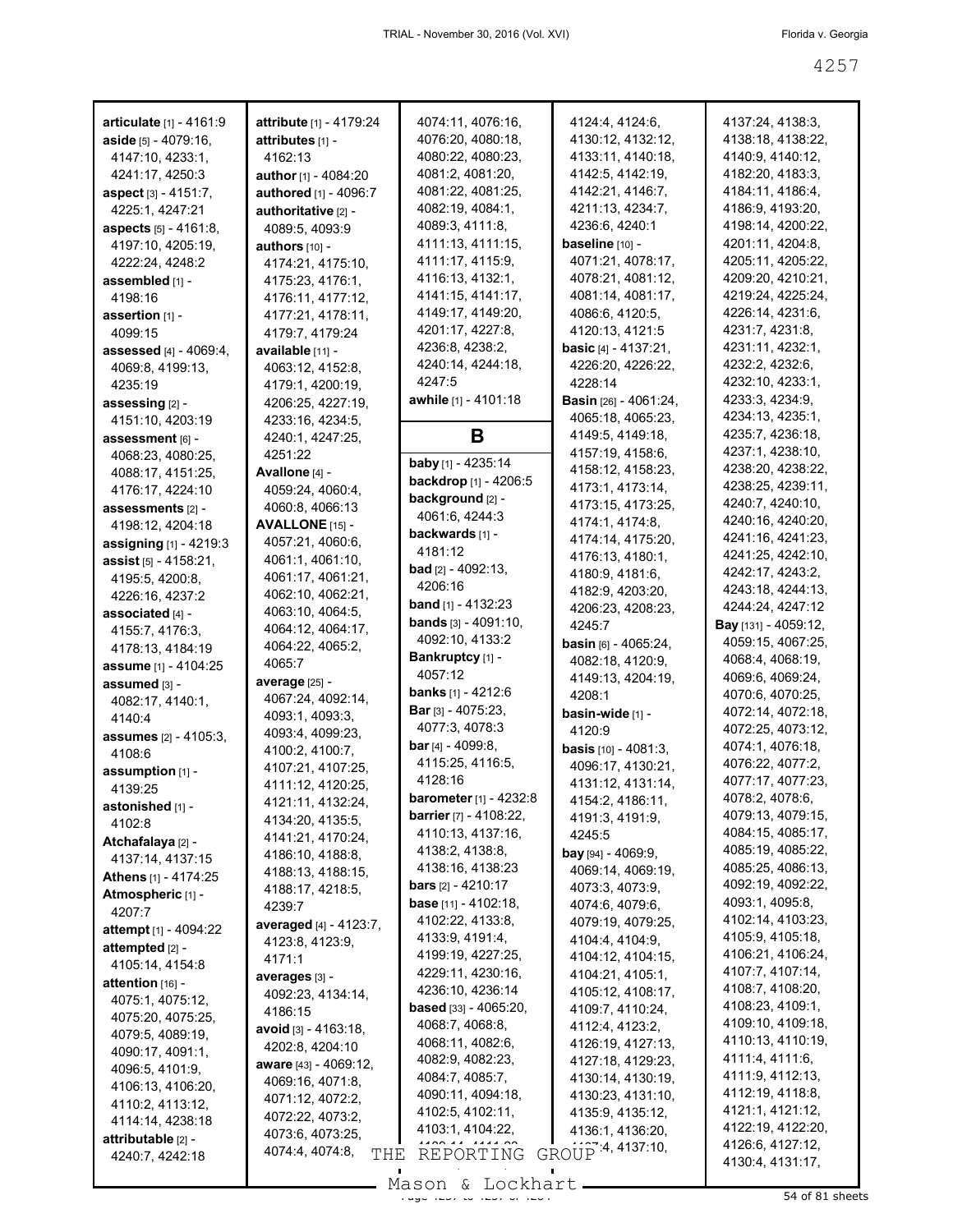**articulate** [1] - 4161:9
**aside** [5] - 4079:16, 4147:10, 4233:1, 4241:17, 4250:3
**aspect** [3] - 4151:7, 4225:1, 4247:21
**aspects** [5] - 4161:8, 4197:10, 4205:19, 4222:24, 4248:2
**assembled** [1] - 4198:16
**assertion** [1] - 4099:15
**assessed** [4] - 4069:4, 4069:8, 4199:13, 4235:19
**assessing** [2] - 4151:10, 4203:19
**assessment** [6] - 4068:23, 4080:25, 4088:17, 4151:25, 4176:17, 4224:10
**assessments** [2] - 4198:12, 4204:18
**assigning** [1] - 4219:3
**assist** [5] - 4158:21, 4195:5, 4200:8, 4226:16, 4237:2
**associated** [4] - 4155:7, 4176:3, 4178:13, 4184:19
**assume** [1] - 4104:25
**assumed** [3] - 4082:17, 4140:1, 4140:4
**assumes** [2] - 4105:3, 4108:6
**assumption** [1] - 4139:25
**astonished** [1] - 4102:8
**Atchafalaya** [2] - 4137:14, 4137:15
**Athens** [1] - 4174:25
**Atmospheric** [1] - 4207:7
**attempt** [1] - 4094:22
**attempted** [2] - 4105:14, 4154:8
**attention** [16] - 4075:1, 4075:12, 4075:20, 4075:25, 4079:5, 4089:19, 4090:17, 4091:1, 4096:5, 4101:9, 4106:13, 4106:20, 4110:2, 4113:12, 4114:14, 4238:18
**attributable** [2] - 4240:7, 4242:18
**attribute** [1] - 4179:24
**attributes** [1] - 4162:13
**author** [1] - 4084:20
**authored** [1] - 4096:7
**authoritative** [2] - 4089:5, 4093:9
**authors** [10] - 4174:21, 4175:10, 4175:23, 4176:1, 4176:11, 4177:12, 4177:21, 4178:11, 4179:7, 4179:24
**available** [11] - 4063:12, 4152:8, 4179:1, 4200:19, 4206:25, 4227:19, 4233:16, 4234:5, 4240:1, 4247:25, 4251:22
**Avallone** [4] - 4059:24, 4060:4, 4060:8, 4066:13
**AVALLONE** [15] - 4057:21, 4060:6, 4061:1, 4061:10, 4061:17, 4061:21, 4062:10, 4062:21, 4063:10, 4064:5, 4064:12, 4064:17, 4064:22, 4065:2, 4065:7
**average** [25] - 4067:24, 4092:14, 4093:1, 4093:3, 4093:4, 4099:23, 4100:2, 4100:7, 4107:21, 4107:25, 4111:12, 4120:25, 4121:11, 4132:24, 4134:20, 4135:5, 4141:21, 4170:24, 4186:10, 4188:8, 4188:13, 4188:15, 4188:17, 4218:5, 4239:7
**averaged** [4] - 4123:7, 4123:8, 4123:9, 4171:1
**averages** [3] - 4092:23, 4134:14, 4186:15
**avoid** [3] - 4163:18, 4202:8, 4204:10
**aware** [43] - 4069:12, 4069:16, 4071:8, 4071:12, 4072:2, 4072:22, 4073:2, 4073:6, 4073:25, 4074:4, 4074:8, 4074:11, 4076:16, 4076:20, 4080:18, 4080:22, 4080:23, 4081:2, 4081:20, 4081:22, 4081:25, 4082:19, 4084:1, 4089:3, 4111:8, 4111:13, 4111:15, 4111:17, 4115:9, 4116:13, 4132:1, 4141:15, 4141:17, 4149:17, 4149:20, 4201:17, 4227:8, 4236:8, 4238:2, 4240:14, 4244:18, 4247:5
**awhile** [1] - 4101:18

## B

**baby** [1] - 4235:14
**backdrop** [1] - 4206:5
**background** [2] - 4061:6, 4244:3
**backwards** [1] - 4181:12
**bad** [2] - 4092:13, 4206:16
**band** [1] - 4132:23
**bands** [3] - 4091:10, 4092:10, 4133:2
**Bankruptcy** [1] - 4057:12
**banks** [1] - 4212:6
**Bar** [3] - 4075:23, 4077:3, 4078:3
**bar** [4] - 4099:8, 4115:25, 4116:5, 4128:16
**barometer** [1] - 4232:8
**barrier** [7] - 4108:22, 4110:13, 4137:16, 4138:2, 4138:8, 4138:16, 4138:23
**bars** [2] - 4210:17
**base** [11] - 4102:18, 4102:22, 4133:8, 4133:9, 4191:4, 4199:19, 4227:25, 4229:11, 4230:16, 4236:10, 4236:14
**based** [33] - 4065:20, 4068:7, 4068:8, 4068:11, 4082:6, 4082:9, 4082:23, 4084:7, 4085:7, 4090:11, 4094:18, 4102:5, 4102:11, 4103:1, 4104:22, 4124:4, 4124:6, 4130:12, 4132:12, 4133:11, 4140:18, 4142:5, 4142:19, 4142:21, 4146:7, 4211:13, 4234:7, 4236:6, 4240:1
**baseline** [10] - 4071:21, 4078:17, 4078:21, 4081:12, 4081:14, 4081:17, 4086:6, 4120:5, 4120:13, 4121:5
**basic** [4] - 4137:21, 4226:20, 4226:22, 4228:14
**Basin** [26] - 4061:24, 4065:18, 4065:23, 4149:5, 4149:18, 4157:19, 4158:6, 4158:12, 4158:23, 4173:1, 4173:14, 4173:15, 4173:25, 4174:1, 4174:8, 4174:14, 4175:20, 4176:13, 4180:1, 4180:9, 4181:6, 4182:9, 4203:20, 4206:23, 4208:23, 4245:7
**basin** [6] - 4065:24, 4082:18, 4120:9, 4149:13, 4204:19, 4208:1
**basin-wide** [1] - 4120:9
**basis** [10] - 4081:3, 4096:17, 4130:21, 4131:12, 4131:14, 4154:2, 4186:11, 4191:3, 4191:9, 4245:5
**bay** [94] - 4069:9, 4069:14, 4069:19, 4073:3, 4073:9, 4074:6, 4079:6, 4079:19, 4079:25, 4104:4, 4104:9, 4104:12, 4104:15, 4104:21, 4105:1, 4105:12, 4108:17, 4109:7, 4110:24, 4112:4, 4123:2, 4126:19, 4127:13, 4127:18, 4129:23, 4130:14, 4130:19, 4130:23, 4131:10, 4135:9, 4135:12, 4136:1, 4136:20, 41??:4, 4137:10, 4137:24, 4138:3, 4138:18, 4138:22, 4140:9, 4140:12, 4182:20, 4183:3, 4184:11, 4186:4, 4186:9, 4193:20, 4198:14, 4200:22, 4201:11, 4204:8, 4205:11, 4205:22, 4209:20, 4210:21, 4219:24, 4225:24, 4226:14, 4231:6, 4231:7, 4231:8, 4231:11, 4232:1, 4232:2, 4232:6, 4232:10, 4233:1, 4233:3, 4234:9, 4234:13, 4235:1, 4235:7, 4236:18, 4237:1, 4238:10, 4238:20, 4238:22, 4238:25, 4239:11, 4240:7, 4240:10, 4240:16, 4240:20, 4241:16, 4241:23, 4241:25, 4242:10, 4242:17, 4243:2, 4243:18, 4244:13, 4244:24, 4247:12
**Bay** [131] - 4059:12, 4059:15, 4067:25, 4068:4, 4068:19, 4069:6, 4069:24, 4070:6, 4070:25, 4072:14, 4072:18, 4072:25, 4073:12, 4074:1, 4076:18, 4076:22, 4077:2, 4077:17, 4077:23, 4078:2, 4078:6, 4079:13, 4079:15, 4084:15, 4085:17, 4085:19, 4085:22, 4085:25, 4086:13, 4092:19, 4092:22, 4093:1, 4095:8, 4102:14, 4103:23, 4105:9, 4105:18, 4106:21, 4106:24, 4107:7, 4107:14, 4108:7, 4108:20, 4108:23, 4109:1, 4109:10, 4109:18, 4110:13, 4110:19, 4111:4, 4111:6, 4111:9, 4112:13, 4112:19, 4118:8, 4121:1, 4121:12, 4122:19, 4122:20, 4126:6, 4127:12, 4130:4, 4131:17,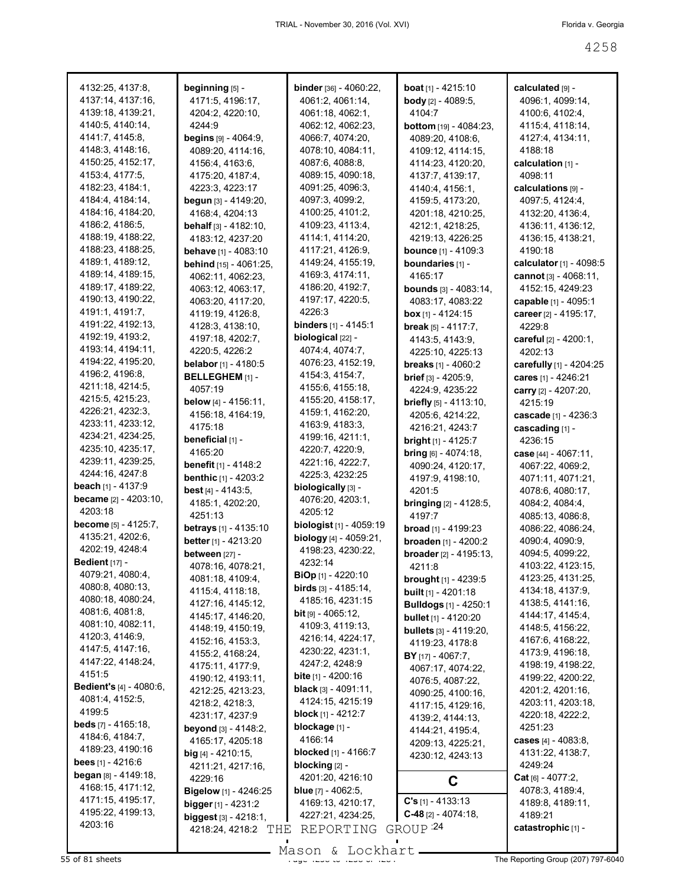4132:25, 4137:8, 4137:14, 4137:16, 4139:18, 4139:21, 4140:5, 4140:14, 4141:7, 4145:8, 4148:3, 4148:16, 4150:25, 4152:17, 4153:4, 4177:5, 4182:23, 4184:1, 4184:4, 4184:14, 4184:16, 4184:20, 4186:2, 4186:5, 4188:19, 4188:22, 4188:23, 4188:25, 4189:1, 4189:12, 4189:14, 4189:15, 4189:17, 4189:22, 4190:13, 4190:22, 4191:1, 4191:7, 4191:22, 4192:13, 4192:19, 4193:2, 4193:14, 4194:11, 4194:22, 4195:20, 4196:2, 4196:8, 4211:18, 4214:5, 4215:5, 4215:23, 4226:21, 4232:3, 4233:11, 4233:12, 4234:21, 4234:25, 4235:10, 4235:17, 4239:11, 4239:25, 4244:16, 4247:8

**beach** [1] - 4137:9

**became** [2] - 4203:10, 4203:18

**become** [5] - 4125:7, 4135:21, 4202:6, 4202:19, 4248:4

**Bedient** [17] - 4079:21, 4080:4, 4080:8, 4080:13, 4080:18, 4080:24, 4081:6, 4081:8, 4081:10, 4082:11, 4120:3, 4146:9, 4147:5, 4147:16, 4147:22, 4148:24, 4151:5

**Bedient's** [4] - 4080:6, 4081:4, 4152:5, 4199:5

**beds** [7] - 4165:18, 4184:6, 4184:7, 4189:23, 4190:16

**bees** [1] - 4216:6

**began** [8] - 4149:18, 4168:15, 4171:12, 4171:15, 4195:17, 4195:22, 4199:13, 4203:16

**beginning** [5] - 4171:5, 4196:17, 4204:2, 4220:10, 4244:9

**begins** [9] - 4064:9, 4089:20, 4114:16, 4156:4, 4163:6, 4175:20, 4187:4, 4223:3, 4223:17

**begun** [3] - 4149:20, 4168:4, 4204:13

**behalf** [3] - 4182:10, 4183:12, 4237:20

**behave** [1] - 4083:10

**behind** [15] - 4061:25, 4062:11, 4062:23, 4063:12, 4063:17, 4063:20, 4117:20, 4119:19, 4126:8, 4128:3, 4138:10, 4197:18, 4202:7, 4220:5, 4226:2

**belabor** [1] - 4180:5

**BELLEGHEM** [1] - 4057:19

**below** [4] - 4156:11, 4156:18, 4164:19, 4175:18

**beneficial** [1] - 4165:20

**benefit** [1] - 4148:2

**benthic** [1] - 4203:2

**best** [4] - 4143:5, 4185:1, 4202:20, 4251:13

**betrays** [1] - 4135:10

**better** [1] - 4213:20

**between** [27] - 4078:16, 4078:21, 4081:18, 4109:4, 4115:4, 4118:18, 4127:16, 4145:12, 4145:17, 4146:20, 4148:19, 4150:19, 4152:16, 4153:3, 4155:2, 4168:24, 4175:11, 4177:9, 4190:12, 4193:11, 4212:25, 4213:23, 4218:2, 4218:3, 4231:17, 4237:9

**beyond** [3] - 4148:2, 4165:17, 4205:18

**big** [4] - 4210:15, 4211:21, 4217:16, 4229:16

**Bigelow** [1] - 4246:25

**bigger** [1] - 4231:2

**biggest** [3] - 4218:1, 4218:24, 4218:2

**binder** [36] - 4060:22, 4061:2, 4061:14, 4061:18, 4062:1, 4062:12, 4062:23, 4066:7, 4074:20, 4078:10, 4084:11, 4087:6, 4088:8, 4089:15, 4090:18, 4091:25, 4096:3, 4097:3, 4099:2, 4100:25, 4101:2, 4109:23, 4113:4, 4114:1, 4114:20, 4117:21, 4126:9, 4149:24, 4155:19, 4169:3, 4174:11, 4186:20, 4192:7, 4197:17, 4220:5, 4226:3

**binders** [1] - 4145:1

**biological** [22] - 4074:4, 4074:7, 4076:23, 4152:19, 4154:3, 4154:7, 4155:6, 4155:18, 4155:20, 4158:17, 4159:1, 4162:20, 4163:9, 4183:3, 4199:16, 4211:1, 4220:7, 4220:9, 4221:16, 4222:7, 4225:3, 4232:25

**biologically** [3] - 4076:20, 4203:1, 4205:12

**biologist** [1] - 4059:19

**biology** [4] - 4059:21, 4198:23, 4230:22, 4232:14

**BiOp** [1] - 4220:10

**birds** [3] - 4185:14, 4185:16, 4231:15

**bit** [9] - 4065:12, 4109:3, 4119:13, 4216:14, 4224:17, 4230:22, 4231:1, 4247:2, 4248:9

**bite** [1] - 4200:16

**black** [3] - 4091:11, 4124:15, 4215:19

**block** [1] - 4212:7

**blockage** [1] - 4166:14

**blocked** [1] - 4166:7

**blocking** [2] - 4201:20, 4216:10

**blue** [7] - 4062:5, 4169:13, 4210:17, 4227:21, 4234:25, ...:24

**boat** [1] - 4215:10

**body** [2] - 4089:5, 4104:7

**bottom** [19] - 4084:23, 4089:20, 4108:6, 4109:12, 4114:15, 4114:23, 4120:20, 4137:7, 4139:17, 4140:4, 4156:1, 4159:5, 4173:20, 4201:18, 4210:25, 4212:1, 4218:25, 4219:13, 4226:25

**bounce** [1] - 4109:3

**boundaries** [1] - 4165:17

**bounds** [3] - 4083:14, 4083:17, 4083:22

**box** [1] - 4124:15

**break** [5] - 4117:7, 4143:5, 4143:9, 4225:10, 4225:13

**breaks** [1] - 4060:2

**brief** [3] - 4205:9, 4224:9, 4235:22

**briefly** [5] - 4113:10, 4205:6, 4214:22, 4216:21, 4243:7

**bright** [1] - 4125:7

**bring** [6] - 4074:18, 4090:24, 4120:17, 4197:9, 4198:10, 4201:5

**bringing** [2] - 4128:5, 4197:7

**broad** [1] - 4199:23

**broaden** [1] - 4200:2

**broader** [2] - 4195:13, 4211:8

**brought** [1] - 4239:5

**built** [1] - 4201:18

**Bulldogs** [1] - 4250:1

**bullet** [1] - 4120:20

**bullets** [3] - 4119:20, 4119:23, 4178:8

**BY** [17] - 4067:7, 4067:17, 4074:22, 4076:5, 4087:22, 4090:25, 4100:16, 4117:15, 4129:16, 4139:2, 4144:13, 4144:21, 4195:4, 4209:13, 4225:21, 4230:12, 4243:13

## C

**C's** [1] - 4133:13

**C-48** [2] - 4074:18,

**calculated** [9] - 4096:1, 4099:14, 4100:6, 4102:4, 4115:4, 4118:14, 4127:4, 4134:11, 4188:18

**calculation** [1] - 4098:11

**calculations** [9] - 4097:5, 4124:4, 4132:20, 4136:4, 4136:11, 4136:12, 4136:15, 4138:21, 4190:18

**calculator** [1] - 4098:5

**cannot** [3] - 4068:11, 4152:15, 4249:23

**capable** [1] - 4095:1

**career** [2] - 4195:17, 4229:8

**careful** [2] - 4200:1, 4202:13

**carefully** [1] - 4204:25

**cares** [1] - 4246:21

**carry** [2] - 4207:20, 4215:19

**cascade** [1] - 4236:3

**cascading** [1] - 4236:15

**case** [44] - 4067:11, 4067:22, 4069:2, 4071:11, 4071:21, 4078:6, 4080:17, 4084:2, 4084:4, 4085:13, 4086:8, 4086:22, 4086:24, 4090:4, 4090:9, 4094:5, 4099:22, 4103:22, 4123:15, 4123:25, 4131:25, 4134:18, 4137:9, 4138:5, 4141:16, 4144:17, 4145:4, 4148:5, 4156:22, 4167:6, 4168:22, 4173:9, 4196:18, 4198:19, 4198:22, 4199:22, 4200:22, 4201:2, 4201:16, 4203:11, 4203:18, 4220:18, 4222:2, 4251:23

**cases** [4] - 4083:8, 4131:22, 4138:7, 4249:24

**Cat** [6] - 4077:2, 4078:3, 4189:4, 4189:8, 4189:11, 4189:21

**catastrophic** [1] -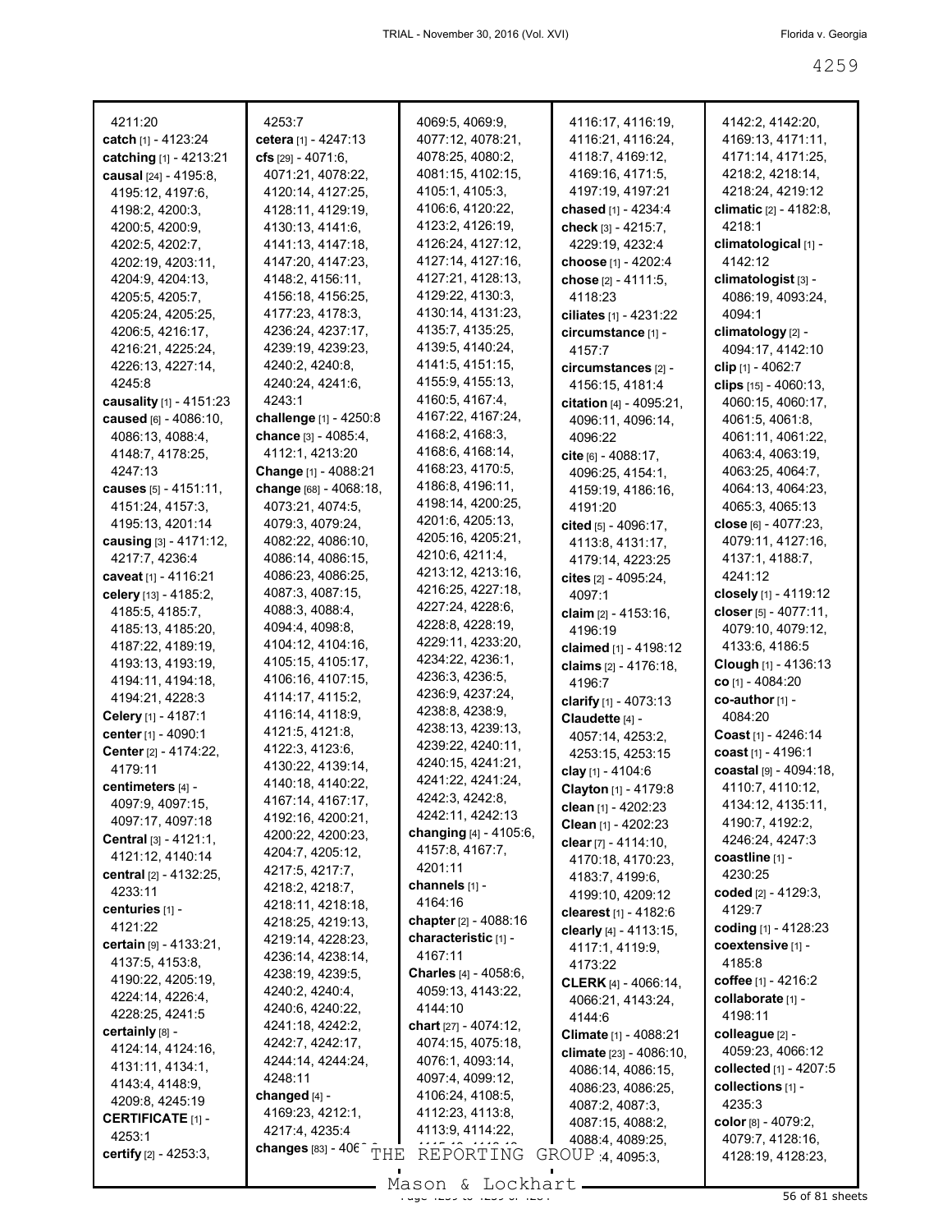4211:20
**catch** [1] - 4123:24
**catching** [1] - 4213:21
**causal** [24] - 4195:8, 4195:12, 4197:6, 4198:2, 4200:3, 4200:5, 4200:9, 4202:5, 4202:7, 4202:19, 4203:11, 4204:9, 4204:13, 4205:5, 4205:7, 4205:24, 4205:25, 4206:5, 4216:17, 4216:21, 4225:24, 4226:13, 4227:14, 4245:8
**causality** [1] - 4151:23
**caused** [6] - 4086:10, 4086:13, 4088:4, 4148:7, 4178:25, 4247:13
**causes** [5] - 4151:11, 4151:24, 4157:3, 4195:13, 4201:14
**causing** [3] - 4171:12, 4217:7, 4236:4
**caveat** [1] - 4116:21
**celery** [13] - 4185:2, 4185:5, 4185:7, 4185:13, 4185:20, 4187:22, 4189:19, 4193:13, 4193:19, 4194:11, 4194:18, 4194:21, 4228:3
**Celery** [1] - 4187:1
**center** [1] - 4090:1
**Center** [2] - 4174:22, 4179:11
**centimeters** [4] - 4097:9, 4097:15, 4097:17, 4097:18
**Central** [3] - 4121:1, 4121:12, 4140:14
**central** [2] - 4132:25, 4233:11
**centuries** [1] - 4121:22
**certain** [9] - 4133:21, 4137:5, 4153:8, 4190:22, 4205:19, 4224:14, 4226:4, 4228:25, 4241:5
**certainly** [8] - 4124:14, 4124:16, 4131:11, 4134:1, 4143:4, 4148:9, 4209:8, 4245:19
**CERTIFICATE** [1] - 4253:1
**certify** [2] - 4253:3, 4253:7
**cetera** [1] - 4247:13
**cfs** [29] - 4071:6, 4071:21, 4078:22, 4120:14, 4127:25, 4128:11, 4129:19, 4130:13, 4141:6, 4141:13, 4147:18, 4147:20, 4147:23, 4148:2, 4156:11, 4156:18, 4156:25, 4177:23, 4178:3, 4236:24, 4237:17, 4239:19, 4239:23, 4240:2, 4240:8, 4240:24, 4241:6, 4243:1
**challenge** [1] - 4250:8
**chance** [3] - 4085:4, 4112:1, 4213:20
**Change** [1] - 4088:21
**change** [68] - 4068:18, 4073:21, 4074:5, 4079:3, 4079:24, 4082:22, 4086:10, 4086:14, 4086:15, 4086:23, 4086:25, 4087:3, 4087:15, 4088:3, 4088:4, 4094:4, 4098:8, 4104:12, 4104:16, 4105:15, 4105:17, 4106:16, 4107:15, 4114:17, 4115:2, 4116:14, 4118:9, 4121:5, 4121:8, 4122:3, 4123:6, 4130:22, 4139:14, 4140:18, 4140:22, 4167:14, 4167:17, 4192:16, 4200:21, 4200:22, 4200:23, 4204:7, 4205:12, 4217:5, 4217:7, 4218:2, 4218:7, 4218:11, 4218:18, 4218:25, 4219:13, 4219:14, 4228:23, 4236:14, 4238:14, 4238:19, 4239:5, 4240:2, 4240:4, 4240:6, 4240:22, 4241:18, 4242:2, 4242:7, 4242:17, 4244:14, 4244:24, 4248:11
**changed** [4] - 4169:23, 4212:1, 4217:4, 4235:4
**changes** [83] - 4069:5, 4069:9, 4077:12, 4078:21, 4078:25, 4080:2, 4081:15, 4102:15, 4105:1, 4105:3, 4106:6, 4120:22, 4123:2, 4126:19, 4126:24, 4127:12, 4127:14, 4127:16, 4127:21, 4128:13, 4129:22, 4130:3, 4130:14, 4131:23, 4135:7, 4135:25, 4139:5, 4140:24, 4141:5, 4151:15, 4155:9, 4155:13, 4160:5, 4167:4, 4167:22, 4167:24, 4168:2, 4168:3, 4168:6, 4168:14, 4168:23, 4170:5, 4186:8, 4196:11, 4198:14, 4200:25, 4201:6, 4205:13, 4205:16, 4205:21, 4210:6, 4211:4, 4213:12, 4213:16, 4216:25, 4227:18, 4227:24, 4228:6, 4228:8, 4228:19, 4229:11, 4233:20, 4234:22, 4236:1, 4236:3, 4236:5, 4236:9, 4237:24, 4238:8, 4238:9, 4238:13, 4239:13, 4239:22, 4240:11, 4240:15, 4241:21, 4241:22, 4241:24, 4242:3, 4242:8, 4242:11, 4242:13
**changing** [4] - 4105:6, 4157:8, 4167:7, 4201:11
**channels** [1] - 4164:16
**chapter** [2] - 4088:16
**characteristic** [1] - 4167:11
**Charles** [4] - 4058:6, 4059:13, 4143:22, 4144:10
**chart** [27] - 4074:12, 4074:15, 4075:18, 4076:1, 4093:14, 4097:4, 4099:12, 4106:24, 4108:5, 4112:23, 4113:8, 4113:9, 4114:22, 4116:17, 4116:19, 4116:21, 4116:24, 4118:7, 4169:12, 4169:16, 4171:5, 4197:19, 4197:21
**chased** [1] - 4234:4
**check** [3] - 4215:7, 4229:19, 4232:4
**choose** [1] - 4202:4
**chose** [2] - 4111:5, 4118:23
**ciliates** [1] - 4231:22
**circumstance** [1] - 4157:7
**circumstances** [2] - 4156:15, 4181:4
**citation** [4] - 4095:21, 4096:11, 4096:14, 4096:22
**cite** [6] - 4088:17, 4096:25, 4154:1, 4159:19, 4186:16, 4191:20
**cited** [5] - 4096:17, 4113:8, 4131:17, 4179:14, 4223:25
**cites** [2] - 4095:24, 4097:1
**claim** [2] - 4153:16, 4196:19
**claimed** [1] - 4198:12
**claims** [2] - 4176:18, 4196:7
**clarify** [1] - 4073:13
**Claudette** [4] - 4057:14, 4253:2, 4253:15, 4253:15
**clay** [1] - 4104:6
**Clayton** [1] - 4179:8
**clean** [1] - 4202:23
**Clean** [1] - 4202:23
**clear** [7] - 4114:10, 4170:18, 4170:23, 4183:7, 4199:6, 4199:10, 4209:12
**clearest** [1] - 4182:6
**clearly** [4] - 4113:15, 4117:1, 4119:9, 4173:22
**CLERK** [4] - 4066:14, 4066:21, 4143:24, 4144:6
**Climate** [1] - 4088:21
**climate** [23] - 4086:10, 4086:14, 4086:15, 4086:23, 4086:25, 4087:2, 4087:3, 4087:15, 4088:2, 4088:4, 4089:25, 4094:4, 4095:3, 4142:2, 4142:20, 4169:13, 4171:11, 4171:14, 4171:25, 4218:2, 4218:14, 4218:24, 4219:12
**climatic** [2] - 4182:8, 4218:1
**climatological** [1] - 4142:12
**climatologist** [3] - 4086:19, 4093:24, 4094:1
**climatology** [2] - 4094:17, 4142:10
**clip** [1] - 4062:7
**clips** [15] - 4060:13, 4060:15, 4060:17, 4061:5, 4061:8, 4061:11, 4061:22, 4063:4, 4063:19, 4063:25, 4064:7, 4064:13, 4064:23, 4065:3, 4065:13
**close** [6] - 4077:23, 4079:11, 4127:16, 4137:1, 4188:7, 4241:12
**closely** [1] - 4119:12
**closer** [5] - 4077:11, 4079:10, 4079:12, 4133:6, 4186:5
**Clough** [1] - 4136:13
**co** [1] - 4084:20
**co-author** [1] - 4084:20
**Coast** [1] - 4246:14
**coast** [1] - 4196:1
**coastal** [9] - 4094:18, 4110:7, 4110:12, 4134:12, 4135:11, 4190:7, 4192:2, 4246:24, 4247:3
**coastline** [1] - 4230:25
**coded** [2] - 4129:3, 4129:7
**coding** [1] - 4128:23
**coextensive** [1] - 4185:8
**coffee** [1] - 4216:2
**collaborate** [1] - 4198:11
**colleague** [2] - 4059:23, 4066:12
**collected** [1] - 4207:5
**collections** [1] - 4235:3
**color** [8] - 4079:2, 4079:7, 4128:16, 4128:19, 4128:23,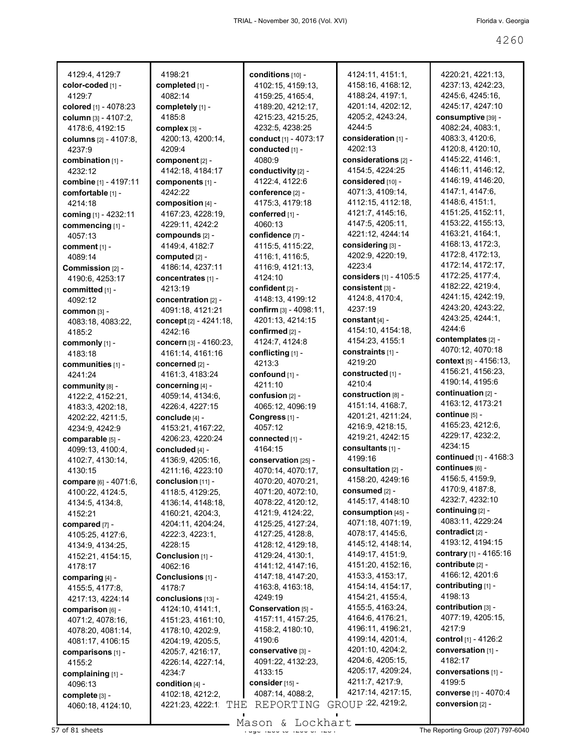4129:4, 4129:7
**color-coded** [1] - 4129:7
**colored** [1] - 4078:23
**column** [3] - 4107:2, 4178:6, 4192:15
**columns** [2] - 4107:8, 4237:9
**combination** [1] - 4232:12
**combine** [1] - 4197:11
**comfortable** [1] - 4214:18
**coming** [1] - 4232:11
**commencing** [1] - 4057:13
**comment** [1] - 4089:14
**Commission** [2] - 4190:6, 4253:17
**committed** [1] - 4092:12
**common** [3] - 4083:18, 4083:22, 4185:2
**commonly** [1] - 4183:18
**communities** [1] - 4241:24
**community** [8] - 4122:2, 4152:21, 4183:3, 4202:18, 4202:22, 4211:5, 4234:9, 4242:9
**comparable** [5] - 4099:13, 4100:4, 4102:7, 4130:14, 4130:15
**compare** [6] - 4071:6, 4100:22, 4124:5, 4134:5, 4134:8, 4152:21
**compared** [7] - 4105:25, 4127:6, 4134:9, 4134:25, 4152:21, 4154:15, 4178:17
**comparing** [4] - 4155:5, 4177:8, 4217:13, 4224:14
**comparison** [6] - 4071:2, 4078:16, 4078:20, 4081:14, 4081:17, 4106:15
**comparisons** [1] - 4155:2
**complaining** [1] - 4096:13
**complete** [3] - 4060:18, 4124:10, 4198:21
**completed** [1] - 4082:14
**completely** [1] - 4185:8
**complex** [3] - 4200:13, 4200:14, 4209:4
**component** [2] - 4142:18, 4184:17
**components** [1] - 4242:22
**composition** [4] - 4167:23, 4228:19, 4229:11, 4242:2
**compounds** [2] - 4149:4, 4182:7
**computed** [2] - 4186:14, 4237:11
**concentrates** [1] - 4213:19
**concentration** [2] - 4091:18, 4121:21
**concept** [2] - 4241:18, 4242:16
**concern** [3] - 4160:23, 4161:14, 4161:16
**concerned** [2] - 4161:3, 4183:24
**concerning** [4] - 4059:14, 4134:6, 4226:4, 4227:15
**conclude** [4] - 4153:21, 4167:22, 4206:23, 4220:24
**concluded** [4] - 4136:9, 4205:16, 4211:16, 4223:10
**conclusion** [11] - 4118:5, 4129:25, 4136:14, 4148:18, 4160:21, 4204:3, 4204:11, 4204:24, 4222:3, 4223:1, 4228:15
**Conclusion** [1] - 4062:16
**Conclusions** [1] - 4178:7
**conclusions** [13] - 4124:10, 4141:1, 4151:23, 4161:10, 4178:10, 4202:9, 4204:19, 4205:5, 4205:7, 4216:17, 4226:14, 4227:14, 4234:7
**condition** [4] - 4102:18, 4212:2, 4221:23, 4222:1
**conditions** [10] - 4102:15, 4159:13, 4159:25, 4165:4, 4189:20, 4212:17, 4215:23, 4215:25, 4232:5, 4238:25
**conduct** [1] - 4073:17
**conducted** [1] - 4080:9
**conductivity** [2] - 4122:4, 4122:6
**conference** [2] - 4175:3, 4179:18
**conferred** [1] - 4060:13
**confidence** [7] - 4115:5, 4115:22, 4116:1, 4116:5, 4116:9, 4121:13, 4124:10
**confident** [2] - 4148:13, 4199:12
**confirm** [3] - 4098:11, 4201:13, 4214:15
**confirmed** [2] - 4124:7, 4124:8
**conflicting** [1] - 4213:3
**confound** [1] - 4211:10
**confusion** [2] - 4065:12, 4096:19
**Congress** [1] - 4057:12
**connected** [1] - 4164:15
**conservation** [25] - 4070:14, 4070:17, 4070:20, 4070:21, 4071:20, 4072:10, 4078:22, 4120:12, 4121:9, 4124:22, 4125:25, 4127:24, 4127:25, 4128:8, 4128:12, 4129:18, 4129:24, 4130:1, 4141:12, 4147:16, 4147:18, 4147:20, 4163:8, 4163:18, 4249:19
**Conservation** [5] - 4157:11, 4157:25, 4158:2, 4180:10, 4190:6
**conservative** [3] - 4091:22, 4132:23, 4133:15
**consider** [15] - 4087:14, 4088:2, 4124:11, 4151:1, 4158:16, 4168:12, 4188:24, 4197:1, 4201:14, 4202:12, 4205:2, 4243:24, 4244:5
**consideration** [1] - 4202:13
**considerations** [2] - 4154:5, 4224:25
**considered** [10] - 4071:3, 4109:14, 4112:15, 4112:18, 4121:7, 4145:16, 4147:5, 4205:11, 4221:12, 4244:14
**considering** [3] - 4202:9, 4220:19, 4223:4
**considers** [1] - 4105:5
**consistent** [3] - 4124:8, 4170:4, 4237:19
**constant** [4] - 4154:10, 4154:18, 4154:23, 4155:1
**constraints** [1] - 4219:20
**constructed** [1] - 4210:4
**construction** [8] - 4151:14, 4168:7, 4201:21, 4211:24, 4216:9, 4218:15, 4219:21, 4242:15
**consultants** [1] - 4199:16
**consultation** [2] - 4158:20, 4249:16
**consumed** [2] - 4145:17, 4148:10
**consumption** [45] - 4071:18, 4071:19, 4078:17, 4145:6, 4145:12, 4148:14, 4149:17, 4151:9, 4151:20, 4152:16, 4153:3, 4153:17, 4154:14, 4154:17, 4154:21, 4155:4, 4155:5, 4163:24, 4164:6, 4176:21, 4196:11, 4196:21, 4199:14, 4201:4, 4201:10, 4204:2, 4204:6, 4205:15, 4205:17, 4209:24, 4211:7, 4217:9, 4217:14, 4217:15, 4218:22, 4219:2, 4220:21, 4221:13, 4237:13, 4242:23, 4245:6, 4245:16, 4245:17, 4247:10
**consumptive** [39] - 4082:24, 4083:1, 4083:3, 4120:6, 4120:8, 4120:10, 4145:22, 4146:1, 4146:11, 4146:12, 4146:19, 4146:20, 4147:1, 4147:6, 4148:6, 4151:1, 4151:25, 4152:11, 4153:22, 4155:13, 4163:21, 4164:1, 4168:13, 4172:3, 4172:8, 4172:13, 4172:14, 4172:17, 4172:25, 4177:4, 4182:22, 4219:4, 4241:15, 4242:19, 4243:20, 4243:22, 4243:25, 4244:1, 4244:6
**contemplates** [2] - 4070:12, 4070:18
**context** [5] - 4156:13, 4156:21, 4156:23, 4190:14, 4195:6
**continuation** [2] - 4163:12, 4173:21
**continue** [5] - 4165:23, 4212:6, 4229:17, 4232:2, 4234:15
**continued** [1] - 4168:3
**continues** [6] - 4156:5, 4159:9, 4170:9, 4187:8, 4232:7, 4232:10
**continuing** [2] - 4083:11, 4229:24
**contradict** [2] - 4193:12, 4194:15
**contrary** [1] - 4165:16
**contribute** [2] - 4166:12, 4201:6
**contributing** [1] - 4198:13
**contribution** [3] - 4077:19, 4205:15, 4217:9
**control** [1] - 4126:2
**conversation** [1] - 4182:17
**conversations** [1] - 4199:5
**converse** [1] - 4070:4
**conversion** [2] -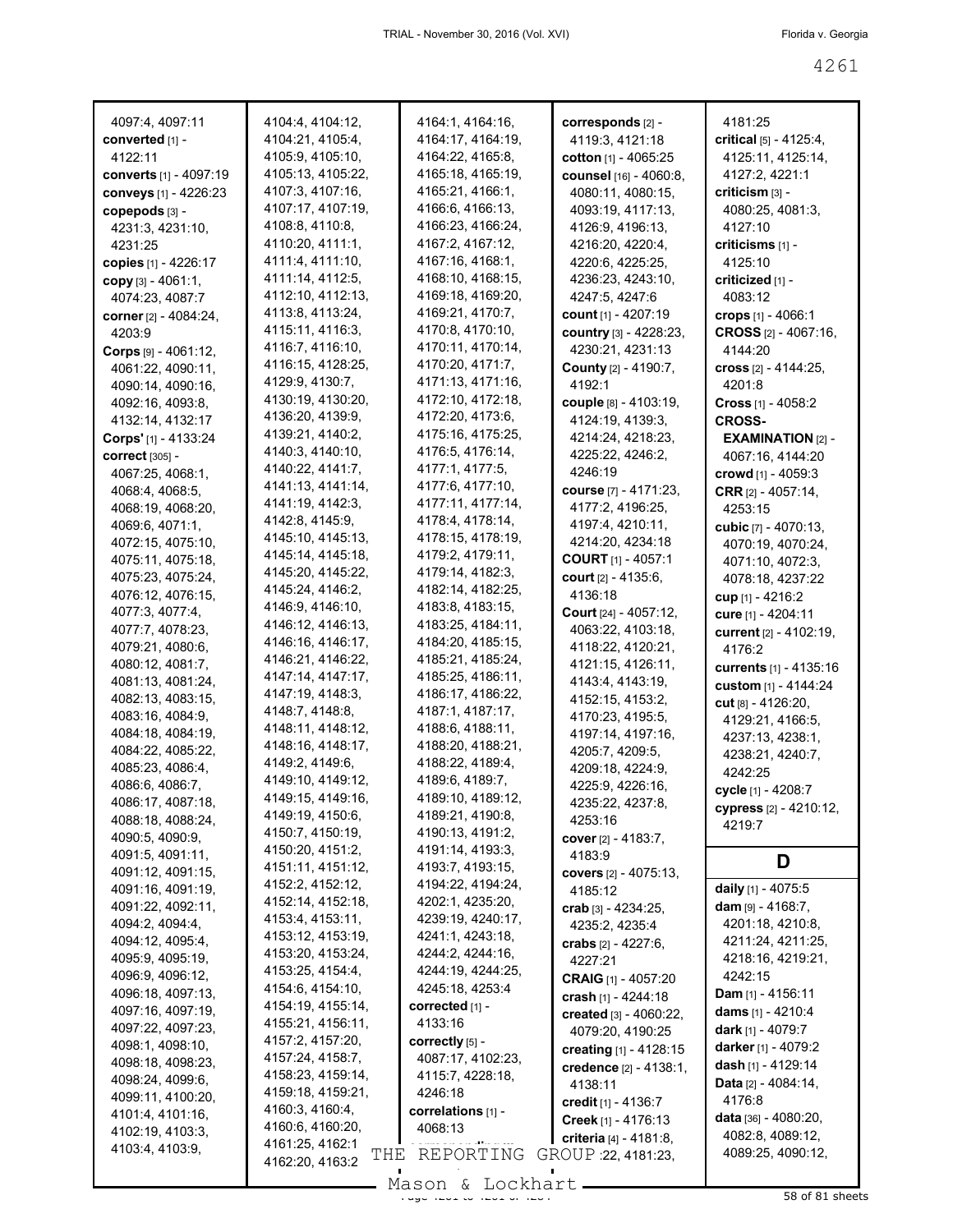4097:4, 4097:11
**converted** [1] - 4122:11
**converts** [1] - 4097:19
**conveys** [1] - 4226:23
**copepods** [3] - 4231:3, 4231:10, 4231:25
**copies** [1] - 4226:17
**copy** [3] - 4061:1, 4074:23, 4087:7
**corner** [2] - 4084:24, 4203:9
**Corps** [9] - 4061:12, 4061:22, 4090:11, 4090:14, 4090:16, 4092:16, 4093:8, 4132:14, 4132:17
**Corps'** [1] - 4133:24
**correct** [305] - 4067:25, 4068:1, 4068:4, 4068:5, 4068:19, 4068:20, 4069:6, 4071:1, 4072:15, 4075:10, 4075:11, 4075:18, 4075:23, 4075:24, 4076:12, 4076:15, 4077:3, 4077:4, 4077:7, 4078:23, 4079:21, 4080:6, 4080:12, 4081:7, 4081:13, 4081:24, 4082:13, 4083:15, 4083:16, 4084:9, 4084:18, 4084:19, 4084:22, 4085:22, 4085:23, 4086:4, 4086:6, 4086:7, 4086:17, 4087:18, 4088:18, 4088:24, 4090:5, 4090:9, 4091:5, 4091:11, 4091:12, 4091:15, 4091:16, 4091:19, 4091:22, 4092:11, 4094:2, 4094:4, 4094:12, 4095:4, 4095:9, 4095:19, 4096:9, 4096:12, 4096:18, 4097:13, 4097:16, 4097:19, 4097:22, 4097:23, 4098:1, 4098:10, 4098:18, 4098:23, 4098:24, 4099:6, 4099:11, 4100:20, 4101:4, 4101:16, 4102:19, 4103:3, 4103:4, 4103:9, 4104:4, 4104:12, 4104:21, 4105:4, 4105:9, 4105:10, 4105:13, 4105:22, 4107:3, 4107:16, 4107:17, 4107:19, 4108:8, 4110:8, 4110:20, 4111:1, 4111:4, 4111:10, 4111:14, 4112:5, 4112:10, 4112:13, 4113:8, 4113:24, 4115:11, 4116:3, 4116:7, 4116:10, 4116:15, 4128:25, 4129:9, 4130:7, 4130:19, 4130:20, 4136:20, 4139:9, 4139:21, 4140:2, 4140:3, 4140:10, 4140:22, 4141:7, 4141:13, 4141:14, 4141:19, 4142:3, 4142:8, 4145:9, 4145:10, 4145:13, 4145:14, 4145:18, 4145:20, 4145:22, 4145:24, 4146:2, 4146:9, 4146:10, 4146:12, 4146:13, 4146:16, 4146:17, 4146:21, 4146:22, 4147:14, 4147:17, 4147:19, 4148:3, 4148:7, 4148:8, 4148:11, 4148:12, 4148:16, 4148:17, 4149:2, 4149:6, 4149:10, 4149:12, 4149:15, 4149:16, 4149:19, 4150:6, 4150:7, 4150:19, 4150:20, 4151:2, 4151:11, 4151:12, 4152:2, 4152:12, 4152:14, 4152:18, 4153:4, 4153:11, 4153:12, 4153:19, 4153:20, 4153:24, 4153:25, 4154:4, 4154:6, 4154:10, 4154:19, 4155:14, 4155:21, 4156:11, 4157:2, 4157:20, 4157:24, 4158:7, 4158:23, 4159:14, 4159:18, 4159:21, 4160:3, 4160:4, 4160:6, 4160:20, 4161:25, 4162:1, 4162:20, 4163:2, 4164:1, 4164:16, 4164:17, 4164:19, 4164:22, 4165:8, 4165:18, 4165:19, 4165:21, 4166:1, 4166:6, 4166:13, 4166:23, 4166:24, 4167:2, 4167:12, 4167:16, 4168:1, 4168:10, 4168:15, 4169:18, 4169:20, 4169:21, 4170:7, 4170:8, 4170:10, 4170:11, 4170:14, 4170:20, 4171:7, 4171:13, 4171:16, 4172:10, 4172:18, 4172:20, 4173:6, 4175:16, 4175:25, 4176:5, 4176:14, 4177:1, 4177:5, 4177:6, 4177:10, 4177:11, 4177:14, 4178:4, 4178:14, 4178:15, 4178:19, 4179:2, 4179:11, 4179:14, 4182:3, 4182:14, 4182:25, 4183:8, 4183:15, 4183:25, 4184:11, 4184:20, 4185:15, 4185:21, 4185:24, 4185:25, 4186:11, 4186:17, 4186:22, 4187:1, 4187:17, 4188:6, 4188:11, 4188:20, 4188:21, 4188:22, 4189:4, 4189:6, 4189:7, 4189:10, 4189:12, 4189:21, 4190:8, 4190:13, 4191:2, 4191:14, 4193:3, 4193:7, 4193:15, 4194:22, 4194:24, 4202:1, 4235:20, 4239:19, 4240:17, 4241:1, 4243:18, 4244:2, 4244:16, 4244:19, 4244:25, 4245:18, 4253:4
**corrected** [1] - 4133:16
**correctly** [5] - 4087:17, 4102:23, 4115:7, 4228:18, 4246:18
**correlations** [1] - 4068:13
**corresponds** [2] - 4119:3, 4121:18
**cotton** [1] - 4065:25
**counsel** [16] - 4060:8, 4080:11, 4080:15, 4093:19, 4117:13, 4126:9, 4196:13, 4216:20, 4220:4, 4220:6, 4225:25, 4236:23, 4243:10, 4247:5, 4247:6
**count** [1] - 4207:19
**country** [3] - 4228:23, 4230:21, 4231:13
**County** [2] - 4190:7, 4192:1
**couple** [8] - 4103:19, 4124:19, 4139:3, 4214:24, 4218:23, 4225:22, 4246:2, 4246:19
**course** [7] - 4171:23, 4177:2, 4196:25, 4197:4, 4210:11, 4214:20, 4234:18
**COURT** [1] - 4057:1
**court** [2] - 4135:6, 4136:18
**Court** [24] - 4057:12, 4063:22, 4103:18, 4118:22, 4120:21, 4121:15, 4126:11, 4143:4, 4143:19, 4152:15, 4153:2, 4170:23, 4195:5, 4197:14, 4197:16, 4205:7, 4209:5, 4209:18, 4224:9, 4225:9, 4226:16, 4235:22, 4237:8, 4253:16
**cover** [2] - 4183:7, 4183:9
**covers** [2] - 4075:13, 4185:12
**crab** [3] - 4234:25, 4235:2, 4235:4
**crabs** [2] - 4227:6, 4227:21
**CRAIG** [1] - 4057:20
**crash** [1] - 4244:18
**created** [3] - 4060:22, 4079:20, 4190:25
**creating** [1] - 4128:15
**credence** [2] - 4138:1, 4138:11
**credit** [1] - 4136:7
**Creek** [1] - 4176:13
**criteria** [4] - 4181:8, 4181:22, 4181:23, 4181:25
**critical** [5] - 4125:4, 4125:11, 4125:14, 4127:2, 4221:1
**criticism** [3] - 4080:25, 4081:3, 4127:10
**criticisms** [1] - 4125:10
**criticized** [1] - 4083:12
**crops** [1] - 4066:1
**CROSS** [2] - 4067:16, 4144:20
**cross** [2] - 4144:25, 4201:8
**Cross** [1] - 4058:2
**CROSS-EXAMINATION** [2] - 4067:16, 4144:20
**crowd** [1] - 4059:3
**CRR** [2] - 4057:14, 4253:15
**cubic** [7] - 4070:13, 4070:19, 4070:24, 4071:10, 4072:3, 4078:18, 4237:22
**cup** [1] - 4216:2
**cure** [1] - 4204:11
**current** [2] - 4102:19, 4176:2
**currents** [1] - 4135:16
**custom** [1] - 4144:24
**cut** [8] - 4126:20, 4129:21, 4166:5, 4237:13, 4238:1, 4238:21, 4240:7, 4242:25
**cycle** [1] - 4208:7
**cypress** [2] - 4210:12, 4219:7

## D

**daily** [1] - 4075:5
**dam** [9] - 4168:7, 4201:18, 4210:8, 4211:24, 4211:25, 4218:16, 4219:21, 4242:15
**Dam** [1] - 4156:11
**dams** [1] - 4210:4
**dark** [1] - 4079:7
**darker** [1] - 4079:2
**dash** [1] - 4129:14
**Data** [2] - 4084:14, 4176:8
**data** [36] - 4080:20, 4082:8, 4089:12, 4089:25, 4090:12,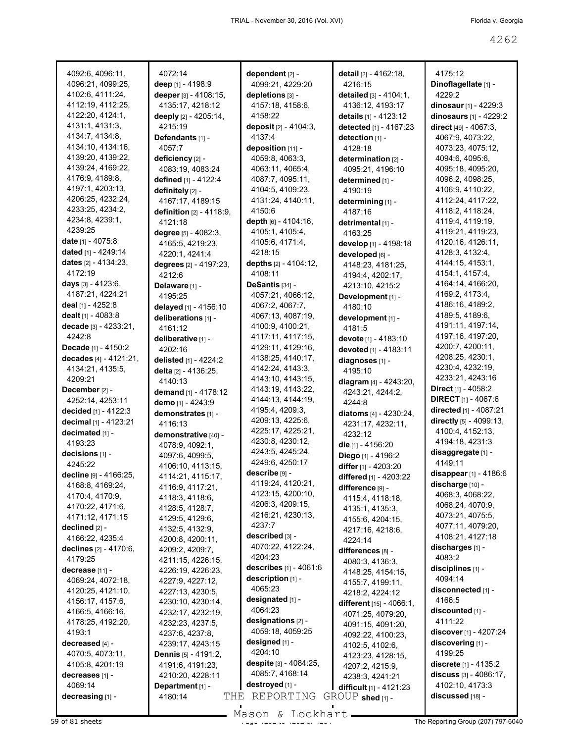4092:6, 4096:11, 4096:21, 4099:25, 4102:6, 4111:24, 4112:19, 4112:25, 4122:20, 4124:1, 4131:1, 4131:3, 4134:7, 4134:8, 4134:10, 4134:16, 4139:20, 4139:22, 4139:24, 4169:22, 4176:9, 4189:8, 4197:1, 4203:13, 4206:25, 4232:24, 4233:25, 4234:2, 4234:8, 4239:1, 4239:25

**date** [1] - 4075:8
**dated** [1] - 4249:14
**dates** [2] - 4134:23, 4172:19
**days** [3] - 4123:6, 4187:21, 4224:21
**deal** [1] - 4252:8
**dealt** [1] - 4083:8
**decade** [3] - 4233:21, 4242:8
**Decade** [1] - 4150:2
**decades** [4] - 4121:21, 4134:21, 4135:5, 4209:21
**December** [2] - 4252:14, 4253:11
**decided** [1] - 4122:3
**decimal** [1] - 4123:21
**decimated** [1] - 4193:23
**decisions** [1] - 4245:22
**decline** [9] - 4166:25, 4168:8, 4169:24, 4170:4, 4170:9, 4170:22, 4171:6, 4171:12, 4171:15
**declined** [2] - 4166:22, 4235:4
**declines** [2] - 4170:6, 4179:25
**decrease** [11] - 4069:24, 4072:18, 4120:25, 4121:10, 4156:17, 4157:6, 4166:5, 4166:16, 4178:25, 4192:20, 4193:1
**decreased** [4] - 4070:5, 4073:11, 4105:8, 4201:19
**decreases** [1] - 4069:14
**decreasing** [1] - 4072:14
**deep** [1] - 4198:9
**deeper** [3] - 4108:15, 4135:17, 4218:12
**deeply** [2] - 4205:14, 4215:19
**Defendants** [1] - 4057:7
**deficiency** [2] - 4083:19, 4083:24
**defined** [1] - 4122:4
**definitely** [2] - 4167:17, 4189:15
**definition** [2] - 4118:9, 4121:18
**degree** [5] - 4082:3, 4165:5, 4219:23, 4220:1, 4241:4
**degrees** [2] - 4197:23, 4212:6
**Delaware** [1] - 4195:25
**delayed** [1] - 4156:10
**deliberations** [1] - 4161:12
**deliberative** [1] - 4202:16
**delisted** [1] - 4224:2
**delta** [2] - 4136:25, 4140:13
**demand** [1] - 4178:12
**demo** [1] - 4243:9
**demonstrates** [1] - 4116:13
**demonstrative** [40] - 4078:9, 4092:1, 4097:6, 4099:5, 4106:10, 4113:15, 4114:21, 4115:17, 4116:9, 4117:21, 4118:3, 4118:6, 4128:5, 4128:7, 4129:5, 4129:6, 4132:5, 4132:9, 4200:8, 4200:11, 4209:2, 4209:7, 4211:15, 4226:15, 4226:19, 4226:23, 4227:9, 4227:12, 4227:13, 4230:5, 4230:10, 4230:14, 4232:17, 4232:19, 4232:23, 4237:5, 4237:6, 4237:8, 4239:17, 4243:15
**Dennis** [5] - 4191:2, 4191:6, 4191:23, 4210:20, 4228:11
**Department** [1] - 4180:14
**dependent** [2] - 4099:21, 4229:20
**depletions** [3] - 4157:18, 4158:6, 4158:22
**deposit** [2] - 4104:3, 4137:4
**deposition** [11] - 4059:8, 4063:3, 4063:11, 4065:4, 4087:7, 4095:11, 4104:5, 4109:23, 4131:24, 4140:11, 4150:6
**depth** [6] - 4104:16, 4105:1, 4105:4, 4105:6, 4171:4, 4218:15
**depths** [2] - 4104:12, 4108:11
**DeSantis** [34] - 4057:21, 4066:12, 4067:2, 4067:7, 4067:13, 4087:19, 4100:9, 4100:21, 4117:11, 4117:15, 4129:11, 4129:16, 4138:25, 4140:17, 4142:24, 4143:3, 4143:10, 4143:15, 4143:19, 4143:22, 4144:13, 4144:19, 4195:4, 4209:3, 4209:13, 4225:6, 4225:17, 4225:21, 4230:8, 4230:12, 4243:5, 4245:24, 4249:6, 4250:17
**describe** [9] - 4119:24, 4120:21, 4123:15, 4200:10, 4206:3, 4209:15, 4216:21, 4230:13, 4237:7
**described** [3] - 4070:22, 4122:24, 4204:23
**describes** [1] - 4061:6
**description** [1] - 4065:23
**designated** [1] - 4064:23
**designations** [2] - 4059:18, 4059:25
**designed** [1] - 4204:10
**despite** [3] - 4084:25, 4085:7, 4168:14
**destroyed** [1] - 4175:12
**detail** [2] - 4162:18, 4216:15
**detailed** [3] - 4104:1, 4136:12, 4193:17
**details** [1] - 4123:12
**detected** [1] - 4167:23
**detection** [1] - 4128:18
**determination** [2] - 4095:21, 4196:10
**determined** [1] - 4190:19
**determining** [1] - 4187:16
**detrimental** [1] - 4163:25
**develop** [1] - 4198:18
**developed** [6] - 4148:23, 4181:25, 4194:4, 4202:17, 4213:10, 4215:2
**Development** [1] - 4180:10
**development** [1] - 4181:5
**devote** [1] - 4183:10
**devoted** [1] - 4183:11
**diagnoses** [1] - 4195:10
**diagram** [4] - 4243:20, 4243:21, 4244:2, 4244:8
**diatoms** [4] - 4230:24, 4231:17, 4232:11, 4232:12
**die** [1] - 4156:20
**Diego** [1] - 4196:2
**differ** [1] - 4203:20
**differed** [1] - 4203:22
**difference** [9] - 4115:4, 4118:18, 4135:1, 4135:3, 4155:6, 4204:15, 4217:16, 4218:6, 4224:14
**differences** [8] - 4080:3, 4136:3, 4148:25, 4154:15, 4155:7, 4199:11, 4218:2, 4224:12
**different** [15] - 4066:1, 4071:25, 4079:20, 4091:15, 4091:20, 4092:22, 4100:23, 4102:5, 4102:6, 4123:23, 4128:15, 4207:2, 4215:9, 4238:3, 4241:21
**difficult** [1] - 4121:23
**Dinoflagellate** [1] - 4229:2
**dinosaur** [1] - 4229:3
**dinosaurs** [1] - 4229:2
**direct** [49] - 4067:3, 4067:9, 4073:22, 4073:23, 4075:12, 4094:6, 4095:6, 4095:18, 4095:20, 4096:2, 4098:25, 4106:9, 4110:22, 4112:24, 4117:22, 4118:2, 4118:24, 4119:4, 4119:19, 4119:21, 4119:23, 4120:16, 4126:11, 4128:3, 4132:4, 4144:15, 4153:1, 4154:1, 4157:4, 4164:14, 4166:20, 4169:2, 4173:4, 4186:16, 4189:2, 4189:5, 4189:6, 4191:11, 4197:14, 4197:16, 4197:20, 4200:7, 4200:11, 4208:25, 4230:1, 4230:4, 4232:19, 4233:21, 4243:16
**Direct** [1] - 4058:2
**DIRECT** [1] - 4067:6
**directed** [1] - 4087:21
**directly** [5] - 4099:13, 4100:4, 4152:13, 4194:18, 4231:3
**disaggregate** [1] - 4149:11
**disappear** [1] - 4186:6
**discharge** [10] - 4068:3, 4068:22, 4068:24, 4070:9, 4073:21, 4075:5, 4077:11, 4079:20, 4108:21, 4127:18
**discharges** [1] - 4083:2
**disciplines** [1] - 4094:14
**disconnected** [1] - 4166:5
**discounted** [1] - 4111:22
**discover** [1] - 4207:24
**discovering** [1] - 4199:25
**discrete** [1] - 4135:2
**discuss** [3] - 4086:17, 4102:10, 4173:3
**discussed** [18] -
**shed** [1] -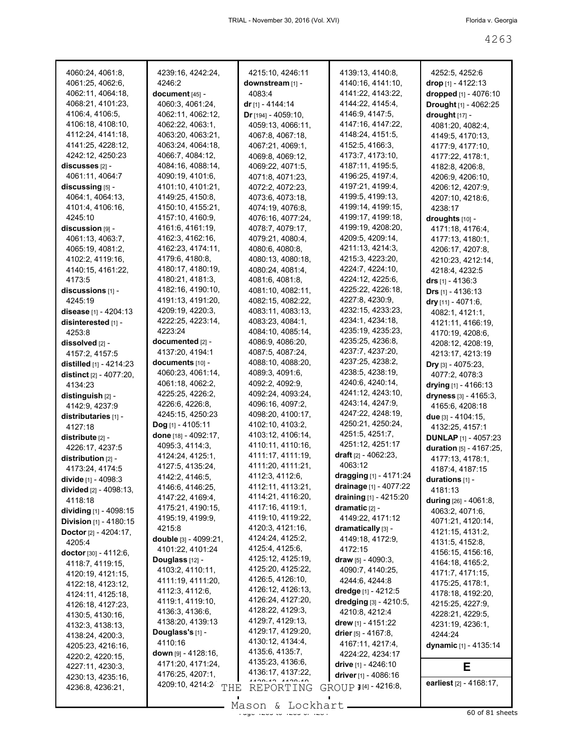4060:24, 4061:8, 4061:25, 4062:6, 4062:11, 4064:18, 4068:21, 4101:23, 4106:4, 4106:5, 4106:18, 4108:10, 4112:24, 4141:18, 4141:25, 4228:12, 4242:12, 4250:23

**discusses** [2] - 4061:11, 4064:7

**discussing** [5] - 4064:1, 4064:13, 4101:4, 4106:16, 4245:10

**discussion** [9] - 4061:13, 4063:7, 4065:19, 4081:2, 4102:2, 4119:16, 4140:15, 4161:22, 4173:5

**discussions** [1] - 4245:19

**disease** [1] - 4204:13

**disinterested** [1] - 4253:8

**dissolved** [2] - 4157:2, 4157:5

**distilled** [1] - 4214:23

**distinct** [2] - 4077:20, 4134:23

**distinguish** [2] - 4142:9, 4237:9

**distributaries** [1] - 4127:18

**distribute** [2] - 4226:17, 4237:5

**distribution** [2] - 4173:24, 4174:5

**divide** [1] - 4098:3

**divided** [2] - 4098:13, 4118:18

**dividing** [1] - 4098:15

**Division** [1] - 4180:15

**Doctor** [2] - 4204:17, 4205:4

**doctor** [30] - 4112:6, 4118:7, 4119:15, 4120:19, 4121:15, 4122:18, 4123:12, 4124:11, 4125:18, 4126:18, 4127:23, 4130:5, 4130:16, 4132:3, 4138:13, 4138:24, 4200:3, 4205:23, 4216:16, 4220:2, 4220:15, 4227:11, 4230:3, 4230:13, 4235:16, 4236:8, 4236:21, 4239:16, 4242:24, 4246:2

**document** [45] - 4060:3, 4061:24, 4062:11, 4062:12, 4062:22, 4063:1, 4063:20, 4063:21, 4063:24, 4064:18, 4066:7, 4084:12, 4084:16, 4088:14, 4090:19, 4101:6, 4101:10, 4101:21, 4149:25, 4150:8, 4150:10, 4155:21, 4157:10, 4160:9, 4161:6, 4161:19, 4162:3, 4162:16, 4162:23, 4174:11, 4179:6, 4180:8, 4180:17, 4180:19, 4180:21, 4181:3, 4182:16, 4190:10, 4191:13, 4191:20, 4209:19, 4220:3, 4222:25, 4223:14, 4223:24

**documented** [2] - 4137:20, 4194:1

**documents** [10] - 4060:23, 4061:14, 4061:18, 4062:2, 4225:25, 4226:2, 4226:6, 4226:8, 4245:15, 4250:23

**Dog** [1] - 4105:11

**done** [18] - 4092:17, 4095:3, 4114:3, 4124:24, 4125:1, 4127:5, 4135:24, 4142:2, 4146:5, 4146:6, 4146:25, 4147:22, 4169:4, 4175:21, 4190:15, 4195:19, 4199:9, 4215:8

**double** [3] - 4099:21, 4101:22, 4101:24

**Douglass** [12] - 4103:2, 4110:11, 4111:19, 4111:20, 4112:3, 4112:6, 4119:1, 4119:10, 4136:3, 4136:6, 4138:20, 4139:13

**Douglass's** [1] - 4110:16

**down** [9] - 4128:16, 4171:20, 4171:24, 4176:25, 4207:1, 4209:10, 4214:2, 4215:10, 4246:11

**downstream** [1] - 4083:4

**dr** [1] - 4144:14

**Dr** [194] - 4059:10, 4059:13, 4066:11, 4067:8, 4067:18, 4067:21, 4069:1, 4069:8, 4069:12, 4069:22, 4071:5, 4071:8, 4071:23, 4072:2, 4072:23, 4073:6, 4073:18, 4074:19, 4076:8, 4076:16, 4077:24, 4078:7, 4079:17, 4079:21, 4080:4, 4080:6, 4080:8, 4080:13, 4080:18, 4080:24, 4081:4, 4081:6, 4081:8, 4081:10, 4082:11, 4082:15, 4082:22, 4083:11, 4083:13, 4083:23, 4084:1, 4084:10, 4085:14, 4086:9, 4086:20, 4087:5, 4087:24, 4088:10, 4088:20, 4089:3, 4091:6, 4092:2, 4092:9, 4092:24, 4093:24, 4096:16, 4097:2, 4098:20, 4100:17, 4102:10, 4103:2, 4103:12, 4106:14, 4110:11, 4110:16, 4111:17, 4111:19, 4111:20, 4111:21, 4112:3, 4112:6, 4112:11, 4113:21, 4114:21, 4116:20, 4117:16, 4119:1, 4119:10, 4119:22, 4120:3, 4121:16, 4124:24, 4125:2, 4125:4, 4125:6, 4125:12, 4125:19, 4125:20, 4125:22, 4126:5, 4126:10, 4126:12, 4126:13, 4126:24, 4127:20, 4128:22, 4129:3, 4129:7, 4129:13, 4129:17, 4129:20, 4130:12, 4134:4, 4135:6, 4135:7, 4135:23, 4136:6, 4136:17, 4137:22, 4138:13, 4138:19, 4139:13, 4140:8, 4140:16, 4141:10, 4141:22, 4143:22, 4144:22, 4145:4, 4146:9, 4147:5, 4147:16, 4147:22, 4148:24, 4151:5, 4152:5, 4166:3, 4173:7, 4173:10, 4187:11, 4195:5, 4196:25, 4197:4, 4197:21, 4199:4, 4199:5, 4199:13, 4199:14, 4199:15, 4199:17, 4199:18, 4199:19, 4208:20, 4209:5, 4209:14, 4211:13, 4214:3, 4215:3, 4223:20, 4224:7, 4224:10, 4224:12, 4225:6, 4225:22, 4226:18, 4227:8, 4230:9, 4232:15, 4233:23, 4234:1, 4234:18, 4235:19, 4235:23, 4235:25, 4236:8, 4237:7, 4237:20, 4237:25, 4238:2, 4238:5, 4238:19, 4240:6, 4240:14, 4241:12, 4243:10, 4243:14, 4247:9, 4247:22, 4248:19, 4250:21, 4250:24, 4251:5, 4251:7, 4251:12, 4251:17

**draft** [2] - 4062:23, 4063:12

**dragging** [1] - 4171:24

**drainage** [1] - 4077:22

**draining** [1] - 4215:20

**dramatic** [2] - 4149:22, 4171:12

**dramatically** [3] - 4149:18, 4172:9, 4172:15

**draw** [5] - 4090:3, 4090:7, 4140:25, 4244:6, 4244:8

**dredge** [1] - 4212:5

**dredging** [3] - 4210:5, 4210:8, 4212:4

**drew** [1] - 4151:22

**drier** [5] - 4167:8, 4167:11, 4217:4, 4224:22, 4234:17

**drive** [1] - 4246:10

**driver** [1] - 4086:16

**drop** [4] - 4216:8, 4252:5, 4252:6

**drop** [1] - 4122:13

**dropped** [1] - 4076:10

**Drought** [1] - 4062:25

**drought** [17] - 4081:20, 4082:4, 4149:5, 4170:13, 4177:9, 4177:10, 4177:22, 4178:1, 4182:8, 4206:8, 4206:9, 4206:10, 4206:12, 4207:9, 4207:10, 4218:6, 4238:17

**droughts** [10] - 4171:18, 4176:4, 4177:13, 4180:1, 4206:17, 4207:8, 4210:23, 4212:14, 4218:4, 4232:5

**drs** [1] - 4136:3

**Drs** [1] - 4136:13

**dry** [11] - 4071:6, 4082:1, 4121:1, 4121:11, 4166:19, 4170:19, 4208:6, 4208:12, 4208:19, 4213:17, 4213:19

**Dry** [3] - 4075:23, 4077:2, 4078:3

**drying** [1] - 4166:13

**dryness** [3] - 4165:3, 4165:6, 4208:18

**due** [3] - 4104:15, 4132:25, 4157:1

**DUNLAP** [1] - 4057:23

**duration** [5] - 4167:25, 4177:13, 4178:1, 4187:4, 4187:15

**durations** [1] - 4181:13

**during** [26] - 4061:8, 4063:2, 4071:6, 4071:21, 4120:14, 4121:15, 4131:2, 4131:5, 4152:8, 4156:15, 4156:16, 4164:18, 4165:2, 4171:7, 4171:15, 4175:25, 4178:1, 4178:18, 4192:20, 4215:25, 4227:9, 4228:21, 4229:5, 4231:19, 4236:1, 4244:24

**dynamic** [1] - 4135:14

## E

**earliest** [2] - 4168:17,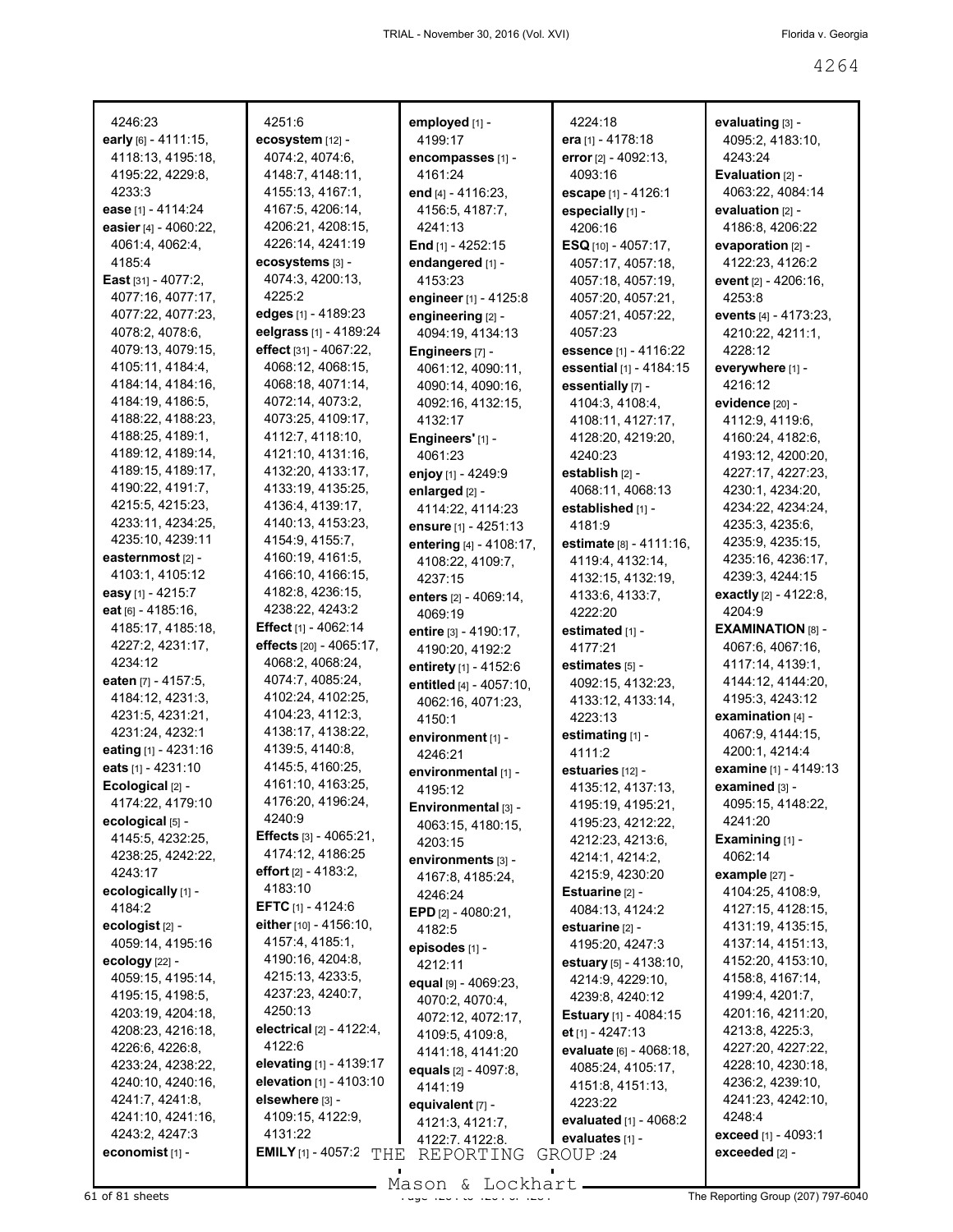4246:23
**early** [6] - 4111:15, 4118:13, 4195:18, 4195:22, 4229:8, 4233:3
**ease** [1] - 4114:24
**easier** [4] - 4060:22, 4061:4, 4062:4, 4185:4
**East** [31] - 4077:2, 4077:16, 4077:17, 4077:22, 4077:23, 4078:2, 4078:6, 4079:13, 4079:15, 4105:11, 4184:4, 4184:14, 4184:16, 4184:19, 4186:5, 4188:22, 4188:23, 4188:25, 4189:1, 4189:12, 4189:14, 4189:15, 4189:17, 4190:22, 4191:7, 4215:5, 4215:23, 4233:11, 4234:25, 4235:10, 4239:11
**easternmost** [2] - 4103:1, 4105:12
**easy** [1] - 4215:7
**eat** [6] - 4185:16, 4185:17, 4185:18, 4227:2, 4231:17, 4234:12
**eaten** [7] - 4157:5, 4184:12, 4231:3, 4231:5, 4231:21, 4231:24, 4232:1
**eating** [1] - 4231:16
**eats** [1] - 4231:10
**Ecological** [2] - 4174:22, 4179:10
**ecological** [5] - 4145:5, 4232:25, 4238:25, 4242:22, 4243:17
**ecologically** [1] - 4184:2
**ecologist** [2] - 4059:14, 4195:16
**ecology** [22] - 4059:15, 4195:14, 4195:15, 4198:5, 4203:19, 4204:18, 4208:23, 4216:18, 4226:6, 4226:8, 4233:24, 4238:22, 4240:10, 4240:16, 4241:7, 4241:8, 4241:10, 4241:16, 4243:2, 4247:3
**economist** [1] - 4251:6
**ecosystem** [12] - 4074:2, 4074:6, 4148:7, 4148:11, 4155:13, 4167:1, 4167:5, 4206:14, 4206:21, 4208:15, 4226:14, 4241:19
**ecosystems** [3] - 4074:3, 4200:13, 4225:2
**edges** [1] - 4189:23
**eelgrass** [1] - 4189:24
**effect** [31] - 4067:22, 4068:12, 4068:15, 4068:18, 4071:14, 4072:14, 4073:2, 4073:25, 4109:17, 4112:7, 4118:10, 4121:10, 4131:16, 4132:20, 4133:17, 4133:19, 4135:25, 4136:4, 4139:17, 4140:13, 4153:23, 4154:9, 4155:7, 4160:19, 4161:5, 4166:10, 4166:15, 4182:8, 4236:15, 4238:22, 4243:2
**Effect** [1] - 4062:14
**effects** [20] - 4065:17, 4068:2, 4068:24, 4074:7, 4085:24, 4102:24, 4102:25, 4104:23, 4112:3, 4138:17, 4138:22, 4139:5, 4140:8, 4145:5, 4160:25, 4161:10, 4163:25, 4176:20, 4196:24, 4240:9
**Effects** [3] - 4065:21, 4174:12, 4186:25
**effort** [2] - 4183:2, 4183:10
**EFTC** [1] - 4124:6
**either** [10] - 4156:10, 4157:4, 4185:1, 4190:16, 4204:8, 4215:13, 4233:5, 4237:23, 4240:7, 4250:13
**electrical** [2] - 4122:4, 4122:6
**elevating** [1] - 4139:17
**elevation** [1] - 4103:10
**elsewhere** [3] - 4109:15, 4122:9, 4131:22
**EMILY** [1] - 4057:2
**employed** [1] - 4199:17
**encompasses** [1] - 4161:24
**end** [4] - 4116:23, 4156:5, 4187:7, 4241:13
**End** [1] - 4252:15
**endangered** [1] - 4153:23
**engineer** [1] - 4125:8
**engineering** [2] - 4094:19, 4134:13
**Engineers** [7] - 4061:12, 4090:11, 4090:14, 4090:16, 4092:16, 4132:15, 4132:17
**Engineers'** [1] - 4061:23
**enjoy** [1] - 4249:9
**enlarged** [2] - 4114:22, 4114:23
**ensure** [1] - 4251:13
**entering** [4] - 4108:17, 4108:22, 4109:7, 4237:15
**enters** [2] - 4069:14, 4069:19
**entire** [3] - 4190:17, 4190:20, 4192:2
**entirety** [1] - 4152:6
**entitled** [4] - 4057:10, 4062:16, 4071:23, 4150:1
**environment** [1] - 4246:21
**environmental** [1] - 4195:12
**Environmental** [3] - 4063:15, 4180:15, 4203:15
**environments** [3] - 4167:8, 4185:24, 4246:24
**EPD** [2] - 4080:21, 4182:5
**episodes** [1] - 4212:11
**equal** [9] - 4069:23, 4070:2, 4070:4, 4072:12, 4072:17, 4109:5, 4109:8, 4141:18, 4141:20
**equals** [2] - 4097:8, 4141:19
**equivalent** [7] - 4121:3, 4121:7, 4122:7, 4122:8, 4224:18
**era** [1] - 4178:18
**error** [2] - 4092:13, 4093:16
**escape** [1] - 4126:1
**especially** [1] - 4206:16
**ESQ** [10] - 4057:17, 4057:17, 4057:18, 4057:19, 4057:20, 4057:21, 4057:21, 4057:22, 4057:23
**essence** [1] - 4116:22
**essential** [1] - 4184:15
**essentially** [7] - 4104:3, 4108:4, 4108:11, 4127:17, 4128:20, 4219:20, 4240:23
**establish** [2] - 4068:11, 4068:13
**established** [1] - 4181:9
**estimate** [8] - 4111:16, 4119:4, 4132:14, 4132:15, 4132:19, 4133:6, 4133:7, 4222:20
**estimated** [1] - 4177:21
**estimates** [5] - 4092:15, 4132:23, 4133:12, 4133:14, 4223:13
**estimating** [1] - 4111:2
**estuaries** [12] - 4135:12, 4137:13, 4195:19, 4195:21, 4195:23, 4212:22, 4212:23, 4213:6, 4214:1, 4214:2, 4215:9, 4230:20
**Estuarine** [2] - 4084:13, 4124:2
**estuarine** [2] - 4195:20, 4247:3
**estuary** [5] - 4138:10, 4214:9, 4229:10, 4239:8, 4240:12
**Estuary** [1] - 4084:15
**et** [1] - 4247:13
**evaluate** [6] - 4068:18, 4085:24, 4105:17, 4151:8, 4151:13, 4223:22
**evaluated** [1] - 4068:2
**evaluates** [1] - :24
**evaluating** [3] - 4095:2, 4183:10, 4243:24
**Evaluation** [2] - 4063:22, 4084:14
**evaluation** [2] - 4186:8, 4206:22
**evaporation** [2] - 4122:23, 4126:2
**event** [2] - 4206:16, 4253:8
**events** [4] - 4173:23, 4210:22, 4211:1, 4228:12
**everywhere** [1] - 4216:12
**evidence** [20] - 4112:9, 4119:6, 4160:24, 4182:6, 4193:12, 4200:20, 4227:17, 4227:23, 4230:1, 4234:20, 4234:22, 4234:24, 4235:3, 4235:6, 4235:9, 4235:15, 4235:16, 4236:17, 4239:3, 4244:15
**exactly** [2] - 4122:8, 4204:9
**EXAMINATION** [8] - 4067:6, 4067:16, 4117:14, 4139:1, 4144:12, 4144:20, 4195:3, 4243:12
**examination** [4] - 4067:9, 4144:15, 4200:1, 4214:4
**examine** [1] - 4149:13
**examined** [3] - 4095:15, 4148:22, 4241:20
**Examining** [1] - 4062:14
**example** [27] - 4104:25, 4108:9, 4127:15, 4128:15, 4131:19, 4135:15, 4137:14, 4151:13, 4152:20, 4153:10, 4158:8, 4167:14, 4199:4, 4201:7, 4201:16, 4211:20, 4213:8, 4225:3, 4227:20, 4227:22, 4228:10, 4230:18, 4236:2, 4239:10, 4241:23, 4242:10, 4248:4
**exceed** [1] - 4093:1
**exceeded** [2] -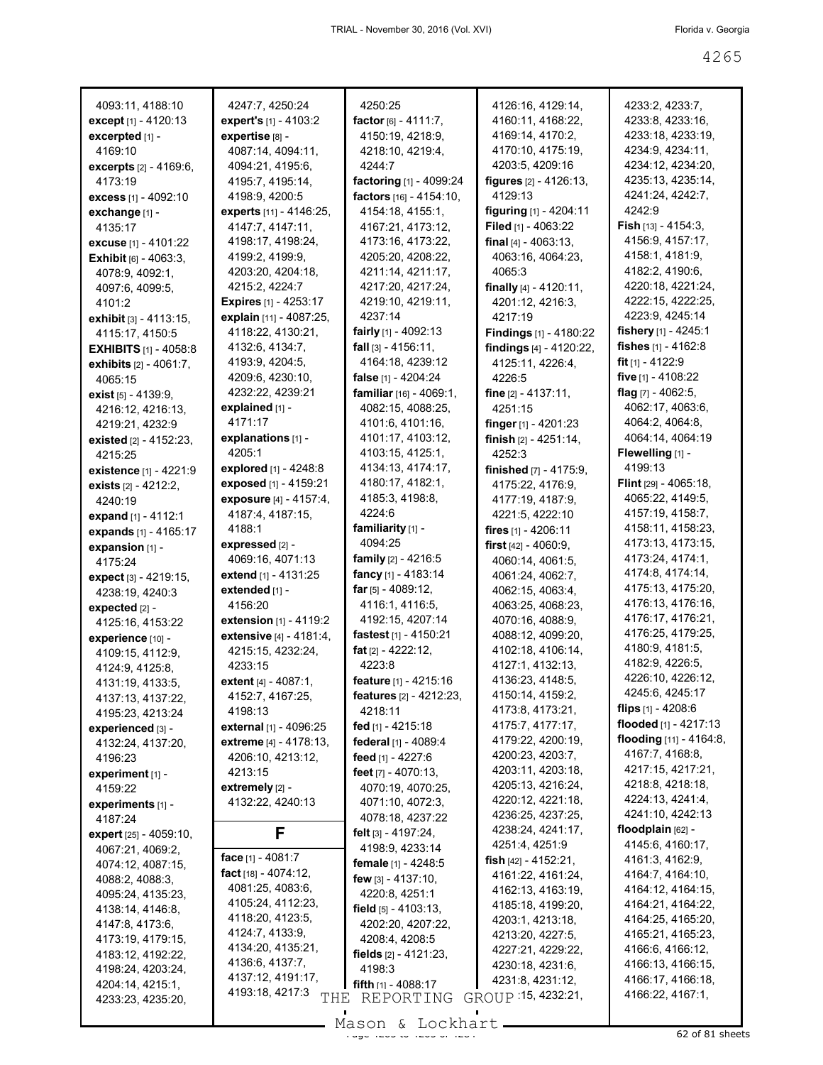4093:11, 4188:10
**except** [1] - 4120:13
**excerpted** [1] - 4169:10
**excerpts** [2] - 4169:6, 4173:19
**excess** [1] - 4092:10
**exchange** [1] - 4135:17
**excuse** [1] - 4101:22
**Exhibit** [6] - 4063:3, 4078:9, 4092:1, 4097:6, 4099:5, 4101:2
**exhibit** [3] - 4113:15, 4115:17, 4150:5
**EXHIBITS** [1] - 4058:8
**exhibits** [2] - 4061:7, 4065:15
**exist** [5] - 4139:9, 4216:12, 4216:13, 4219:21, 4232:9
**existed** [2] - 4152:23, 4215:25
**existence** [1] - 4221:9
**exists** [2] - 4212:2, 4240:19
**expand** [1] - 4112:1
**expands** [1] - 4165:17
**expansion** [1] - 4175:24
**expect** [3] - 4219:15, 4238:19, 4240:3
**expected** [2] - 4125:16, 4153:22
**experience** [10] - 4109:15, 4112:9, 4124:9, 4125:8, 4131:19, 4133:5, 4137:13, 4137:22, 4195:23, 4213:24
**experienced** [3] - 4132:24, 4137:20, 4196:23
**experiment** [1] - 4159:22
**experiments** [1] - 4187:24
**expert** [25] - 4059:10, 4067:21, 4069:2, 4074:12, 4087:15, 4088:2, 4088:3, 4095:24, 4135:23, 4138:14, 4146:8, 4147:8, 4173:6, 4173:19, 4179:15, 4183:12, 4192:22, 4198:24, 4203:24, 4204:14, 4215:1, 4233:23, 4235:20, 4247:7, 4250:24
**expert's** [1] - 4103:2
**expertise** [8] - 4087:14, 4094:11, 4094:21, 4195:6, 4195:7, 4195:14, 4198:9, 4200:5
**experts** [11] - 4146:25, 4147:7, 4147:11, 4198:17, 4198:24, 4199:2, 4199:9, 4203:20, 4204:18, 4215:2, 4224:7
**Expires** [1] - 4253:17
**explain** [11] - 4087:25, 4118:22, 4130:21, 4132:6, 4134:7, 4193:9, 4204:5, 4209:6, 4230:10, 4232:22, 4239:21
**explained** [1] - 4171:17
**explanations** [1] - 4205:1
**explored** [1] - 4248:8
**exposed** [1] - 4159:21
**exposure** [4] - 4157:4, 4187:4, 4187:15, 4188:1
**expressed** [2] - 4069:16, 4071:13
**extend** [1] - 4131:25
**extended** [1] - 4156:20
**extension** [1] - 4119:2
**extensive** [4] - 4181:4, 4215:15, 4232:24, 4233:15
**extent** [4] - 4087:1, 4152:7, 4167:25, 4198:13
**external** [1] - 4096:25
**extreme** [4] - 4178:13, 4206:10, 4213:12, 4213:15
**extremely** [2] - 4132:22, 4240:13

## F

**face** [1] - 4081:7
**fact** [18] - 4074:12, 4081:25, 4083:6, 4105:24, 4112:23, 4118:20, 4123:5, 4124:7, 4133:9, 4134:20, 4135:21, 4136:6, 4137:7, 4137:12, 4191:17, 4193:18, 4217:3, 4250:25
**factor** [6] - 4111:7, 4150:19, 4218:9, 4218:10, 4219:4, 4244:7
**factoring** [1] - 4099:24
**factors** [16] - 4154:10, 4154:18, 4155:1, 4167:21, 4173:12, 4173:16, 4173:22, 4205:20, 4208:22, 4211:14, 4211:17, 4217:20, 4217:24, 4219:10, 4219:11, 4237:14
**fairly** [1] - 4092:13
**fall** [3] - 4156:11, 4164:18, 4239:12
**false** [1] - 4204:24
**familiar** [16] - 4069:1, 4082:15, 4088:25, 4101:6, 4101:16, 4101:17, 4103:12, 4103:15, 4125:1, 4134:13, 4174:17, 4180:17, 4182:1, 4185:3, 4198:8, 4224:6
**familiarity** [1] - 4094:25
**family** [2] - 4216:5
**fancy** [1] - 4183:14
**far** [5] - 4089:12, 4116:1, 4116:5, 4192:15, 4207:14
**fastest** [1] - 4150:21
**fat** [2] - 4222:12, 4223:8
**feature** [1] - 4215:16
**features** [2] - 4212:23, 4218:11
**fed** [1] - 4215:18
**federal** [1] - 4089:4
**feed** [1] - 4227:6
**feet** [7] - 4070:13, 4070:19, 4070:25, 4071:10, 4072:3, 4078:18, 4237:22
**felt** [3] - 4197:24, 4198:9, 4233:14
**female** [1] - 4248:5
**few** [3] - 4137:10, 4220:8, 4251:1
**field** [5] - 4103:13, 4202:20, 4207:22, 4208:4, 4208:5
**fields** [2] - 4121:23, 4198:3
**fifth** [1] - 4088:17
4126:16, 4129:14, 4160:11, 4168:22, 4169:14, 4170:2, 4170:10, 4175:19, 4203:5, 4209:16
**figures** [2] - 4126:13, 4129:13
**figuring** [1] - 4204:11
**Filed** [1] - 4063:22
**final** [4] - 4063:13, 4063:16, 4064:23, 4065:3
**finally** [4] - 4120:11, 4201:12, 4216:3, 4217:19
**Findings** [1] - 4180:22
**findings** [4] - 4120:22, 4125:11, 4226:4, 4226:5
**fine** [2] - 4137:11, 4251:15
**finger** [1] - 4201:23
**finish** [2] - 4251:14, 4252:3
**finished** [7] - 4175:9, 4175:22, 4176:9, 4177:19, 4187:9, 4221:5, 4222:10
**fires** [1] - 4206:11
**first** [42] - 4060:9, 4060:14, 4061:5, 4061:24, 4062:7, 4062:15, 4063:4, 4063:25, 4068:23, 4070:16, 4088:9, 4088:12, 4099:20, 4102:18, 4106:14, 4127:1, 4132:13, 4136:23, 4148:5, 4150:14, 4159:2, 4173:8, 4173:21, 4175:7, 4177:17, 4179:22, 4200:19, 4200:23, 4203:7, 4203:11, 4203:18, 4205:13, 4216:24, 4220:12, 4221:18, 4236:25, 4237:25, 4238:24, 4241:17, 4251:4, 4251:9
**fish** [42] - 4152:21, 4161:22, 4161:24, 4162:13, 4163:19, 4185:18, 4199:20, 4203:1, 4213:18, 4213:20, 4227:5, 4227:21, 4229:22, 4230:18, 4231:6, 4231:8, 4231:12, 4232:15, 4232:21, 4233:2, 4233:7, 4233:8, 4233:16, 4233:18, 4233:19, 4234:9, 4234:11, 4234:12, 4234:20, 4235:13, 4235:14, 4241:24, 4242:7, 4242:9
**Fish** [13] - 4154:3, 4156:9, 4157:17, 4158:1, 4181:9, 4182:2, 4190:6, 4220:18, 4221:24, 4222:15, 4222:25, 4223:9, 4245:14
**fishery** [1] - 4245:1
**fishes** [1] - 4162:8
**fit** [1] - 4122:9
**five** [1] - 4108:22
**flag** [7] - 4062:5, 4062:17, 4063:6, 4064:2, 4064:8, 4064:14, 4064:19
**Flewelling** [1] - 4199:13
**Flint** [29] - 4065:18, 4065:22, 4149:5, 4157:19, 4158:7, 4158:11, 4158:23, 4173:13, 4173:15, 4173:24, 4174:1, 4174:8, 4174:14, 4175:13, 4175:20, 4176:13, 4176:16, 4176:17, 4176:21, 4176:25, 4179:25, 4180:9, 4181:5, 4182:9, 4226:5, 4226:10, 4226:12, 4245:6, 4245:17
**flips** [1] - 4208:6
**flooded** [1] - 4217:13
**flooding** [11] - 4164:8, 4167:7, 4168:8, 4217:15, 4217:21, 4218:8, 4218:18, 4224:13, 4241:4, 4241:10, 4242:13
**floodplain** [62] - 4145:6, 4160:17, 4161:3, 4162:9, 4164:7, 4164:10, 4164:12, 4164:15, 4164:21, 4164:22, 4164:25, 4165:20, 4165:21, 4165:23, 4166:6, 4166:12, 4166:13, 4166:15, 4166:17, 4166:18, 4166:22, 4167:1,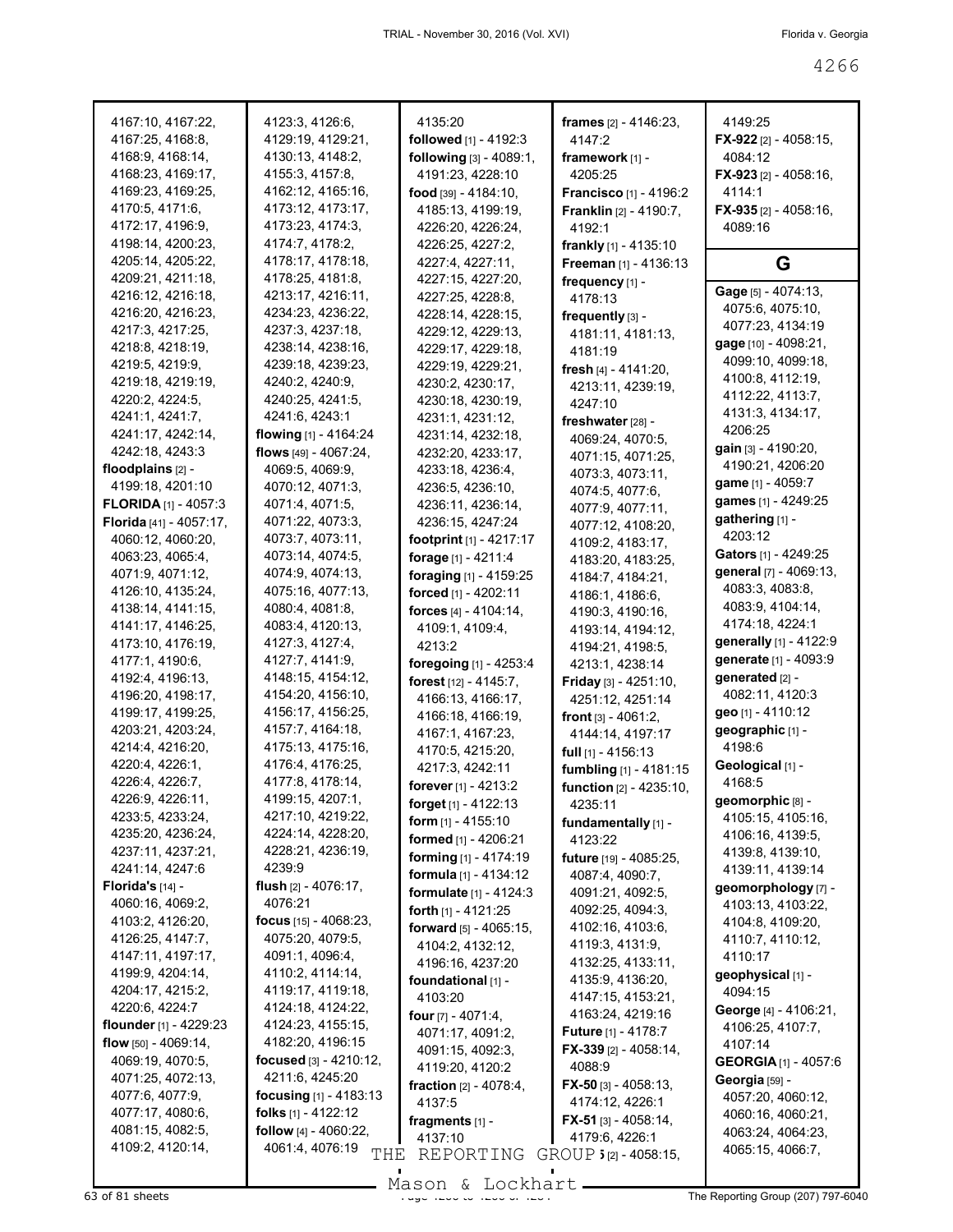4167:10, 4167:22, 4167:25, 4168:8, 4168:9, 4168:14, 4168:23, 4169:17, 4169:23, 4169:25, 4170:5, 4171:6, 4172:17, 4196:9, 4198:14, 4200:23, 4205:14, 4205:22, 4209:21, 4211:18, 4216:12, 4216:18, 4216:20, 4216:23, 4217:3, 4217:25, 4218:8, 4218:19, 4219:5, 4219:9, 4219:18, 4219:19, 4220:2, 4224:5, 4241:1, 4241:7, 4241:17, 4242:14, 4242:18, 4243:3

**floodplains** [2] - 4199:18, 4201:10

**FLORIDA** [1] - 4057:3

**Florida** [41] - 4057:17, 4060:12, 4060:20, 4063:23, 4065:4, 4071:9, 4071:12, 4126:10, 4135:24, 4138:14, 4141:15, 4141:17, 4146:25, 4173:10, 4176:19, 4177:1, 4190:6, 4192:4, 4196:13, 4196:20, 4198:17, 4199:17, 4199:25, 4203:21, 4203:24, 4214:4, 4216:20, 4220:4, 4226:1, 4226:4, 4226:7, 4226:9, 4226:11, 4233:5, 4233:24, 4235:20, 4236:24, 4237:11, 4237:21, 4241:14, 4247:6

**Florida's** [14] - 4060:16, 4069:2, 4103:2, 4126:20, 4126:25, 4147:7, 4147:11, 4197:17, 4199:9, 4204:14, 4204:17, 4215:2, 4220:6, 4224:7

**flounder** [1] - 4229:23

**flow** [50] - 4069:14, 4069:19, 4070:5, 4071:25, 4072:13, 4077:6, 4077:9, 4077:17, 4080:6, 4081:15, 4082:5, 4109:2, 4120:14, 4123:3, 4126:6, 4129:19, 4129:21, 4130:13, 4148:2, 4155:3, 4157:8, 4162:12, 4165:16, 4173:12, 4173:17, 4173:23, 4174:3, 4174:7, 4178:2, 4178:17, 4178:18, 4178:25, 4181:8, 4213:17, 4216:11, 4234:23, 4236:22, 4237:3, 4237:18, 4238:14, 4238:16, 4239:18, 4239:23, 4240:2, 4240:9, 4240:25, 4241:5, 4241:6, 4243:1

**flowing** [1] - 4164:24

**flows** [49] - 4067:24, 4069:5, 4069:9, 4070:12, 4071:3, 4071:4, 4071:5, 4071:22, 4073:3, 4073:7, 4073:11, 4073:14, 4074:5, 4074:9, 4074:13, 4075:16, 4077:13, 4080:4, 4081:8, 4083:4, 4120:13, 4127:3, 4127:4, 4127:7, 4141:9, 4148:15, 4154:12, 4154:20, 4156:10, 4156:17, 4156:25, 4157:7, 4164:18, 4175:13, 4175:16, 4176:4, 4176:25, 4177:8, 4178:14, 4199:15, 4207:1, 4217:10, 4219:22, 4224:14, 4228:20, 4228:21, 4236:19, 4239:9

**flush** [2] - 4076:17, 4076:21

**focus** [15] - 4068:23, 4075:20, 4079:5, 4091:1, 4096:4, 4110:2, 4114:14, 4119:17, 4119:18, 4124:18, 4124:22, 4124:23, 4155:15, 4182:20, 4196:15

**focused** [3] - 4210:12, 4211:6, 4245:20

**focusing** [1] - 4183:13

**folks** [1] - 4122:12

**follow** [4] - 4060:22, 4061:4, 4076:19, 4135:20

**followed** [1] - 4192:3

**following** [3] - 4089:1, 4191:23, 4228:10

**food** [39] - 4184:10, 4185:13, 4199:19, 4226:20, 4226:24, 4226:25, 4227:2, 4227:4, 4227:11, 4227:15, 4227:20, 4227:25, 4228:8, 4228:14, 4228:15, 4229:12, 4229:13, 4229:17, 4229:18, 4229:19, 4229:21, 4230:2, 4230:17, 4230:18, 4230:19, 4231:1, 4231:12, 4231:14, 4232:18, 4232:20, 4233:17, 4233:18, 4236:4, 4236:5, 4236:10, 4236:11, 4236:14, 4236:15, 4247:24

**footprint** [1] - 4217:17

**forage** [1] - 4211:4

**foraging** [1] - 4159:25

**forced** [1] - 4202:11

**forces** [4] - 4104:14, 4109:1, 4109:4, 4213:2

**foregoing** [1] - 4253:4

**forest** [12] - 4145:7, 4166:13, 4166:17, 4166:18, 4166:19, 4167:1, 4167:23, 4170:5, 4215:20, 4217:3, 4242:11

**forever** [1] - 4213:2

**forget** [1] - 4122:13

**form** [1] - 4155:10

**formed** [1] - 4206:21

**forming** [1] - 4174:19

**formula** [1] - 4134:12

**formulate** [1] - 4124:3

**forth** [1] - 4121:25

**forward** [5] - 4065:15, 4104:2, 4132:12, 4196:16, 4237:20

**foundational** [1] - 4103:20

**four** [7] - 4071:4, 4071:17, 4091:2, 4091:15, 4092:3, 4119:20, 4120:2

**fraction** [2] - 4078:4, 4137:5

**fragments** [1] - 4137:10

**frames** [2] - 4146:23, 4147:2

**framework** [1] - 4205:25

**Francisco** [1] - 4196:2

**Franklin** [2] - 4190:7, 4192:1

**frankly** [1] - 4135:10

**Freeman** [1] - 4136:13

**frequency** [1] - 4178:13

**frequently** [3] - 4181:11, 4181:13, 4181:19

**fresh** [4] - 4141:20, 4213:11, 4239:19, 4247:10

**freshwater** [28] - 4069:24, 4070:5, 4071:15, 4071:25, 4073:3, 4073:11, 4074:5, 4077:6, 4077:9, 4077:11, 4077:12, 4108:20, 4109:2, 4183:17, 4183:20, 4183:25, 4184:7, 4184:21, 4186:1, 4186:6, 4190:3, 4190:16, 4193:14, 4194:12, 4194:21, 4198:5, 4213:1, 4238:14

**Friday** [3] - 4251:10, 4251:12, 4251:14

**front** [3] - 4061:2, 4144:14, 4197:17

**full** [1] - 4156:13

**fumbling** [1] - 4181:15

**function** [2] - 4235:10, 4235:11

**fundamentally** [1] - 4123:22

**future** [19] - 4085:25, 4087:4, 4090:7, 4091:21, 4092:5, 4092:25, 4094:3, 4102:16, 4103:6, 4119:3, 4131:9, 4132:25, 4133:11, 4135:9, 4136:20, 4147:15, 4153:21, 4163:24, 4219:16

**Future** [1] - 4178:7

**FX-339** [2] - 4058:14, 4088:9

**FX-50** [3] - 4058:13, 4174:12, 4226:1

**FX-51** [3] - 4058:14, 4179:6, 4226:1

**FX-55** [2] - 4058:15, 4149:25

**FX-922** [2] - 4058:15, 4084:12

**FX-923** [2] - 4058:16, 4114:1

**FX-935** [2] - 4058:16, 4089:16

## G

**Gage** [5] - 4074:13, 4075:6, 4075:10, 4077:23, 4134:19

**gage** [10] - 4098:21, 4099:10, 4099:18, 4100:8, 4112:19, 4112:22, 4113:7, 4131:3, 4134:17, 4206:25

**gain** [3] - 4190:20, 4190:21, 4206:20

**game** [1] - 4059:7

**games** [1] - 4249:25

**gathering** [1] - 4203:12

**Gators** [1] - 4249:25

**general** [7] - 4069:13, 4083:3, 4083:8, 4083:9, 4104:14, 4174:18, 4224:1

**generally** [1] - 4122:9

**generate** [1] - 4093:9

**generated** [2] - 4082:11, 4120:3

**geo** [1] - 4110:12

**geographic** [1] - 4198:6

**Geological** [1] - 4168:5

**geomorphic** [8] - 4105:15, 4105:16, 4106:16, 4139:5, 4139:8, 4139:10, 4139:11, 4139:14

**geomorphology** [7] - 4103:13, 4103:22, 4104:8, 4109:20, 4110:7, 4110:12, 4110:17

**geophysical** [1] - 4094:15

**George** [4] - 4106:21, 4106:25, 4107:7, 4107:14

**GEORGIA** [1] - 4057:6

**Georgia** [59] - 4057:20, 4060:12, 4060:16, 4060:21, 4063:24, 4064:23, 4065:15, 4066:7,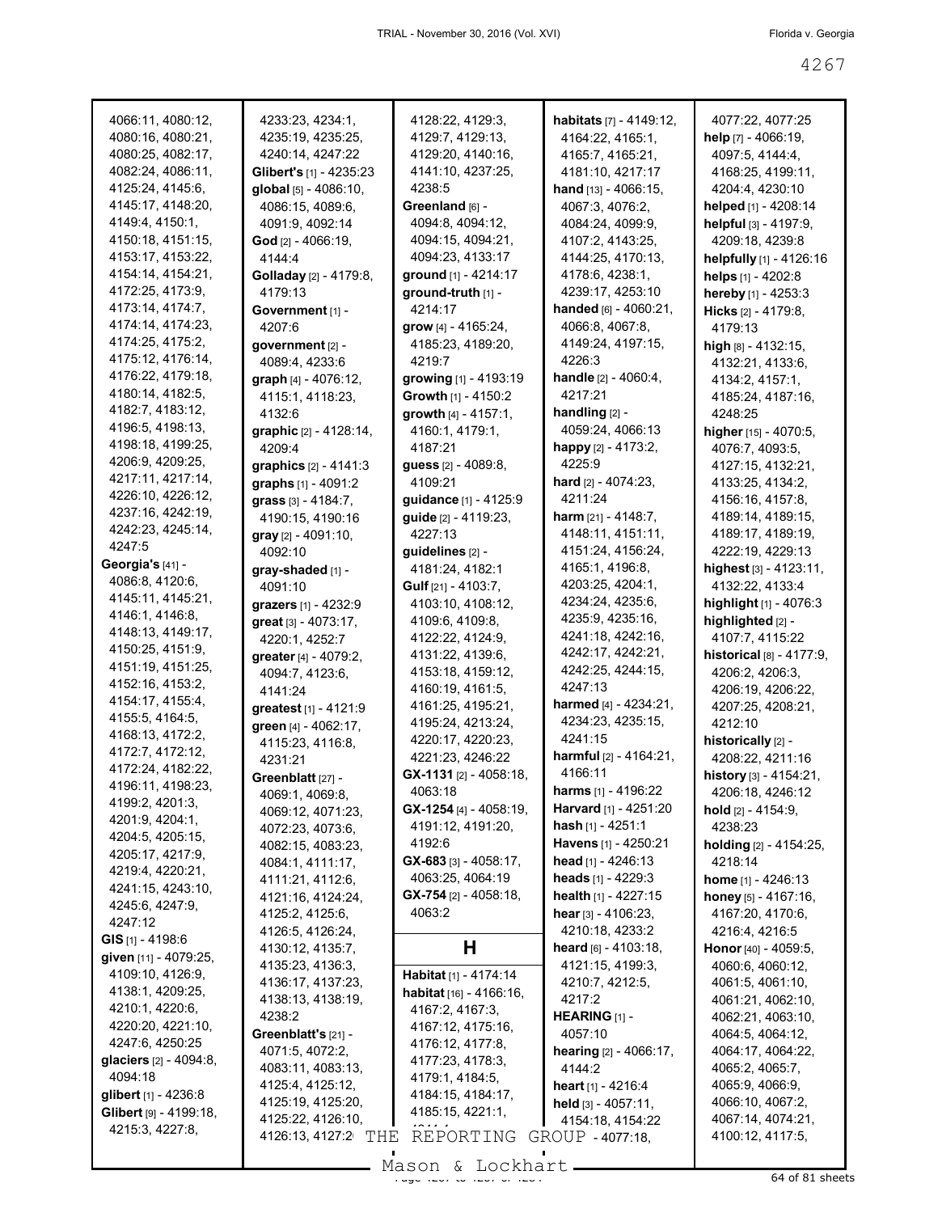4066:11, 4080:12, 4080:16, 4080:21, 4080:25, 4082:17, 4082:24, 4086:11, 4125:24, 4145:6, 4145:17, 4148:20, 4149:4, 4150:1, 4150:18, 4151:15, 4153:17, 4153:22, 4154:14, 4154:21, 4172:25, 4173:9, 4173:14, 4174:7, 4174:14, 4174:23, 4174:25, 4175:2, 4175:12, 4176:14, 4176:22, 4179:18, 4180:14, 4182:5, 4182:7, 4183:12, 4196:5, 4198:13, 4198:18, 4199:25, 4206:9, 4209:25, 4217:11, 4217:14, 4226:10, 4226:12, 4237:16, 4242:19, 4242:23, 4245:14, 4247:5

**Georgia's** [41] - 4086:8, 4120:6, 4145:11, 4145:21, 4146:1, 4146:8, 4148:13, 4149:17, 4150:25, 4151:9, 4151:19, 4151:25, 4152:16, 4153:2, 4154:17, 4155:4, 4155:5, 4164:5, 4168:13, 4172:2, 4172:7, 4172:12, 4172:24, 4182:22, 4196:11, 4198:23, 4199:2, 4201:3, 4201:9, 4204:1, 4204:5, 4205:15, 4205:17, 4217:9, 4219:4, 4220:21, 4241:15, 4243:10, 4245:6, 4247:9, 4247:12

**GIS** [1] - 4198:6

**given** [11] - 4079:25, 4109:10, 4126:9, 4138:1, 4209:25, 4210:1, 4220:6, 4220:20, 4221:10, 4247:6, 4250:25

**glaciers** [2] - 4094:8, 4094:18

**glibert** [1] - 4236:8

**Glibert** [9] - 4199:18, 4215:3, 4227:8, 4233:23, 4234:1, 4235:19, 4235:25, 4240:14, 4247:22

**Glibert's** [1] - 4235:23

**global** [5] - 4086:10, 4086:15, 4089:6, 4091:9, 4092:14

**God** [2] - 4066:19, 4144:4

**Golladay** [2] - 4179:8, 4179:13

**Government** [1] - 4207:6

**government** [2] - 4089:4, 4233:6

**graph** [4] - 4076:12, 4115:1, 4118:23, 4132:6

**graphic** [2] - 4128:14, 4209:4

**graphics** [2] - 4141:3

**graphs** [1] - 4091:2

**grass** [3] - 4184:7, 4190:15, 4190:16

**gray** [2] - 4091:10, 4092:10

**gray-shaded** [1] - 4091:10

**grazers** [1] - 4232:9

**great** [3] - 4073:17, 4220:1, 4252:7

**greater** [4] - 4079:2, 4094:7, 4123:6, 4141:24

**greatest** [1] - 4121:9

**green** [4] - 4062:17, 4115:23, 4116:8, 4231:21

**Greenblatt** [27] - 4069:1, 4069:8, 4069:12, 4071:23, 4072:23, 4073:6, 4082:15, 4083:23, 4084:1, 4111:17, 4111:21, 4112:6, 4121:16, 4124:24, 4125:2, 4125:6, 4126:5, 4126:24, 4130:12, 4135:7, 4135:23, 4136:3, 4136:17, 4137:23, 4138:13, 4138:19, 4238:2

**Greenblatt's** [21] - 4071:5, 4072:2, 4083:11, 4083:13, 4125:4, 4125:12, 4125:19, 4125:20, 4125:22, 4126:10, 4126:13, 4127:2, 4128:22, 4129:3, 4129:7, 4129:13, 4129:20, 4140:16, 4141:10, 4237:25, 4238:5

**Greenland** [6] - 4094:8, 4094:12, 4094:15, 4094:21, 4094:23, 4133:17

**ground** [1] - 4214:17

**ground-truth** [1] - 4214:17

**grow** [4] - 4165:24, 4185:23, 4189:20, 4219:7

**growing** [1] - 4193:19

**Growth** [1] - 4150:2

**growth** [4] - 4157:1, 4160:1, 4179:1, 4187:21

**guess** [2] - 4089:8, 4109:21

**guidance** [1] - 4125:9

**guide** [2] - 4119:23, 4227:13

**guidelines** [2] - 4181:24, 4182:1

**Gulf** [21] - 4103:7, 4103:10, 4108:12, 4109:6, 4109:8, 4122:22, 4124:9, 4131:22, 4139:6, 4153:18, 4159:12, 4160:19, 4161:5, 4161:25, 4195:21, 4213:24, 4220:17, 4220:23, 4221:23, 4246:22

**GX-1131** [2] - 4058:18, 4063:18

**GX-1254** [4] - 4058:19, 4191:12, 4191:20, 4192:6

**GX-683** [3] - 4058:17, 4063:25, 4064:19

**GX-754** [2] - 4058:18, 4063:2

## H

**Habitat** [1] - 4174:14

**habitat** [16] - 4166:16, 4167:2, 4167:3, 4167:12, 4175:16, 4176:12, 4177:8, 4177:23, 4178:3, 4179:1, 4184:5, 4184:15, 4184:17, 4185:15, 4221:1, 4241:1

**habitats** [7] - 4149:12, 4164:22, 4165:1, 4165:7, 4165:21, 4181:10, 4217:17

**hand** [13] - 4066:15, 4067:3, 4076:2, 4084:24, 4099:9, 4107:2, 4143:25, 4144:25, 4170:13, 4178:6, 4238:1, 4239:17, 4253:10

**handed** [6] - 4060:21, 4066:8, 4067:8, 4149:24, 4197:15, 4226:3

**handle** [2] - 4060:4, 4217:21

**handling** [2] - 4059:24, 4066:13

**happy** [2] - 4173:2, 4225:9

**hard** [2] - 4074:23, 4211:24

**harm** [21] - 4148:7, 4148:11, 4151:11, 4151:24, 4156:24, 4165:1, 4196:8, 4203:25, 4204:1, 4234:24, 4235:6, 4235:9, 4235:16, 4241:18, 4242:16, 4242:17, 4242:21, 4242:25, 4244:15, 4247:13

**harmed** [4] - 4234:21, 4234:23, 4235:15, 4241:15

**harmful** [2] - 4164:21, 4166:11

**harms** [1] - 4196:22

**Harvard** [1] - 4251:20

**hash** [1] - 4251:1

**Havens** [1] - 4250:21

**head** [1] - 4246:13

**heads** [1] - 4229:3

**health** [1] - 4227:15

**hear** [3] - 4106:23, 4210:18, 4233:2

**heard** [6] - 4103:18, 4121:15, 4199:3, 4210:7, 4212:5, 4217:2

**HEARING** [1] - 4057:10

**hearing** [2] - 4066:17, 4144:2

**heart** [1] - 4216:4

**held** [3] - 4057:11, 4154:18, 4154:22

**help** [7] - 4066:19, 4077:18, 4077:22, 4077:25, 4097:5, 4144:4, 4168:25, 4199:11, 4204:4, 4230:10

**helped** [1] - 4208:14

**helpful** [3] - 4197:9, 4209:18, 4239:8

**helpfully** [1] - 4126:16

**helps** [1] - 4202:8

**hereby** [1] - 4253:3

**Hicks** [2] - 4179:8, 4179:13

**high** [8] - 4132:15, 4132:21, 4133:6, 4134:2, 4157:1, 4185:24, 4187:16, 4248:25

**higher** [15] - 4070:5, 4076:7, 4093:5, 4127:15, 4132:21, 4133:25, 4134:2, 4156:16, 4157:8, 4189:14, 4189:15, 4189:17, 4189:19, 4222:19, 4229:13

**highest** [3] - 4123:11, 4132:22, 4133:4

**highlight** [1] - 4076:3

**highlighted** [2] - 4107:7, 4115:22

**historical** [8] - 4177:9, 4206:2, 4206:3, 4206:19, 4206:22, 4207:25, 4208:21, 4212:10

**historically** [2] - 4208:22, 4211:16

**history** [3] - 4154:21, 4206:18, 4246:12

**hold** [2] - 4154:9, 4238:23

**holding** [2] - 4154:25, 4218:14

**home** [1] - 4246:13

**honey** [5] - 4167:16, 4167:20, 4170:6, 4216:4, 4216:5

**Honor** [40] - 4059:5, 4060:6, 4060:12, 4061:5, 4061:10, 4061:21, 4062:10, 4062:21, 4063:10, 4064:5, 4064:12, 4064:17, 4064:22, 4065:2, 4065:7, 4065:9, 4066:9, 4066:10, 4067:2, 4067:14, 4074:21, 4100:12, 4117:5,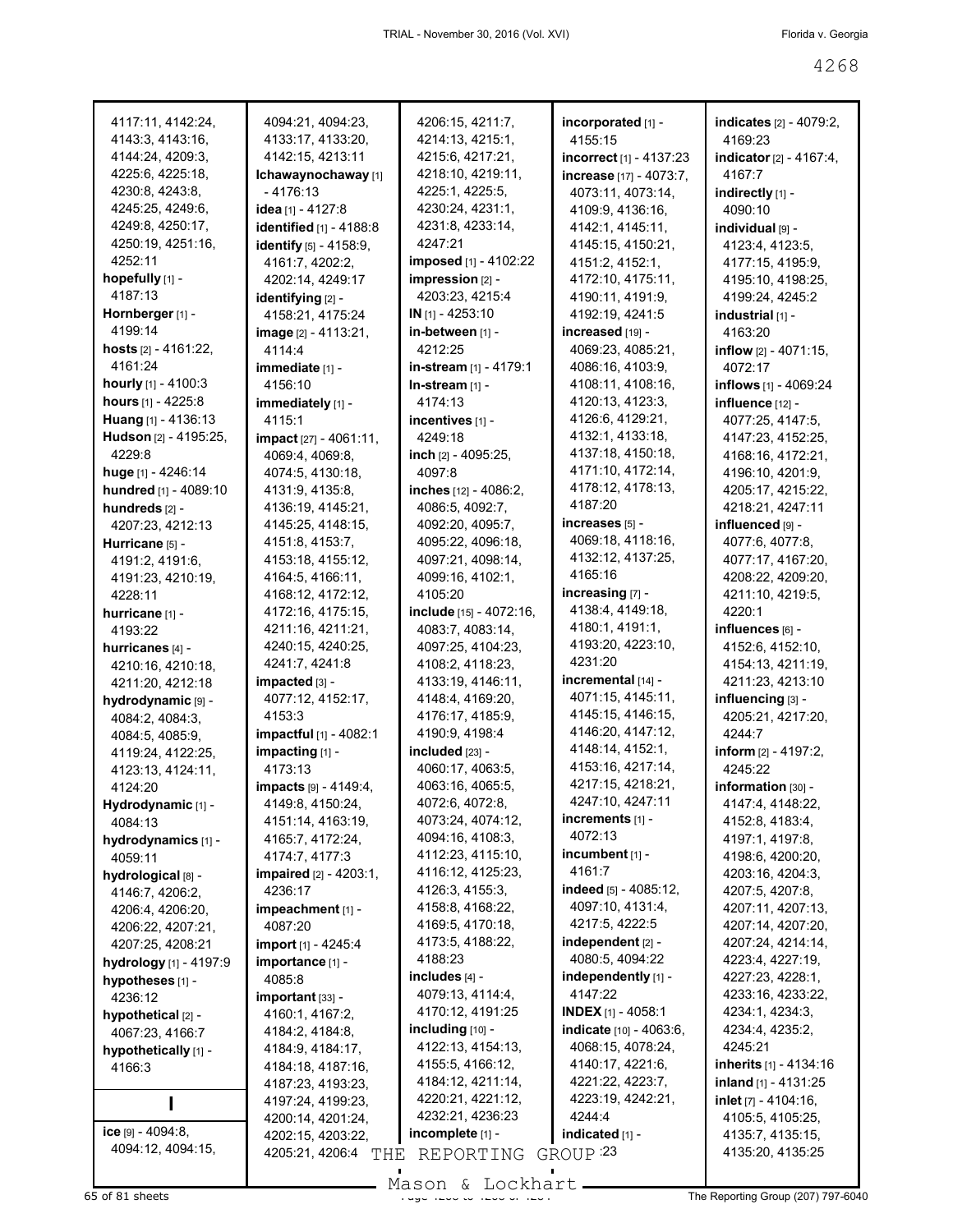4117:11, 4142:24, 4143:3, 4143:16, 4144:24, 4209:3, 4225:6, 4225:18, 4230:8, 4243:8, 4245:25, 4249:6, 4249:8, 4250:17, 4250:19, 4251:16, 4252:11

**hopefully** [1] - 4187:13

**Hornberger** [1] - 4199:14

**hosts** [2] - 4161:22, 4161:24

**hourly** [1] - 4100:3

**hours** [1] - 4225:8

**Huang** [1] - 4136:13

**Hudson** [2] - 4195:25, 4229:8

**huge** [1] - 4246:14

**hundred** [1] - 4089:10

**hundreds** [2] - 4207:23, 4212:13

**Hurricane** [5] - 4191:2, 4191:6, 4191:23, 4210:19, 4228:11

**hurricane** [1] - 4193:22

**hurricanes** [4] - 4210:16, 4210:18, 4211:20, 4212:18

**hydrodynamic** [9] - 4084:2, 4084:3, 4084:5, 4085:9, 4119:24, 4122:25, 4123:13, 4124:11, 4124:20

**Hydrodynamic** [1] - 4084:13

**hydrodynamics** [1] - 4059:11

**hydrological** [8] - 4146:7, 4206:2, 4206:4, 4206:20, 4206:22, 4207:21, 4207:25, 4208:21

**hydrology** [1] - 4197:9

**hypotheses** [1] - 4236:12

**hypothetical** [2] - 4067:23, 4166:7

**hypothetically** [1] - 4166:3

## I

**ice** [9] - 4094:8, 4094:12, 4094:15, 4094:21, 4094:23, 4133:17, 4133:20, 4142:15, 4213:11

**Ichawaynochaway** [1] - 4176:13

**idea** [1] - 4127:8

**identified** [1] - 4188:8

**identify** [5] - 4158:9, 4161:7, 4202:2, 4202:14, 4249:17

**identifying** [2] - 4158:21, 4175:24

**image** [2] - 4113:21, 4114:4

**immediate** [1] - 4156:10

**immediately** [1] - 4115:1

**impact** [27] - 4061:11, 4069:4, 4069:8, 4074:5, 4130:18, 4131:9, 4135:8, 4136:19, 4145:21, 4145:25, 4148:15, 4151:8, 4153:7, 4153:18, 4155:12, 4164:5, 4166:11, 4168:12, 4172:12, 4172:16, 4175:15, 4211:16, 4211:21, 4240:15, 4240:25, 4241:7, 4241:8

**impacted** [3] - 4077:12, 4152:17, 4153:3

**impactful** [1] - 4082:1

**impacting** [1] - 4173:13

**impacts** [9] - 4149:4, 4149:8, 4150:24, 4151:14, 4163:19, 4165:7, 4172:24, 4174:7, 4177:3

**impaired** [2] - 4203:1, 4236:17

**impeachment** [1] - 4087:20

**import** [1] - 4245:4

**importance** [1] - 4085:8

**important** [33] - 4160:1, 4167:2, 4184:2, 4184:8, 4184:9, 4184:17, 4184:18, 4187:16, 4187:23, 4193:23, 4197:24, 4199:23, 4200:14, 4201:24, 4202:15, 4203:22, 4205:21, 4206:4, 4206:15, 4211:7, 4214:13, 4215:1, 4215:6, 4217:21, 4218:10, 4219:11, 4225:1, 4225:5, 4230:24, 4231:1, 4231:8, 4233:14, 4247:21

**imposed** [1] - 4102:22

**impression** [2] - 4203:23, 4215:4

**IN** [1] - 4253:10

**in-between** [1] - 4212:25

**in-stream** [1] - 4179:1

**In-stream** [1] - 4174:13

**incentives** [1] - 4249:18

**inch** [2] - 4095:25, 4097:8

**inches** [12] - 4086:2, 4086:5, 4092:7, 4092:20, 4095:7, 4095:22, 4096:18, 4097:21, 4098:14, 4099:16, 4102:1, 4105:20

**include** [15] - 4072:16, 4083:7, 4083:14, 4097:25, 4104:23, 4108:2, 4118:23, 4133:19, 4146:11, 4148:4, 4169:20, 4176:17, 4185:9, 4190:9, 4198:4

**included** [23] - 4060:17, 4063:5, 4063:16, 4065:5, 4072:6, 4072:8, 4073:24, 4074:12, 4094:16, 4108:3, 4112:23, 4115:10, 4116:12, 4125:23, 4126:3, 4155:3, 4158:8, 4168:22, 4169:5, 4170:18, 4173:5, 4188:22, 4188:23

**includes** [4] - 4079:13, 4114:4, 4170:12, 4191:25

**including** [10] - 4122:13, 4154:13, 4155:5, 4166:12, 4184:12, 4211:14, 4220:21, 4221:12, 4232:21, 4236:23

**incomplete** [1] - 4147:23

**incorporated** [1] - 4155:15

**incorrect** [1] - 4137:23

**increase** [17] - 4073:7, 4073:11, 4073:14, 4109:9, 4136:16, 4142:1, 4145:11, 4145:15, 4150:21, 4151:2, 4152:1, 4172:10, 4175:11, 4190:11, 4191:9, 4192:19, 4241:5

**increased** [19] - 4069:23, 4085:21, 4086:16, 4103:9, 4108:11, 4108:16, 4120:13, 4123:3, 4126:6, 4129:21, 4132:1, 4133:18, 4137:18, 4150:18, 4171:10, 4172:14, 4178:12, 4178:13, 4187:20

**increases** [5] - 4069:18, 4118:16, 4132:12, 4137:25, 4165:16

**increasing** [7] - 4138:4, 4149:18, 4180:1, 4191:1, 4193:20, 4223:10, 4231:20

**incremental** [14] - 4071:15, 4145:11, 4145:15, 4146:15, 4146:20, 4147:12, 4148:14, 4152:1, 4153:16, 4217:14, 4217:15, 4218:21, 4247:10, 4247:11

**increments** [1] - 4072:13

**incumbent** [1] - 4161:7

**indeed** [5] - 4085:12, 4097:10, 4131:4, 4217:5, 4222:5

**independent** [2] - 4080:5, 4094:22

**independently** [1] - 4147:22

**INDEX** [1] - 4058:1

**indicate** [10] - 4063:6, 4068:15, 4078:24, 4140:17, 4221:6, 4221:22, 4223:7, 4223:19, 4242:21, 4244:4

**indicated** [1] - 4147:23

**indicates** [2] - 4079:2, 4169:23

**indicator** [2] - 4167:4, 4167:7

**indirectly** [1] - 4090:10

**individual** [9] - 4123:4, 4123:5, 4177:15, 4195:9, 4195:10, 4198:25, 4199:24, 4245:2

**industrial** [1] - 4163:20

**inflow** [2] - 4071:15, 4072:17

**inflows** [1] - 4069:24

**influence** [12] - 4077:25, 4147:5, 4147:23, 4152:25, 4168:16, 4172:21, 4196:10, 4201:9, 4205:17, 4215:22, 4218:21, 4247:11

**influenced** [9] - 4077:6, 4077:8, 4077:17, 4167:20, 4208:22, 4209:20, 4211:10, 4219:5, 4220:1

**influences** [6] - 4152:6, 4152:10, 4154:13, 4211:19, 4211:23, 4213:10

**influencing** [3] - 4205:21, 4217:20, 4244:7

**inform** [2] - 4197:2, 4245:22

**information** [30] - 4147:4, 4148:22, 4152:8, 4183:4, 4197:1, 4197:8, 4198:6, 4200:20, 4203:16, 4204:3, 4207:5, 4207:8, 4207:11, 4207:13, 4207:14, 4207:20, 4207:24, 4214:14, 4223:4, 4227:19, 4227:23, 4228:1, 4233:16, 4233:22, 4234:1, 4234:3, 4234:4, 4235:2, 4245:21

**inherits** [1] - 4134:16

**inland** [1] - 4131:25

**inlet** [7] - 4104:16, 4105:5, 4105:25, 4135:7, 4135:15, 4135:20, 4135:25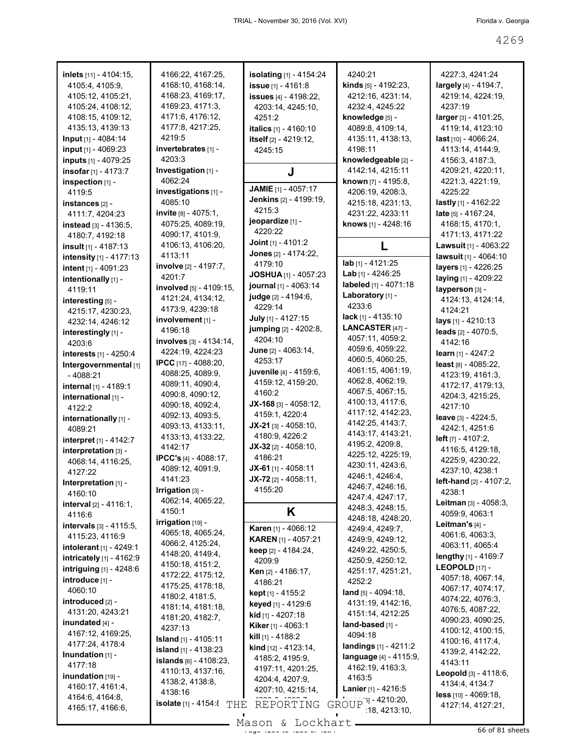**inlets** [11] - 4104:15, 4105:4, 4105:9, 4105:12, 4105:21, 4105:24, 4108:12, 4108:15, 4109:12, 4135:13, 4139:13
**Input** [1] - 4084:14
**input** [1] - 4069:23
**inputs** [1] - 4079:25
**insofar** [1] - 4173:7
**inspection** [1] - 4119:5
**instances** [2] - 4111:7, 4204:23
**instead** [3] - 4136:5, 4180:7, 4192:18
**insult** [1] - 4187:13
**intensity** [1] - 4177:13
**intent** [1] - 4091:23
**intentionally** [1] - 4119:11
**interesting** [5] - 4215:17, 4230:23, 4232:14, 4246:12
**interestingly** [1] - 4203:6
**interests** [1] - 4250:4
**Intergovernmental** [1] - 4088:21
**internal** [1] - 4189:1
**international** [1] - 4122:2
**internationally** [1] - 4089:21
**interpret** [1] - 4142:7
**interpretation** [3] - 4068:14, 4116:25, 4127:22
**Interpretation** [1] - 4160:10
**interval** [2] - 4116:1, 4116:6
**intervals** [3] - 4115:5, 4115:23, 4116:9
**intolerant** [1] - 4249:1
**intricately** [1] - 4162:9
**intriguing** [1] - 4248:6
**introduce** [1] - 4060:10
**introduced** [2] - 4131:20, 4243:21
**inundated** [4] - 4167:12, 4169:25, 4177:24, 4178:4
**Inundation** [1] - 4177:18
**inundation** [19] - 4160:17, 4161:4, 4164:6, 4164:8, 4165:17, 4166:6, 4166:22, 4167:25, 4168:10, 4168:14, 4168:23, 4169:17, 4169:23, 4171:3, 4171:6, 4176:12, 4177:8, 4217:25, 4219:5
**invertebrates** [1] - 4203:3
**Investigation** [1] - 4062:24
**investigations** [1] - 4085:10
**invite** [8] - 4075:1, 4075:25, 4089:19, 4090:17, 4101:9, 4106:13, 4106:20, 4113:11
**involve** [2] - 4197:7, 4201:7
**involved** [5] - 4109:15, 4121:24, 4134:12, 4173:9, 4239:18
**involvement** [1] - 4196:18
**involves** [3] - 4134:14, 4224:19, 4224:23
**IPCC** [17] - 4088:20, 4088:25, 4089:9, 4089:11, 4090:4, 4090:8, 4090:12, 4090:18, 4092:4, 4092:13, 4093:5, 4093:13, 4133:11, 4133:13, 4133:22, 4142:17
**IPCC's** [4] - 4088:17, 4089:12, 4091:9, 4141:23
**Irrigation** [3] - 4062:14, 4065:22, 4150:1
**irrigation** [19] - 4065:18, 4065:24, 4066:2, 4125:24, 4148:20, 4149:4, 4150:18, 4151:2, 4172:22, 4175:12, 4175:25, 4178:18, 4180:2, 4181:5, 4181:14, 4181:18, 4181:20, 4182:7, 4237:13
**Island** [1] - 4105:11
**island** [1] - 4138:23
**islands** [6] - 4108:23, 4110:13, 4137:16, 4138:2, 4138:8, 4138:16
**isolate** [1] - 4154:8
**isolating** [1] - 4154:24
**issue** [1] - 4161:8
**issues** [4] - 4198:22, 4203:14, 4245:10, 4251:2
**italics** [1] - 4160:10
**itself** [2] - 4219:12, 4245:15

## J

**JAMIE** [1] - 4057:17
**Jenkins** [2] - 4199:19, 4215:3
**jeopardize** [1] - 4220:22
**Joint** [1] - 4101:2
**Jones** [2] - 4174:22, 4179:10
**JOSHUA** [1] - 4057:23
**journal** [1] - 4063:14
**judge** [2] - 4194:6, 4229:14
**July** [1] - 4127:15
**jumping** [2] - 4202:8, 4204:10
**June** [2] - 4063:14, 4253:17
**juvenile** [4] - 4159:6, 4159:12, 4159:20, 4160:2
**JX-168** [3] - 4058:12, 4159:1, 4220:4
**JX-21** [3] - 4058:10, 4180:9, 4226:2
**JX-32** [2] - 4058:10, 4186:21
**JX-61** [1] - 4058:11
**JX-72** [2] - 4058:11, 4155:20

## K

**Karen** [1] - 4066:12
**KAREN** [1] - 4057:21
**keep** [2] - 4184:24, 4209:9
**Ken** [2] - 4186:17, 4186:21
**kept** [1] - 4155:2
**keyed** [1] - 4129:6
**kid** [1] - 4207:18
**Kiker** [1] - 4063:1
**kill** [1] - 4188:2
**kind** [12] - 4123:14, 4185:2, 4195:9, 4197:11, 4201:25, 4204:4, 4207:9, 4207:10, 4215:14, 4240:21
**kinds** [5] - 4192:23, 4212:16, 4231:14, 4232:4, 4245:22
**knowledge** [5] - 4089:8, 4109:14, 4135:11, 4138:13, 4198:11
**knowledgeable** [2] - 4142:14, 4215:11
**known** [7] - 4195:8, 4206:19, 4208:3, 4215:18, 4231:13, 4231:22, 4233:11
**knows** [1] - 4248:16

## L

**lab** [1] - 4121:25
**Lab** [1] - 4246:25
**labeled** [1] - 4071:18
**Laboratory** [1] - 4233:6
**lack** [1] - 4135:10
**LANCASTER** [47] - 4057:11, 4059:2, 4059:6, 4059:22, 4060:5, 4060:25, 4061:15, 4061:19, 4062:8, 4062:19, 4067:5, 4067:15, 4100:13, 4117:6, 4117:12, 4142:23, 4142:25, 4143:7, 4143:17, 4143:21, 4195:2, 4209:8, 4225:12, 4225:19, 4230:11, 4243:6, 4246:1, 4246:4, 4246:7, 4246:16, 4247:4, 4247:17, 4248:3, 4248:15, 4248:18, 4248:20, 4249:4, 4249:7, 4249:9, 4249:12, 4249:22, 4250:5, 4250:9, 4250:12, 4251:17, 4251:21, 4252:2
**land** [5] - 4094:18, 4131:19, 4142:16, 4151:14, 4212:25
**land-based** [1] - 4094:18
**landings** [1] - 4211:2
**language** [4] - 4115:9, 4162:19, 4163:3, 4163:5
**Lanier** [1] - 4216:5
**la...** [5] - 4210:20, ...:18, 4213:10, 4227:3, 4241:24
**largely** [4] - 4194:7, 4219:14, 4224:19, 4237:19
**larger** [3] - 4101:25, 4119:14, 4123:10
**last** [10] - 4066:24, 4113:14, 4144:9, 4156:3, 4187:3, 4209:21, 4220:11, 4221:3, 4221:19, 4225:22
**lastly** [1] - 4162:22
**late** [5] - 4167:24, 4168:15, 4170:1, 4171:13, 4171:22
**Lawsuit** [1] - 4063:22
**lawsuit** [1] - 4064:10
**layers** [1] - 4226:25
**laying** [1] - 4209:22
**layperson** [3] - 4124:13, 4124:14, 4124:21
**lays** [1] - 4210:13
**leads** [2] - 4070:5, 4142:16
**learn** [1] - 4247:2
**least** [8] - 4085:22, 4123:19, 4161:3, 4172:17, 4179:13, 4204:3, 4215:25, 4217:10
**leave** [3] - 4224:5, 4242:1, 4251:6
**left** [7] - 4107:2, 4116:5, 4129:18, 4225:9, 4230:22, 4237:10, 4238:1
**left-hand** [2] - 4107:2, 4238:1
**Leitman** [3] - 4058:3, 4059:9, 4063:1
**Leitman's** [4] - 4061:6, 4063:3, 4063:11, 4065:4
**lengthy** [1] - 4169:7
**LEOPOLD** [17] - 4057:18, 4067:14, 4067:17, 4074:17, 4074:22, 4076:3, 4076:5, 4087:22, 4090:23, 4090:25, 4100:12, 4100:15, 4100:16, 4117:4, 4139:2, 4142:22, 4143:11
**Leopold** [3] - 4118:6, 4134:4, 4134:7
**less** [10] - 4069:18, 4127:14, 4127:21,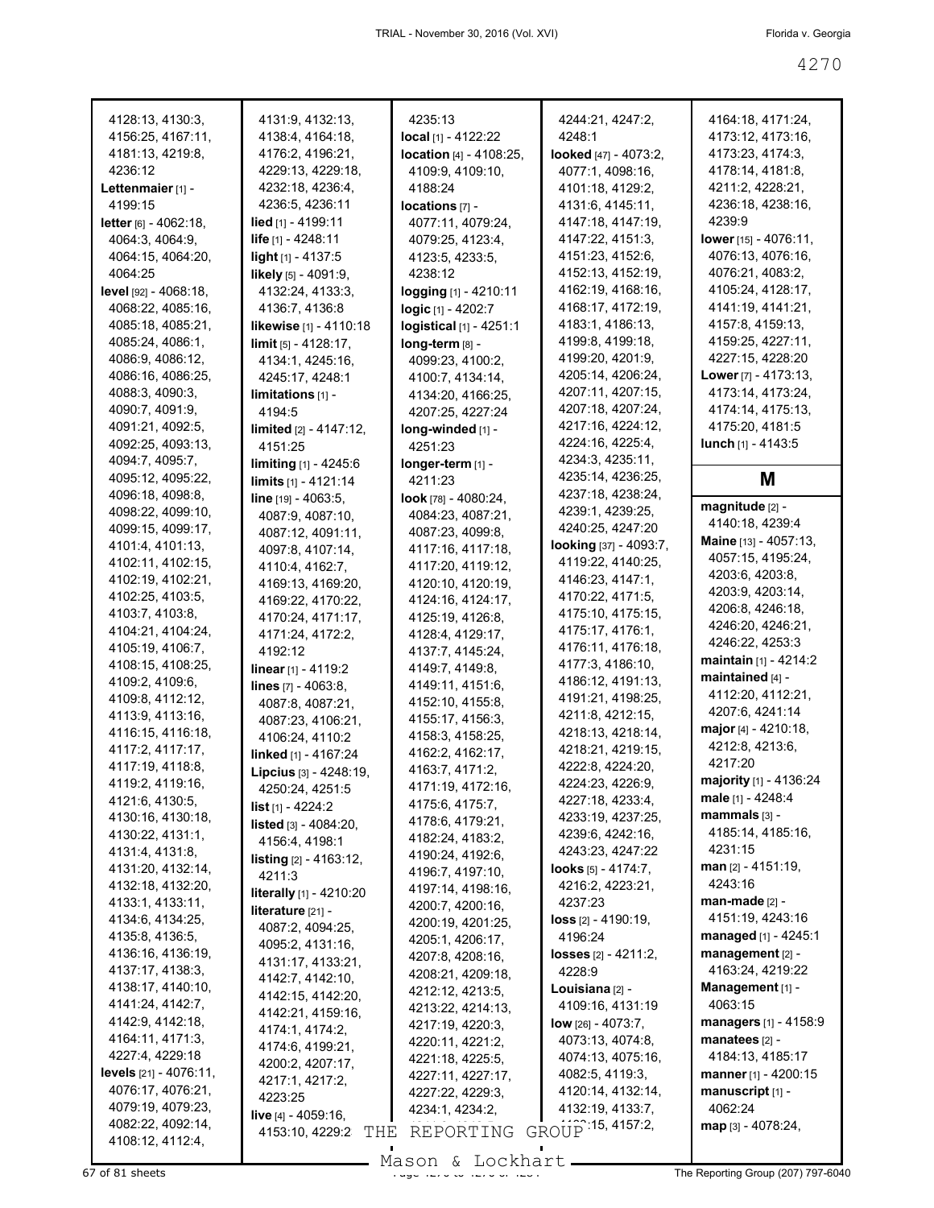4128:13, 4130:3, 4156:25, 4167:11, 4181:13, 4219:8, 4236:12

**Lettenmaier** [1] - 4199:15

**letter** [6] - 4062:18, 4064:3, 4064:9, 4064:15, 4064:20, 4064:25

**level** [92] - 4068:18, 4068:22, 4085:16, 4085:18, 4085:21, 4085:24, 4086:1, 4086:9, 4086:12, 4086:16, 4086:25, 4088:3, 4090:3, 4090:7, 4091:9, 4091:21, 4092:5, 4092:25, 4093:13, 4094:7, 4095:7, 4095:12, 4095:22, 4096:18, 4098:8, 4098:22, 4099:10, 4099:15, 4099:17, 4101:4, 4101:13, 4102:11, 4102:15, 4102:19, 4102:21, 4102:25, 4103:5, 4103:7, 4103:8, 4104:21, 4104:24, 4105:19, 4106:7, 4108:15, 4108:25, 4109:2, 4109:6, 4109:8, 4112:12, 4113:9, 4113:16, 4116:15, 4116:18, 4117:2, 4117:17, 4117:19, 4118:8, 4119:2, 4119:16, 4121:6, 4130:5, 4130:16, 4130:18, 4130:22, 4131:1, 4131:4, 4131:8, 4131:20, 4132:14, 4132:18, 4132:20, 4133:1, 4133:11, 4134:6, 4134:25, 4135:8, 4136:5, 4136:16, 4136:19, 4137:17, 4138:3, 4138:17, 4140:10, 4141:24, 4142:7, 4142:9, 4142:18, 4164:11, 4171:3, 4227:4, 4229:18

**levels** [21] - 4076:11, 4076:17, 4076:21, 4079:19, 4079:23, 4082:22, 4092:14, 4108:12, 4112:4, 4131:9, 4132:13, 4138:4, 4164:18, 4176:2, 4196:21, 4229:13, 4229:18, 4232:18, 4236:4, 4236:5, 4236:11

**lied** [1] - 4199:11

**life** [1] - 4248:11

**light** [1] - 4137:5

**likely** [5] - 4091:9, 4132:24, 4133:3, 4136:7, 4136:8

**likewise** [1] - 4110:18

**limit** [5] - 4128:17, 4134:1, 4245:16, 4245:17, 4248:1

**limitations** [1] - 4194:5

**limited** [2] - 4147:12, 4151:25

**limiting** [1] - 4245:6

**limits** [1] - 4121:14

**line** [19] - 4063:5, 4087:9, 4087:10, 4087:12, 4091:11, 4097:8, 4107:14, 4110:4, 4162:7, 4169:13, 4169:20, 4169:22, 4170:22, 4170:24, 4171:17, 4171:24, 4172:2, 4192:12

**linear** [1] - 4119:2

**lines** [7] - 4063:8, 4087:8, 4087:21, 4087:23, 4106:21, 4106:24, 4110:2

**linked** [1] - 4167:24

**Lipcius** [3] - 4248:19, 4250:24, 4251:5

**list** [1] - 4224:2

**listed** [3] - 4084:20, 4156:4, 4198:1

**listing** [2] - 4163:12, 4211:3

**literally** [1] - 4210:20

**literature** [21] - 4087:2, 4094:25, 4095:2, 4131:16, 4131:17, 4133:21, 4142:7, 4142:10, 4142:15, 4142:20, 4142:21, 4159:16, 4174:1, 4174:2, 4174:6, 4199:21, 4200:2, 4207:17, 4217:1, 4217:2, 4223:25

**live** [4] - 4059:16, 4153:10, 4229:2, 4235:13

**local** [1] - 4122:22

**location** [4] - 4108:25, 4109:9, 4109:10, 4188:24

**locations** [7] - 4077:11, 4079:24, 4079:25, 4123:4, 4123:5, 4233:5, 4238:12

**logging** [1] - 4210:11

**logic** [1] - 4202:7

**logistical** [1] - 4251:1

**long-term** [8] - 4099:23, 4100:2, 4100:7, 4134:14, 4134:20, 4166:25, 4207:25, 4227:24

**long-winded** [1] - 4251:23

**longer-term** [1] - 4211:23

**look** [78] - 4080:24, 4084:23, 4087:21, 4087:23, 4099:8, 4117:16, 4117:18, 4117:20, 4119:12, 4120:10, 4120:19, 4124:16, 4124:17, 4125:19, 4126:8, 4128:4, 4129:17, 4137:7, 4145:24, 4149:7, 4149:8, 4149:11, 4151:6, 4152:10, 4155:8, 4155:17, 4156:3, 4158:3, 4158:25, 4162:2, 4162:17, 4163:7, 4171:2, 4171:19, 4172:16, 4175:6, 4175:7, 4178:6, 4179:21, 4182:24, 4183:2, 4190:24, 4192:6, 4196:7, 4197:10, 4197:14, 4198:16, 4200:7, 4200:16, 4200:19, 4201:25, 4205:1, 4206:17, 4207:8, 4208:16, 4208:21, 4209:18, 4212:12, 4213:5, 4213:22, 4214:13, 4217:19, 4220:3, 4220:11, 4221:2, 4221:18, 4225:5, 4227:11, 4227:17, 4227:22, 4229:3, 4234:1, 4234:2, 4244:21, 4247:2, 4248:1

**looked** [47] - 4073:2, 4077:1, 4098:16, 4101:18, 4129:2, 4131:6, 4145:11, 4147:18, 4147:19, 4147:22, 4151:3, 4151:23, 4152:6, 4152:13, 4152:19, 4162:19, 4168:16, 4168:17, 4172:19, 4183:1, 4186:13, 4199:8, 4199:18, 4199:20, 4201:9, 4205:14, 4206:24, 4207:11, 4207:15, 4207:18, 4207:24, 4217:16, 4224:12, 4224:16, 4225:4, 4234:3, 4235:11, 4235:14, 4236:25, 4237:18, 4238:24, 4239:1, 4239:25, 4240:25, 4247:20

**looking** [37] - 4093:7, 4119:22, 4140:25, 4146:23, 4147:1, 4170:22, 4171:5, 4175:10, 4175:15, 4175:17, 4176:1, 4176:11, 4176:18, 4177:3, 4186:10, 4186:12, 4191:13, 4191:21, 4198:25, 4211:8, 4212:15, 4218:13, 4218:14, 4218:21, 4219:15, 4222:8, 4224:20, 4224:23, 4226:9, 4227:18, 4233:4, 4233:19, 4237:25, 4239:6, 4242:16, 4243:23, 4247:22

**looks** [5] - 4174:7, 4216:2, 4223:21, 4237:23

**loss** [2] - 4190:19, 4196:24

**losses** [2] - 4211:2, 4228:9

**Louisiana** [2] - 4109:16, 4131:19

**low** [26] - 4073:7, 4073:13, 4074:8, 4074:13, 4075:16, 4082:5, 4119:3, 4120:14, 4132:14, 4132:19, 4133:7, 41??:15, 4157:2, 4164:18, 4171:24, 4173:12, 4173:16, 4173:23, 4174:3, 4178:14, 4181:8, 4211:2, 4228:21, 4236:18, 4238:16, 4239:9

**lower** [15] - 4076:11, 4076:13, 4076:16, 4076:21, 4083:2, 4105:24, 4128:17, 4141:19, 4141:21, 4157:8, 4159:13, 4159:25, 4227:11, 4227:15, 4228:20

**Lower** [7] - 4173:13, 4173:14, 4173:24, 4174:14, 4175:13, 4175:20, 4181:5

**lunch** [1] - 4143:5

## M

**magnitude** [2] - 4140:18, 4239:4

**Maine** [13] - 4057:13, 4057:15, 4195:24, 4203:6, 4203:8, 4203:9, 4203:14, 4206:8, 4246:18, 4246:20, 4246:21, 4246:22, 4253:3

**maintain** [1] - 4214:2

**maintained** [4] - 4112:20, 4112:21, 4207:6, 4241:14

**major** [4] - 4210:18, 4212:8, 4213:6, 4217:20

**majority** [1] - 4136:24

**male** [1] - 4248:4

**mammals** [3] - 4185:14, 4185:16, 4231:15

**man** [2] - 4151:19, 4243:16

**man-made** [2] - 4151:19, 4243:16

**managed** [1] - 4245:1

**management** [2] - 4163:24, 4219:22

**Management** [1] - 4063:15

**managers** [1] - 4158:9

**manatees** [2] - 4184:13, 4185:17

**manner** [1] - 4200:15

**manuscript** [1] - 4062:24

**map** [3] - 4078:24,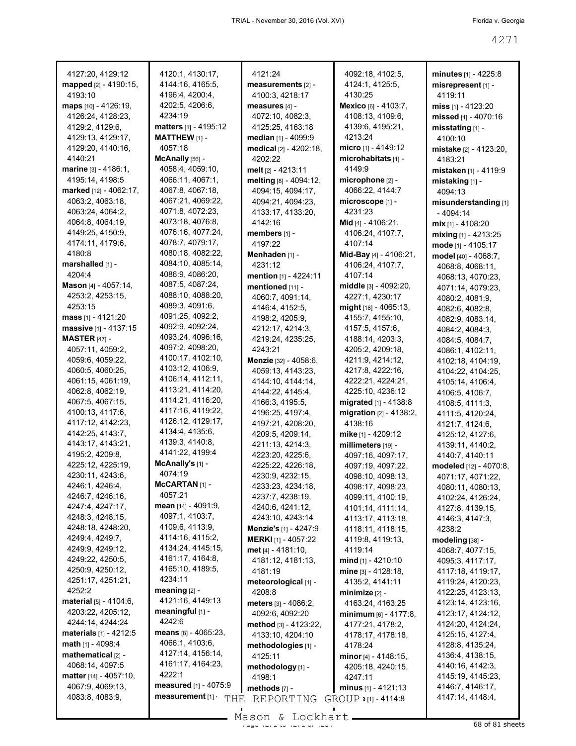4127:20, 4129:12
**mapped** [2] - 4190:15, 4193:10
**maps** [10] - 4126:19, 4126:24, 4128:23, 4129:2, 4129:6, 4129:13, 4129:17, 4129:20, 4140:16, 4140:21
**marine** [3] - 4186:1, 4195:14, 4198:5
**marked** [12] - 4062:17, 4063:2, 4063:18, 4063:24, 4064:2, 4064:8, 4064:19, 4149:25, 4150:9, 4174:11, 4179:6, 4180:8
**marshalled** [1] - 4204:4
**Mason** [4] - 4057:14, 4253:2, 4253:15, 4253:15
**mass** [1] - 4121:20
**massive** [1] - 4137:15
**MASTER** [47] - 4057:11, 4059:2, 4059:6, 4059:22, 4060:5, 4060:25, 4061:15, 4061:19, 4062:8, 4062:19, 4067:5, 4067:15, 4100:13, 4117:6, 4117:12, 4142:23, 4142:25, 4143:7, 4143:17, 4143:21, 4195:2, 4209:8, 4225:12, 4225:19, 4230:11, 4243:6, 4246:1, 4246:4, 4246:7, 4246:16, 4247:4, 4247:17, 4248:3, 4248:15, 4248:18, 4248:20, 4249:4, 4249:7, 4249:9, 4249:12, 4249:22, 4250:5, 4250:9, 4250:12, 4251:17, 4251:21, 4252:2
**material** [5] - 4104:6, 4203:22, 4205:12, 4244:14, 4244:24
**materials** [1] - 4212:5
**math** [1] - 4098:4
**mathematical** [2] - 4068:14, 4097:5
**matter** [14] - 4057:10, 4067:9, 4069:13, 4083:8, 4083:9, 4120:1, 4130:17, 4144:16, 4165:5, 4196:4, 4200:4, 4202:5, 4206:6, 4234:19
**matters** [1] - 4195:12
**MATTHEW** [1] - 4057:18
**McAnally** [56] - 4058:4, 4059:10, 4066:11, 4067:1, 4067:8, 4067:18, 4067:21, 4069:22, 4071:8, 4072:23, 4073:18, 4076:8, 4076:16, 4077:24, 4078:7, 4079:17, 4080:18, 4082:22, 4084:10, 4085:14, 4086:9, 4086:20, 4087:5, 4087:24, 4088:10, 4088:20, 4089:3, 4091:6, 4091:25, 4092:2, 4092:9, 4092:24, 4093:24, 4096:16, 4097:2, 4098:20, 4100:17, 4102:10, 4103:12, 4106:9, 4106:14, 4112:11, 4113:21, 4114:20, 4114:21, 4116:20, 4117:16, 4119:22, 4126:12, 4129:17, 4134:4, 4135:6, 4139:3, 4140:8, 4141:22, 4199:4
**McAnally's** [1] - 4074:19
**McCARTAN** [1] - 4057:21
**mean** [14] - 4091:9, 4097:1, 4103:7, 4109:6, 4113:9, 4114:16, 4115:2, 4134:24, 4145:15, 4161:17, 4164:8, 4165:10, 4189:5, 4234:11
**meaning** [2] - 4121:16, 4149:13
**meaningful** [1] - 4242:6
**means** [8] - 4065:23, 4066:1, 4103:6, 4127:14, 4156:14, 4161:17, 4164:23, 4222:1
**measured** [1] - 4075:9
**measurement** [1] - 4121:24
**measurements** [2] - 4100:3, 4218:17
**measures** [4] - 4072:10, 4082:3, 4125:25, 4163:18
**median** [1] - 4099:9
**medical** [2] - 4202:18, 4202:22
**melt** [2] - 4213:11
**melting** [8] - 4094:12, 4094:15, 4094:17, 4094:21, 4094:23, 4133:17, 4133:20, 4142:16
**members** [1] - 4197:22
**Menhaden** [1] - 4231:12
**mention** [1] - 4224:11
**mentioned** [11] - 4060:7, 4091:14, 4146:4, 4152:5, 4198:2, 4205:9, 4212:17, 4214:3, 4219:24, 4235:25, 4243:21
**Menzie** [32] - 4058:6, 4059:13, 4143:23, 4144:10, 4144:14, 4144:22, 4145:4, 4166:3, 4195:5, 4196:25, 4197:4, 4197:21, 4208:20, 4209:5, 4209:14, 4211:13, 4214:3, 4223:20, 4225:6, 4225:22, 4226:18, 4230:9, 4232:15, 4233:23, 4234:18, 4237:7, 4238:19, 4240:6, 4241:12, 4243:10, 4243:14
**Menzie's** [1] - 4247:9
**MERKI** [1] - 4057:22
**met** [4] - 4181:10, 4181:12, 4181:13, 4181:19
**meteorological** [1] - 4208:8
**meters** [3] - 4086:2, 4092:6, 4092:20
**method** [3] - 4123:22, 4133:10, 4204:10
**methodologies** [1] - 4125:11
**methodology** [1] - 4198:1
**methods** [7] - 4092:18, 4102:5, 4124:1, 4125:5, 4130:25
**Mexico** [6] - 4103:7, 4108:13, 4109:6, 4139:6, 4195:21, 4213:24
**micro** [1] - 4149:12
**microhabitats** [1] - 4149:9
**microphone** [2] - 4066:22, 4144:7
**microscope** [1] - 4231:23
**Mid** [4] - 4106:21, 4106:24, 4107:7, 4107:14
**Mid-Bay** [4] - 4106:21, 4106:24, 4107:7, 4107:14
**middle** [3] - 4092:20, 4227:1, 4230:17
**might** [18] - 4065:13, 4155:7, 4155:10, 4157:5, 4157:6, 4188:14, 4203:3, 4205:2, 4209:18, 4211:9, 4214:12, 4217:8, 4222:16, 4222:21, 4224:21, 4225:10, 4236:12
**migrated** [1] - 4138:8
**migration** [2] - 4138:2, 4138:16
**mike** [1] - 4209:12
**millimeters** [19] - 4097:16, 4097:17, 4097:19, 4097:22, 4098:10, 4098:13, 4098:17, 4098:23, 4099:11, 4100:19, 4101:14, 4111:14, 4113:17, 4113:18, 4118:11, 4118:15, 4119:8, 4119:13, 4119:14
**mind** [1] - 4210:10
**mine** [3] - 4128:18, 4135:2, 4141:11
**minimize** [2] - 4163:24, 4163:25
**minimum** [6] - 4177:8, 4177:21, 4178:2, 4178:17, 4178:18, 4178:24
**minor** [4] - 4148:15, 4205:18, 4240:15, 4247:11
**minus** [1] - 4121:13
**minute** [1] - 4114:8
**minutes** [1] - 4225:8
**misrepresent** [1] - 4119:11
**miss** [1] - 4123:20
**missed** [1] - 4070:16
**misstating** [1] - 4100:10
**mistake** [2] - 4123:20, 4183:21
**mistaken** [1] - 4119:9
**mistaking** [1] - 4094:13
**misunderstanding** [1] - 4094:14
**mix** [1] - 4108:20
**mixing** [1] - 4213:25
**mode** [1] - 4105:17
**model** [40] - 4068:7, 4068:8, 4068:11, 4068:13, 4070:23, 4071:14, 4079:23, 4080:2, 4081:9, 4082:6, 4082:8, 4082:9, 4083:14, 4084:2, 4084:3, 4084:5, 4084:7, 4086:1, 4102:11, 4102:18, 4104:19, 4104:22, 4104:25, 4105:14, 4106:4, 4106:5, 4106:7, 4108:5, 4111:3, 4111:5, 4120:24, 4121:7, 4124:6, 4125:12, 4127:6, 4139:11, 4140:2, 4140:7, 4140:11
**modeled** [12] - 4070:8, 4071:17, 4071:22, 4080:11, 4080:13, 4102:24, 4126:24, 4127:8, 4139:15, 4146:3, 4147:3, 4238:2
**modeling** [38] - 4068:7, 4077:15, 4095:3, 4117:17, 4117:18, 4119:17, 4119:24, 4120:23, 4122:25, 4123:13, 4123:14, 4123:16, 4123:17, 4124:12, 4124:20, 4124:24, 4125:15, 4127:4, 4128:8, 4135:24, 4136:4, 4138:15, 4140:16, 4142:3, 4145:19, 4145:23, 4146:7, 4146:17, 4147:14, 4148:4,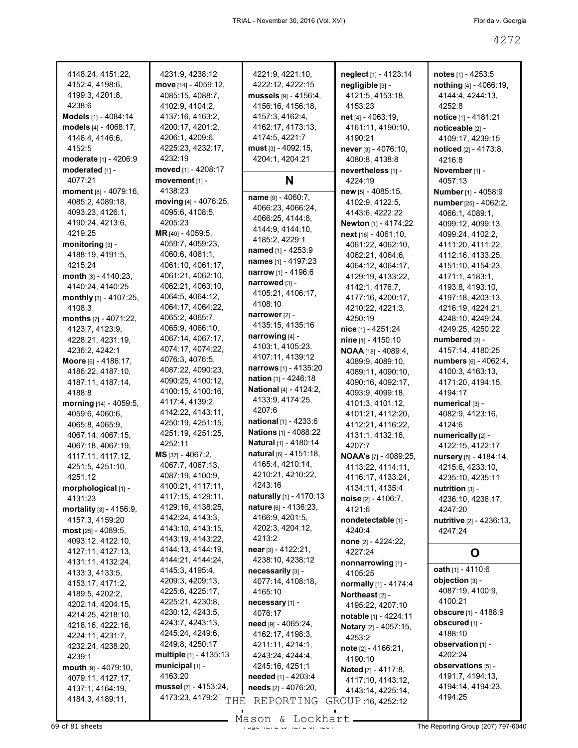4148:24, 4151:22, 4152:4, 4198:6, 4199:3, 4201:8, 4238:6

**Models** [1] - 4084:14

**models** [4] - 4068:17, 4146:4, 4146:6, 4152:5

**moderate** [1] - 4206:9

**moderated** [1] - 4077:21

**moment** [8] - 4079:16, 4085:2, 4089:18, 4093:23, 4126:1, 4190:24, 4213:6, 4219:25

**monitoring** [3] - 4188:19, 4191:5, 4215:24

**month** [3] - 4140:23, 4140:24, 4140:25

**monthly** [3] - 4107:25, 4108:3

**months** [7] - 4071:22, 4123:7, 4123:9, 4228:21, 4231:19, 4236:2, 4242:1

**Moore** [6] - 4186:17, 4186:22, 4187:10, 4187:11, 4187:14, 4188:8

**morning** [14] - 4059:5, 4059:6, 4060:6, 4065:8, 4065:9, 4067:14, 4067:15, 4067:18, 4067:19, 4117:11, 4117:12, 4251:5, 4251:10, 4251:12

**morphological** [1] - 4131:23

**mortality** [3] - 4156:9, 4157:3, 4159:20

**most** [25] - 4089:5, 4093:12, 4122:10, 4127:11, 4127:13, 4131:11, 4132:24, 4133:3, 4133:5, 4153:17, 4171:2, 4189:5, 4202:2, 4202:14, 4204:15, 4214:25, 4218:10, 4218:16, 4222:16, 4224:11, 4231:7, 4232:24, 4238:20, 4239:1

**mouth** [9] - 4079:10, 4079:11, 4127:17, 4137:1, 4164:19, 4184:3, 4189:11, 4231:9, 4238:12

**move** [14] - 4059:12, 4085:15, 4088:7, 4102:9, 4104:2, 4137:16, 4163:2, 4200:17, 4201:2, 4206:1, 4209:6, 4225:23, 4232:17, 4232:19

**moved** [1] - 4208:17

**movement** [1] - 4138:23

**moving** [4] - 4076:25, 4095:6, 4108:5, 4205:23

**MR** [40] - 4059:5, 4059:7, 4059:23, 4060:6, 4061:1, 4061:10, 4061:17, 4061:21, 4062:10, 4062:21, 4063:10, 4064:5, 4064:12, 4064:17, 4064:22, 4065:2, 4065:7, 4065:9, 4066:10, 4067:14, 4067:17, 4074:17, 4074:22, 4076:3, 4076:5, 4087:22, 4090:23, 4090:25, 4100:12, 4100:15, 4100:16, 4117:4, 4139:2, 4142:22, 4143:11, 4250:19, 4251:15, 4251:19, 4251:25, 4252:11

**MS** [37] - 4067:2, 4067:7, 4067:13, 4087:19, 4100:9, 4100:21, 4117:11, 4117:15, 4129:11, 4129:16, 4138:25, 4142:24, 4143:3, 4143:10, 4143:15, 4143:19, 4143:22, 4144:13, 4144:19, 4144:21, 4144:24, 4145:3, 4195:4, 4209:3, 4209:13, 4225:6, 4225:17, 4225:21, 4230:8, 4230:12, 4243:5, 4243:7, 4243:13, 4245:24, 4249:6, 4249:8, 4250:17

**multiple** [1] - 4135:13

**municipal** [1] - 4163:20

**mussel** [7] - 4153:24, 4173:23, 4179:2, 4221:9, 4221:10, 4222:12, 4222:15

**mussels** [9] - 4156:4, 4156:16, 4156:18, 4157:3, 4162:4, 4162:17, 4173:13, 4174:5, 4221:7

**must** [3] - 4092:15, 4204:1, 4204:21

## N

**name** [9] - 4060:7, 4066:23, 4066:24, 4066:25, 4144:8, 4144:9, 4144:10, 4185:2, 4229:1

**named** [1] - 4253:9

**names** [1] - 4197:23

**narrow** [1] - 4196:6

**narrowed** [3] - 4105:21, 4106:17, 4108:10

**narrower** [2] - 4135:15, 4135:16

**narrowing** [4] - 4103:1, 4105:23, 4107:11, 4139:12

**narrows** [1] - 4135:20

**nation** [1] - 4246:18

**National** [4] - 4124:2, 4133:9, 4174:25, 4207:6

**national** [1] - 4233:6

**Nations** [1] - 4088:22

**Natural** [1] - 4180:14

**natural** [6] - 4151:18, 4165:4, 4210:14, 4210:21, 4210:22, 4243:16

**naturally** [1] - 4170:13

**nature** [6] - 4136:23, 4166:9, 4201:5, 4202:3, 4204:12, 4213:2

**near** [3] - 4122:21, 4238:10, 4238:12

**necessarily** [3] - 4077:14, 4108:18, 4165:10

**necessary** [1] - 4076:17

**need** [9] - 4065:24, 4162:17, 4198:3, 4211:11, 4214:1, 4243:24, 4244:4, 4245:16, 4251:1

**needed** [1] - 4203:4

**needs** [2] - 4076:20, 4252:12

**neglect** [1] - 4123:14

**negligible** [3] - 4121:5, 4153:18, 4153:23

**net** [4] - 4063:19, 4161:11, 4190:10, 4190:21

**never** [3] - 4076:10, 4080:8, 4138:8

**nevertheless** [1] - 4224:19

**new** [5] - 4085:15, 4102:9, 4122:5, 4143:6, 4222:22

**Newton** [1] - 4174:22

**next** [16] - 4061:10, 4061:22, 4062:10, 4062:21, 4064:6, 4064:12, 4064:17, 4129:19, 4133:22, 4142:1, 4176:7, 4177:16, 4200:17, 4210:22, 4221:3, 4250:19

**nice** [1] - 4251:24

**nine** [1] - 4150:10

**NOAA** [18] - 4089:4, 4089:9, 4089:10, 4089:11, 4090:10, 4090:16, 4092:17, 4093:9, 4099:18, 4101:3, 4101:12, 4101:21, 4112:20, 4112:21, 4116:22, 4131:1, 4132:16, 4207:7

**NOAA's** [7] - 4089:25, 4113:22, 4114:11, 4116:17, 4133:24, 4134:11, 4135:4

**noise** [2] - 4106:7, 4121:6

**nondetectable** [1] - 4240:4

**none** [2] - 4224:22, 4227:24

**nonnarrowing** [1] - 4105:25

**normally** [1] - 4174:4

**Northeast** [2] - 4195:22, 4207:10

**notable** [1] - 4224:11

**Notary** [2] - 4057:15, 4253:2

**note** [2] - 4166:21, 4190:10

**Noted** [7] - 4117:8, 4117:10, 4143:12, 4143:14, 4225:14, 4252:16

**notes** [1] - 4253:5

**nothing** [4] - 4066:19, 4144:4, 4244:13, 4252:8

**notice** [1] - 4181:21

**noticeable** [2] - 4109:17, 4239:15

**noticed** [2] - 4173:8, 4216:8

**November** [1] - 4057:13

**Number** [1] - 4058:9

**number** [25] - 4062:2, 4066:1, 4089:1, 4099:12, 4099:13, 4099:24, 4102:2, 4111:20, 4111:22, 4112:16, 4133:25, 4151:10, 4154:23, 4171:1, 4183:1, 4193:8, 4193:10, 4197:18, 4203:13, 4216:19, 4224:21, 4248:10, 4249:24, 4249:25, 4250:22

**numbered** [2] - 4157:14, 4180:25

**numbers** [6] - 4062:4, 4100:3, 4163:13, 4171:20, 4194:15, 4194:17

**numerical** [3] - 4082:9, 4123:16, 4124:6

**numerically** [2] - 4122:15, 4122:17

**nursery** [5] - 4184:14, 4215:6, 4233:10, 4235:10, 4235:11

**nutrition** [3] - 4236:10, 4236:17, 4247:20

**nutritive** [2] - 4236:13, 4247:24

## O

**oath** [1] - 4110:6

**objection** [3] - 4087:19, 4100:9, 4100:21

**obscure** [1] - 4188:9

**obscured** [1] - 4188:10

**observation** [1] - 4202:24

**observations** [5] - 4191:7, 4194:13, 4194:14, 4194:23, 4194:25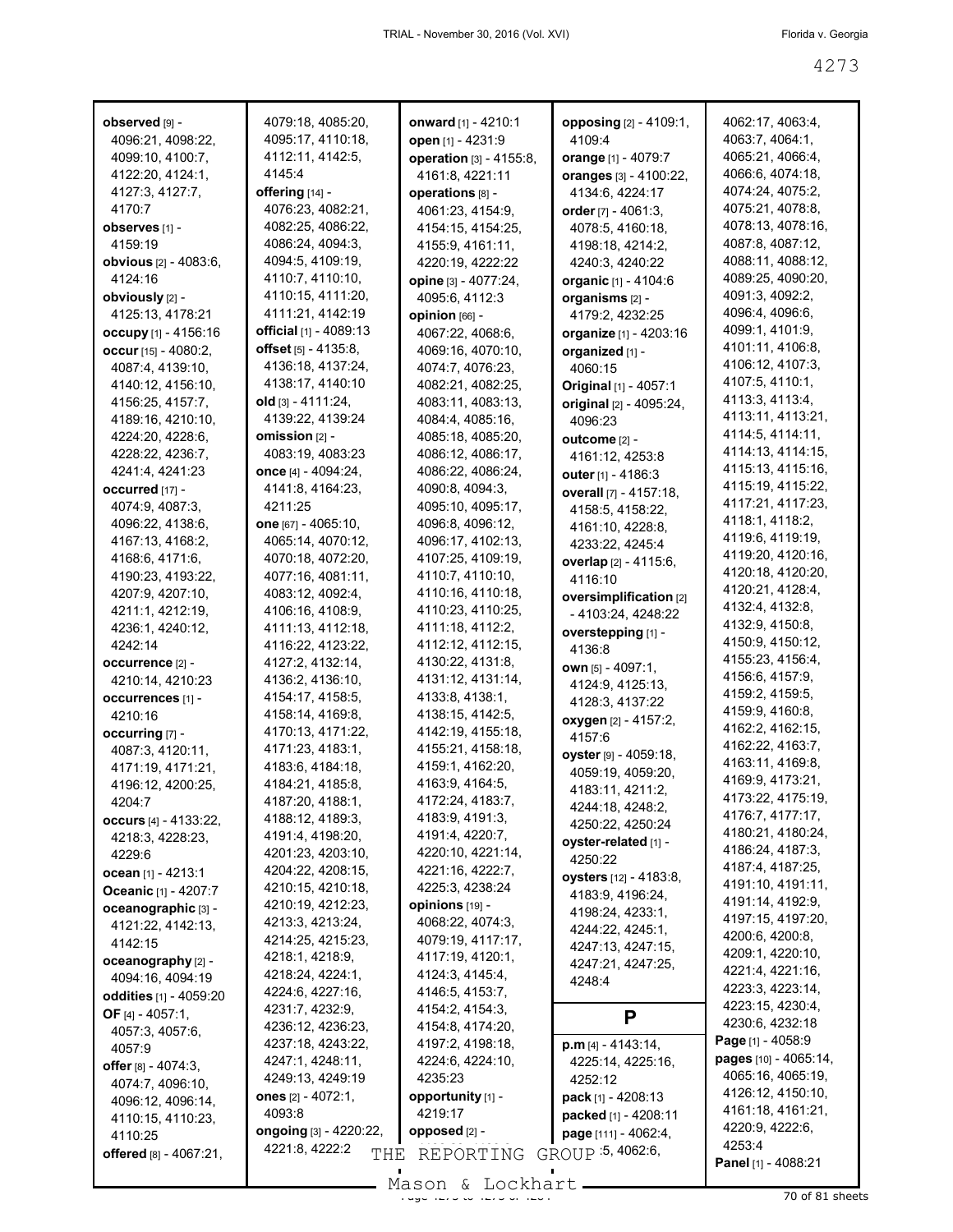**observed** [9] - 4096:21, 4098:22, 4099:10, 4100:7, 4122:20, 4124:1, 4127:3, 4127:7, 4170:7
**observes** [1] - 4159:19
**obvious** [2] - 4083:6, 4124:16
**obviously** [2] - 4125:13, 4178:21
**occupy** [1] - 4156:16
**occur** [15] - 4080:2, 4087:4, 4139:10, 4140:12, 4156:10, 4156:25, 4157:7, 4189:16, 4210:10, 4224:20, 4228:6, 4228:22, 4236:7, 4241:4, 4241:23
**occurred** [17] - 4074:9, 4087:3, 4096:22, 4138:6, 4167:13, 4168:2, 4168:6, 4171:6, 4190:23, 4193:22, 4207:9, 4207:10, 4211:1, 4212:19, 4236:1, 4240:12, 4242:14
**occurrence** [2] - 4210:14, 4210:23
**occurrences** [1] - 4210:16
**occurring** [7] - 4087:3, 4120:11, 4171:19, 4171:21, 4196:12, 4200:25, 4204:7
**occurs** [4] - 4133:22, 4218:3, 4228:23, 4229:6
**ocean** [1] - 4213:1
**Oceanic** [1] - 4207:7
**oceanographic** [3] - 4121:22, 4142:13, 4142:15
**oceanography** [2] - 4094:16, 4094:19
**oddities** [1] - 4059:20
**OF** [4] - 4057:1, 4057:3, 4057:6, 4057:9
**offer** [8] - 4074:3, 4074:7, 4096:10, 4096:12, 4096:14, 4110:15, 4110:23, 4110:25
**offered** [8] - 4067:21, 4079:18, 4085:20, 4095:17, 4110:18, 4112:11, 4142:5, 4145:4
**offering** [14] - 4076:23, 4082:21, 4082:25, 4086:22, 4086:24, 4094:3, 4094:5, 4109:19, 4110:7, 4110:10, 4110:15, 4111:20, 4111:21, 4142:19
**official** [1] - 4089:13
**offset** [5] - 4135:8, 4136:18, 4137:24, 4138:17, 4140:10
**old** [3] - 4111:24, 4139:22, 4139:24
**omission** [2] - 4083:19, 4083:23
**once** [4] - 4094:24, 4141:8, 4164:23, 4211:25
**one** [67] - 4065:10, 4065:14, 4070:12, 4070:18, 4072:20, 4077:16, 4081:11, 4083:12, 4092:4, 4106:16, 4108:9, 4111:13, 4112:18, 4116:22, 4123:22, 4127:2, 4132:14, 4136:2, 4136:10, 4154:17, 4158:5, 4158:14, 4169:8, 4170:13, 4171:22, 4171:23, 4183:1, 4183:6, 4184:18, 4184:21, 4185:8, 4187:20, 4188:1, 4188:12, 4189:3, 4191:4, 4198:20, 4201:23, 4203:10, 4204:22, 4208:15, 4210:15, 4210:18, 4210:19, 4212:23, 4213:3, 4213:24, 4214:25, 4215:23, 4218:1, 4218:9, 4218:24, 4224:1, 4224:6, 4227:16, 4231:7, 4232:9, 4236:12, 4236:23, 4237:18, 4243:22, 4247:1, 4248:11, 4249:13, 4249:19
**ones** [2] - 4072:1, 4093:8
**ongoing** [3] - 4220:22, 4221:8, 4222:2
**onward** [1] - 4210:1
**open** [1] - 4231:9
**operation** [3] - 4155:8, 4161:8, 4221:11
**operations** [8] - 4061:23, 4154:9, 4154:15, 4154:25, 4155:9, 4161:11, 4220:19, 4222:22
**opine** [3] - 4077:24, 4095:6, 4112:3
**opinion** [66] - 4067:22, 4068:6, 4069:16, 4070:10, 4074:7, 4076:23, 4082:21, 4082:25, 4083:11, 4083:13, 4084:4, 4085:16, 4085:18, 4085:20, 4086:12, 4086:17, 4086:22, 4086:24, 4090:8, 4094:3, 4095:10, 4095:17, 4096:8, 4096:12, 4096:17, 4102:13, 4107:25, 4109:19, 4110:7, 4110:10, 4110:16, 4110:18, 4110:23, 4110:25, 4111:18, 4112:2, 4112:12, 4112:15, 4130:22, 4131:8, 4131:12, 4131:14, 4133:8, 4138:1, 4138:15, 4142:5, 4142:19, 4155:18, 4155:21, 4158:18, 4159:1, 4162:20, 4163:9, 4164:5, 4172:24, 4183:7, 4183:9, 4191:3, 4191:4, 4220:7, 4220:10, 4221:14, 4221:16, 4222:7, 4225:3, 4238:24
**opinions** [19] - 4068:22, 4074:3, 4079:19, 4117:17, 4117:19, 4120:1, 4124:3, 4145:4, 4146:5, 4153:7, 4154:2, 4154:3, 4154:8, 4174:20, 4197:2, 4198:18, 4224:6, 4224:10, 4235:23
**opportunity** [1] - 4219:17
**opposed** [2] -
**opposing** [2] - 4109:1, 4109:4
**orange** [1] - 4079:7
**oranges** [3] - 4100:22, 4134:6, 4224:17
**order** [7] - 4061:3, 4078:5, 4160:18, 4198:18, 4214:2, 4240:3, 4240:22
**organic** [1] - 4104:6
**organisms** [2] - 4179:2, 4232:25
**organize** [1] - 4203:16
**organized** [1] - 4060:15
**Original** [1] - 4057:1
**original** [2] - 4095:24, 4096:23
**outcome** [2] - 4161:12, 4253:8
**outer** [1] - 4186:3
**overall** [7] - 4157:18, 4158:5, 4158:22, 4161:10, 4228:8, 4233:22, 4245:4
**overlap** [2] - 4115:6, 4116:10
**oversimplification** [2] - 4103:24, 4248:22
**overstepping** [1] - 4136:8
**own** [5] - 4097:1, 4124:9, 4125:13, 4128:3, 4137:22
**oxygen** [2] - 4157:2, 4157:6
**oyster** [9] - 4059:18, 4059:19, 4059:20, 4183:11, 4211:2, 4244:18, 4248:2, 4250:22, 4250:24
**oyster-related** [1] - 4250:22
**oysters** [12] - 4183:8, 4183:9, 4196:24, 4198:24, 4233:1, 4244:22, 4245:1, 4247:13, 4247:15, 4247:21, 4247:25, 4248:4

## P

**p.m** [4] - 4143:14, 4225:14, 4225:16, 4252:12
**pack** [1] - 4208:13
**packed** [1] - 4208:11
**page** [111] - 4062:4, 4062:5, 4062:6, 4062:17, 4063:4, 4063:7, 4064:1, 4065:21, 4066:4, 4066:6, 4074:18, 4074:24, 4075:2, 4075:21, 4078:8, 4078:13, 4078:16, 4087:8, 4087:12, 4088:11, 4088:12, 4089:25, 4090:20, 4091:3, 4092:2, 4096:4, 4096:6, 4099:1, 4101:9, 4101:11, 4106:8, 4106:12, 4107:3, 4107:5, 4110:1, 4113:3, 4113:4, 4113:11, 4113:21, 4114:5, 4114:11, 4114:13, 4114:15, 4115:13, 4115:16, 4115:19, 4115:22, 4117:21, 4117:23, 4118:1, 4118:2, 4119:6, 4119:19, 4119:20, 4120:16, 4120:18, 4120:20, 4120:21, 4128:4, 4132:4, 4132:8, 4132:9, 4150:8, 4150:9, 4150:12, 4155:23, 4156:4, 4156:6, 4157:9, 4159:2, 4159:5, 4159:9, 4160:8, 4162:2, 4162:15, 4162:22, 4163:7, 4163:11, 4169:8, 4169:9, 4173:21, 4173:22, 4175:19, 4176:7, 4177:17, 4180:21, 4180:24, 4186:24, 4187:3, 4187:4, 4187:25, 4191:10, 4191:11, 4191:14, 4192:9, 4197:15, 4197:20, 4200:6, 4200:8, 4209:1, 4220:10, 4221:4, 4221:16, 4223:3, 4223:14, 4223:15, 4230:4, 4230:6, 4232:18
**Page** [1] - 4058:9
**pages** [10] - 4065:14, 4065:16, 4065:19, 4126:12, 4150:10, 4161:18, 4161:21, 4220:9, 4222:6, 4253:4
**Panel** [1] - 4088:21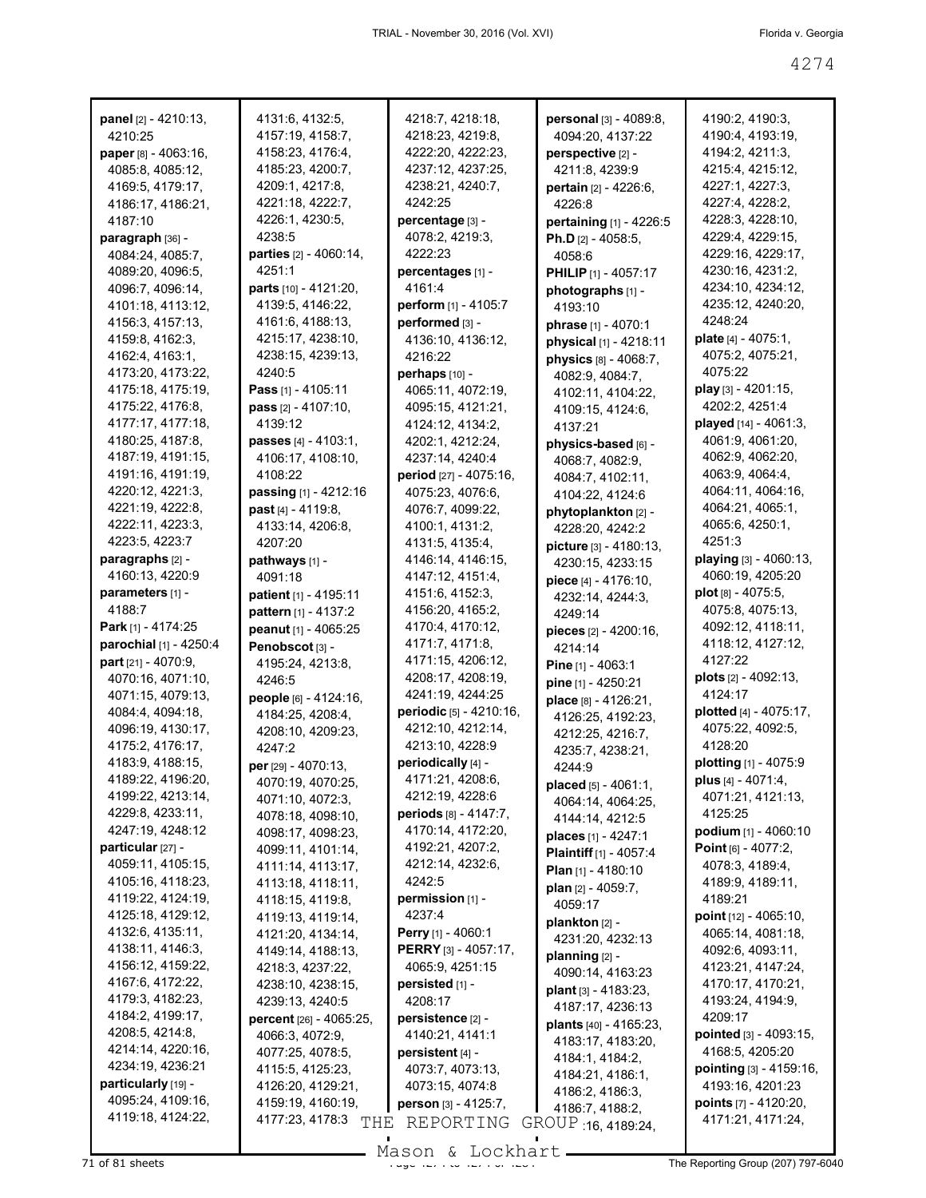**panel** [2] - 4210:13, 4210:25
**paper** [8] - 4063:16, 4085:8, 4085:12, 4169:5, 4179:17, 4186:17, 4186:21, 4187:10
**paragraph** [36] - 4084:24, 4085:7, 4089:20, 4096:5, 4096:7, 4096:14, 4101:18, 4113:12, 4156:3, 4157:13, 4159:8, 4162:3, 4162:4, 4163:1, 4173:20, 4173:22, 4175:18, 4175:19, 4175:22, 4176:8, 4177:17, 4177:18, 4180:25, 4187:8, 4187:19, 4191:15, 4191:16, 4191:19, 4220:12, 4221:3, 4221:19, 4222:8, 4222:11, 4223:3, 4223:5, 4223:7
**paragraphs** [2] - 4160:13, 4220:9
**parameters** [1] - 4188:7
**Park** [1] - 4174:25
**parochial** [1] - 4250:4
**part** [21] - 4070:9, 4070:16, 4071:10, 4071:15, 4079:13, 4084:4, 4094:18, 4096:19, 4130:17, 4175:2, 4176:17, 4183:9, 4188:15, 4189:22, 4196:20, 4199:22, 4213:14, 4229:8, 4233:11, 4247:19, 4248:12
**particular** [27] - 4059:11, 4105:15, 4105:16, 4118:23, 4119:22, 4124:19, 4125:18, 4129:12, 4132:6, 4135:11, 4138:11, 4146:3, 4156:12, 4159:22, 4167:6, 4172:22, 4179:3, 4182:23, 4184:2, 4199:17, 4208:5, 4214:8, 4214:14, 4220:16, 4234:19, 4236:21
**particularly** [19] - 4095:24, 4109:16, 4119:18, 4124:22, 4131:6, 4132:5, 4157:19, 4158:7, 4158:23, 4176:4, 4185:23, 4200:7, 4209:1, 4217:8, 4221:18, 4222:7, 4226:1, 4230:5, 4238:5
**parties** [2] - 4060:14, 4251:1
**parts** [10] - 4121:20, 4139:5, 4146:22, 4161:6, 4188:13, 4215:17, 4238:10, 4238:15, 4239:13, 4240:5
**Pass** [1] - 4105:11
**pass** [2] - 4107:10, 4139:12
**passes** [4] - 4103:1, 4106:17, 4108:10, 4108:22
**passing** [1] - 4212:16
**past** [4] - 4119:8, 4133:14, 4206:8, 4207:20
**pathways** [1] - 4091:18
**patient** [1] - 4195:11
**pattern** [1] - 4137:2
**peanut** [1] - 4065:25
**Penobscot** [3] - 4195:24, 4213:8, 4246:5
**people** [6] - 4124:16, 4184:25, 4208:4, 4208:10, 4209:23, 4247:2
**per** [29] - 4070:13, 4070:19, 4070:25, 4071:10, 4072:3, 4078:18, 4098:10, 4098:17, 4098:23, 4099:11, 4101:14, 4111:14, 4113:17, 4113:18, 4118:11, 4118:15, 4119:8, 4119:13, 4119:14, 4121:20, 4134:14, 4149:14, 4188:13, 4218:3, 4237:22, 4238:10, 4238:15, 4239:13, 4240:5
**percent** [26] - 4065:25, 4066:3, 4072:9, 4077:25, 4078:5, 4115:5, 4125:23, 4126:20, 4129:21, 4159:19, 4160:19, 4177:23, 4178:3, 4218:7, 4218:18, 4218:23, 4219:8, 4222:20, 4222:23, 4237:12, 4237:25, 4238:21, 4240:7, 4242:25
**percentage** [3] - 4078:2, 4219:3, 4222:23
**percentages** [1] - 4161:4
**perform** [1] - 4105:7
**performed** [3] - 4136:10, 4136:12, 4216:22
**perhaps** [10] - 4065:11, 4072:19, 4095:15, 4121:21, 4124:12, 4134:2, 4202:1, 4212:24, 4237:14, 4240:4
**period** [27] - 4075:16, 4075:23, 4076:6, 4076:7, 4099:22, 4100:1, 4131:2, 4131:5, 4135:4, 4146:14, 4146:15, 4147:12, 4151:4, 4151:6, 4152:3, 4156:20, 4165:2, 4170:4, 4170:12, 4171:7, 4171:8, 4171:15, 4206:12, 4208:17, 4208:19, 4241:19, 4244:25
**periodic** [5] - 4210:16, 4212:10, 4212:14, 4213:10, 4228:9
**periodically** [4] - 4171:21, 4208:6, 4212:19, 4228:6
**periods** [8] - 4147:7, 4170:14, 4172:20, 4192:21, 4207:2, 4212:14, 4232:6, 4242:5
**permission** [1] - 4237:4
**Perry** [1] - 4060:1
**PERRY** [3] - 4057:17, 4065:9, 4251:15
**persisted** [1] - 4208:17
**persistence** [2] - 4140:21, 4141:1
**persistent** [4] - 4073:7, 4073:13, 4073:15, 4074:8
**person** [3] - 4125:7,
**personal** [3] - 4089:8, 4094:20, 4137:22
**perspective** [2] - 4211:8, 4239:9
**pertain** [2] - 4226:6, 4226:8
**pertaining** [1] - 4226:5
**Ph.D** [2] - 4058:5, 4058:6
**PHILIP** [1] - 4057:17
**photographs** [1] - 4193:10
**phrase** [1] - 4070:1
**physical** [1] - 4218:11
**physics** [8] - 4068:7, 4082:9, 4084:7, 4102:11, 4104:22, 4109:15, 4124:6, 4137:21
**physics-based** [6] - 4068:7, 4082:9, 4084:7, 4102:11, 4104:22, 4124:6
**phytoplankton** [2] - 4228:20, 4242:2
**picture** [3] - 4180:13, 4230:15, 4233:15
**piece** [4] - 4176:10, 4232:14, 4244:3, 4249:14
**pieces** [2] - 4200:16, 4214:14
**Pine** [1] - 4063:1
**pine** [1] - 4250:21
**place** [8] - 4126:21, 4126:25, 4192:23, 4212:25, 4216:7, 4235:7, 4238:21, 4244:9
**placed** [5] - 4061:1, 4064:14, 4064:25, 4144:14, 4212:5
**places** [1] - 4247:1
**Plaintiff** [1] - 4057:4
**Plan** [1] - 4180:10
**plan** [2] - 4059:7, 4059:17
**plankton** [2] - 4231:20, 4232:13
**planning** [2] - 4090:14, 4163:23
**plant** [3] - 4183:23, 4187:17, 4236:13
**plants** [40] - 4165:23, 4183:17, 4183:20, 4184:1, 4184:2, 4184:21, 4186:1, 4186:2, 4186:3, 4186:7, 4188:2, 4189:16, 4189:24, 4190:2, 4190:3, 4190:4, 4193:19, 4194:2, 4211:3, 4215:4, 4215:12, 4227:1, 4227:3, 4227:4, 4228:2, 4228:3, 4228:10, 4229:4, 4229:15, 4229:16, 4229:17, 4230:16, 4231:2, 4234:10, 4234:12, 4235:12, 4240:20, 4248:24
**plate** [4] - 4075:1, 4075:2, 4075:21, 4075:22
**play** [3] - 4201:15, 4202:2, 4251:4
**played** [14] - 4061:3, 4061:9, 4061:20, 4062:9, 4062:20, 4063:9, 4064:4, 4064:11, 4064:16, 4064:21, 4065:1, 4065:6, 4250:1, 4251:3
**playing** [3] - 4060:13, 4060:19, 4205:20
**plot** [8] - 4075:5, 4075:8, 4075:13, 4092:12, 4118:11, 4118:12, 4127:12, 4127:22
**plots** [2] - 4092:13, 4124:17
**plotted** [4] - 4075:17, 4075:22, 4092:5, 4128:20
**plotting** [1] - 4075:9
**plus** [4] - 4071:4, 4071:21, 4121:13, 4125:25
**podium** [1] - 4060:10
**Point** [6] - 4077:2, 4078:3, 4189:4, 4189:9, 4189:11, 4189:21
**point** [12] - 4065:10, 4065:14, 4081:18, 4092:6, 4093:11, 4123:21, 4147:24, 4170:17, 4170:21, 4193:24, 4194:9, 4209:17
**pointed** [3] - 4093:15, 4168:5, 4205:20
**pointing** [3] - 4159:16, 4193:16, 4201:23
**points** [7] - 4120:20, 4171:21, 4171:24,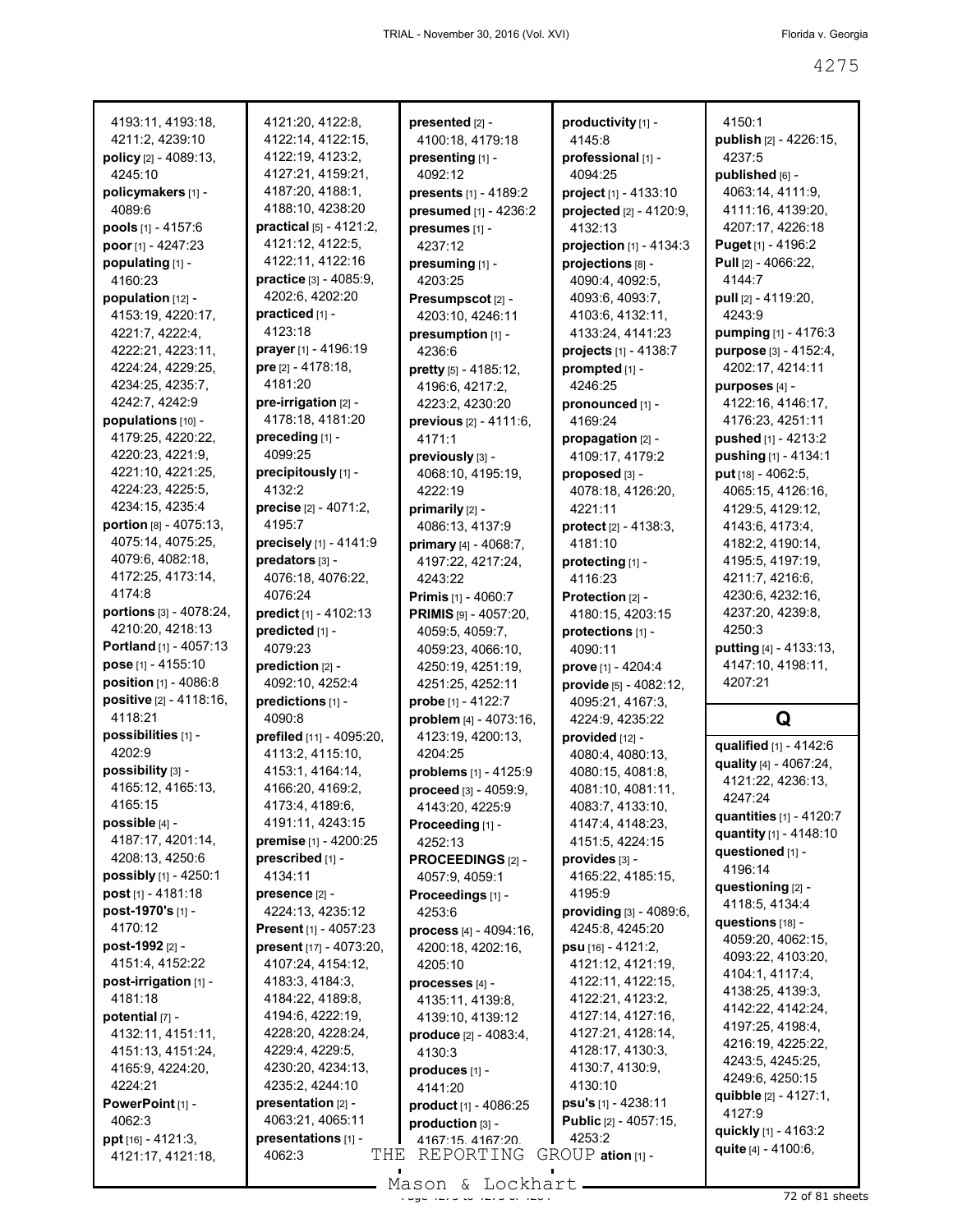4193:11, 4193:18, 4211:2, 4239:10
**policy** [2] - 4089:13, 4245:10
**policymakers** [1] - 4089:6
**pools** [1] - 4157:6
**poor** [1] - 4247:23
**populating** [1] - 4160:23
**population** [12] - 4153:19, 4220:17, 4221:7, 4222:4, 4222:21, 4223:11, 4224:24, 4229:25, 4234:25, 4235:7, 4242:7, 4242:9
**populations** [10] - 4179:25, 4220:22, 4220:23, 4221:9, 4221:10, 4221:25, 4224:23, 4225:5, 4234:15, 4235:4
**portion** [8] - 4075:13, 4075:14, 4075:25, 4079:6, 4082:18, 4172:25, 4173:14, 4174:8
**portions** [3] - 4078:24, 4210:20, 4218:13
**Portland** [1] - 4057:13
**pose** [1] - 4155:10
**position** [1] - 4086:8
**positive** [2] - 4118:16, 4118:21
**possibilities** [1] - 4202:9
**possibility** [3] - 4165:12, 4165:13, 4165:15
**possible** [4] - 4187:17, 4201:14, 4208:13, 4250:6
**possibly** [1] - 4250:1
**post** [1] - 4181:18
**post-1970's** [1] - 4170:12
**post-1992** [2] - 4151:4, 4152:22
**post-irrigation** [1] - 4181:18
**potential** [7] - 4132:11, 4151:11, 4151:13, 4151:24, 4165:9, 4224:20, 4224:21
**PowerPoint** [1] - 4062:3
**ppt** [16] - 4121:3, 4121:17, 4121:18, 4121:20, 4122:8, 4122:14, 4122:15, 4122:19, 4123:2, 4127:21, 4159:21, 4187:20, 4188:1, 4188:10, 4238:20
**practical** [5] - 4121:2, 4121:12, 4122:5, 4122:11, 4122:16
**practice** [3] - 4085:9, 4202:6, 4202:20
**practiced** [1] - 4123:18
**prayer** [1] - 4196:19
**pre** [2] - 4178:18, 4181:20
**pre-irrigation** [2] - 4178:18, 4181:20
**preceding** [1] - 4099:25
**precipitously** [1] - 4132:2
**precise** [2] - 4071:2, 4195:7
**precisely** [1] - 4141:9
**predators** [3] - 4076:18, 4076:22, 4076:24
**predict** [1] - 4102:13
**predicted** [1] - 4079:23
**prediction** [2] - 4092:10, 4252:4
**predictions** [1] - 4090:8
**prefiled** [11] - 4095:20, 4113:2, 4115:10, 4153:1, 4164:14, 4166:20, 4169:2, 4173:4, 4189:6, 4191:11, 4243:15
**premise** [1] - 4200:25
**prescribed** [1] - 4134:11
**presence** [2] - 4224:13, 4235:12
**Present** [1] - 4057:23
**present** [17] - 4073:20, 4107:24, 4154:12, 4183:3, 4184:3, 4184:22, 4189:8, 4194:6, 4222:19, 4228:20, 4228:24, 4229:4, 4229:5, 4230:20, 4234:13, 4235:2, 4244:10
**presentation** [2] - 4063:21, 4065:11
**presentations** [1] - 4062:3
**presented** [2] - 4100:18, 4179:18
**presenting** [1] - 4092:12
**presents** [1] - 4189:2
**presumed** [1] - 4236:2
**presumes** [1] - 4237:12
**presuming** [1] - 4203:25
**Presumpscot** [2] - 4203:10, 4246:11
**presumption** [1] - 4236:6
**pretty** [5] - 4185:12, 4196:6, 4217:2, 4223:2, 4230:20
**previous** [2] - 4111:6, 4171:1
**previously** [3] - 4068:10, 4195:19, 4222:19
**primarily** [2] - 4086:13, 4137:9
**primary** [4] - 4068:7, 4197:22, 4217:24, 4243:22
**Primis** [1] - 4060:7
**PRIMIS** [9] - 4057:20, 4059:5, 4059:7, 4059:23, 4066:10, 4250:19, 4251:19, 4251:25, 4252:11
**probe** [1] - 4122:7
**problem** [4] - 4073:16, 4123:19, 4200:13, 4204:25
**problems** [1] - 4125:9
**proceed** [3] - 4059:9, 4143:20, 4225:9
**Proceeding** [1] - 4252:13
**PROCEEDINGS** [2] - 4057:9, 4059:1
**Proceedings** [1] - 4253:6
**process** [4] - 4094:16, 4200:18, 4202:16, 4205:10
**processes** [4] - 4135:11, 4139:8, 4139:10, 4139:12
**produce** [2] - 4083:4, 4130:3
**produces** [1] - 4141:20
**product** [1] - 4086:25
**production** [3] - 4167:15, 4167:20,
**productivity** [1] - 4145:8
**professional** [1] - 4094:25
**project** [1] - 4133:10
**projected** [2] - 4120:9, 4132:13
**projection** [1] - 4134:3
**projections** [8] - 4090:4, 4092:5, 4093:6, 4093:7, 4103:6, 4132:11, 4133:24, 4141:23
**projects** [1] - 4138:7
**prompted** [1] - 4246:25
**pronounced** [1] - 4169:24
**propagation** [2] - 4109:17, 4179:2
**proposed** [3] - 4078:18, 4126:20, 4221:11
**protect** [2] - 4138:3, 4181:10
**protecting** [1] - 4116:23
**Protection** [2] - 4180:15, 4203:15
**protections** [1] - 4090:11
**prove** [1] - 4204:4
**provide** [5] - 4082:12, 4095:21, 4167:3, 4224:9, 4235:22
**provided** [12] - 4080:4, 4080:13, 4080:15, 4081:8, 4081:10, 4081:11, 4083:7, 4133:10, 4147:4, 4148:23, 4151:5, 4224:15
**provides** [3] - 4165:22, 4185:15, 4195:9
**providing** [3] - 4089:6, 4245:8, 4245:20
**psu** [16] - 4121:2, 4121:12, 4121:19, 4122:11, 4122:15, 4122:21, 4123:2, 4127:14, 4127:16, 4127:21, 4128:14, 4128:17, 4130:3, 4130:7, 4130:9, 4130:10
**psu's** [1] - 4238:11
**Public** [2] - 4057:15, 4253:2
**ation** [1] - 4150:1
**publish** [2] - 4226:15, 4237:5
**published** [6] - 4063:14, 4111:9, 4111:16, 4139:20, 4207:17, 4226:18
**Puget** [1] - 4196:2
**Pull** [2] - 4066:22, 4144:7
**pull** [2] - 4119:20, 4243:9
**pumping** [1] - 4176:3
**purpose** [3] - 4152:4, 4202:17, 4214:11
**purposes** [4] - 4122:16, 4146:17, 4176:23, 4251:11
**pushed** [1] - 4213:2
**pushing** [1] - 4134:1
**put** [18] - 4062:5, 4065:15, 4126:16, 4129:5, 4129:12, 4143:6, 4173:4, 4182:2, 4190:14, 4195:5, 4197:19, 4211:7, 4216:6, 4230:6, 4232:16, 4237:20, 4239:8, 4250:3
**putting** [4] - 4133:13, 4147:10, 4198:11, 4207:21

## Q

**qualified** [1] - 4142:6
**quality** [4] - 4067:24, 4121:22, 4236:13, 4247:24
**quantities** [1] - 4120:7
**quantity** [1] - 4148:10
**questioned** [1] - 4196:14
**questioning** [2] - 4118:5, 4134:4
**questions** [18] - 4059:20, 4062:15, 4093:22, 4103:20, 4104:1, 4117:4, 4138:25, 4139:3, 4142:22, 4142:24, 4197:25, 4198:4, 4216:19, 4225:22, 4243:5, 4245:25, 4249:6, 4250:15
**quibble** [2] - 4127:1, 4127:9
**quickly** [1] - 4163:2
**quite** [4] - 4100:6,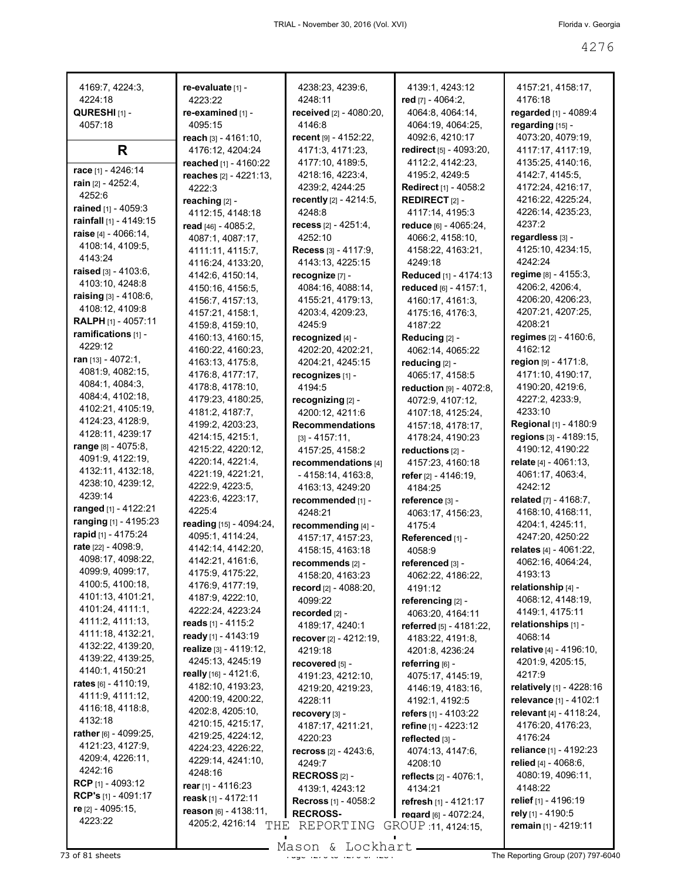4169:7, 4224:3, 4224:18
**QURESHI** [1] - 4057:18

## R

**race** [1] - 4246:14
**rain** [2] - 4252:4, 4252:6
**rained** [1] - 4059:3
**rainfall** [1] - 4149:15
**raise** [4] - 4066:14, 4108:14, 4109:5, 4143:24
**raised** [3] - 4103:6, 4103:10, 4248:8
**raising** [3] - 4108:6, 4108:12, 4109:8
**RALPH** [1] - 4057:11
**ramifications** [1] - 4229:12
**ran** [13] - 4072:1, 4081:9, 4082:15, 4084:1, 4084:3, 4084:4, 4102:18, 4102:21, 4105:19, 4124:23, 4128:9, 4128:11, 4239:17
**range** [8] - 4075:8, 4091:9, 4122:19, 4132:11, 4132:18, 4238:10, 4239:12, 4239:14
**ranged** [1] - 4122:21
**ranging** [1] - 4195:23
**rapid** [1] - 4175:24
**rate** [22] - 4098:9, 4098:17, 4098:22, 4099:9, 4099:17, 4100:5, 4100:18, 4101:13, 4101:21, 4101:24, 4111:1, 4111:2, 4111:13, 4111:18, 4132:21, 4132:22, 4139:20, 4139:22, 4139:25, 4140:1, 4150:21
**rates** [6] - 4110:19, 4111:9, 4111:12, 4116:18, 4118:8, 4132:18
**rather** [6] - 4099:25, 4121:23, 4127:9, 4209:4, 4226:11, 4242:16
**RCP** [1] - 4093:12
**RCP's** [1] - 4091:17
**re** [2] - 4095:15, 4223:22
**re-evaluate** [1] - 4223:22
**re-examined** [1] - 4095:15
**reach** [3] - 4161:10, 4176:12, 4204:24
**reached** [1] - 4160:22
**reaches** [2] - 4221:13, 4222:3
**reaching** [2] - 4112:15, 4148:18
**read** [46] - 4085:2, 4087:1, 4087:17, 4111:11, 4115:7, 4116:24, 4133:20, 4142:6, 4150:14, 4150:16, 4156:5, 4156:7, 4157:13, 4157:21, 4158:1, 4159:8, 4159:10, 4160:13, 4160:15, 4160:22, 4160:23, 4163:13, 4175:8, 4176:8, 4177:17, 4178:8, 4178:10, 4179:23, 4180:25, 4181:2, 4187:7, 4199:2, 4203:23, 4214:15, 4215:1, 4215:22, 4220:12, 4220:14, 4221:4, 4221:19, 4221:21, 4222:9, 4223:5, 4223:6, 4223:17, 4225:4
**reading** [15] - 4094:24, 4095:1, 4114:24, 4142:14, 4142:20, 4142:21, 4161:6, 4175:9, 4175:22, 4176:9, 4177:19, 4187:9, 4222:10, 4222:24, 4223:24
**reads** [1] - 4115:2
**ready** [1] - 4143:19
**realize** [3] - 4119:12, 4245:13, 4245:19
**really** [16] - 4121:6, 4182:10, 4193:23, 4200:19, 4200:22, 4202:8, 4205:10, 4210:15, 4215:17, 4219:25, 4224:12, 4224:23, 4226:22, 4229:14, 4241:10, 4248:16
**rear** [1] - 4116:23
**reask** [1] - 4172:11
**reason** [6] - 4138:11, 4205:2, 4216:14, 4238:23, 4239:6, 4248:11
**received** [2] - 4080:20, 4146:8
**recent** [9] - 4152:22, 4171:3, 4171:23, 4177:10, 4189:5, 4218:16, 4223:4, 4239:2, 4244:25
**recently** [2] - 4214:5, 4248:8
**recess** [2] - 4251:4, 4252:10
**Recess** [3] - 4117:9, 4143:13, 4225:15
**recognize** [7] - 4084:16, 4088:14, 4155:21, 4179:13, 4203:4, 4209:23, 4245:9
**recognized** [4] - 4202:20, 4202:21, 4204:21, 4245:15
**recognizes** [1] - 4194:5
**recognizing** [2] - 4200:12, 4211:6
**Recommendations** [3] - 4157:11, 4157:25, 4158:2
**recommendations** [4] - 4158:14, 4163:8, 4163:13, 4249:20
**recommended** [1] - 4248:21
**recommending** [4] - 4157:17, 4157:23, 4158:15, 4163:18
**recommends** [2] - 4158:20, 4163:23
**record** [2] - 4088:20, 4099:22
**recorded** [2] - 4189:17, 4240:1
**recover** [2] - 4212:19, 4219:18
**recovered** [5] - 4191:23, 4212:10, 4219:20, 4219:23, 4228:11
**recovery** [3] - 4187:17, 4211:21, 4220:23
**recross** [2] - 4243:6, 4249:7
**RECROSS** [2] - 4139:1, 4243:12
**Recross** [1] - 4058:2
**RECROSS-** 4139:1, 4243:12
**red** [7] - 4064:2, 4064:8, 4064:14, 4064:19, 4064:25, 4092:6, 4210:17
**redirect** [5] - 4093:20, 4112:2, 4142:23, 4195:2, 4249:5
**Redirect** [1] - 4058:2
**REDIRECT** [2] - 4117:14, 4195:3
**reduce** [6] - 4065:24, 4066:2, 4158:10, 4158:22, 4163:21, 4249:18
**Reduced** [1] - 4174:13
**reduced** [6] - 4157:1, 4160:17, 4161:3, 4175:16, 4176:3, 4187:22
**Reducing** [2] - 4062:14, 4065:22
**reducing** [2] - 4065:17, 4158:5
**reduction** [9] - 4072:8, 4072:9, 4107:12, 4107:18, 4125:24, 4157:18, 4178:17, 4178:24, 4190:23
**reductions** [2] - 4157:23, 4160:18
**refer** [2] - 4146:19, 4184:25
**reference** [3] - 4063:17, 4156:23, 4175:4
**Referenced** [1] - 4058:9
**referenced** [3] - 4062:22, 4186:22, 4191:12
**referencing** [2] - 4063:20, 4164:11
**referred** [5] - 4181:22, 4183:22, 4191:8, 4201:8, 4236:24
**referring** [6] - 4075:17, 4145:19, 4146:19, 4183:16, 4192:1, 4192:5
**refers** [1] - 4103:22
**refine** [1] - 4223:12
**reflected** [3] - 4074:13, 4147:6, 4208:10
**reflects** [2] - 4076:1, 4134:21
**refresh** [1] - 4121:17
**regard** [6] - 4072:24, 4123:11, 4124:15, 4157:21, 4158:17, 4176:18
**regarded** [1] - 4089:4
**regarding** [15] - 4073:20, 4079:19, 4117:17, 4117:19, 4135:25, 4140:16, 4142:7, 4145:5, 4172:24, 4216:17, 4216:22, 4225:24, 4226:14, 4235:23, 4237:2
**regardless** [3] - 4125:10, 4234:15, 4242:24
**regime** [8] - 4155:3, 4206:2, 4206:4, 4206:20, 4206:23, 4207:21, 4207:25, 4208:21
**regimes** [2] - 4160:6, 4162:12
**region** [9] - 4171:8, 4171:10, 4190:17, 4190:20, 4219:6, 4227:2, 4233:9, 4233:10
**Regional** [1] - 4180:9
**regions** [3] - 4189:15, 4190:12, 4190:22
**relate** [4] - 4061:13, 4061:17, 4063:4, 4242:12
**related** [7] - 4168:7, 4168:10, 4168:11, 4204:1, 4245:11, 4247:20, 4250:22
**relates** [4] - 4061:22, 4062:16, 4064:24, 4193:13
**relationship** [4] - 4068:12, 4148:19, 4149:1, 4175:11
**relationships** [1] - 4068:14
**relative** [4] - 4196:10, 4201:9, 4205:15, 4217:9
**relatively** [1] - 4228:16
**relevance** [1] - 4102:1
**relevant** [4] - 4118:24, 4176:20, 4176:23, 4176:24
**reliance** [1] - 4192:23
**relied** [4] - 4068:6, 4080:19, 4096:11, 4148:22
**relief** [1] - 4196:19
**rely** [1] - 4190:5
**remain** [1] - 4219:11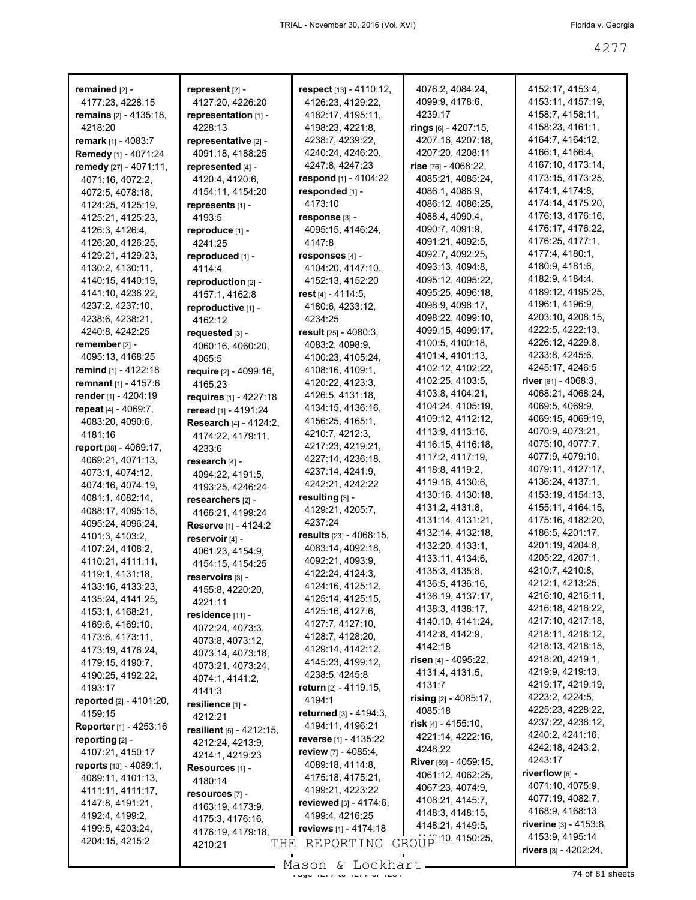**remained** [2] - 4177:23, 4228:15
**remains** [2] - 4135:18, 4218:20
**remark** [1] - 4083:7
**Remedy** [1] - 4071:24
**remedy** [27] - 4071:11, 4071:16, 4072:2, 4072:5, 4078:18, 4124:25, 4125:19, 4125:21, 4125:23, 4126:3, 4126:4, 4126:20, 4126:25, 4129:21, 4129:23, 4130:2, 4130:11, 4140:15, 4140:19, 4141:10, 4236:22, 4237:2, 4237:10, 4238:6, 4238:21, 4240:8, 4242:25
**remember** [2] - 4095:13, 4168:25
**remind** [1] - 4122:18
**remnant** [1] - 4157:6
**render** [1] - 4204:19
**repeat** [4] - 4069:7, 4083:20, 4090:6, 4181:16
**report** [38] - 4069:17, 4069:21, 4071:13, 4073:1, 4074:12, 4074:16, 4074:19, 4081:1, 4082:14, 4088:17, 4095:15, 4095:24, 4096:24, 4101:3, 4103:2, 4107:24, 4108:2, 4110:21, 4111:11, 4119:1, 4131:18, 4133:16, 4133:23, 4135:24, 4141:25, 4153:1, 4168:21, 4169:6, 4169:10, 4173:6, 4173:11, 4173:19, 4176:24, 4179:15, 4190:7, 4190:25, 4192:22, 4193:17
**reported** [2] - 4101:20, 4159:15
**Reporter** [1] - 4253:16
**reporting** [2] - 4107:21, 4150:17
**reports** [13] - 4089:1, 4089:11, 4101:13, 4111:11, 4111:17, 4147:8, 4191:21, 4192:4, 4199:2, 4199:5, 4203:24, 4204:15, 4215:2
**represent** [2] - 4127:20, 4226:20
**representation** [1] - 4228:13
**representative** [2] - 4091:18, 4188:25
**represented** [4] - 4120:4, 4120:6, 4154:11, 4154:20
**represents** [1] - 4193:5
**reproduce** [1] - 4241:25
**reproduced** [1] - 4114:4
**reproduction** [2] - 4157:1, 4162:8
**reproductive** [1] - 4162:12
**requested** [3] - 4060:16, 4060:20, 4065:5
**require** [2] - 4099:16, 4165:23
**requires** [1] - 4227:18
**reread** [1] - 4191:24
**Research** [4] - 4124:2, 4174:22, 4179:11, 4233:6
**research** [4] - 4094:22, 4191:5, 4193:25, 4246:24
**researchers** [2] - 4166:21, 4199:24
**Reserve** [1] - 4124:2
**reservoir** [4] - 4061:23, 4154:9, 4154:15, 4154:25
**reservoirs** [3] - 4155:8, 4220:20, 4221:11
**residence** [11] - 4072:24, 4073:3, 4073:8, 4073:12, 4073:14, 4073:18, 4073:21, 4073:24, 4074:1, 4141:2, 4141:3
**resilience** [1] - 4212:21
**resilient** [5] - 4212:15, 4212:24, 4213:9, 4214:1, 4219:23
**Resources** [1] - 4180:14
**resources** [7] - 4163:19, 4173:9, 4175:3, 4176:16, 4176:19, 4179:18, 4210:21
**respect** [13] - 4110:12, 4126:23, 4129:22, 4182:17, 4195:11, 4198:23, 4221:8, 4238:7, 4239:22, 4240:24, 4246:20, 4247:8, 4247:23
**respond** [1] - 4104:22
**responded** [1] - 4173:10
**response** [3] - 4095:15, 4146:24, 4147:8
**responses** [4] - 4104:20, 4147:10, 4152:13, 4152:20
**rest** [4] - 4114:5, 4180:6, 4233:12, 4234:25
**result** [25] - 4080:3, 4083:2, 4098:9, 4100:23, 4105:24, 4108:16, 4109:1, 4120:22, 4123:3, 4126:5, 4131:18, 4134:15, 4136:16, 4156:25, 4165:1, 4210:7, 4212:3, 4217:23, 4219:21, 4227:14, 4236:18, 4237:14, 4241:9, 4242:21, 4242:22
**resulting** [3] - 4129:21, 4205:7, 4237:24
**results** [23] - 4068:15, 4083:14, 4092:18, 4092:21, 4093:9, 4122:24, 4124:3, 4124:16, 4125:12, 4125:14, 4125:15, 4125:16, 4127:6, 4127:7, 4127:10, 4128:7, 4128:20, 4129:14, 4142:12, 4145:23, 4199:12, 4238:5, 4245:8
**return** [2] - 4119:15, 4194:1
**returned** [3] - 4194:3, 4194:11, 4196:21
**reverse** [1] - 4135:22
**review** [7] - 4085:4, 4089:18, 4114:8, 4175:18, 4175:21, 4199:21, 4223:22
**reviewed** [3] - 4174:6, 4199:4, 4216:25
**reviews** [1] - 4174:18
4076:2, 4084:24, 4099:9, 4178:6, 4239:17
**rings** [6] - 4207:15, 4207:16, 4207:18, 4207:20, 4208:11
**rise** [76] - 4068:22, 4085:21, 4085:24, 4086:1, 4086:9, 4086:12, 4086:25, 4088:4, 4090:4, 4090:7, 4091:9, 4091:21, 4092:5, 4092:7, 4092:25, 4093:13, 4094:8, 4095:12, 4095:22, 4095:25, 4096:18, 4098:9, 4098:17, 4098:22, 4099:10, 4099:15, 4099:17, 4100:5, 4100:18, 4101:4, 4101:13, 4102:12, 4102:22, 4102:25, 4103:5, 4103:8, 4104:21, 4104:24, 4105:19, 4109:12, 4112:12, 4113:9, 4113:16, 4116:15, 4116:18, 4117:2, 4117:19, 4118:8, 4119:2, 4119:16, 4130:6, 4130:16, 4130:18, 4131:2, 4131:8, 4131:14, 4131:21, 4132:14, 4132:18, 4132:20, 4133:1, 4133:11, 4134:6, 4135:3, 4135:8, 4136:5, 4136:16, 4136:19, 4137:17, 4138:3, 4138:17, 4140:10, 4141:24, 4142:8, 4142:9, 4142:18
**risen** [4] - 4095:22, 4131:4, 4131:5, 4131:7
**rising** [2] - 4085:17, 4085:18
**risk** [4] - 4155:10, 4221:14, 4222:16, 4248:22
**River** [59] - 4059:15, 4061:12, 4062:25, 4067:23, 4074:9, 4108:21, 4145:7, 4148:3, 4148:15, 4148:21, 4149:5, 4149:10, 4150:25,
4152:17, 4153:4, 4153:11, 4157:19, 4158:7, 4158:11, 4158:23, 4161:1, 4164:7, 4164:12, 4166:1, 4166:4, 4167:10, 4173:14, 4173:15, 4173:25, 4174:1, 4174:8, 4174:14, 4175:20, 4176:13, 4176:16, 4176:17, 4176:22, 4176:25, 4177:1, 4177:4, 4180:1, 4180:9, 4181:6, 4182:9, 4184:4, 4189:12, 4195:25, 4196:1, 4196:9, 4203:10, 4208:15, 4222:5, 4222:13, 4226:12, 4229:8, 4233:8, 4245:6, 4245:17, 4246:5
**river** [61] - 4068:3, 4068:21, 4068:24, 4069:5, 4069:9, 4069:15, 4069:19, 4070:9, 4073:21, 4075:10, 4077:7, 4077:9, 4079:10, 4079:11, 4127:17, 4136:24, 4137:1, 4153:19, 4154:13, 4155:11, 4164:15, 4175:16, 4182:20, 4186:5, 4201:17, 4201:19, 4204:8, 4205:22, 4207:1, 4210:7, 4210:8, 4212:1, 4213:25, 4216:10, 4216:11, 4216:18, 4216:22, 4217:10, 4217:18, 4218:11, 4218:12, 4218:13, 4218:15, 4218:20, 4219:1, 4219:9, 4219:13, 4219:17, 4219:19, 4223:2, 4224:5, 4225:23, 4228:22, 4237:22, 4238:12, 4240:2, 4241:16, 4242:18, 4243:2, 4243:17
**riverflow** [6] - 4071:10, 4075:9, 4077:19, 4082:7, 4168:9, 4168:13
**riverine** [3] - 4153:8, 4153:9, 4195:14
**rivers** [3] - 4202:24,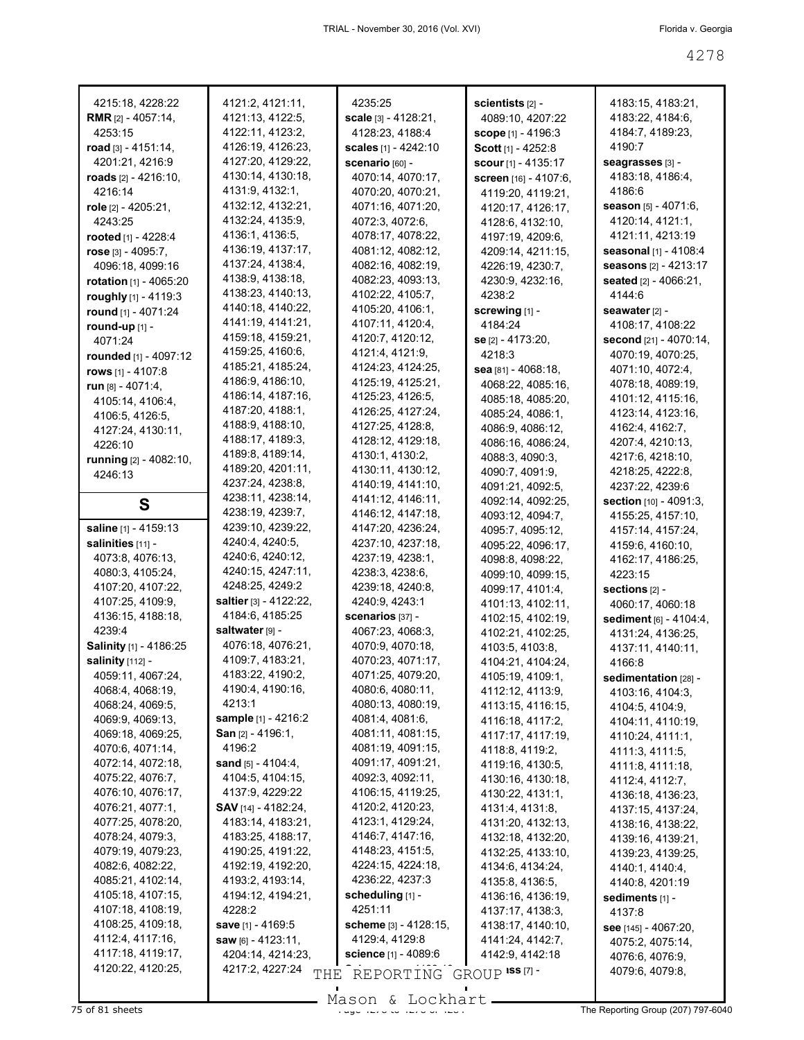4215:18, 4228:22
**RMR** [2] - 4057:14, 4253:15
**road** [3] - 4151:14, 4201:21, 4216:9
**roads** [2] - 4216:10, 4216:14
**role** [2] - 4205:21, 4243:25
**rooted** [1] - 4228:4
**rose** [3] - 4095:7, 4096:18, 4099:16
**rotation** [1] - 4065:20
**roughly** [1] - 4119:3
**round** [1] - 4071:24
**round-up** [1] - 4071:24
**rounded** [1] - 4097:12
**rows** [1] - 4107:8
**run** [8] - 4071:4, 4105:14, 4106:4, 4106:5, 4126:5, 4127:24, 4130:11, 4226:10
**running** [2] - 4082:10, 4246:13

## S

**saline** [1] - 4159:13
**salinities** [11] - 4073:8, 4076:13, 4080:3, 4105:24, 4107:20, 4107:22, 4107:25, 4109:9, 4136:15, 4188:18, 4239:4
**Salinity** [1] - 4186:25
**salinity** [112] - 4059:11, 4067:24, 4068:4, 4068:19, 4068:24, 4069:5, 4069:9, 4069:13, 4069:18, 4069:25, 4070:6, 4071:14, 4072:14, 4072:18, 4075:22, 4076:7, 4076:10, 4076:17, 4076:21, 4077:1, 4077:25, 4078:20, 4078:24, 4079:3, 4079:19, 4079:23, 4082:6, 4082:22, 4085:21, 4102:14, 4105:18, 4107:15, 4107:18, 4108:19, 4108:25, 4109:18, 4112:4, 4117:16, 4117:18, 4119:17, 4120:22, 4120:25, 4121:2, 4121:11, 4121:13, 4122:5, 4122:11, 4123:2, 4126:19, 4126:23, 4127:20, 4129:22, 4130:14, 4130:18, 4131:9, 4132:1, 4132:12, 4132:21, 4132:24, 4135:9, 4136:1, 4136:5, 4136:19, 4137:17, 4137:24, 4138:4, 4138:9, 4138:18, 4138:23, 4140:13, 4140:18, 4140:22, 4141:19, 4141:21, 4159:18, 4159:21, 4159:25, 4160:6, 4185:21, 4185:24, 4186:9, 4186:10, 4186:14, 4187:16, 4187:20, 4188:1, 4188:9, 4188:10, 4188:17, 4189:3, 4189:8, 4189:14, 4189:20, 4201:11, 4237:24, 4238:8, 4238:11, 4238:14, 4238:19, 4239:7, 4239:10, 4239:22, 4240:4, 4240:5, 4240:6, 4240:12, 4240:15, 4247:11, 4248:25, 4249:2
**saltier** [3] - 4122:22, 4184:6, 4185:25
**saltwater** [9] - 4076:18, 4076:21, 4109:7, 4183:21, 4183:22, 4190:2, 4190:4, 4190:16, 4213:1
**sample** [1] - 4216:2
**San** [2] - 4196:1, 4196:2
**sand** [5] - 4104:4, 4104:5, 4104:15, 4137:9, 4229:22
**SAV** [14] - 4182:24, 4183:14, 4183:21, 4183:25, 4188:17, 4190:25, 4191:22, 4192:19, 4192:20, 4193:2, 4193:14, 4194:12, 4194:21, 4228:2
**save** [1] - 4169:5
**saw** [6] - 4123:11, 4204:14, 4214:23, 4217:2, 4227:24
4235:25
**scale** [3] - 4128:21, 4128:23, 4188:4
**scales** [1] - 4242:10
**scenario** [60] - 4070:14, 4070:17, 4070:20, 4070:21, 4071:16, 4071:20, 4072:3, 4072:6, 4078:17, 4078:22, 4081:12, 4082:12, 4082:16, 4082:19, 4082:23, 4093:13, 4102:22, 4105:7, 4105:20, 4106:1, 4107:11, 4120:4, 4120:7, 4120:12, 4121:4, 4121:9, 4124:23, 4124:25, 4125:19, 4125:21, 4125:23, 4126:5, 4126:25, 4127:24, 4127:25, 4128:8, 4128:12, 4129:18, 4130:1, 4130:2, 4130:11, 4130:12, 4140:19, 4141:10, 4141:12, 4146:11, 4146:12, 4147:18, 4147:20, 4236:24, 4237:10, 4237:18, 4237:19, 4238:1, 4238:3, 4238:6, 4239:18, 4240:8, 4240:9, 4243:1
**scenarios** [37] - 4067:23, 4068:3, 4070:9, 4070:18, 4070:23, 4071:17, 4071:25, 4079:20, 4080:6, 4080:11, 4080:13, 4080:19, 4081:4, 4081:6, 4081:11, 4081:15, 4081:19, 4091:15, 4091:17, 4091:21, 4092:3, 4092:11, 4106:15, 4119:25, 4120:2, 4120:23, 4123:1, 4129:24, 4146:7, 4147:16, 4148:23, 4151:5, 4224:15, 4224:18, 4236:22, 4237:3
**scheduling** [1] - 4251:11
**scheme** [3] - 4128:15, 4129:4, 4129:8
**science** [1] - 4089:6
**scientists** [2] - 4089:10, 4207:22
**scope** [1] - 4196:3
**Scott** [1] - 4252:8
**scour** [1] - 4135:17
**screen** [16] - 4107:6, 4119:20, 4119:21, 4120:17, 4126:17, 4128:6, 4132:10, 4197:19, 4209:6, 4209:14, 4211:15, 4226:19, 4230:7, 4230:9, 4232:16, 4238:2
**screwing** [1] - 4184:24
**se** [2] - 4173:20, 4218:3
**sea** [81] - 4068:18, 4068:22, 4085:16, 4085:18, 4085:20, 4085:24, 4086:1, 4086:9, 4086:12, 4086:16, 4086:24, 4088:3, 4090:3, 4090:7, 4091:9, 4091:21, 4092:5, 4092:14, 4092:25, 4093:12, 4094:7, 4095:7, 4095:12, 4095:22, 4096:17, 4098:8, 4098:22, 4099:10, 4099:15, 4099:17, 4101:4, 4101:13, 4102:11, 4102:15, 4102:19, 4102:21, 4102:25, 4103:5, 4103:8, 4104:21, 4104:24, 4105:19, 4109:1, 4112:12, 4113:9, 4113:15, 4116:15, 4116:18, 4117:2, 4117:17, 4117:19, 4118:8, 4119:2, 4119:16, 4130:5, 4130:16, 4130:18, 4130:22, 4131:1, 4131:4, 4131:8, 4131:20, 4132:13, 4132:18, 4132:20, 4132:25, 4133:10, 4134:6, 4134:24, 4135:8, 4136:5, 4136:16, 4136:19, 4137:17, 4138:3, 4138:17, 4140:10, 4141:24, 4142:7, 4142:9, 4142:18
**...ss** [7] -
4183:15, 4183:21, 4183:22, 4184:6, 4184:7, 4189:23, 4190:7
**seagrasses** [3] - 4183:18, 4186:4, 4186:6
**season** [5] - 4071:6, 4120:14, 4121:1, 4121:11, 4213:19
**seasonal** [1] - 4108:4
**seasons** [2] - 4213:17
**seated** [2] - 4066:21, 4144:6
**seawater** [2] - 4108:17, 4108:22
**second** [21] - 4070:14, 4070:19, 4070:25, 4071:10, 4072:4, 4078:18, 4089:19, 4101:12, 4115:16, 4123:14, 4123:16, 4162:4, 4162:7, 4207:4, 4210:13, 4217:6, 4218:10, 4218:25, 4222:8, 4237:22, 4239:6
**section** [10] - 4091:3, 4155:25, 4157:10, 4157:14, 4157:24, 4159:6, 4160:10, 4162:17, 4186:25, 4223:15
**sections** [2] - 4060:17, 4060:18
**sediment** [6] - 4104:4, 4131:24, 4136:25, 4137:11, 4140:11, 4166:8
**sedimentation** [28] - 4103:16, 4104:3, 4104:5, 4104:9, 4104:11, 4110:19, 4110:24, 4111:1, 4111:3, 4111:5, 4111:8, 4111:18, 4112:4, 4112:7, 4136:18, 4136:23, 4137:15, 4137:24, 4138:16, 4138:22, 4139:16, 4139:21, 4139:23, 4139:25, 4140:1, 4140:4, 4140:8, 4201:19
**sediments** [1] - 4137:8
**see** [145] - 4067:20, 4075:2, 4075:14, 4076:6, 4076:9, 4079:6, 4079:8,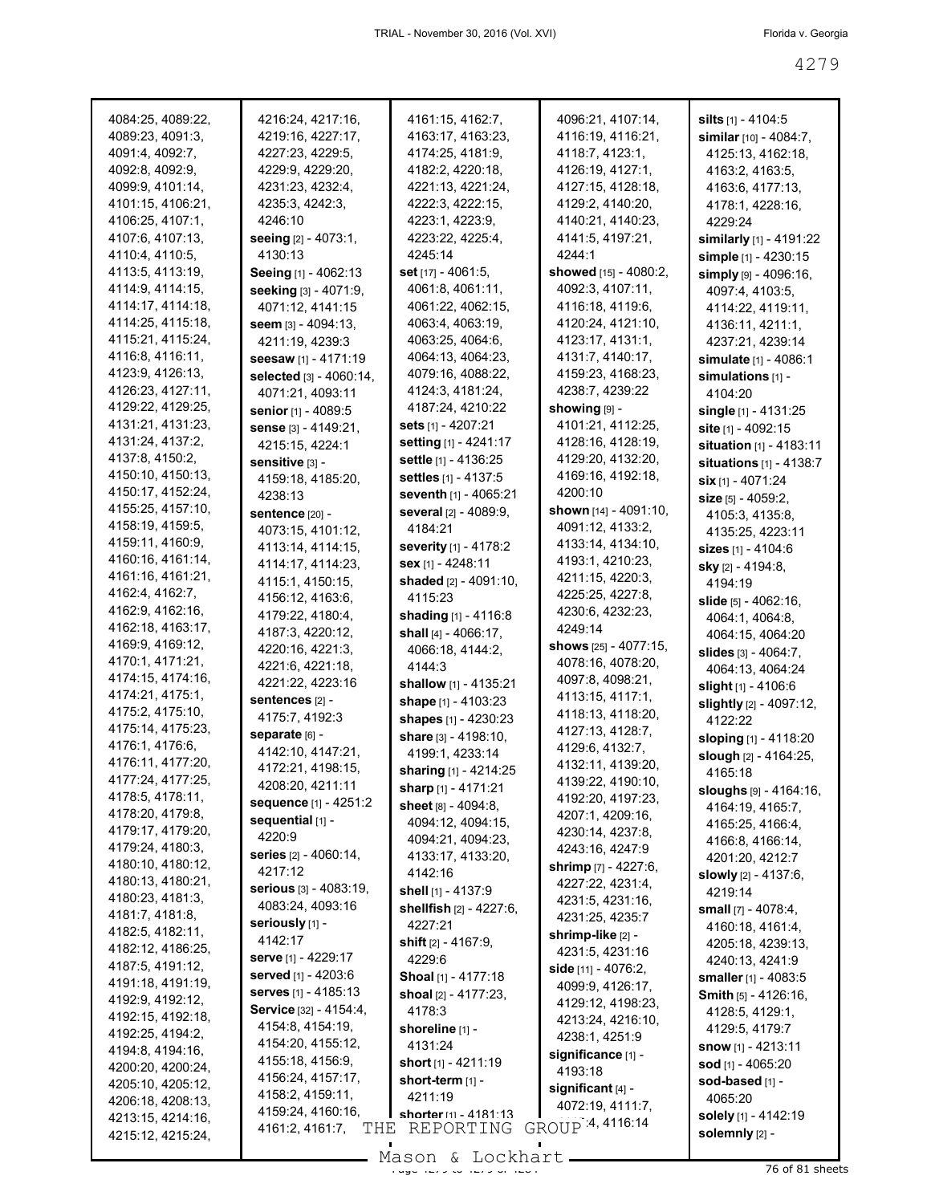4084:25, 4089:22, 4089:23, 4091:3, 4091:4, 4092:7, 4092:8, 4092:9, 4099:9, 4101:14, 4101:15, 4106:21, 4106:25, 4107:1, 4107:6, 4107:13, 4110:4, 4110:5, 4113:5, 4113:19, 4114:9, 4114:15, 4114:17, 4114:18, 4114:25, 4115:18, 4115:21, 4115:24, 4116:8, 4116:11, 4123:9, 4126:13, 4126:23, 4127:11, 4129:22, 4129:25, 4131:21, 4131:23, 4131:24, 4137:2, 4137:8, 4150:2, 4150:10, 4150:13, 4150:17, 4152:24, 4155:25, 4157:10, 4158:19, 4159:5, 4159:11, 4160:9, 4160:16, 4161:14, 4161:16, 4161:21, 4162:4, 4162:7, 4162:9, 4162:16, 4162:18, 4163:17, 4169:9, 4169:12, 4170:1, 4171:21, 4174:15, 4174:16, 4174:21, 4175:1, 4175:2, 4175:10, 4175:14, 4175:23, 4176:1, 4176:6, 4176:11, 4177:20, 4177:24, 4177:25, 4178:5, 4178:11, 4178:20, 4179:8, 4179:17, 4179:20, 4179:24, 4180:3, 4180:10, 4180:12, 4180:13, 4180:21, 4180:23, 4181:3, 4181:7, 4181:8, 4182:5, 4182:11, 4182:12, 4186:25, 4187:5, 4191:12, 4191:18, 4191:19, 4192:9, 4192:12, 4192:15, 4192:18, 4192:25, 4194:2, 4194:8, 4194:16, 4200:20, 4200:24, 4205:10, 4205:12, 4206:18, 4208:13, 4213:15, 4214:16, 4215:12, 4215:24, 4216:24, 4217:16, 4219:16, 4227:17, 4227:23, 4229:5, 4229:9, 4229:20, 4231:23, 4232:4, 4235:3, 4242:3, 4246:10

**seeing** [2] - 4073:1, 4130:13

**Seeing** [1] - 4062:13

**seeking** [3] - 4071:9, 4071:12, 4141:15

**seem** [3] - 4094:13, 4211:19, 4239:3

**seesaw** [1] - 4171:19

**selected** [3] - 4060:14, 4071:21, 4093:11

**senior** [1] - 4089:5

**sense** [3] - 4149:21, 4215:15, 4224:1

**sensitive** [3] - 4159:18, 4185:20, 4238:13

**sentence** [20] - 4073:15, 4101:12, 4113:14, 4114:15, 4114:17, 4114:23, 4115:1, 4150:15, 4156:12, 4163:6, 4179:22, 4180:4, 4187:3, 4220:12, 4220:16, 4221:3, 4221:6, 4221:18, 4221:22, 4223:16

**sentences** [2] - 4175:7, 4192:3

**separate** [6] - 4142:10, 4147:21, 4172:21, 4198:15, 4208:20, 4211:11

**sequence** [1] - 4251:2

**sequential** [1] - 4220:9

**series** [2] - 4060:14, 4217:12

**serious** [3] - 4083:19, 4083:24, 4093:16

**seriously** [1] - 4142:17

**serve** [1] - 4229:17

**served** [1] - 4203:6

**serves** [1] - 4185:13

**Service** [32] - 4154:4, 4154:8, 4154:19, 4154:20, 4155:12, 4155:18, 4156:9, 4156:24, 4157:17, 4158:2, 4159:11, 4159:24, 4160:16, 4161:2, 4161:7, 4161:15, 4162:7, 4163:17, 4163:23, 4174:25, 4181:9, 4182:2, 4220:18, 4221:13, 4221:24, 4222:3, 4222:15, 4223:1, 4223:9, 4223:22, 4225:4, 4245:14

**set** [17] - 4061:5, 4061:8, 4061:11, 4061:22, 4062:15, 4063:4, 4063:19, 4063:25, 4064:6, 4064:13, 4064:23, 4079:16, 4088:22, 4124:3, 4181:24, 4187:24, 4210:22

**sets** [1] - 4207:21

**setting** [1] - 4241:17

**settle** [1] - 4136:25

**settles** [1] - 4137:5

**seventh** [1] - 4065:21

**several** [2] - 4089:9, 4184:21

**severity** [1] - 4178:2

**sex** [1] - 4248:11

**shaded** [2] - 4091:10, 4115:23

**shading** [1] - 4116:8

**shall** [4] - 4066:17, 4066:18, 4144:2, 4144:3

**shallow** [1] - 4135:21

**shape** [1] - 4103:23

**shapes** [1] - 4230:23

**share** [3] - 4198:10, 4199:1, 4233:14

**sharing** [1] - 4214:25

**sharp** [1] - 4171:21

**sheet** [8] - 4094:8, 4094:12, 4094:15, 4094:20, 4094:23, 4133:17, 4133:20, 4142:16

**shell** [1] - 4137:9

**shellfish** [2] - 4227:6, 4227:21

**shift** [2] - 4167:9, 4229:6

**Shoal** [1] - 4177:18

**shoal** [2] - 4177:23, 4178:3

**shoreline** [1] - 4131:24

**short** [1] - 4211:19

**short-term** [1] - 4211:19

**shorter** [1] - 4181:13

4096:21, 4107:14, 4116:19, 4116:21, 4118:7, 4123:1, 4126:19, 4127:1, 4127:15, 4128:18, 4129:2, 4140:20, 4140:21, 4140:23, 4141:5, 4197:21, 4244:1

**showed** [15] - 4080:2, 4092:3, 4107:11, 4116:18, 4119:6, 4120:24, 4121:10, 4123:17, 4131:1, 4131:7, 4140:17, 4159:23, 4168:23, 4238:7, 4239:22

**showing** [9] - 4101:21, 4112:25, 4128:16, 4128:19, 4129:20, 4132:20, 4169:16, 4192:18, 4200:10

**shown** [14] - 4091:10, 4091:12, 4133:2, 4133:14, 4134:10, 4193:1, 4210:23, 4211:15, 4220:3, 4225:25, 4227:8, 4230:6, 4232:23, 4249:14

**shows** [25] - 4077:15, 4078:16, 4078:20, 4097:8, 4098:21, 4113:15, 4117:1, 4118:13, 4118:20, 4127:13, 4128:7, 4129:6, 4132:7, 4132:11, 4139:20, 4139:22, 4190:10, 4192:20, 4197:23, 4207:1, 4209:16, 4230:14, 4237:8, 4243:16, 4247:9

**shrimp** [7] - 4227:6, 4227:22, 4231:4, 4231:5, 4231:16, 4231:25, 4235:7

**shrimp-like** [2] - 4231:5, 4231:16

**side** [11] - 4076:2, 4099:9, 4126:17, 4129:12, 4198:23, 4213:24, 4216:10, 4238:1, 4251:9

**significance** [1] - 4193:18

**significant** [4] - 4072:19, 4111:7, ...:4, 4116:14

**silts** [1] - 4104:5

**similar** [10] - 4084:7, 4125:13, 4162:18, 4163:2, 4163:5, 4163:6, 4177:13, 4178:1, 4228:16, 4229:24

**similarly** [1] - 4191:22

**simple** [1] - 4230:15

**simply** [9] - 4096:16, 4097:4, 4103:5, 4114:22, 4119:11, 4136:11, 4211:1, 4237:21, 4239:14

**simulate** [1] - 4086:1

**simulations** [1] - 4104:20

**single** [1] - 4131:25

**site** [1] - 4092:15

**situation** [1] - 4183:11

**situations** [1] - 4138:7

**six** [1] - 4071:24

**size** [5] - 4059:2, 4105:3, 4135:8, 4135:25, 4223:11

**sizes** [1] - 4104:6

**sky** [2] - 4194:8, 4194:19

**slide** [5] - 4062:16, 4064:1, 4064:8, 4064:15, 4064:20

**slides** [3] - 4064:7, 4064:13, 4064:24

**slight** [1] - 4106:6

**slightly** [2] - 4097:12, 4122:22

**sloping** [1] - 4118:20

**slough** [2] - 4164:25, 4165:18

**sloughs** [9] - 4164:16, 4164:19, 4165:7, 4165:25, 4166:4, 4166:8, 4166:14, 4201:20, 4212:7

**slowly** [2] - 4137:6, 4219:14

**small** [7] - 4078:4, 4160:18, 4161:4, 4205:18, 4239:13, 4240:13, 4241:9

**smaller** [1] - 4083:5

**Smith** [5] - 4126:16, 4128:5, 4129:1, 4129:5, 4179:7

**snow** [1] - 4213:11

**sod** [1] - 4065:20

**sod-based** [1] - 4065:20

**solely** [1] - 4142:19

**solemnly** [2] -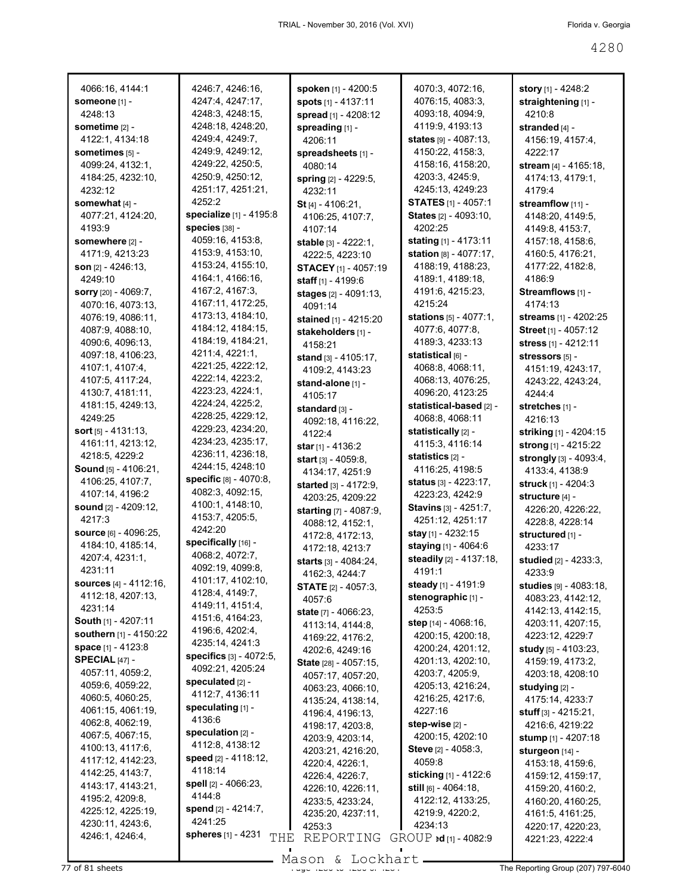4066:16, 4144:1
**someone** [1] - 4248:13
**sometime** [2] - 4122:1, 4134:18
**sometimes** [5] - 4099:24, 4132:1, 4184:25, 4232:10, 4232:12
**somewhat** [4] - 4077:21, 4124:20, 4193:9
**somewhere** [2] - 4171:9, 4213:23
**son** [2] - 4246:13, 4249:10
**sorry** [20] - 4069:7, 4070:16, 4073:13, 4076:19, 4086:11, 4087:9, 4088:10, 4090:6, 4096:13, 4097:18, 4106:23, 4107:1, 4107:4, 4107:5, 4117:24, 4130:7, 4181:11, 4181:15, 4249:13, 4249:25
**sort** [5] - 4131:13, 4161:11, 4213:12, 4218:5, 4229:2
**Sound** [5] - 4106:21, 4106:25, 4107:7, 4107:14, 4196:2
**sound** [2] - 4209:12, 4217:3
**source** [6] - 4096:25, 4184:10, 4185:14, 4207:4, 4231:1, 4231:11
**sources** [4] - 4112:16, 4112:18, 4207:13, 4231:14
**South** [1] - 4207:11
**southern** [1] - 4150:22
**space** [1] - 4123:8
**SPECIAL** [47] - 4057:11, 4059:2, 4059:6, 4059:22, 4060:5, 4060:25, 4061:15, 4061:19, 4062:8, 4062:19, 4067:5, 4067:15, 4100:13, 4117:6, 4117:12, 4142:23, 4142:25, 4143:7, 4143:17, 4143:21, 4195:2, 4209:8, 4225:12, 4225:19, 4230:11, 4243:6, 4246:1, 4246:4, 4246:7, 4246:16, 4247:4, 4247:17, 4248:3, 4248:15, 4248:18, 4248:20, 4249:4, 4249:7, 4249:9, 4249:12, 4249:22, 4250:5, 4250:9, 4250:12, 4251:17, 4251:21, 4252:2
**specialize** [1] - 4195:8
**species** [38] - 4059:16, 4153:8, 4153:9, 4153:10, 4153:24, 4155:10, 4164:1, 4166:16, 4167:2, 4167:3, 4167:11, 4172:25, 4173:13, 4184:10, 4184:12, 4184:15, 4184:19, 4184:21, 4211:4, 4221:1, 4221:25, 4222:12, 4222:14, 4223:2, 4223:23, 4224:1, 4224:24, 4225:2, 4228:25, 4229:12, 4229:23, 4234:20, 4234:23, 4235:17, 4236:11, 4236:18, 4244:15, 4248:10
**specific** [8] - 4070:8, 4082:3, 4092:15, 4100:1, 4148:10, 4153:7, 4205:5, 4242:20
**specifically** [16] - 4068:2, 4072:7, 4092:19, 4099:8, 4101:17, 4102:10, 4128:4, 4149:7, 4149:11, 4151:4, 4151:6, 4164:23, 4196:6, 4202:4, 4235:14, 4241:3
**specifics** [3] - 4072:5, 4092:21, 4205:24
**speculated** [2] - 4112:7, 4136:11
**speculating** [1] - 4136:6
**speculation** [2] - 4112:8, 4138:12
**speed** [2] - 4118:12, 4118:14
**spell** [2] - 4066:23, 4144:8
**spend** [2] - 4214:7, 4241:25
**spheres** [1] - 4231
**spoken** [1] - 4200:5
**spots** [1] - 4137:11
**spread** [1] - 4208:12
**spreading** [1] - 4206:11
**spreadsheets** [1] - 4080:14
**spring** [2] - 4229:5, 4232:11
**St** [4] - 4106:21, 4106:25, 4107:7, 4107:14
**stable** [3] - 4222:1, 4222:5, 4223:10
**STACEY** [1] - 4057:19
**staff** [1] - 4199:6
**stages** [2] - 4091:13, 4091:14
**stained** [1] - 4215:20
**stakeholders** [1] - 4158:21
**stand** [3] - 4105:17, 4109:2, 4143:23
**stand-alone** [1] - 4105:17
**standard** [3] - 4092:18, 4116:22, 4122:4
**star** [1] - 4136:2
**start** [3] - 4059:8, 4134:17, 4251:9
**started** [3] - 4172:9, 4203:25, 4209:22
**starting** [7] - 4087:9, 4088:12, 4152:1, 4172:8, 4172:13, 4172:18, 4213:7
**starts** [3] - 4084:24, 4162:3, 4244:7
**STATE** [2] - 4057:3, 4057:6
**state** [7] - 4066:23, 4113:14, 4144:8, 4169:22, 4176:2, 4202:6, 4249:16
**State** [28] - 4057:15, 4057:17, 4057:20, 4063:23, 4066:10, 4135:24, 4138:14, 4196:4, 4196:13, 4198:17, 4203:8, 4203:9, 4203:14, 4203:21, 4216:20, 4220:4, 4226:1, 4226:4, 4226:7, 4226:10, 4226:11, 4233:5, 4233:24, 4235:20, 4237:11, 4253:3
4070:3, 4072:16, 4076:15, 4083:3, 4093:18, 4094:9, 4119:9, 4193:13
**states** [9] - 4087:13, 4150:22, 4158:3, 4158:16, 4158:20, 4203:3, 4245:9, 4245:13, 4249:23
**STATES** [1] - 4057:1
**States** [2] - 4093:10, 4202:25
**stating** [1] - 4173:11
**station** [8] - 4077:17, 4188:19, 4188:23, 4189:1, 4189:18, 4191:6, 4215:23, 4215:24
**stations** [5] - 4077:1, 4077:6, 4077:8, 4189:3, 4233:13
**statistical** [6] - 4068:8, 4068:11, 4068:13, 4076:25, 4096:20, 4123:25
**statistical-based** [2] - 4068:8, 4068:11
**statistically** [2] - 4115:3, 4116:14
**statistics** [2] - 4116:25, 4198:5
**status** [3] - 4223:17, 4223:23, 4242:9
**Stavins** [3] - 4251:7, 4251:12, 4251:17
**stay** [1] - 4232:15
**staying** [1] - 4064:6
**steadily** [2] - 4137:18, 4191:1
**steady** [1] - 4191:9
**stenographic** [1] - 4253:5
**step** [14] - 4068:16, 4200:15, 4200:18, 4200:24, 4201:12, 4201:13, 4202:10, 4203:7, 4205:9, 4205:13, 4216:24, 4216:25, 4217:6, 4227:16
**step-wise** [2] - 4200:15, 4202:10
**Steve** [2] - 4058:3, 4059:8
**sticking** [1] - 4122:6
**still** [6] - 4064:18, 4122:12, 4133:25, 4219:9, 4220:2, 4234:13
**...ed** [1] - 4082:9
**story** [1] - 4248:2
**straightening** [1] - 4210:8
**stranded** [4] - 4156:19, 4157:4, 4222:17
**stream** [4] - 4165:18, 4174:13, 4179:1, 4179:4
**streamflow** [11] - 4148:20, 4149:5, 4149:8, 4153:7, 4157:18, 4158:6, 4160:5, 4176:21, 4177:22, 4182:8, 4186:9
**Streamflows** [1] - 4174:13
**streams** [1] - 4202:25
**Street** [1] - 4057:12
**stress** [1] - 4212:11
**stressors** [5] - 4151:19, 4243:17, 4243:22, 4243:24, 4244:4
**stretches** [1] - 4216:13
**striking** [1] - 4204:15
**strong** [1] - 4215:22
**strongly** [3] - 4093:4, 4133:4, 4138:9
**struck** [1] - 4204:3
**structure** [4] - 4226:20, 4226:22, 4228:8, 4228:14
**structured** [1] - 4233:17
**studied** [2] - 4233:3, 4233:9
**studies** [9] - 4083:18, 4083:23, 4142:12, 4142:13, 4142:15, 4203:11, 4207:15, 4223:12, 4229:7
**study** [5] - 4103:23, 4159:19, 4173:2, 4203:18, 4208:10
**studying** [2] - 4175:14, 4233:7
**stuff** [3] - 4215:21, 4216:6, 4219:22
**stump** [1] - 4207:18
**sturgeon** [14] - 4153:18, 4159:6, 4159:12, 4159:17, 4159:20, 4160:2, 4160:20, 4160:25, 4161:5, 4161:25, 4220:17, 4220:23, 4221:23, 4222:4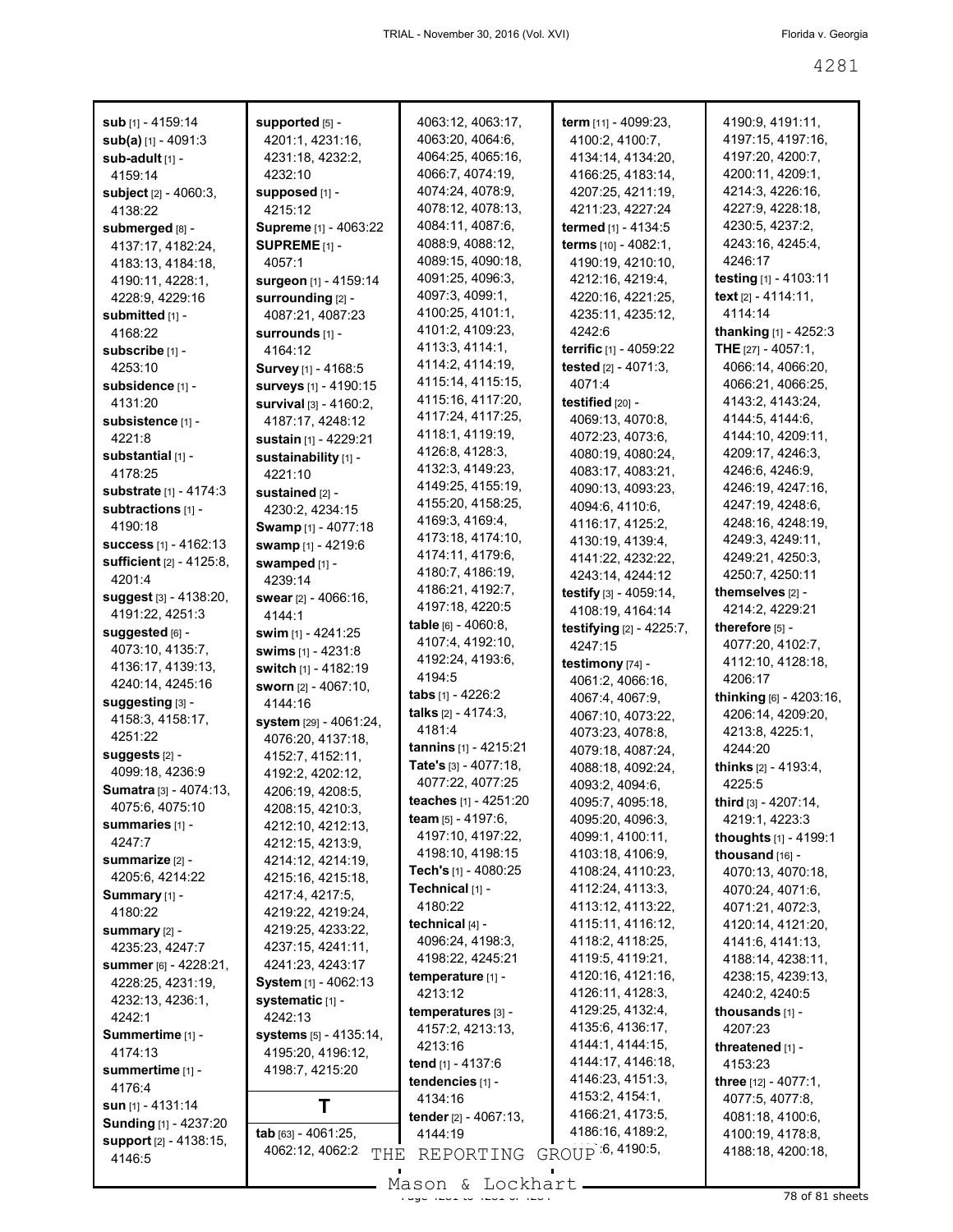**sub** [1] - 4159:14
**sub(a)** [1] - 4091:3
**sub-adult** [1] - 4159:14
**subject** [2] - 4060:3, 4138:22
**submerged** [8] - 4137:17, 4182:24, 4183:13, 4184:18, 4190:11, 4228:1, 4228:9, 4229:16
**submitted** [1] - 4168:22
**subscribe** [1] - 4253:10
**subsidence** [1] - 4131:20
**subsistence** [1] - 4221:8
**substantial** [1] - 4178:25
**substrate** [1] - 4174:3
**subtractions** [1] - 4190:18
**success** [1] - 4162:13
**sufficient** [2] - 4125:8, 4201:4
**suggest** [3] - 4138:20, 4191:22, 4251:3
**suggested** [6] - 4073:10, 4135:7, 4136:17, 4139:13, 4240:14, 4245:16
**suggesting** [3] - 4158:3, 4158:17, 4251:22
**suggests** [2] - 4099:18, 4236:9
**Sumatra** [3] - 4074:13, 4075:6, 4075:10
**summaries** [1] - 4247:7
**summarize** [2] - 4205:6, 4214:22
**Summary** [1] - 4180:22
**summary** [2] - 4235:23, 4247:7
**summer** [6] - 4228:21, 4228:25, 4231:19, 4232:13, 4236:1, 4242:1
**Summertime** [1] - 4174:13
**summertime** [1] - 4176:4
**sun** [1] - 4131:14
**Sunding** [1] - 4237:20
**support** [2] - 4138:15, 4146:5
**supported** [5] - 4201:1, 4231:16, 4231:18, 4232:2, 4232:10
**supposed** [1] - 4215:12
**Supreme** [1] - 4063:22
**SUPREME** [1] - 4057:1
**surgeon** [1] - 4159:14
**surrounding** [2] - 4087:21, 4087:23
**surrounds** [1] - 4164:12
**Survey** [1] - 4168:5
**surveys** [1] - 4190:15
**survival** [3] - 4160:2, 4187:17, 4248:12
**sustain** [1] - 4229:21
**sustainability** [1] - 4221:10
**sustained** [2] - 4230:2, 4234:15
**Swamp** [1] - 4077:18
**swamp** [1] - 4219:6
**swamped** [1] - 4239:14
**swear** [2] - 4066:16, 4144:1
**swim** [1] - 4241:25
**swims** [1] - 4231:8
**switch** [1] - 4182:19
**sworn** [2] - 4067:10, 4144:16
**system** [29] - 4061:24, 4076:20, 4137:18, 4152:7, 4152:11, 4192:2, 4202:12, 4206:19, 4208:5, 4208:15, 4210:3, 4212:10, 4212:13, 4212:15, 4213:9, 4214:12, 4214:19, 4215:16, 4215:18, 4217:4, 4217:5, 4219:22, 4219:24, 4219:25, 4233:22, 4237:15, 4241:11, 4241:23, 4243:17
**System** [1] - 4062:13
**systematic** [1] - 4242:13
**systems** [5] - 4135:14, 4195:20, 4196:12, 4198:7, 4215:20

## T

**tab** [63] - 4061:25, 4062:12, 4062:2, 4063:12, 4063:17, 4063:20, 4064:6, 4064:25, 4065:16, 4066:7, 4074:19, 4074:24, 4078:9, 4078:12, 4078:13, 4084:11, 4087:6, 4088:9, 4088:12, 4089:15, 4090:18, 4091:25, 4096:3, 4097:3, 4099:1, 4100:25, 4101:1, 4101:2, 4109:23, 4113:3, 4114:1, 4114:2, 4114:19, 4115:14, 4115:15, 4115:16, 4117:20, 4117:24, 4117:25, 4118:1, 4119:19, 4126:8, 4128:3, 4132:3, 4149:23, 4149:25, 4155:19, 4155:20, 4158:25, 4169:3, 4169:4, 4173:18, 4174:10, 4174:11, 4179:6, 4180:7, 4186:19, 4186:21, 4192:7, 4197:18, 4220:5
**table** [6] - 4060:8, 4107:4, 4192:10, 4192:24, 4193:6, 4194:5
**tabs** [1] - 4226:2
**talks** [2] - 4174:3, 4181:4
**tannins** [1] - 4215:21
**Tate's** [3] - 4077:18, 4077:22, 4077:25
**teaches** [1] - 4251:20
**team** [5] - 4197:6, 4197:10, 4197:22, 4198:10, 4198:15
**Tech's** [1] - 4080:25
**Technical** [1] - 4180:22
**technical** [4] - 4096:24, 4198:3, 4198:22, 4245:21
**temperature** [1] - 4213:12
**temperatures** [3] - 4157:2, 4213:13, 4213:16
**tend** [1] - 4137:6
**tendencies** [1] - 4134:16
**tender** [2] - 4067:13, 4144:19
**term** [11] - 4099:23, 4100:2, 4100:7, 4134:14, 4134:20, 4166:25, 4183:14, 4207:25, 4211:19, 4211:23, 4227:24
**termed** [1] - 4134:5
**terms** [10] - 4082:1, 4190:19, 4210:10, 4212:16, 4219:4, 4220:16, 4221:25, 4235:11, 4235:12, 4242:6
**terrific** [1] - 4059:22
**tested** [2] - 4071:3, 4071:4
**testified** [20] - 4069:13, 4070:8, 4072:23, 4073:6, 4080:19, 4080:24, 4083:17, 4083:21, 4090:13, 4093:23, 4094:6, 4110:6, 4116:17, 4125:2, 4130:19, 4139:4, 4141:22, 4232:22, 4243:14, 4244:12
**testify** [3] - 4059:14, 4108:19, 4164:14
**testifying** [2] - 4225:7, 4247:15
**testimony** [74] - 4061:2, 4066:16, 4067:4, 4067:9, 4067:10, 4073:22, 4073:23, 4078:8, 4079:18, 4087:24, 4088:18, 4092:24, 4093:2, 4094:6, 4095:7, 4095:18, 4095:20, 4096:3, 4099:1, 4100:11, 4103:18, 4106:9, 4108:24, 4110:23, 4112:24, 4113:3, 4113:12, 4113:22, 4115:11, 4116:12, 4118:2, 4118:25, 4119:5, 4119:21, 4120:16, 4121:16, 4126:11, 4128:3, 4129:25, 4132:4, 4135:6, 4136:17, 4144:1, 4144:15, 4144:17, 4146:18, 4146:23, 4151:3, 4153:2, 4154:1, 4166:21, 4173:5, 4186:16, 4189:2, ...:6, 4190:5, 4190:9, 4191:11, 4197:15, 4197:16, 4197:20, 4200:7, 4200:11, 4209:1, 4214:3, 4226:16, 4227:9, 4228:18, 4230:5, 4237:2, 4243:16, 4245:4, 4246:17
**testing** [1] - 4103:11
**text** [2] - 4114:11, 4114:14
**thanking** [1] - 4252:3
**THE** [27] - 4057:1, 4066:14, 4066:20, 4066:21, 4066:25, 4143:2, 4143:24, 4144:5, 4144:6, 4144:10, 4209:11, 4209:17, 4246:3, 4246:6, 4246:9, 4246:19, 4247:16, 4247:19, 4248:6, 4248:16, 4248:19, 4249:3, 4249:11, 4249:21, 4250:3, 4250:7, 4250:11
**themselves** [2] - 4214:2, 4229:21
**therefore** [5] - 4077:20, 4102:7, 4112:10, 4128:18, 4206:17
**thinking** [6] - 4203:16, 4206:14, 4209:20, 4213:8, 4225:1, 4244:20
**thinks** [2] - 4193:4, 4225:5
**third** [3] - 4207:14, 4219:1, 4223:3
**thoughts** [1] - 4199:1
**thousand** [16] - 4070:13, 4070:18, 4070:24, 4071:6, 4071:21, 4072:3, 4120:14, 4121:20, 4141:6, 4141:13, 4188:14, 4238:11, 4238:15, 4239:13, 4240:2, 4240:5
**thousands** [1] - 4207:23
**threatened** [1] - 4153:23
**three** [12] - 4077:1, 4077:5, 4077:8, 4081:18, 4100:6, 4100:19, 4178:8, 4188:18, 4200:18,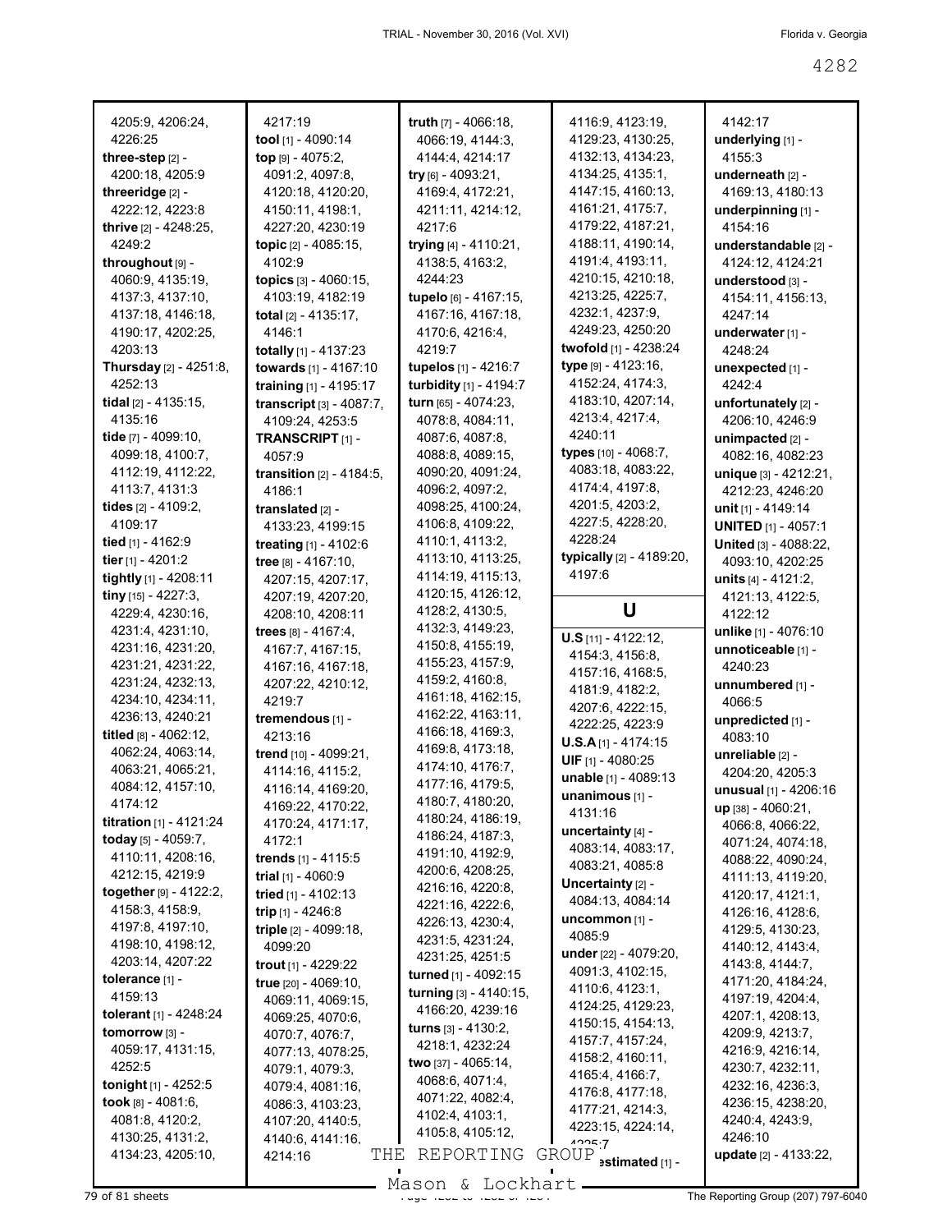4205:9, 4206:24, 4226:25
**three-step** [2] - 4200:18, 4205:9
**threeridge** [2] - 4222:12, 4223:8
**thrive** [2] - 4248:25, 4249:2
**throughout** [9] - 4060:9, 4135:19, 4137:3, 4137:10, 4137:18, 4146:18, 4190:17, 4202:25, 4203:13
**Thursday** [2] - 4251:8, 4252:13
**tidal** [2] - 4135:15, 4135:16
**tide** [7] - 4099:10, 4099:18, 4100:7, 4112:19, 4112:22, 4113:7, 4131:3
**tides** [2] - 4109:2, 4109:17
**tied** [1] - 4162:9
**tier** [1] - 4201:2
**tightly** [1] - 4208:11
**tiny** [15] - 4227:3, 4229:4, 4230:16, 4231:4, 4231:10, 4231:16, 4231:20, 4231:21, 4231:22, 4231:24, 4232:13, 4234:10, 4234:11, 4236:13, 4240:21
**titled** [8] - 4062:12, 4062:24, 4063:14, 4063:21, 4065:21, 4084:12, 4157:10, 4174:12
**titration** [1] - 4121:24
**today** [5] - 4059:7, 4110:11, 4208:16, 4212:15, 4219:9
**together** [9] - 4122:2, 4158:3, 4158:9, 4197:8, 4197:10, 4198:10, 4198:12, 4203:14, 4207:22
**tolerance** [1] - 4159:13
**tolerant** [1] - 4248:24
**tomorrow** [3] - 4059:17, 4131:15, 4252:5
**tonight** [1] - 4252:5
**took** [8] - 4081:6, 4081:8, 4120:2, 4130:25, 4131:2, 4134:23, 4205:10, 4217:19
**tool** [1] - 4090:14
**top** [9] - 4075:2, 4091:2, 4097:8, 4120:18, 4120:20, 4150:11, 4198:1, 4227:20, 4230:19
**topic** [2] - 4085:15, 4102:9
**topics** [3] - 4060:15, 4103:19, 4182:19
**total** [2] - 4135:17, 4146:1
**totally** [1] - 4137:23
**towards** [1] - 4167:10
**training** [1] - 4195:17
**transcript** [3] - 4087:7, 4109:24, 4253:5
**TRANSCRIPT** [1] - 4057:9
**transition** [2] - 4184:5, 4186:1
**translated** [2] - 4133:23, 4199:15
**treating** [1] - 4102:6
**tree** [8] - 4167:10, 4207:15, 4207:17, 4207:19, 4207:20, 4208:10, 4208:11
**trees** [8] - 4167:4, 4167:7, 4167:15, 4167:16, 4167:18, 4207:22, 4210:12, 4219:7
**tremendous** [1] - 4213:16
**trend** [10] - 4099:21, 4114:16, 4115:2, 4116:14, 4169:20, 4169:22, 4170:22, 4170:24, 4171:17, 4172:1
**trends** [1] - 4115:5
**trial** [1] - 4060:9
**tried** [1] - 4102:13
**trip** [1] - 4246:8
**triple** [2] - 4099:18, 4099:20
**trout** [1] - 4229:22
**true** [20] - 4069:10, 4069:11, 4069:15, 4069:25, 4070:6, 4070:7, 4076:7, 4077:13, 4078:25, 4079:1, 4079:3, 4079:4, 4081:16, 4086:3, 4103:23, 4107:20, 4140:5, 4140:6, 4141:16, 4214:16
**truth** [7] - 4066:18, 4066:19, 4144:3, 4144:4, 4214:17
**try** [6] - 4093:21, 4169:4, 4172:21, 4211:11, 4214:12, 4217:6
**trying** [4] - 4110:21, 4138:5, 4163:2, 4244:23
**tupelo** [6] - 4167:15, 4167:16, 4167:18, 4170:6, 4216:4, 4219:7
**tupelos** [1] - 4216:7
**turbidity** [1] - 4194:7
**turn** [65] - 4074:23, 4078:8, 4084:11, 4087:6, 4087:8, 4088:8, 4089:15, 4090:20, 4091:24, 4096:2, 4097:2, 4098:25, 4100:24, 4106:8, 4109:22, 4110:1, 4113:2, 4113:10, 4113:25, 4114:19, 4115:13, 4120:15, 4126:12, 4128:2, 4130:5, 4132:3, 4149:23, 4150:8, 4155:19, 4155:23, 4157:9, 4159:2, 4160:8, 4161:18, 4162:15, 4162:22, 4163:11, 4166:18, 4169:3, 4169:8, 4173:18, 4174:10, 4176:7, 4177:16, 4179:5, 4180:7, 4180:20, 4180:24, 4186:19, 4186:24, 4187:3, 4191:10, 4192:9, 4200:6, 4208:25, 4216:16, 4220:8, 4221:16, 4222:6, 4226:13, 4230:4, 4231:5, 4231:24, 4231:25, 4251:5
**turned** [1] - 4092:15
**turning** [3] - 4140:15, 4166:20, 4239:16
**turns** [3] - 4130:2, 4218:1, 4232:24
**two** [37] - 4065:14, 4068:6, 4071:4, 4071:22, 4082:4, 4102:4, 4103:1, 4105:8, 4105:12, 4116:9, 4123:19, 4129:23, 4130:25, 4132:13, 4134:23, 4134:25, 4135:1, 4147:15, 4160:13, 4161:21, 4175:7, 4179:22, 4187:21, 4188:11, 4190:14, 4191:4, 4193:11, 4210:15, 4210:18, 4213:25, 4225:7, 4232:1, 4237:9, 4249:23, 4250:20
**twofold** [1] - 4238:24
**type** [9] - 4123:16, 4152:24, 4174:3, 4183:10, 4207:14, 4213:4, 4217:4, 4240:11
**types** [10] - 4068:7, 4083:18, 4083:22, 4174:4, 4197:8, 4201:5, 4203:2, 4227:5, 4228:20, 4228:24
**typically** [2] - 4189:20, 4197:6

## U

**U.S** [11] - 4122:12, 4154:3, 4156:8, 4157:16, 4168:5, 4181:9, 4182:2, 4207:6, 4222:15, 4222:25, 4223:9
**U.S.A** [1] - 4174:15
**UIF** [1] - 4080:25
**unable** [1] - 4089:13
**unanimous** [1] - 4131:16
**uncertainty** [4] - 4083:14, 4083:17, 4083:21, 4085:8
**Uncertainty** [2] - 4084:13, 4084:14
**uncommon** [1] - 4085:9
**under** [22] - 4079:20, 4091:3, 4102:15, 4110:6, 4123:1, 4124:25, 4129:23, 4150:15, 4154:13, 4157:7, 4157:24, 4158:2, 4160:11, 4165:4, 4166:7, 4176:8, 4177:18, 4177:21, 4214:3, 4223:15, 4224:14, 4225:7
**underestimated** [1] - 4142:17
**underlying** [1] - 4155:3
**underneath** [2] - 4169:13, 4180:13
**underpinning** [1] - 4154:16
**understandable** [2] - 4124:12, 4124:21
**understood** [3] - 4154:11, 4156:13, 4247:14
**underwater** [1] - 4248:24
**unexpected** [1] - 4242:4
**unfortunately** [2] - 4206:10, 4246:9
**unimpacted** [2] - 4082:16, 4082:23
**unique** [3] - 4212:21, 4212:23, 4246:20
**unit** [1] - 4149:14
**UNITED** [1] - 4057:1
**United** [3] - 4088:22, 4093:10, 4202:25
**units** [4] - 4121:2, 4121:13, 4122:5, 4122:12
**unlike** [1] - 4076:10
**unnoticeable** [1] - 4240:23
**unnumbered** [1] - 4066:5
**unpredicted** [1] - 4083:10
**unreliable** [2] - 4204:20, 4205:3
**unusual** [1] - 4206:16
**up** [38] - 4060:21, 4066:8, 4066:22, 4071:24, 4074:18, 4088:22, 4090:24, 4111:13, 4119:20, 4120:17, 4121:1, 4126:16, 4128:6, 4129:5, 4130:23, 4140:12, 4143:4, 4143:8, 4144:7, 4171:20, 4184:24, 4197:19, 4204:4, 4207:1, 4208:13, 4209:9, 4213:7, 4216:9, 4216:14, 4230:7, 4232:11, 4232:16, 4236:3, 4236:15, 4238:20, 4240:4, 4243:9, 4246:10
**update** [2] - 4133:22,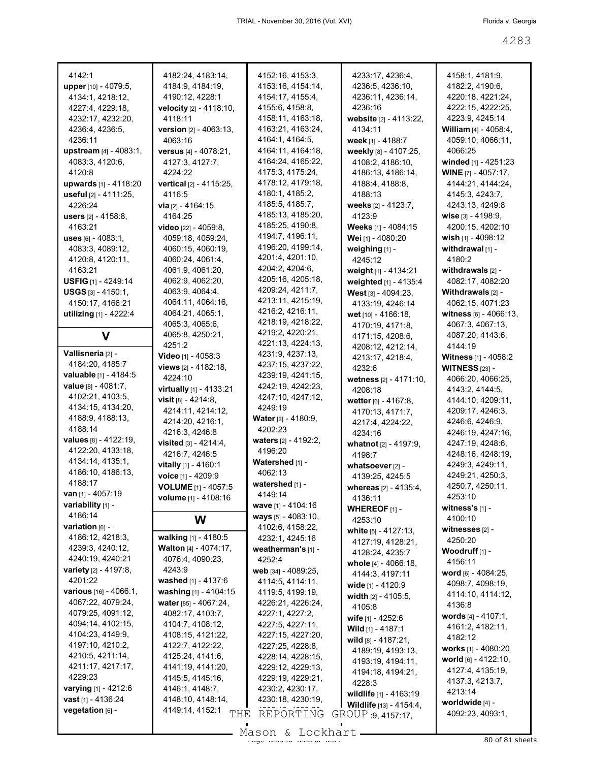4142:1
**upper** [10] - 4079:5, 4134:1, 4218:12, 4227:4, 4229:18, 4232:17, 4232:20, 4236:4, 4236:5, 4236:11
**upstream** [4] - 4083:1, 4083:3, 4120:6, 4120:8
**upwards** [1] - 4118:20
**useful** [2] - 4111:25, 4226:24
**users** [2] - 4158:8, 4163:21
**uses** [6] - 4083:1, 4083:3, 4089:12, 4120:8, 4120:11, 4163:21
**USFIG** [1] - 4249:14
**USGS** [3] - 4150:1, 4150:17, 4166:21
**utilizing** [1] - 4222:4

## V

**Vallisneria** [2] - 4184:20, 4185:7
**valuable** [1] - 4184:5
**value** [8] - 4081:7, 4102:21, 4103:5, 4134:15, 4134:20, 4188:9, 4188:13, 4188:14
**values** [8] - 4122:19, 4122:20, 4133:18, 4134:14, 4135:1, 4186:10, 4186:13, 4188:17
**van** [1] - 4057:19
**variability** [1] - 4186:14
**variation** [6] - 4186:12, 4218:3, 4239:3, 4240:12, 4240:19, 4240:21
**variety** [2] - 4197:8, 4201:22
**various** [16] - 4066:1, 4067:22, 4079:24, 4079:25, 4091:12, 4094:14, 4102:15, 4104:23, 4149:9, 4197:10, 4210:2, 4210:5, 4211:14, 4211:17, 4217:17, 4229:23
**varying** [1] - 4212:6
**vast** [1] - 4136:24
**vegetation** [6] - 4182:24, 4183:14, 4184:9, 4184:19, 4190:12, 4228:1
**velocity** [2] - 4118:10, 4118:11
**version** [2] - 4063:13, 4063:16
**versus** [4] - 4078:21, 4127:3, 4127:7, 4224:22
**vertical** [2] - 4115:25, 4116:5
**via** [2] - 4164:15, 4164:25
**video** [22] - 4059:8, 4059:18, 4059:24, 4060:15, 4060:19, 4060:24, 4061:4, 4061:9, 4061:20, 4062:9, 4062:20, 4063:9, 4064:4, 4064:11, 4064:16, 4064:21, 4065:1, 4065:3, 4065:6, 4065:8, 4250:21, 4251:2
**Video** [1] - 4058:3
**views** [2] - 4182:18, 4224:10
**virtually** [1] - 4133:21
**visit** [8] - 4214:8, 4214:11, 4214:12, 4214:20, 4216:1, 4216:3, 4246:8
**visited** [3] - 4214:4, 4216:7, 4246:5
**vitally** [1] - 4160:1
**voice** [1] - 4209:9
**VOLUME** [1] - 4057:5
**volume** [1] - 4108:16

## W

**walking** [1] - 4180:5
**Walton** [4] - 4074:17, 4076:4, 4090:23, 4243:9
**washed** [1] - 4137:6
**washing** [1] - 4104:15
**water** [85] - 4067:24, 4082:17, 4103:7, 4104:7, 4108:12, 4108:15, 4121:22, 4122:7, 4122:22, 4125:24, 4141:6, 4141:19, 4141:20, 4145:5, 4145:16, 4146:1, 4148:7, 4148:10, 4148:14, 4149:14, 4152:1, 4152:16, 4153:3, 4153:16, 4154:14, 4154:17, 4155:4, 4155:6, 4158:8, 4158:11, 4163:18, 4163:21, 4163:24, 4164:1, 4164:5, 4164:11, 4164:18, 4164:24, 4165:22, 4175:3, 4175:24, 4178:12, 4179:18, 4180:1, 4185:2, 4185:5, 4185:7, 4185:13, 4185:20, 4185:25, 4190:8, 4194:7, 4196:11, 4196:20, 4199:14, 4201:4, 4201:10, 4204:2, 4204:6, 4205:16, 4205:18, 4209:24, 4211:7, 4213:11, 4215:19, 4216:2, 4216:11, 4218:19, 4218:22, 4219:2, 4220:21, 4221:13, 4224:13, 4231:9, 4237:13, 4237:15, 4237:22, 4239:19, 4241:15, 4242:19, 4242:23, 4247:10, 4247:12, 4249:19
**Water** [2] - 4180:9, 4202:23
**waters** [2] - 4192:2, 4196:20
**Watershed** [1] - 4062:13
**watershed** [1] - 4149:14
**wave** [1] - 4104:16
**ways** [5] - 4083:10, 4102:6, 4158:22, 4232:1, 4245:16
**weatherman's** [1] - 4252:4
**web** [34] - 4089:25, 4114:5, 4114:11, 4119:5, 4199:19, 4226:21, 4226:24, 4227:1, 4227:2, 4227:5, 4227:11, 4227:15, 4227:20, 4227:25, 4228:8, 4228:14, 4228:15, 4229:12, 4229:13, 4229:19, 4229:21, 4230:2, 4230:17, 4230:18, 4230:19, 4233:17, 4236:4, 4236:5, 4236:10, 4236:11, 4236:14, 4236:16
**website** [2] - 4113:22, 4134:11
**week** [1] - 4188:7
**weekly** [8] - 4107:25, 4108:2, 4186:10, 4186:13, 4186:14, 4188:4, 4188:8, 4188:13
**weeks** [2] - 4123:7, 4123:9
**Weeks** [1] - 4084:15
**Wei** [1] - 4080:20
**weighing** [1] - 4245:12
**weight** [1] - 4134:21
**weighted** [1] - 4135:4
**West** [3] - 4094:23, 4133:19, 4246:14
**wet** [10] - 4166:18, 4170:19, 4171:8, 4171:15, 4208:6, 4208:12, 4212:14, 4213:17, 4218:4, 4232:6
**wetness** [2] - 4171:10, 4208:18
**wetter** [6] - 4167:8, 4170:13, 4171:7, 4217:4, 4224:22, 4234:16
**whatnot** [2] - 4197:9, 4198:7
**whatsoever** [2] - 4139:25, 4245:5
**whereas** [2] - 4135:4, 4136:11
**WHEREOF** [1] - 4253:10
**white** [5] - 4127:13, 4127:19, 4128:21, 4128:24, 4235:7
**whole** [4] - 4066:18, 4144:3, 4197:11
**wide** [1] - 4120:9
**width** [2] - 4105:5, 4105:8
**wife** [1] - 4252:6
**Wild** [1] - 4187:1
**wild** [8] - 4187:21, 4189:19, 4193:13, 4193:19, 4194:11, 4194:18, 4194:21, 4228:3
**wildlife** [1] - 4163:19
**Wildlife** [13] - 4154:4, 4156:9, 4157:17, 4158:1, 4181:9, 4182:2, 4190:6, 4220:18, 4221:24, 4222:15, 4222:25, 4223:9, 4245:14
**William** [4] - 4058:4, 4059:10, 4066:11, 4066:25
**winded** [1] - 4251:23
**WINE** [7] - 4057:17, 4144:21, 4144:24, 4145:3, 4243:7, 4243:13, 4249:8
**wise** [3] - 4198:9, 4200:15, 4202:10
**wish** [1] - 4098:12
**withdrawal** [1] - 4180:2
**withdrawals** [2] - 4082:17, 4082:20
**Withdrawals** [2] - 4062:15, 4071:23
**witness** [6] - 4066:13, 4067:13, 4067:13, 4087:20, 4143:6, 4144:19
**Witness** [1] - 4058:2
**WITNESS** [23] - 4066:20, 4066:25, 4143:2, 4144:5, 4144:10, 4209:11, 4209:17, 4246:3, 4246:6, 4246:9, 4246:19, 4247:16, 4247:19, 4248:6, 4248:16, 4248:19, 4249:3, 4249:11, 4249:21, 4250:3, 4250:7, 4250:11, 4253:10
**witness's** [1] - 4100:10
**witnesses** [2] - 4250:20
**Woodruff** [1] - 4156:11
**word** [6] - 4084:25, 4098:7, 4098:19, 4114:10, 4114:12, 4136:8
**words** [4] - 4107:1, 4161:2, 4182:11, 4182:12
**works** [1] - 4080:20
**world** [6] - 4122:10, 4127:4, 4135:19, 4137:3, 4213:7, 4213:14
**worldwide** [4] - 4092:23, 4093:1,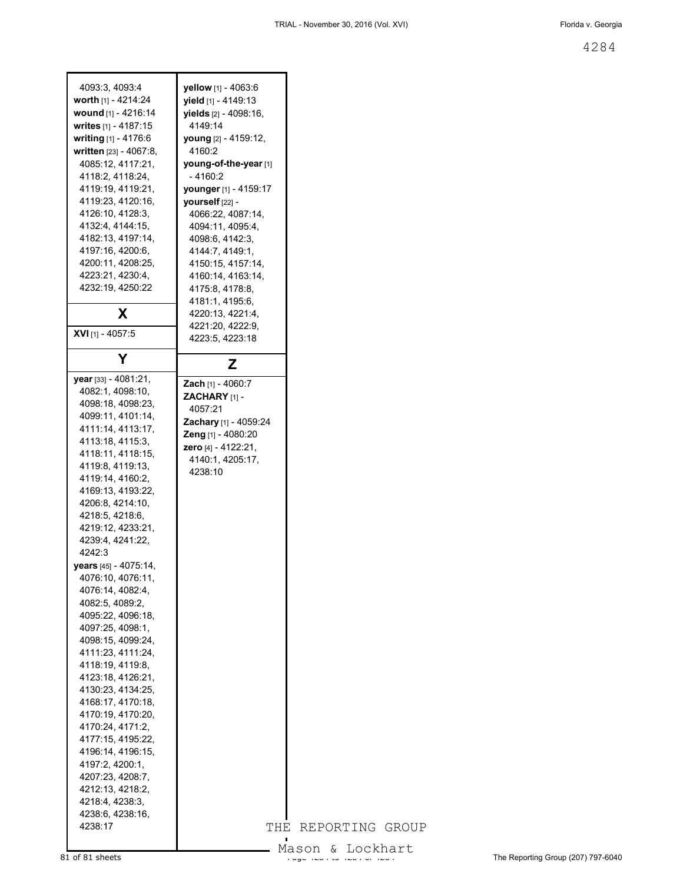4093:3, 4093:4
**worth** [1] - 4214:24
**wound** [1] - 4216:14
**writes** [1] - 4187:15
**writing** [1] - 4176:6
**written** [23] - 4067:8, 4085:12, 4117:21, 4118:2, 4118:24, 4119:19, 4119:21, 4119:23, 4120:16, 4126:10, 4128:3, 4132:4, 4144:15, 4182:13, 4197:14, 4197:16, 4200:6, 4200:11, 4208:25, 4223:21, 4230:4, 4232:19, 4250:22

## X

**XVI** [1] - 4057:5

## Y

**year** [33] - 4081:21, 4082:1, 4098:10, 4098:18, 4098:23, 4099:11, 4101:14, 4111:14, 4113:17, 4113:18, 4115:3, 4118:11, 4118:15, 4119:8, 4119:13, 4119:14, 4160:2, 4169:13, 4193:22, 4206:8, 4214:10, 4218:5, 4218:6, 4219:12, 4233:21, 4239:4, 4241:22, 4242:3
**years** [45] - 4075:14, 4076:10, 4076:11, 4076:14, 4082:4, 4082:5, 4089:2, 4095:22, 4096:18, 4097:25, 4098:1, 4098:15, 4099:24, 4111:23, 4111:24, 4118:19, 4119:8, 4123:18, 4126:21, 4130:23, 4134:25, 4168:17, 4170:18, 4170:19, 4170:20, 4170:24, 4171:2, 4177:15, 4195:22, 4196:14, 4196:15, 4197:2, 4200:1, 4207:23, 4208:7, 4212:13, 4218:2, 4218:4, 4238:3, 4238:6, 4238:16, 4238:17
**yellow** [1] - 4063:6
**yield** [1] - 4149:13
**yields** [2] - 4098:16, 4149:14
**young** [2] - 4159:12, 4160:2
**young-of-the-year** [1] - 4160:2
**younger** [1] - 4159:17
**yourself** [22] - 4066:22, 4087:14, 4094:11, 4095:4, 4098:6, 4142:3, 4144:7, 4149:1, 4150:15, 4157:14, 4160:14, 4163:14, 4175:8, 4178:8, 4181:1, 4195:6, 4220:13, 4221:4, 4221:20, 4222:9, 4223:5, 4223:18

## Z

**Zach** [1] - 4060:7
**ZACHARY** [1] - 4057:21
**Zachary** [1] - 4059:24
**Zeng** [1] - 4080:20
**zero** [4] - 4122:21, 4140:1, 4205:17, 4238:10